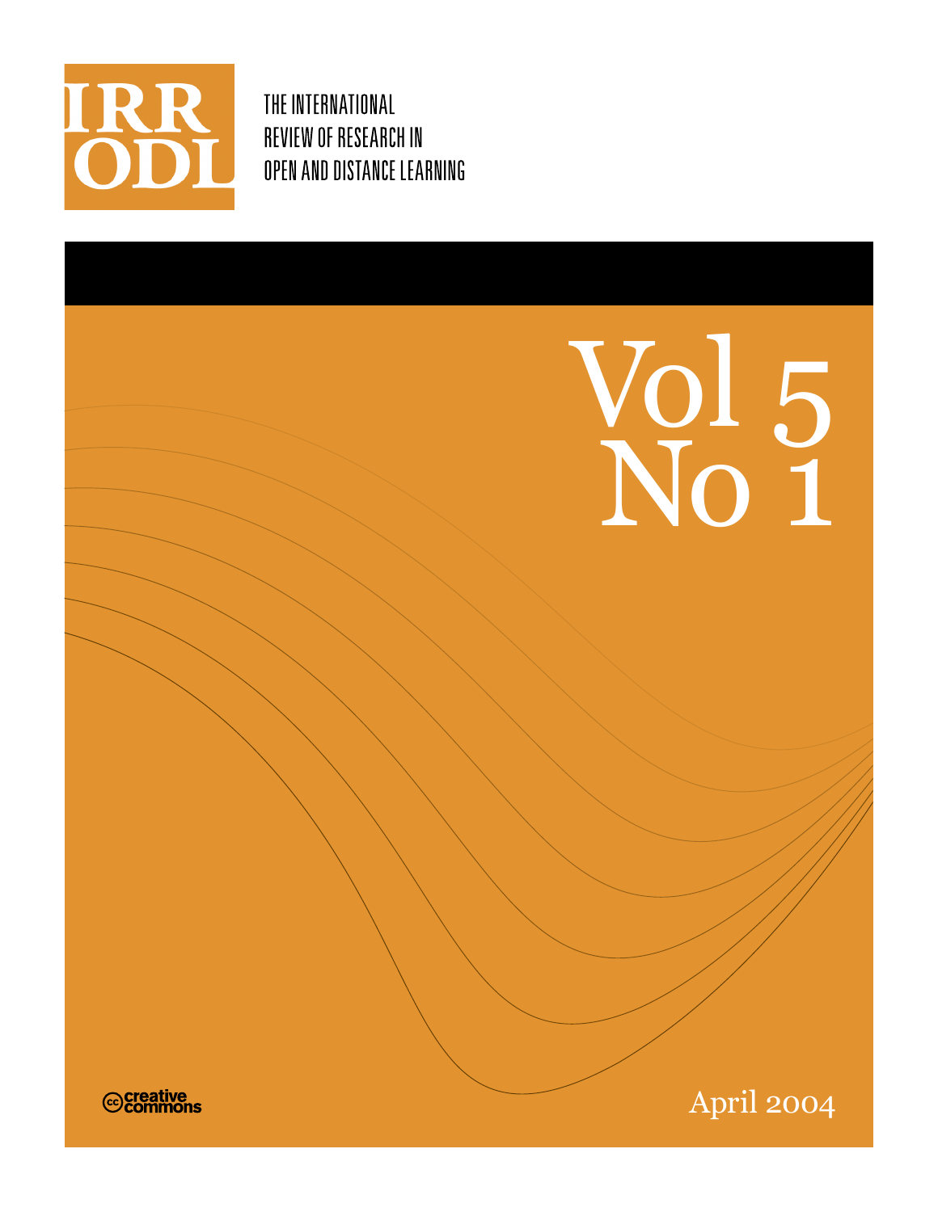IRRODL

THE INTERNATIONAL REVIEW OF RESEARCH IN OPEN AND DISTANCE LEARNING

# Vol 5 No 1

April 2004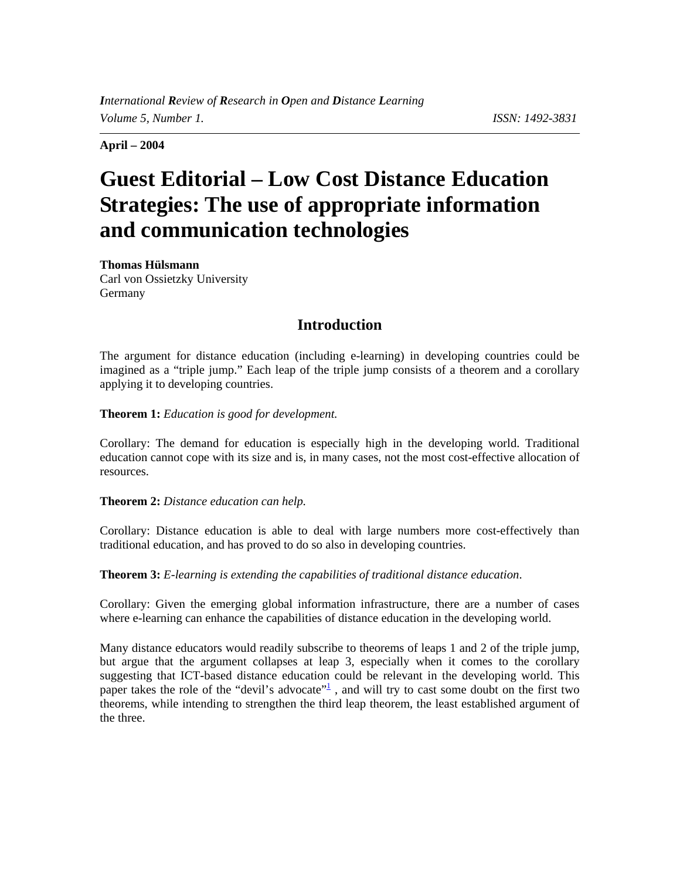*International Review of Research in Open and Distance Learning*
*Volume 5, Number 1.* *ISSN: 1492-3831*

**April – 2004**

# Guest Editorial – Low Cost Distance Education Strategies: The use of appropriate information and communication technologies

**Thomas Hülsmann**
Carl von Ossietzky University
Germany

## Introduction

The argument for distance education (including e-learning) in developing countries could be imagined as a "triple jump." Each leap of the triple jump consists of a theorem and a corollary applying it to developing countries.

**Theorem 1:** *Education is good for development.*

Corollary: The demand for education is especially high in the developing world. Traditional education cannot cope with its size and is, in many cases, not the most cost-effective allocation of resources.

**Theorem 2:** *Distance education can help.*

Corollary: Distance education is able to deal with large numbers more cost-effectively than traditional education, and has proved to do so also in developing countries.

**Theorem 3:** *E-learning is extending the capabilities of traditional distance education*.

Corollary: Given the emerging global information infrastructure, there are a number of cases where e-learning can enhance the capabilities of distance education in the developing world.

Many distance educators would readily subscribe to theorems of leaps 1 and 2 of the triple jump, but argue that the argument collapses at leap 3, especially when it comes to the corollary suggesting that ICT-based distance education could be relevant in the developing world. This paper takes the role of the "devil's advocate"[1] , and will try to cast some doubt on the first two theorems, while intending to strengthen the third leap theorem, the least established argument of the three.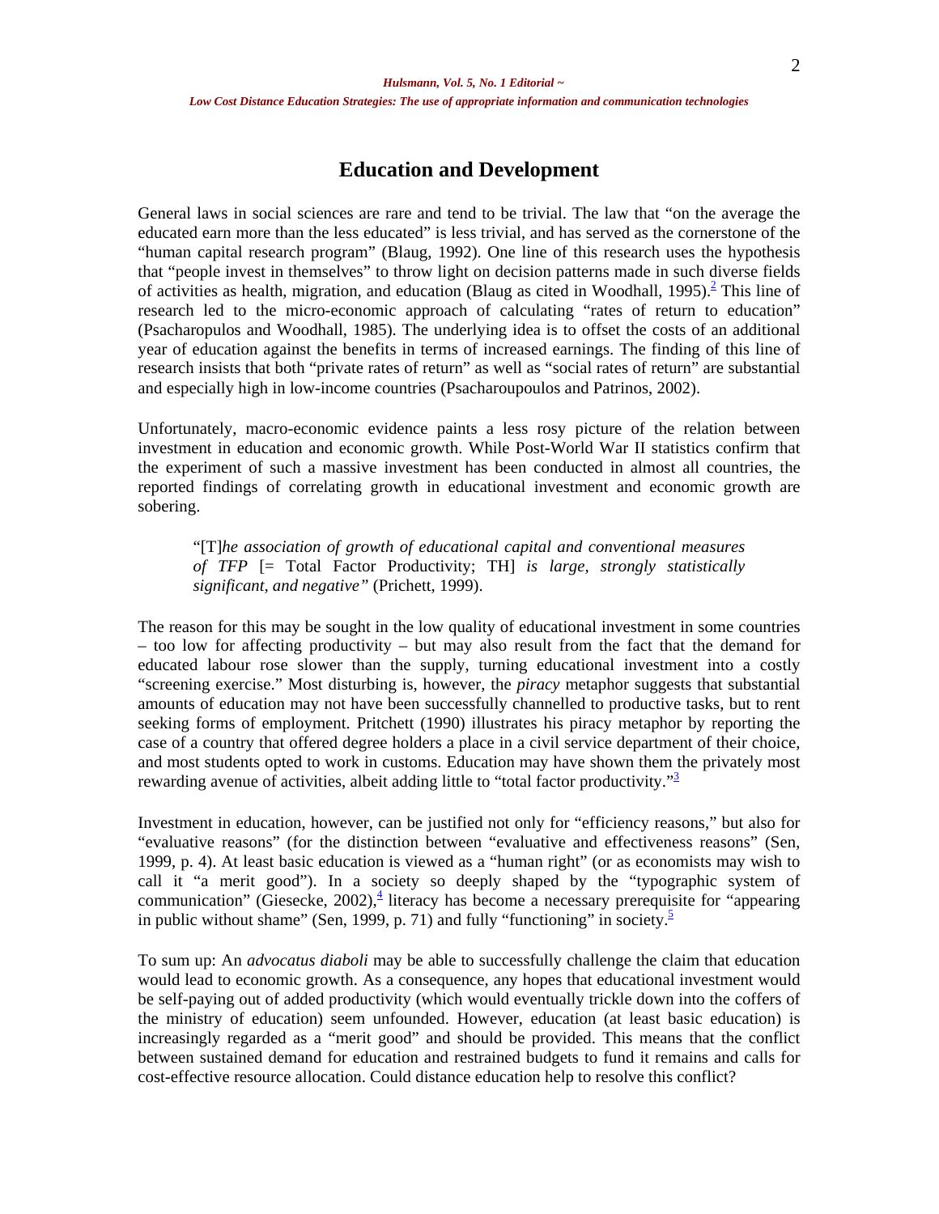## Education and Development

General laws in social sciences are rare and tend to be trivial. The law that "on the average the educated earn more than the less educated" is less trivial, and has served as the cornerstone of the "human capital research program" (Blaug, 1992). One line of this research uses the hypothesis that "people invest in themselves" to throw light on decision patterns made in such diverse fields of activities as health, migration, and education (Blaug as cited in Woodhall, 1995).[2] This line of research led to the micro-economic approach of calculating "rates of return to education" (Psacharopulos and Woodhall, 1985). The underlying idea is to offset the costs of an additional year of education against the benefits in terms of increased earnings. The finding of this line of research insists that both "private rates of return" as well as "social rates of return" are substantial and especially high in low-income countries (Psacharoupoulos and Patrinos, 2002).

Unfortunately, macro-economic evidence paints a less rosy picture of the relation between investment in education and economic growth. While Post-World War II statistics confirm that the experiment of such a massive investment has been conducted in almost all countries, the reported findings of correlating growth in educational investment and economic growth are sobering.

> "[T]*he association of growth of educational capital and conventional measures of TFP* [= Total Factor Productivity; TH] *is large, strongly statistically significant, and negative"* (Prichett, 1999).

The reason for this may be sought in the low quality of educational investment in some countries – too low for affecting productivity – but may also result from the fact that the demand for educated labour rose slower than the supply, turning educational investment into a costly "screening exercise." Most disturbing is, however, the *piracy* metaphor suggests that substantial amounts of education may not have been successfully channelled to productive tasks, but to rent seeking forms of employment. Pritchett (1990) illustrates his piracy metaphor by reporting the case of a country that offered degree holders a place in a civil service department of their choice, and most students opted to work in customs. Education may have shown them the privately most rewarding avenue of activities, albeit adding little to "total factor productivity."[3]

Investment in education, however, can be justified not only for "efficiency reasons," but also for "evaluative reasons" (for the distinction between "evaluative and effectiveness reasons" (Sen, 1999, p. 4). At least basic education is viewed as a "human right" (or as economists may wish to call it "a merit good"). In a society so deeply shaped by the "typographic system of communication" (Giesecke, 2002),[4] literacy has become a necessary prerequisite for "appearing in public without shame" (Sen, 1999, p. 71) and fully "functioning" in society.[5]

To sum up: An *advocatus diaboli* may be able to successfully challenge the claim that education would lead to economic growth. As a consequence, any hopes that educational investment would be self-paying out of added productivity (which would eventually trickle down into the coffers of the ministry of education) seem unfounded. However, education (at least basic education) is increasingly regarded as a "merit good" and should be provided. This means that the conflict between sustained demand for education and restrained budgets to fund it remains and calls for cost-effective resource allocation. Could distance education help to resolve this conflict?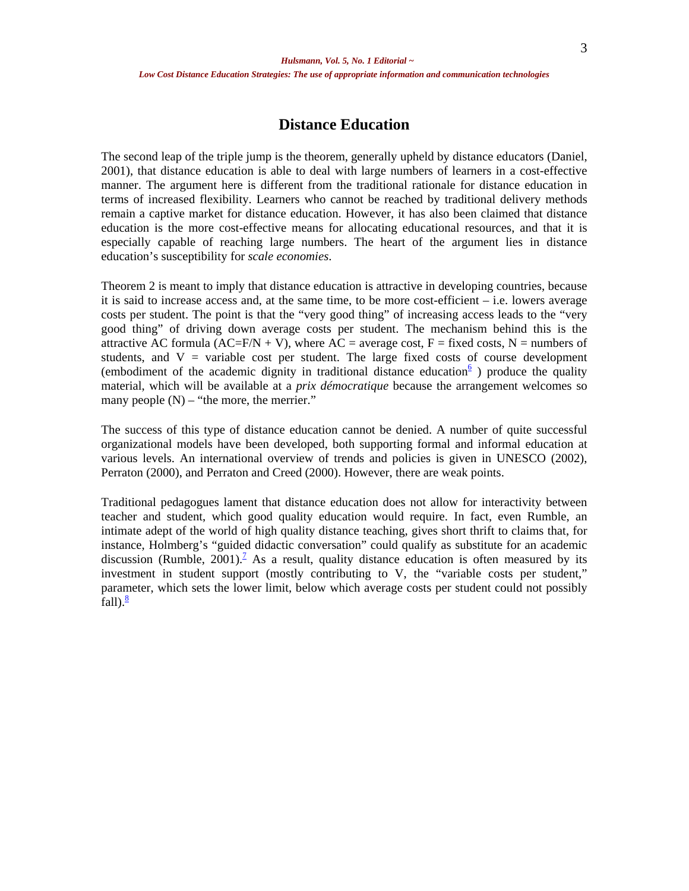## Distance Education

The second leap of the triple jump is the theorem, generally upheld by distance educators (Daniel, 2001), that distance education is able to deal with large numbers of learners in a cost-effective manner. The argument here is different from the traditional rationale for distance education in terms of increased flexibility. Learners who cannot be reached by traditional delivery methods remain a captive market for distance education. However, it has also been claimed that distance education is the more cost-effective means for allocating educational resources, and that it is especially capable of reaching large numbers. The heart of the argument lies in distance education's susceptibility for *scale economies*.

Theorem 2 is meant to imply that distance education is attractive in developing countries, because it is said to increase access and, at the same time, to be more cost-efficient – i.e. lowers average costs per student. The point is that the "very good thing" of increasing access leads to the "very good thing" of driving down average costs per student. The mechanism behind this is the attractive AC formula ($AC=F/N + V$), where AC = average cost, F = fixed costs, N = numbers of students, and V = variable cost per student. The large fixed costs of course development (embodiment of the academic dignity in traditional distance education[6] ) produce the quality material, which will be available at a *prix démocratique* because the arrangement welcomes so many people (N) – "the more, the merrier."

The success of this type of distance education cannot be denied. A number of quite successful organizational models have been developed, both supporting formal and informal education at various levels. An international overview of trends and policies is given in UNESCO (2002), Perraton (2000), and Perraton and Creed (2000). However, there are weak points.

Traditional pedagogues lament that distance education does not allow for interactivity between teacher and student, which good quality education would require. In fact, even Rumble, an intimate adept of the world of high quality distance teaching, gives short thrift to claims that, for instance, Holmberg's "guided didactic conversation" could qualify as substitute for an academic discussion (Rumble, 2001).[7] As a result, quality distance education is often measured by its investment in student support (mostly contributing to V, the "variable costs per student," parameter, which sets the lower limit, below which average costs per student could not possibly fall).[8]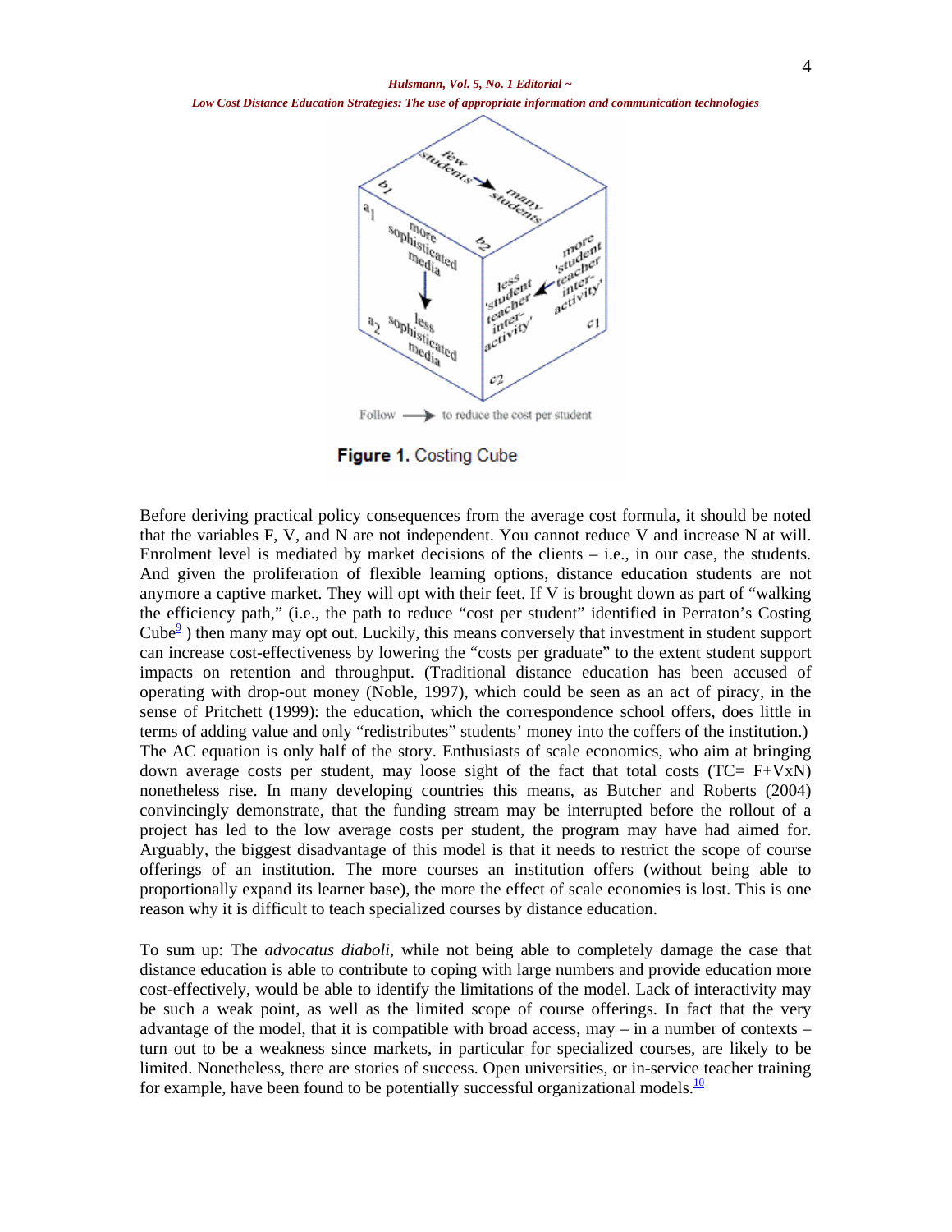Figure 1. Costing Cube

Before deriving practical policy consequences from the average cost formula, it should be noted that the variables F, V, and N are not independent. You cannot reduce V and increase N at will. Enrolment level is mediated by market decisions of the clients – i.e., in our case, the students. And given the proliferation of flexible learning options, distance education students are not anymore a captive market. They will opt with their feet. If V is brought down as part of "walking the efficiency path," (i.e., the path to reduce "cost per student" identified in Perraton's Costing Cube[9] ) then many may opt out. Luckily, this means conversely that investment in student support can increase cost-effectiveness by lowering the "costs per graduate" to the extent student support impacts on retention and throughput. (Traditional distance education has been accused of operating with drop-out money (Noble, 1997), which could be seen as an act of piracy, in the sense of Pritchett (1999): the education, which the correspondence school offers, does little in terms of adding value and only "redistributes" students' money into the coffers of the institution.) The AC equation is only half of the story. Enthusiasts of scale economics, who aim at bringing down average costs per student, may loose sight of the fact that total costs (TC= F+VxN) nonetheless rise. In many developing countries this means, as Butcher and Roberts (2004) convincingly demonstrate, that the funding stream may be interrupted before the rollout of a project has led to the low average costs per student, the program may have had aimed for. Arguably, the biggest disadvantage of this model is that it needs to restrict the scope of course offerings of an institution. The more courses an institution offers (without being able to proportionally expand its learner base), the more the effect of scale economies is lost. This is one reason why it is difficult to teach specialized courses by distance education.

To sum up: The *advocatus diaboli*, while not being able to completely damage the case that distance education is able to contribute to coping with large numbers and provide education more cost-effectively, would be able to identify the limitations of the model. Lack of interactivity may be such a weak point, as well as the limited scope of course offerings. In fact that the very advantage of the model, that it is compatible with broad access, may – in a number of contexts – turn out to be a weakness since markets, in particular for specialized courses, are likely to be limited. Nonetheless, there are stories of success. Open universities, or in-service teacher training for example, have been found to be potentially successful organizational models.[10]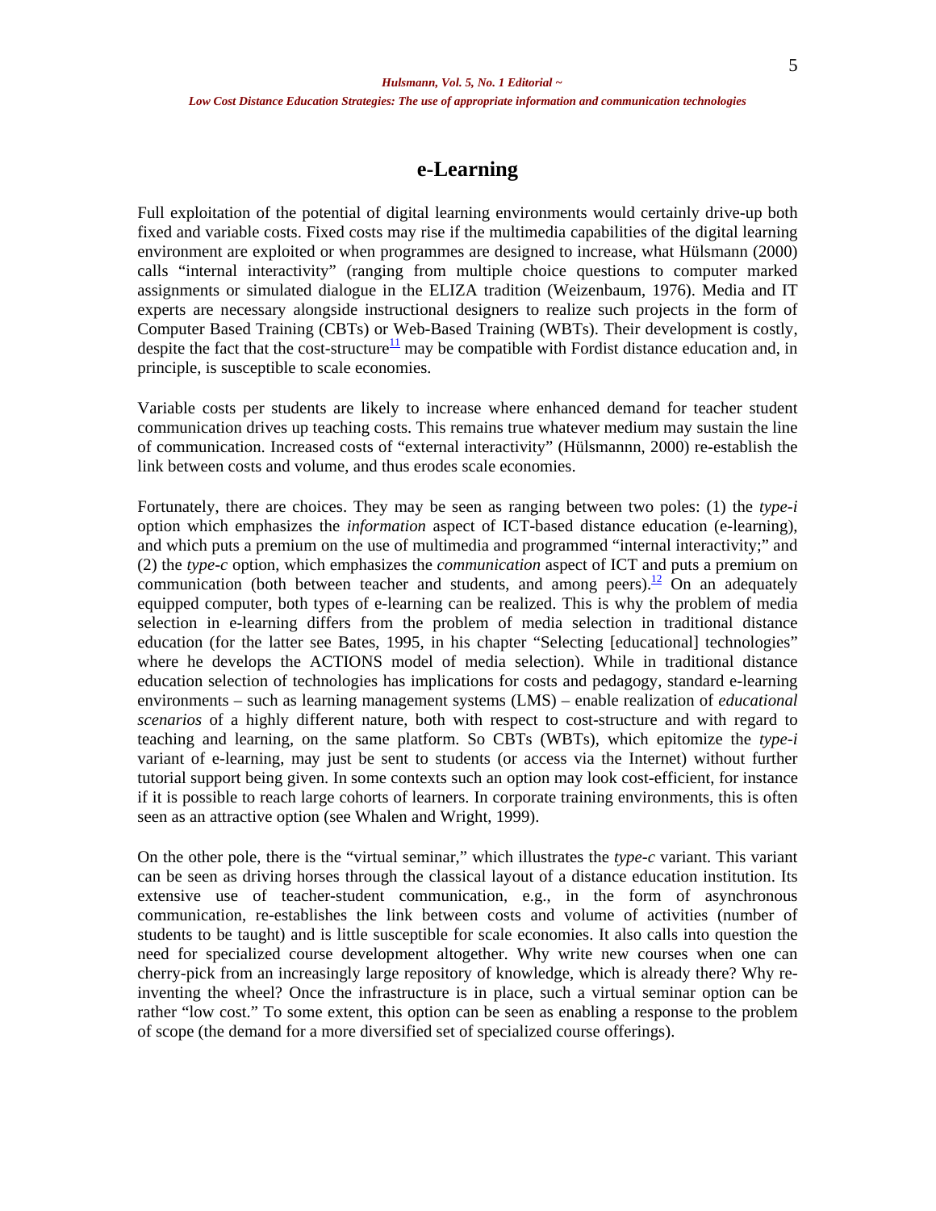## e-Learning

Full exploitation of the potential of digital learning environments would certainly drive-up both fixed and variable costs. Fixed costs may rise if the multimedia capabilities of the digital learning environment are exploited or when programmes are designed to increase, what Hülsmann (2000) calls "internal interactivity" (ranging from multiple choice questions to computer marked assignments or simulated dialogue in the ELIZA tradition (Weizenbaum, 1976). Media and IT experts are necessary alongside instructional designers to realize such projects in the form of Computer Based Training (CBTs) or Web-Based Training (WBTs). Their development is costly, despite the fact that the cost-structure[11] may be compatible with Fordist distance education and, in principle, is susceptible to scale economies.

Variable costs per students are likely to increase where enhanced demand for teacher student communication drives up teaching costs. This remains true whatever medium may sustain the line of communication. Increased costs of "external interactivity" (Hülsmannn, 2000) re-establish the link between costs and volume, and thus erodes scale economies.

Fortunately, there are choices. They may be seen as ranging between two poles: (1) the *type-i* option which emphasizes the *information* aspect of ICT-based distance education (e-learning), and which puts a premium on the use of multimedia and programmed "internal interactivity;" and (2) the *type-c* option, which emphasizes the *communication* aspect of ICT and puts a premium on communication (both between teacher and students, and among peers).[12] On an adequately equipped computer, both types of e-learning can be realized. This is why the problem of media selection in e-learning differs from the problem of media selection in traditional distance education (for the latter see Bates, 1995, in his chapter "Selecting [educational] technologies" where he develops the ACTIONS model of media selection). While in traditional distance education selection of technologies has implications for costs and pedagogy, standard e-learning environments – such as learning management systems (LMS) – enable realization of *educational scenarios* of a highly different nature, both with respect to cost-structure and with regard to teaching and learning, on the same platform. So CBTs (WBTs), which epitomize the *type-i* variant of e-learning, may just be sent to students (or access via the Internet) without further tutorial support being given. In some contexts such an option may look cost-efficient, for instance if it is possible to reach large cohorts of learners. In corporate training environments, this is often seen as an attractive option (see Whalen and Wright, 1999).

On the other pole, there is the "virtual seminar," which illustrates the *type-c* variant. This variant can be seen as driving horses through the classical layout of a distance education institution. Its extensive use of teacher-student communication, e.g., in the form of asynchronous communication, re-establishes the link between costs and volume of activities (number of students to be taught) and is little susceptible for scale economies. It also calls into question the need for specialized course development altogether. Why write new courses when one can cherry-pick from an increasingly large repository of knowledge, which is already there? Why re-inventing the wheel? Once the infrastructure is in place, such a virtual seminar option can be rather "low cost." To some extent, this option can be seen as enabling a response to the problem of scope (the demand for a more diversified set of specialized course offerings).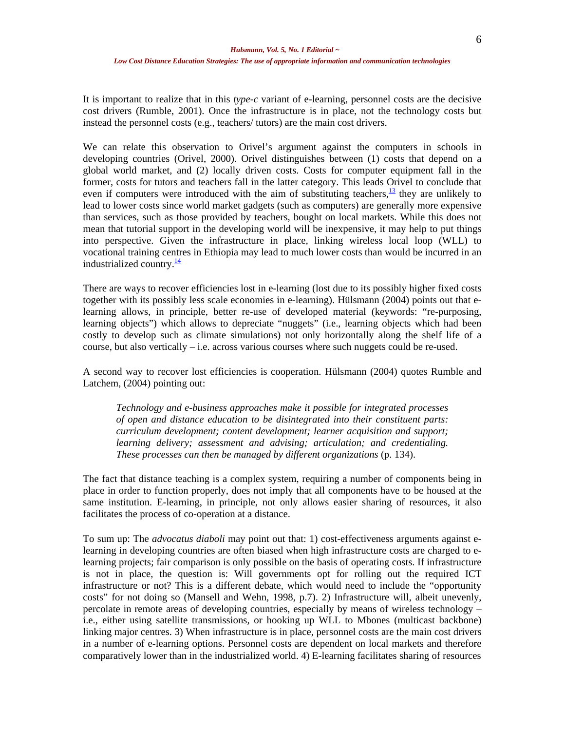It is important to realize that in this *type-c* variant of e-learning, personnel costs are the decisive cost drivers (Rumble, 2001). Once the infrastructure is in place, not the technology costs but instead the personnel costs (e.g., teachers/ tutors) are the main cost drivers.

We can relate this observation to Orivel's argument against the computers in schools in developing countries (Orivel, 2000). Orivel distinguishes between (1) costs that depend on a global world market, and (2) locally driven costs. Costs for computer equipment fall in the former, costs for tutors and teachers fall in the latter category. This leads Orivel to conclude that even if computers were introduced with the aim of substituting teachers,[13] they are unlikely to lead to lower costs since world market gadgets (such as computers) are generally more expensive than services, such as those provided by teachers, bought on local markets. While this does not mean that tutorial support in the developing world will be inexpensive, it may help to put things into perspective. Given the infrastructure in place, linking wireless local loop (WLL) to vocational training centres in Ethiopia may lead to much lower costs than would be incurred in an industrialized country.[14]

There are ways to recover efficiencies lost in e-learning (lost due to its possibly higher fixed costs together with its possibly less scale economies in e-learning). Hülsmann (2004) points out that e-learning allows, in principle, better re-use of developed material (keywords: "re-purposing, learning objects") which allows to depreciate "nuggets" (i.e., learning objects which had been costly to develop such as climate simulations) not only horizontally along the shelf life of a course, but also vertically – i.e. across various courses where such nuggets could be re-used.

A second way to recover lost efficiencies is cooperation. Hülsmann (2004) quotes Rumble and Latchem, (2004) pointing out:

> *Technology and e-business approaches make it possible for integrated processes of open and distance education to be disintegrated into their constituent parts: curriculum development; content development; learner acquisition and support; learning delivery; assessment and advising; articulation; and credentialing. These processes can then be managed by different organizations* (p. 134).

The fact that distance teaching is a complex system, requiring a number of components being in place in order to function properly, does not imply that all components have to be housed at the same institution. E-learning, in principle, not only allows easier sharing of resources, it also facilitates the process of co-operation at a distance.

To sum up: The *advocatus diaboli* may point out that: 1) cost-effectiveness arguments against e-learning in developing countries are often biased when high infrastructure costs are charged to e-learning projects; fair comparison is only possible on the basis of operating costs. If infrastructure is not in place, the question is: Will governments opt for rolling out the required ICT infrastructure or not? This is a different debate, which would need to include the "opportunity costs" for not doing so (Mansell and Wehn, 1998, p.7). 2) Infrastructure will, albeit unevenly, percolate in remote areas of developing countries, especially by means of wireless technology – i.e., either using satellite transmissions, or hooking up WLL to Mbones (multicast backbone) linking major centres. 3) When infrastructure is in place, personnel costs are the main cost drivers in a number of e-learning options. Personnel costs are dependent on local markets and therefore comparatively lower than in the industrialized world. 4) E-learning facilitates sharing of resources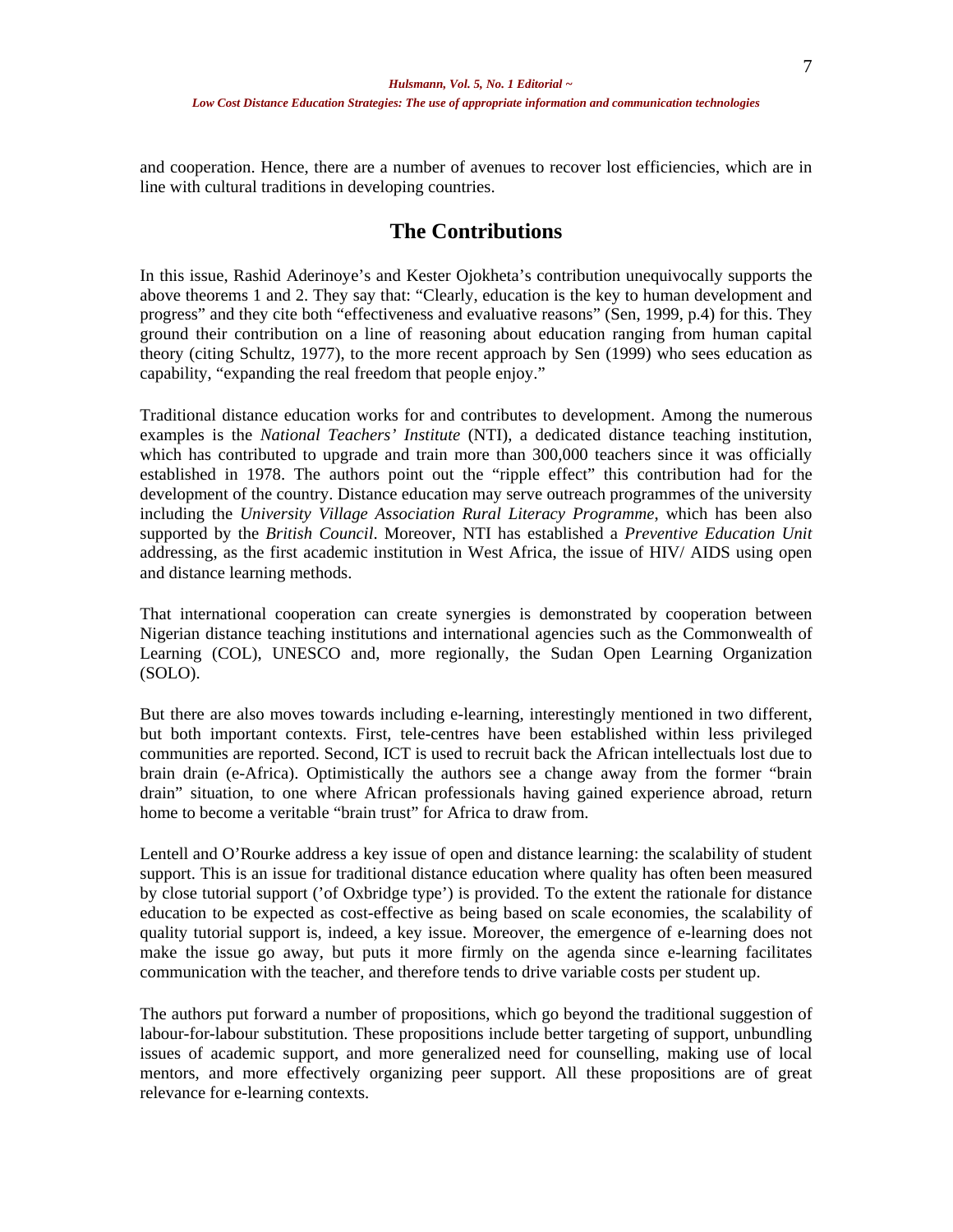and cooperation. Hence, there are a number of avenues to recover lost efficiencies, which are in line with cultural traditions in developing countries.

## The Contributions

In this issue, Rashid Aderinoye's and Kester Ojokheta's contribution unequivocally supports the above theorems 1 and 2. They say that: "Clearly, education is the key to human development and progress" and they cite both "effectiveness and evaluative reasons" (Sen, 1999, p.4) for this. They ground their contribution on a line of reasoning about education ranging from human capital theory (citing Schultz, 1977), to the more recent approach by Sen (1999) who sees education as capability, "expanding the real freedom that people enjoy."

Traditional distance education works for and contributes to development. Among the numerous examples is the *National Teachers' Institute* (NTI), a dedicated distance teaching institution, which has contributed to upgrade and train more than 300,000 teachers since it was officially established in 1978. The authors point out the "ripple effect" this contribution had for the development of the country. Distance education may serve outreach programmes of the university including the *University Village Association Rural Literacy Programme*, which has been also supported by the *British Council*. Moreover, NTI has established a *Preventive Education Unit* addressing, as the first academic institution in West Africa, the issue of HIV/ AIDS using open and distance learning methods.

That international cooperation can create synergies is demonstrated by cooperation between Nigerian distance teaching institutions and international agencies such as the Commonwealth of Learning (COL), UNESCO and, more regionally, the Sudan Open Learning Organization (SOLO).

But there are also moves towards including e-learning, interestingly mentioned in two different, but both important contexts. First, tele-centres have been established within less privileged communities are reported. Second, ICT is used to recruit back the African intellectuals lost due to brain drain (e-Africa). Optimistically the authors see a change away from the former "brain drain" situation, to one where African professionals having gained experience abroad, return home to become a veritable "brain trust" for Africa to draw from.

Lentell and O'Rourke address a key issue of open and distance learning: the scalability of student support. This is an issue for traditional distance education where quality has often been measured by close tutorial support ('of Oxbridge type') is provided. To the extent the rationale for distance education to be expected as cost-effective as being based on scale economies, the scalability of quality tutorial support is, indeed, a key issue. Moreover, the emergence of e-learning does not make the issue go away, but puts it more firmly on the agenda since e-learning facilitates communication with the teacher, and therefore tends to drive variable costs per student up.

The authors put forward a number of propositions, which go beyond the traditional suggestion of labour-for-labour substitution. These propositions include better targeting of support, unbundling issues of academic support, and more generalized need for counselling, making use of local mentors, and more effectively organizing peer support. All these propositions are of great relevance for e-learning contexts.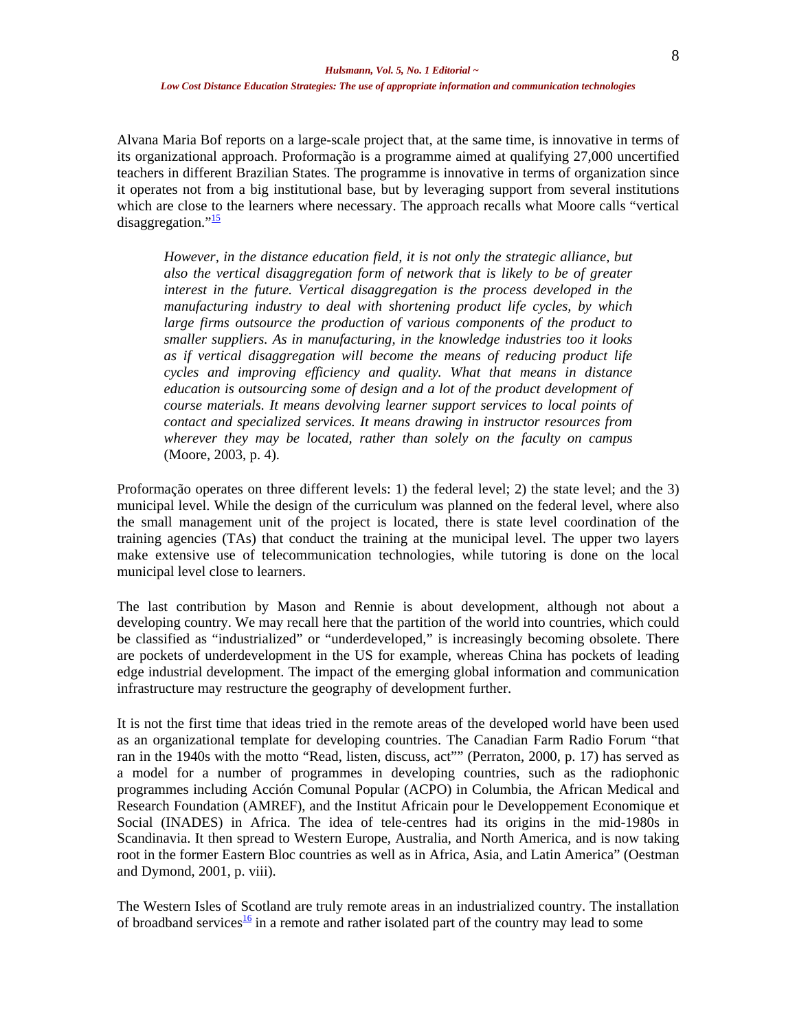Alvana Maria Bof reports on a large-scale project that, at the same time, is innovative in terms of its organizational approach. Proformação is a programme aimed at qualifying 27,000 uncertified teachers in different Brazilian States. The programme is innovative in terms of organization since it operates not from a big institutional base, but by leveraging support from several institutions which are close to the learners where necessary. The approach recalls what Moore calls "vertical disaggregation."[15]

> *However, in the distance education field, it is not only the strategic alliance, but also the vertical disaggregation form of network that is likely to be of greater interest in the future. Vertical disaggregation is the process developed in the manufacturing industry to deal with shortening product life cycles, by which large firms outsource the production of various components of the product to smaller suppliers. As in manufacturing, in the knowledge industries too it looks as if vertical disaggregation will become the means of reducing product life cycles and improving efficiency and quality. What that means in distance education is outsourcing some of design and a lot of the product development of course materials. It means devolving learner support services to local points of contact and specialized services. It means drawing in instructor resources from wherever they may be located, rather than solely on the faculty on campus* (Moore, 2003, p. 4).

Proformação operates on three different levels: 1) the federal level; 2) the state level; and the 3) municipal level. While the design of the curriculum was planned on the federal level, where also the small management unit of the project is located, there is state level coordination of the training agencies (TAs) that conduct the training at the municipal level. The upper two layers make extensive use of telecommunication technologies, while tutoring is done on the local municipal level close to learners.

The last contribution by Mason and Rennie is about development, although not about a developing country. We may recall here that the partition of the world into countries, which could be classified as "industrialized" or "underdeveloped," is increasingly becoming obsolete. There are pockets of underdevelopment in the US for example, whereas China has pockets of leading edge industrial development. The impact of the emerging global information and communication infrastructure may restructure the geography of development further.

It is not the first time that ideas tried in the remote areas of the developed world have been used as an organizational template for developing countries. The Canadian Farm Radio Forum "that ran in the 1940s with the motto "Read, listen, discuss, act"" (Perraton, 2000, p. 17) has served as a model for a number of programmes in developing countries, such as the radiophonic programmes including Acción Comunal Popular (ACPO) in Columbia, the African Medical and Research Foundation (AMREF), and the Institut Africain pour le Developpement Economique et Social (INADES) in Africa. The idea of tele-centres had its origins in the mid-1980s in Scandinavia. It then spread to Western Europe, Australia, and North America, and is now taking root in the former Eastern Bloc countries as well as in Africa, Asia, and Latin America" (Oestman and Dymond, 2001, p. viii).

The Western Isles of Scotland are truly remote areas in an industrialized country. The installation of broadband services[16] in a remote and rather isolated part of the country may lead to some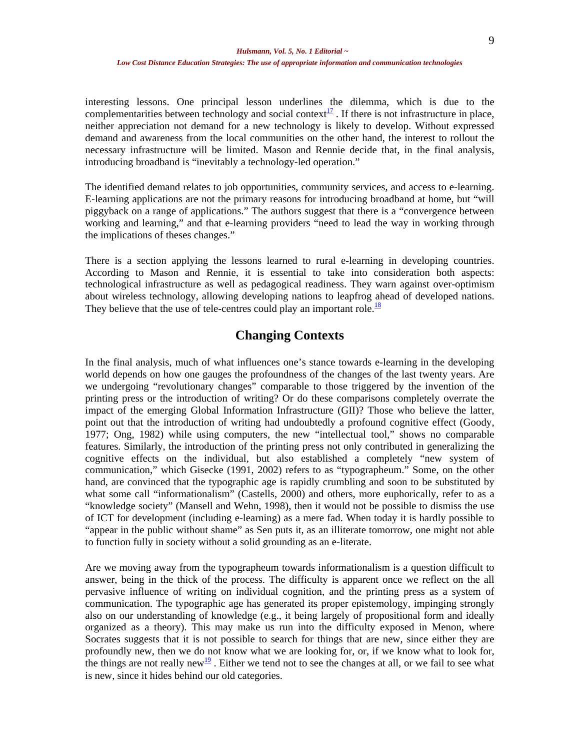interesting lessons. One principal lesson underlines the dilemma, which is due to the complementarities between technology and social context[17] . If there is not infrastructure in place, neither appreciation not demand for a new technology is likely to develop. Without expressed demand and awareness from the local communities on the other hand, the interest to rollout the necessary infrastructure will be limited. Mason and Rennie decide that, in the final analysis, introducing broadband is "inevitably a technology-led operation."

The identified demand relates to job opportunities, community services, and access to e-learning. E-learning applications are not the primary reasons for introducing broadband at home, but "will piggyback on a range of applications." The authors suggest that there is a "convergence between working and learning," and that e-learning providers "need to lead the way in working through the implications of theses changes."

There is a section applying the lessons learned to rural e-learning in developing countries. According to Mason and Rennie, it is essential to take into consideration both aspects: technological infrastructure as well as pedagogical readiness. They warn against over-optimism about wireless technology, allowing developing nations to leapfrog ahead of developed nations. They believe that the use of tele-centres could play an important role.[18]

## Changing Contexts

In the final analysis, much of what influences one's stance towards e-learning in the developing world depends on how one gauges the profoundness of the changes of the last twenty years. Are we undergoing "revolutionary changes" comparable to those triggered by the invention of the printing press or the introduction of writing? Or do these comparisons completely overrate the impact of the emerging Global Information Infrastructure (GII)? Those who believe the latter, point out that the introduction of writing had undoubtedly a profound cognitive effect (Goody, 1977; Ong, 1982) while using computers, the new "intellectual tool," shows no comparable features. Similarly, the introduction of the printing press not only contributed in generalizing the cognitive effects on the individual, but also established a completely "new system of communication," which Gisecke (1991, 2002) refers to as "typographeum." Some, on the other hand, are convinced that the typographic age is rapidly crumbling and soon to be substituted by what some call "informationalism" (Castells, 2000) and others, more euphorically, refer to as a "knowledge society" (Mansell and Wehn, 1998), then it would not be possible to dismiss the use of ICT for development (including e-learning) as a mere fad. When today it is hardly possible to "appear in the public without shame" as Sen puts it, as an illiterate tomorrow, one might not able to function fully in society without a solid grounding as an e-literate.

Are we moving away from the typographeum towards informationalism is a question difficult to answer, being in the thick of the process. The difficulty is apparent once we reflect on the all pervasive influence of writing on individual cognition, and the printing press as a system of communication. The typographic age has generated its proper epistemology, impinging strongly also on our understanding of knowledge (e.g., it being largely of propositional form and ideally organized as a theory). This may make us run into the difficulty exposed in Menon, where Socrates suggests that it is not possible to search for things that are new, since either they are profoundly new, then we do not know what we are looking for, or, if we know what to look for, the things are not really new[19] . Either we tend not to see the changes at all, or we fail to see what is new, since it hides behind our old categories.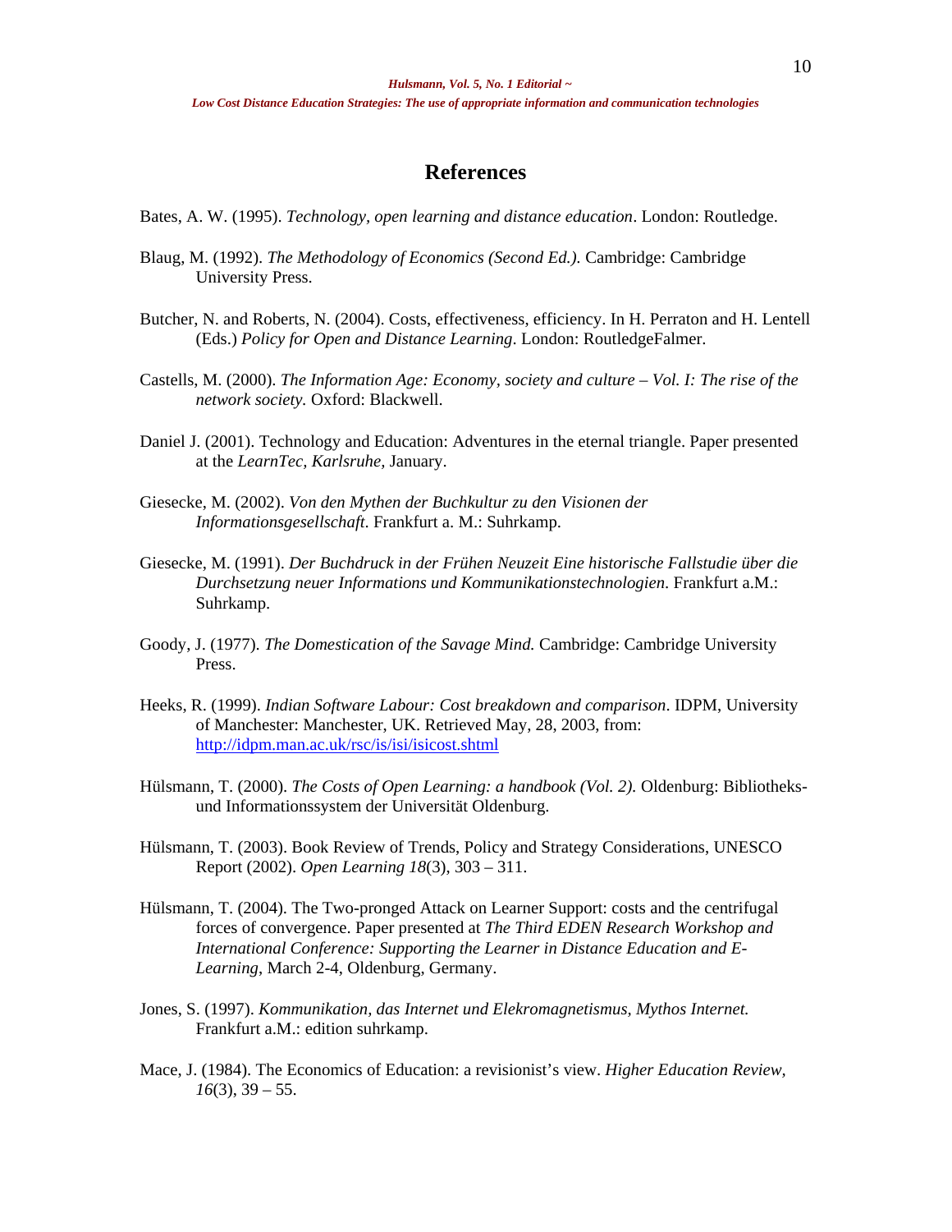# References

Bates, A. W. (1995). *Technology, open learning and distance education*. London: Routledge.

Blaug, M. (1992). *The Methodology of Economics (Second Ed.).* Cambridge: Cambridge University Press.

Butcher, N. and Roberts, N. (2004). Costs, effectiveness, efficiency. In H. Perraton and H. Lentell (Eds.) *Policy for Open and Distance Learning*. London: RoutledgeFalmer.

Castells, M. (2000). *The Information Age: Economy, society and culture – Vol. I: The rise of the network society.* Oxford: Blackwell.

Daniel J. (2001). Technology and Education: Adventures in the eternal triangle. Paper presented at the *LearnTec, Karlsruhe,* January.

Giesecke, M. (2002). *Von den Mythen der Buchkultur zu den Visionen der Informationsgesellschaft*. Frankfurt a. M.: Suhrkamp.

Giesecke, M. (1991). *Der Buchdruck in der Frühen Neuzeit Eine historische Fallstudie über die Durchsetzung neuer Informations und Kommunikationstechnologien*. Frankfurt a.M.: Suhrkamp.

Goody, J. (1977). *The Domestication of the Savage Mind.* Cambridge: Cambridge University Press.

Heeks, R. (1999). *Indian Software Labour: Cost breakdown and comparison*. IDPM, University of Manchester: Manchester, UK. Retrieved May, 28, 2003, from: http://idpm.man.ac.uk/rsc/is/isi/isicost.shtml

Hülsmann, T. (2000). *The Costs of Open Learning: a handbook (Vol. 2).* Oldenburg: Bibliotheks- und Informationssystem der Universität Oldenburg.

Hülsmann, T. (2003). Book Review of Trends, Policy and Strategy Considerations, UNESCO Report (2002). *Open Learning 18*(3), 303 – 311.

Hülsmann, T. (2004). The Two-pronged Attack on Learner Support: costs and the centrifugal forces of convergence. Paper presented at *The Third EDEN Research Workshop and International Conference: Supporting the Learner in Distance Education and E-Learning*, March 2-4, Oldenburg, Germany.

Jones, S. (1997). *Kommunikation, das Internet und Elekromagnetismus, Mythos Internet.* Frankfurt a.M.: edition suhrkamp.

Mace, J. (1984). The Economics of Education: a revisionist's view. *Higher Education Review, 16*(3), 39 – 55.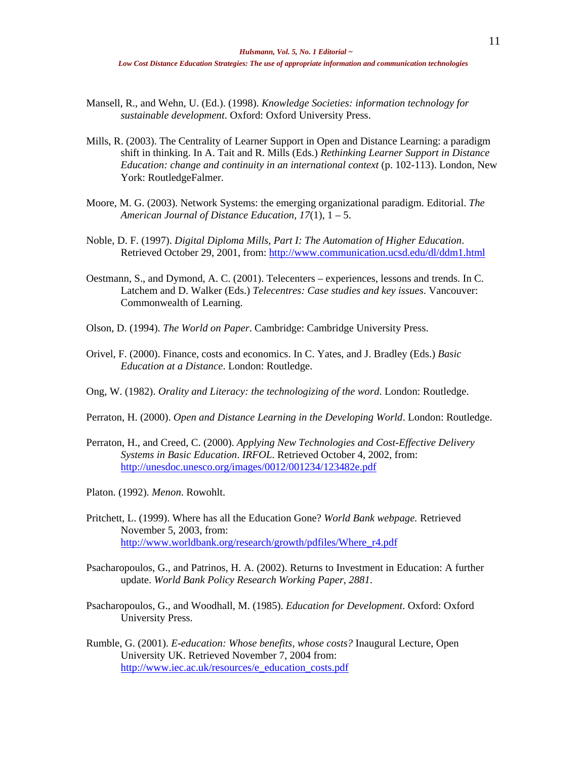Mansell, R., and Wehn, U. (Ed.). (1998). *Knowledge Societies: information technology for sustainable development*. Oxford: Oxford University Press.

Mills, R. (2003). The Centrality of Learner Support in Open and Distance Learning: a paradigm shift in thinking. In A. Tait and R. Mills (Eds.) *Rethinking Learner Support in Distance Education: change and continuity in an international context* (p. 102-113). London, New York: RoutledgeFalmer.

Moore, M. G. (2003). Network Systems: the emerging organizational paradigm. Editorial. *The American Journal of Distance Education, 17*(1), 1 – 5.

Noble, D. F. (1997). *Digital Diploma Mills, Part I: The Automation of Higher Education*. Retrieved October 29, 2001, from: http://www.communication.ucsd.edu/dl/ddm1.html

Oestmann, S., and Dymond, A. C. (2001). Telecenters – experiences, lessons and trends. In C. Latchem and D. Walker (Eds.) *Telecentres: Case studies and key issues*. Vancouver: Commonwealth of Learning.

Olson, D. (1994). *The World on Paper*. Cambridge: Cambridge University Press.

Orivel, F. (2000). Finance, costs and economics. In C. Yates, and J. Bradley (Eds.) *Basic Education at a Distance*. London: Routledge.

Ong, W. (1982). *Orality and Literacy: the technologizing of the word*. London: Routledge.

Perraton, H. (2000). *Open and Distance Learning in the Developing World*. London: Routledge.

Perraton, H., and Creed, C. (2000). *Applying New Technologies and Cost-Effective Delivery Systems in Basic Education*. *IRFOL*. Retrieved October 4, 2002, from: http://unesdoc.unesco.org/images/0012/001234/123482e.pdf

Platon. (1992). *Menon*. Rowohlt.

Pritchett, L. (1999). Where has all the Education Gone? *World Bank webpage.* Retrieved November 5, 2003, from: http://www.worldbank.org/research/growth/pdfiles/Where_r4.pdf

Psacharopoulos, G., and Patrinos, H. A. (2002). Returns to Investment in Education: A further update. *World Bank Policy Research Working Paper*, *2881*.

Psacharopoulos, G., and Woodhall, M. (1985). *Education for Development*. Oxford: Oxford University Press.

Rumble, G. (2001). *E-education: Whose benefits, whose costs?* Inaugural Lecture, Open University UK. Retrieved November 7, 2004 from: http://www.iec.ac.uk/resources/e_education_costs.pdf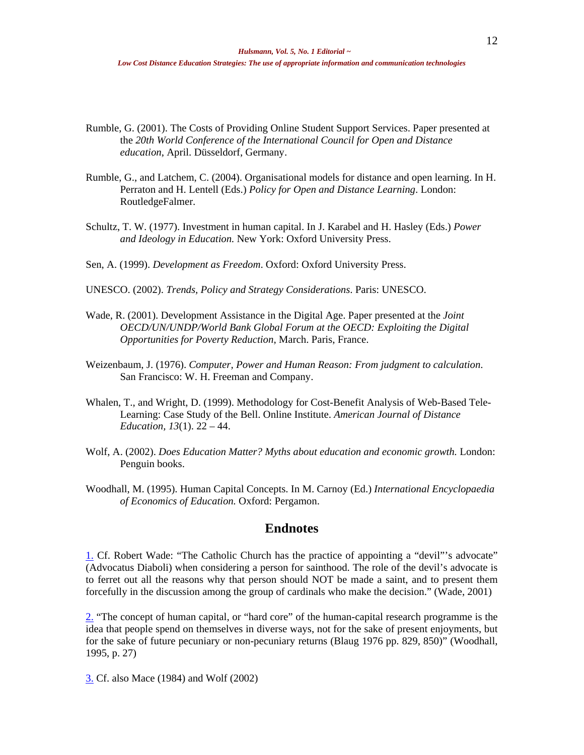Rumble, G. (2001). The Costs of Providing Online Student Support Services. Paper presented at the *20th World Conference of the International Council for Open and Distance education*, April. Düsseldorf, Germany.

Rumble, G., and Latchem, C. (2004). Organisational models for distance and open learning. In H. Perraton and H. Lentell (Eds.) *Policy for Open and Distance Learning*. London: RoutledgeFalmer.

Schultz, T. W. (1977). Investment in human capital. In J. Karabel and H. Hasley (Eds.) *Power and Ideology in Education.* New York: Oxford University Press.

Sen, A. (1999). *Development as Freedom*. Oxford: Oxford University Press.

UNESCO. (2002). *Trends, Policy and Strategy Considerations*. Paris: UNESCO.

Wade, R. (2001). Development Assistance in the Digital Age. Paper presented at the *Joint OECD/UN/UNDP/World Bank Global Forum at the OECD: Exploiting the Digital Opportunities for Poverty Reduction*, March. Paris, France.

Weizenbaum, J. (1976). *Computer, Power and Human Reason: From judgment to calculation*. San Francisco: W. H. Freeman and Company.

Whalen, T., and Wright, D. (1999). Methodology for Cost-Benefit Analysis of Web-Based Tele-Learning: Case Study of the Bell. Online Institute. *American Journal of Distance Education, 13*(1). 22 – 44.

Wolf, A. (2002). *Does Education Matter? Myths about education and economic growth.* London: Penguin books.

Woodhall, M. (1995). Human Capital Concepts. In M. Carnoy (Ed.) *International Encyclopaedia of Economics of Education.* Oxford: Pergamon.

## Endnotes

1. Cf. Robert Wade: "The Catholic Church has the practice of appointing a "devil"'s advocate" (Advocatus Diaboli) when considering a person for sainthood. The role of the devil's advocate is to ferret out all the reasons why that person should NOT be made a saint, and to present them forcefully in the discussion among the group of cardinals who make the decision." (Wade, 2001)

2. "The concept of human capital, or "hard core" of the human-capital research programme is the idea that people spend on themselves in diverse ways, not for the sake of present enjoyments, but for the sake of future pecuniary or non-pecuniary returns (Blaug 1976 pp. 829, 850)" (Woodhall, 1995, p. 27)

3. Cf. also Mace (1984) and Wolf (2002)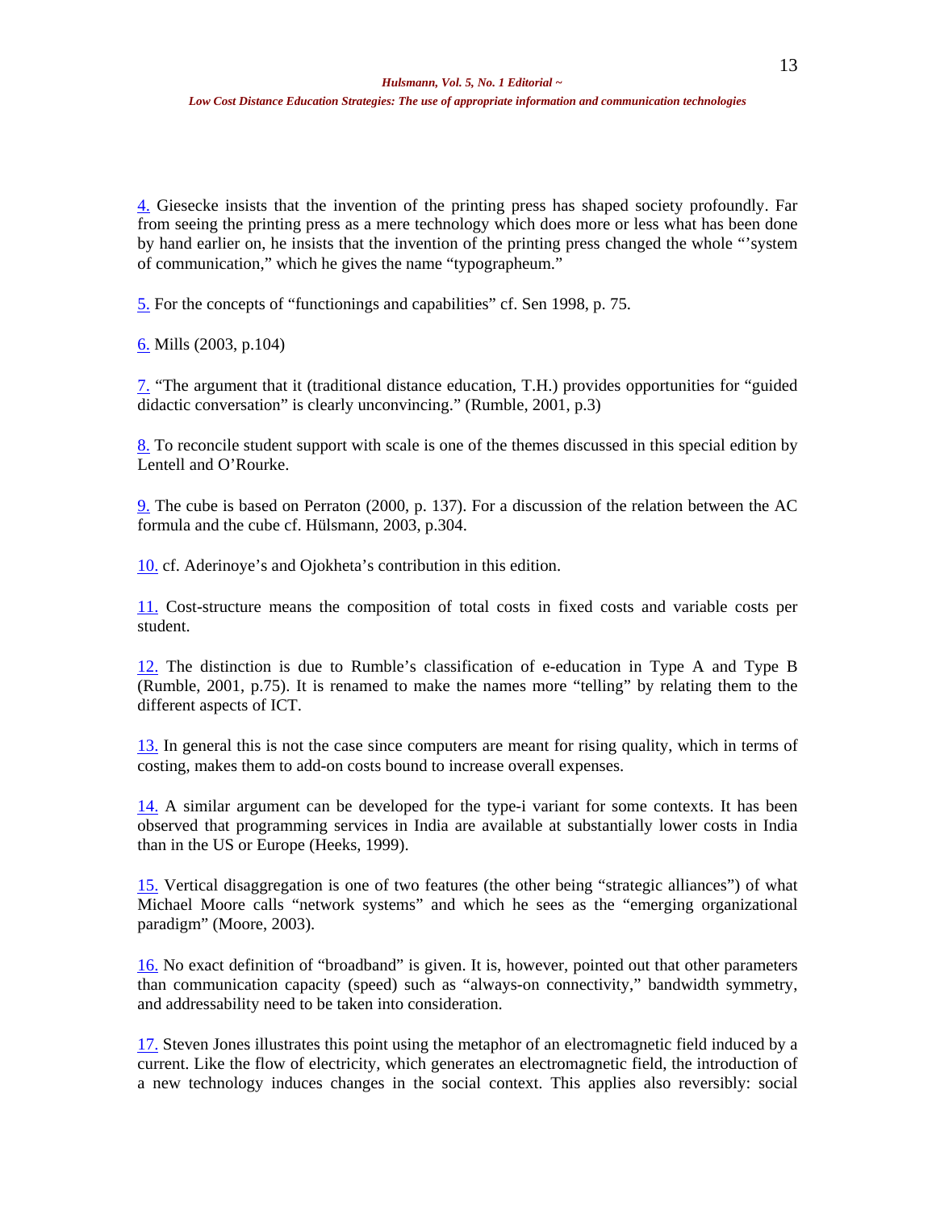4. Giesecke insists that the invention of the printing press has shaped society profoundly. Far from seeing the printing press as a mere technology which does more or less what has been done by hand earlier on, he insists that the invention of the printing press changed the whole "'system of communication," which he gives the name "typographeum."

5. For the concepts of "functionings and capabilities" cf. Sen 1998, p. 75.

6. Mills (2003, p.104)

7. "The argument that it (traditional distance education, T.H.) provides opportunities for "guided didactic conversation" is clearly unconvincing." (Rumble, 2001, p.3)

8. To reconcile student support with scale is one of the themes discussed in this special edition by Lentell and O'Rourke.

9. The cube is based on Perraton (2000, p. 137). For a discussion of the relation between the AC formula and the cube cf. Hülsmann, 2003, p.304.

10. cf. Aderinoye's and Ojokheta's contribution in this edition.

11. Cost-structure means the composition of total costs in fixed costs and variable costs per student.

12. The distinction is due to Rumble's classification of e-education in Type A and Type B (Rumble, 2001, p.75). It is renamed to make the names more "telling" by relating them to the different aspects of ICT.

13. In general this is not the case since computers are meant for rising quality, which in terms of costing, makes them to add-on costs bound to increase overall expenses.

14. A similar argument can be developed for the type-i variant for some contexts. It has been observed that programming services in India are available at substantially lower costs in India than in the US or Europe (Heeks, 1999).

15. Vertical disaggregation is one of two features (the other being "strategic alliances") of what Michael Moore calls "network systems" and which he sees as the "emerging organizational paradigm" (Moore, 2003).

16. No exact definition of "broadband" is given. It is, however, pointed out that other parameters than communication capacity (speed) such as "always-on connectivity," bandwidth symmetry, and addressability need to be taken into consideration.

17. Steven Jones illustrates this point using the metaphor of an electromagnetic field induced by a current. Like the flow of electricity, which generates an electromagnetic field, the introduction of a new technology induces changes in the social context. This applies also reversibly: social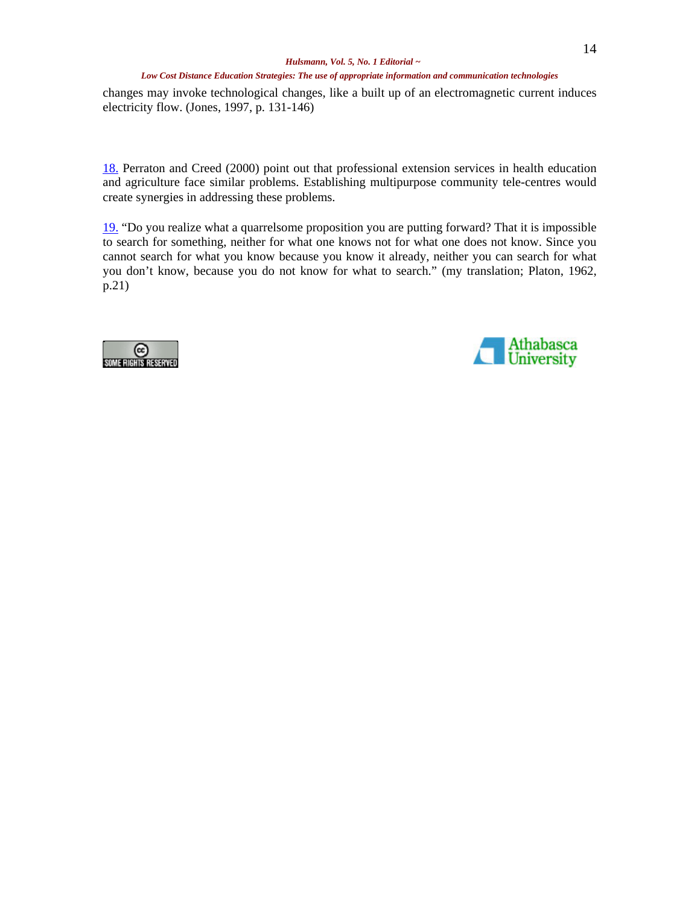changes may invoke technological changes, like a built up of an electromagnetic current induces electricity flow. (Jones, 1997, p. 131-146)

18. Perraton and Creed (2000) point out that professional extension services in health education and agriculture face similar problems. Establishing multipurpose community tele-centres would create synergies in addressing these problems.

19. “Do you realize what a quarrelsome proposition you are putting forward? That it is impossible to search for something, neither for what one knows not for what one does not know. Since you cannot search for what you know because you know it already, neither you can search for what you don’t know, because you do not know for what to search.” (my translation; Platon, 1962, p.21)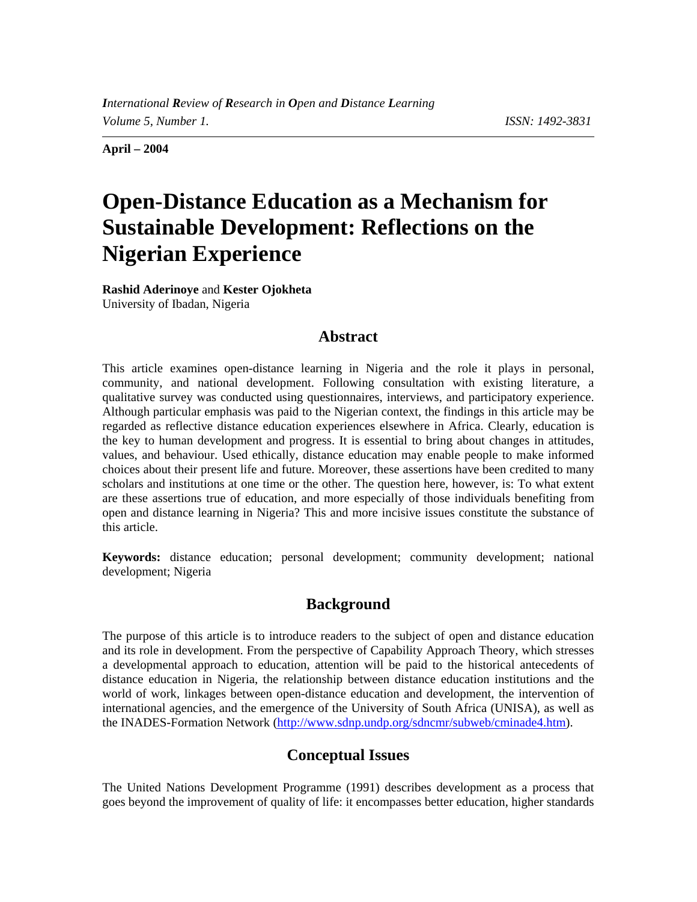*International Review of Research in Open and Distance Learning*
*Volume 5, Number 1.* *ISSN: 1492-3831*

**April – 2004**

# Open-Distance Education as a Mechanism for Sustainable Development: Reflections on the Nigerian Experience

**Rashid Aderinoye** and **Kester Ojokheta**
University of Ibadan, Nigeria

## Abstract

This article examines open-distance learning in Nigeria and the role it plays in personal, community, and national development. Following consultation with existing literature, a qualitative survey was conducted using questionnaires, interviews, and participatory experience. Although particular emphasis was paid to the Nigerian context, the findings in this article may be regarded as reflective distance education experiences elsewhere in Africa. Clearly, education is the key to human development and progress. It is essential to bring about changes in attitudes, values, and behaviour. Used ethically, distance education may enable people to make informed choices about their present life and future. Moreover, these assertions have been credited to many scholars and institutions at one time or the other. The question here, however, is: To what extent are these assertions true of education, and more especially of those individuals benefiting from open and distance learning in Nigeria? This and more incisive issues constitute the substance of this article.

**Keywords:** distance education; personal development; community development; national development; Nigeria

## Background

The purpose of this article is to introduce readers to the subject of open and distance education and its role in development. From the perspective of Capability Approach Theory, which stresses a developmental approach to education, attention will be paid to the historical antecedents of distance education in Nigeria, the relationship between distance education institutions and the world of work, linkages between open-distance education and development, the intervention of international agencies, and the emergence of the University of South Africa (UNISA), as well as the INADES-Formation Network (http://www.sdnp.undp.org/sdncmr/subweb/cminade4.htm).

## Conceptual Issues

The United Nations Development Programme (1991) describes development as a process that goes beyond the improvement of quality of life: it encompasses better education, higher standards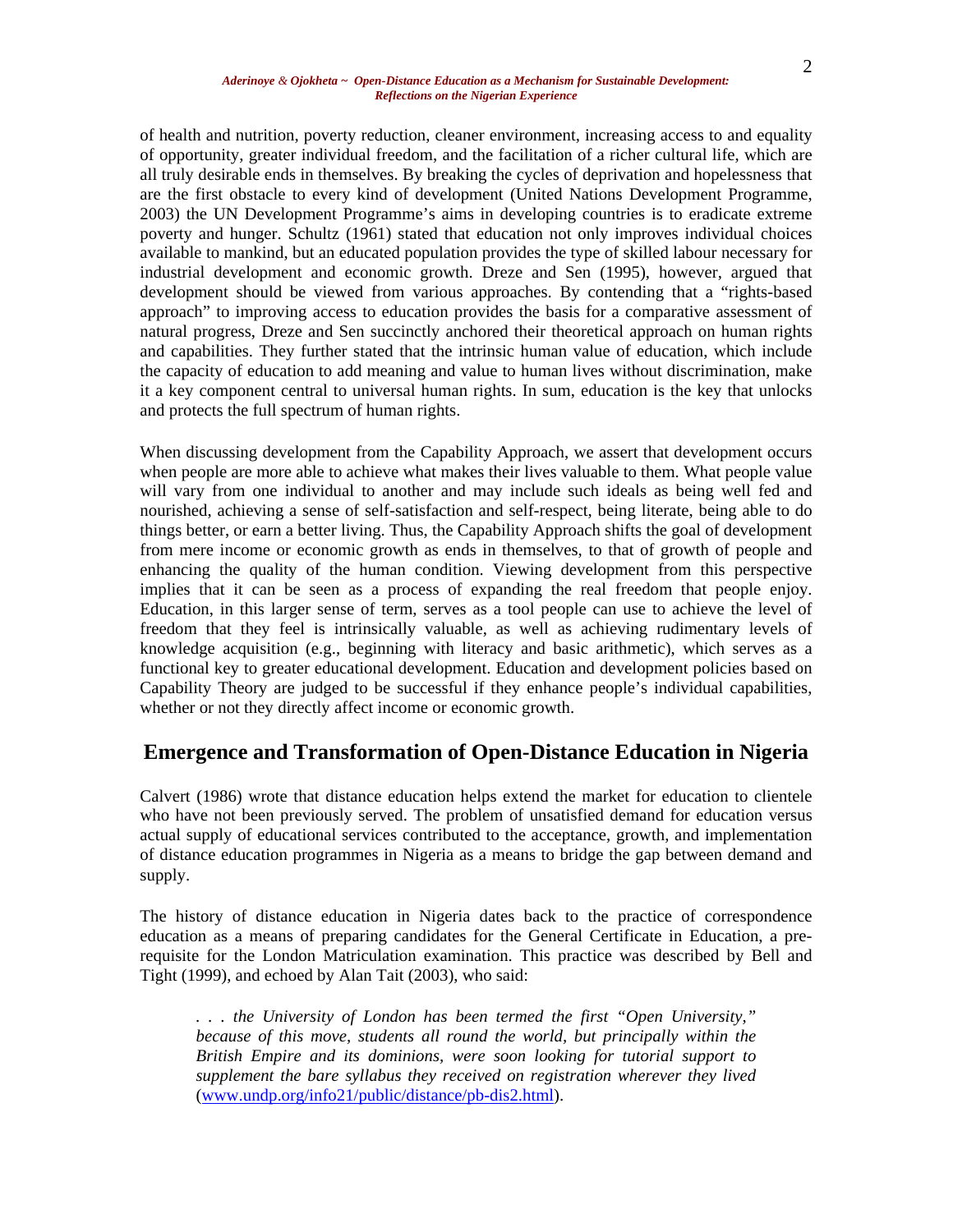of health and nutrition, poverty reduction, cleaner environment, increasing access to and equality of opportunity, greater individual freedom, and the facilitation of a richer cultural life, which are all truly desirable ends in themselves. By breaking the cycles of deprivation and hopelessness that are the first obstacle to every kind of development (United Nations Development Programme, 2003) the UN Development Programme's aims in developing countries is to eradicate extreme poverty and hunger. Schultz (1961) stated that education not only improves individual choices available to mankind, but an educated population provides the type of skilled labour necessary for industrial development and economic growth. Dreze and Sen (1995), however, argued that development should be viewed from various approaches. By contending that a "rights-based approach" to improving access to education provides the basis for a comparative assessment of natural progress, Dreze and Sen succinctly anchored their theoretical approach on human rights and capabilities. They further stated that the intrinsic human value of education, which include the capacity of education to add meaning and value to human lives without discrimination, make it a key component central to universal human rights. In sum, education is the key that unlocks and protects the full spectrum of human rights.

When discussing development from the Capability Approach, we assert that development occurs when people are more able to achieve what makes their lives valuable to them. What people value will vary from one individual to another and may include such ideals as being well fed and nourished, achieving a sense of self-satisfaction and self-respect, being literate, being able to do things better, or earn a better living. Thus, the Capability Approach shifts the goal of development from mere income or economic growth as ends in themselves, to that of growth of people and enhancing the quality of the human condition. Viewing development from this perspective implies that it can be seen as a process of expanding the real freedom that people enjoy. Education, in this larger sense of term, serves as a tool people can use to achieve the level of freedom that they feel is intrinsically valuable, as well as achieving rudimentary levels of knowledge acquisition (e.g., beginning with literacy and basic arithmetic), which serves as a functional key to greater educational development. Education and development policies based on Capability Theory are judged to be successful if they enhance people's individual capabilities, whether or not they directly affect income or economic growth.

## Emergence and Transformation of Open-Distance Education in Nigeria

Calvert (1986) wrote that distance education helps extend the market for education to clientele who have not been previously served. The problem of unsatisfied demand for education versus actual supply of educational services contributed to the acceptance, growth, and implementation of distance education programmes in Nigeria as a means to bridge the gap between demand and supply.

The history of distance education in Nigeria dates back to the practice of correspondence education as a means of preparing candidates for the General Certificate in Education, a pre-requisite for the London Matriculation examination. This practice was described by Bell and Tight (1999), and echoed by Alan Tait (2003), who said:

> *. . . the University of London has been termed the first "Open University," because of this move, students all round the world, but principally within the British Empire and its dominions, were soon looking for tutorial support to supplement the bare syllabus they received on registration wherever they lived* (www.undp.org/info21/public/distance/pb-dis2.html).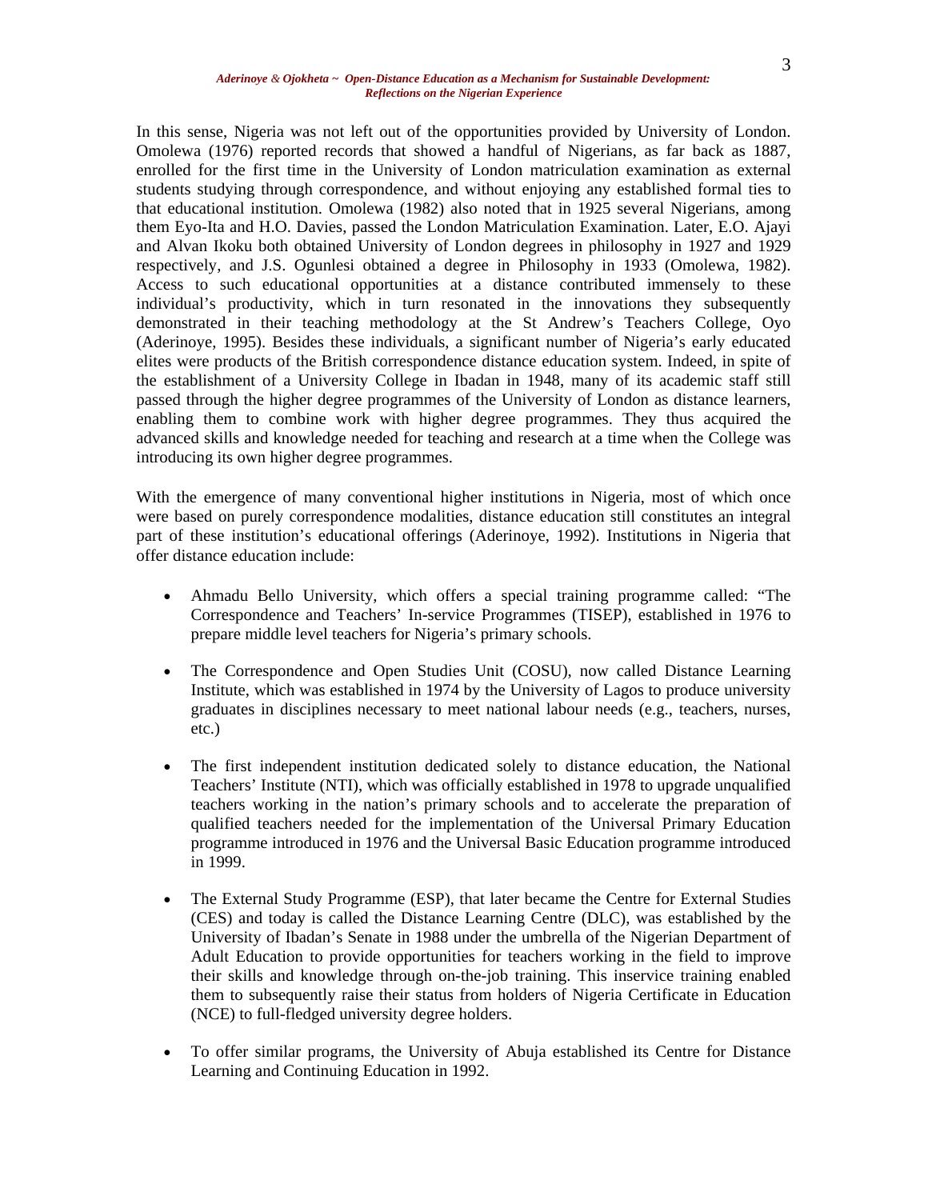In this sense, Nigeria was not left out of the opportunities provided by University of London. Omolewa (1976) reported records that showed a handful of Nigerians, as far back as 1887, enrolled for the first time in the University of London matriculation examination as external students studying through correspondence, and without enjoying any established formal ties to that educational institution. Omolewa (1982) also noted that in 1925 several Nigerians, among them Eyo-Ita and H.O. Davies, passed the London Matriculation Examination. Later, E.O. Ajayi and Alvan Ikoku both obtained University of London degrees in philosophy in 1927 and 1929 respectively, and J.S. Ogunlesi obtained a degree in Philosophy in 1933 (Omolewa, 1982). Access to such educational opportunities at a distance contributed immensely to these individual's productivity, which in turn resonated in the innovations they subsequently demonstrated in their teaching methodology at the St Andrew's Teachers College, Oyo (Aderinoye, 1995). Besides these individuals, a significant number of Nigeria's early educated elites were products of the British correspondence distance education system. Indeed, in spite of the establishment of a University College in Ibadan in 1948, many of its academic staff still passed through the higher degree programmes of the University of London as distance learners, enabling them to combine work with higher degree programmes. They thus acquired the advanced skills and knowledge needed for teaching and research at a time when the College was introducing its own higher degree programmes.

With the emergence of many conventional higher institutions in Nigeria, most of which once were based on purely correspondence modalities, distance education still constitutes an integral part of these institution's educational offerings (Aderinoye, 1992). Institutions in Nigeria that offer distance education include:

- Ahmadu Bello University, which offers a special training programme called: "The Correspondence and Teachers' In-service Programmes (TISEP), established in 1976 to prepare middle level teachers for Nigeria's primary schools.

- The Correspondence and Open Studies Unit (COSU), now called Distance Learning Institute, which was established in 1974 by the University of Lagos to produce university graduates in disciplines necessary to meet national labour needs (e.g., teachers, nurses, etc.)

- The first independent institution dedicated solely to distance education, the National Teachers' Institute (NTI), which was officially established in 1978 to upgrade unqualified teachers working in the nation's primary schools and to accelerate the preparation of qualified teachers needed for the implementation of the Universal Primary Education programme introduced in 1976 and the Universal Basic Education programme introduced in 1999.

- The External Study Programme (ESP), that later became the Centre for External Studies (CES) and today is called the Distance Learning Centre (DLC), was established by the University of Ibadan's Senate in 1988 under the umbrella of the Nigerian Department of Adult Education to provide opportunities for teachers working in the field to improve their skills and knowledge through on-the-job training. This inservice training enabled them to subsequently raise their status from holders of Nigeria Certificate in Education (NCE) to full-fledged university degree holders.

- To offer similar programs, the University of Abuja established its Centre for Distance Learning and Continuing Education in 1992.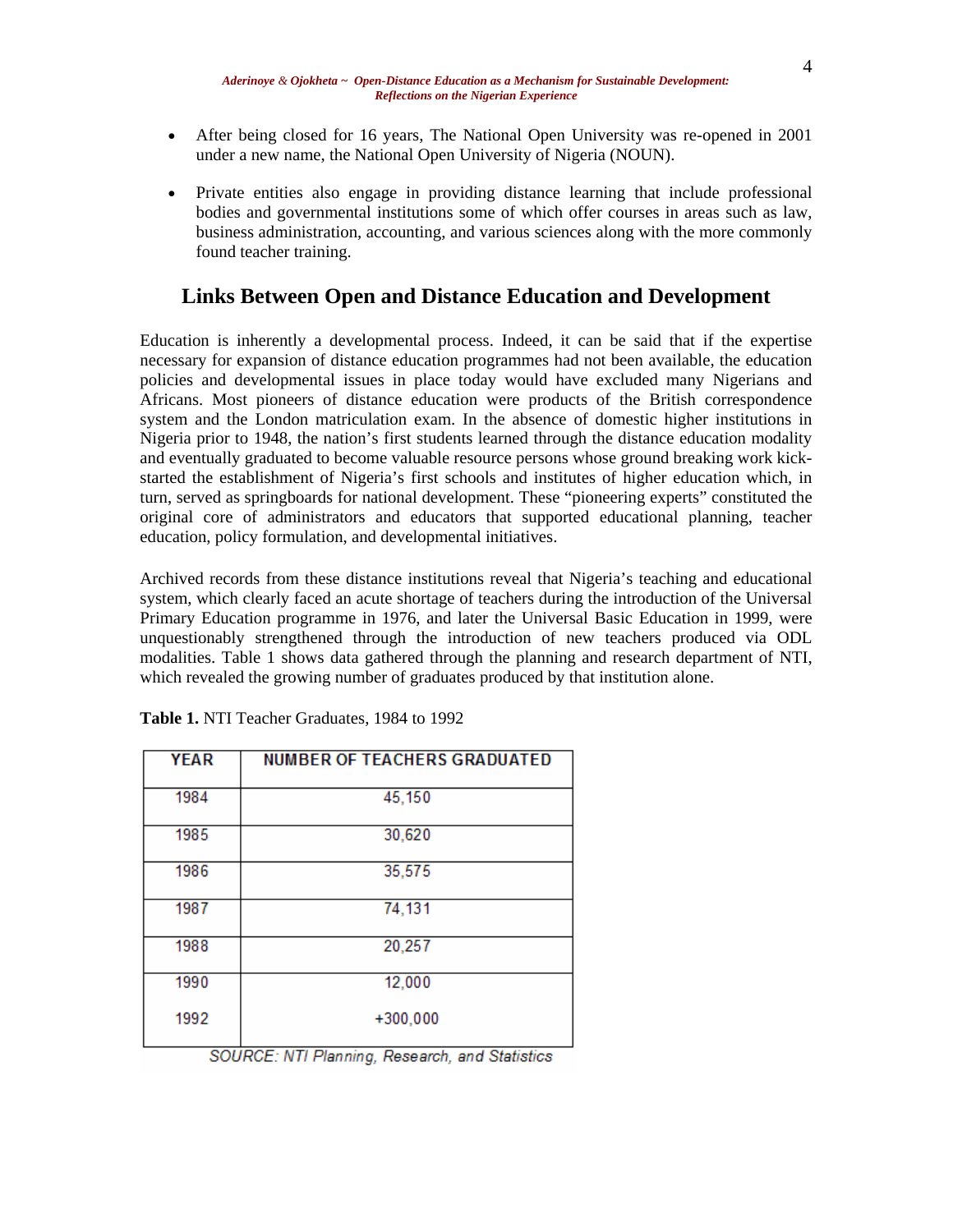- After being closed for 16 years, The National Open University was re-opened in 2001 under a new name, the National Open University of Nigeria (NOUN).

- Private entities also engage in providing distance learning that include professional bodies and governmental institutions some of which offer courses in areas such as law, business administration, accounting, and various sciences along with the more commonly found teacher training.

## Links Between Open and Distance Education and Development

Education is inherently a developmental process. Indeed, it can be said that if the expertise necessary for expansion of distance education programmes had not been available, the education policies and developmental issues in place today would have excluded many Nigerians and Africans. Most pioneers of distance education were products of the British correspondence system and the London matriculation exam. In the absence of domestic higher institutions in Nigeria prior to 1948, the nation's first students learned through the distance education modality and eventually graduated to become valuable resource persons whose ground breaking work kick-started the establishment of Nigeria's first schools and institutes of higher education which, in turn, served as springboards for national development. These "pioneering experts" constituted the original core of administrators and educators that supported educational planning, teacher education, policy formulation, and developmental initiatives.

Archived records from these distance institutions reveal that Nigeria's teaching and educational system, which clearly faced an acute shortage of teachers during the introduction of the Universal Primary Education programme in 1976, and later the Universal Basic Education in 1999, were unquestionably strengthened through the introduction of new teachers produced via ODL modalities. Table 1 shows data gathered through the planning and research department of NTI, which revealed the growing number of graduates produced by that institution alone.

**Table 1.** NTI Teacher Graduates, 1984 to 1992

| YEAR | NUMBER OF TEACHERS GRADUATED |
|---|---|
| 1984 | 45,150 |
| 1985 | 30,620 |
| 1986 | 35,575 |
| 1987 | 74,131 |
| 1988 | 20,257 |
| 1990 | 12,000 |
| 1992 | +300,000 |

*SOURCE: NTI Planning, Research, and Statistics*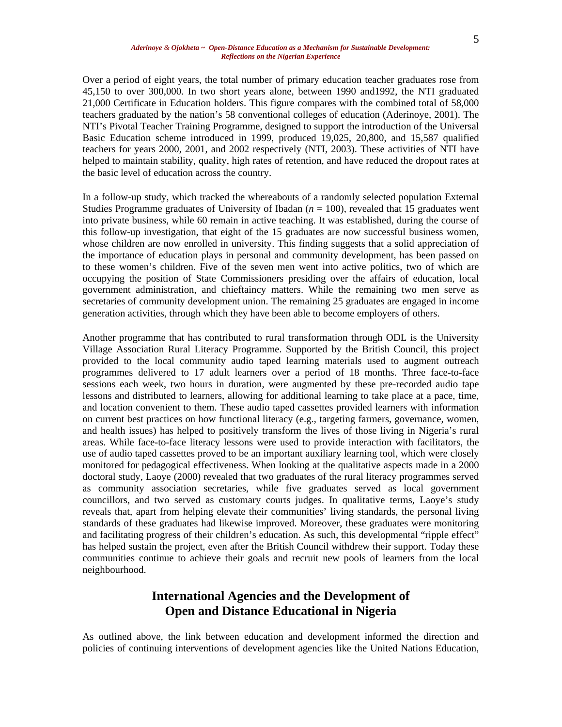Over a period of eight years, the total number of primary education teacher graduates rose from 45,150 to over 300,000. In two short years alone, between 1990 and1992, the NTI graduated 21,000 Certificate in Education holders. This figure compares with the combined total of 58,000 teachers graduated by the nation's 58 conventional colleges of education (Aderinoye, 2001). The NTI's Pivotal Teacher Training Programme, designed to support the introduction of the Universal Basic Education scheme introduced in 1999, produced 19,025, 20,800, and 15,587 qualified teachers for years 2000, 2001, and 2002 respectively (NTI, 2003). These activities of NTI have helped to maintain stability, quality, high rates of retention, and have reduced the dropout rates at the basic level of education across the country.

In a follow-up study, which tracked the whereabouts of a randomly selected population External Studies Programme graduates of University of Ibadan ($n$ = 100), revealed that 15 graduates went into private business, while 60 remain in active teaching. It was established, during the course of this follow-up investigation, that eight of the 15 graduates are now successful business women, whose children are now enrolled in university. This finding suggests that a solid appreciation of the importance of education plays in personal and community development, has been passed on to these women's children. Five of the seven men went into active politics, two of which are occupying the position of State Commissioners presiding over the affairs of education, local government administration, and chieftaincy matters. While the remaining two men serve as secretaries of community development union. The remaining 25 graduates are engaged in income generation activities, through which they have been able to become employers of others.

Another programme that has contributed to rural transformation through ODL is the University Village Association Rural Literacy Programme. Supported by the British Council, this project provided to the local community audio taped learning materials used to augment outreach programmes delivered to 17 adult learners over a period of 18 months. Three face-to-face sessions each week, two hours in duration, were augmented by these pre-recorded audio tape lessons and distributed to learners, allowing for additional learning to take place at a pace, time, and location convenient to them. These audio taped cassettes provided learners with information on current best practices on how functional literacy (e.g., targeting farmers, governance, women, and health issues) has helped to positively transform the lives of those living in Nigeria's rural areas. While face-to-face literacy lessons were used to provide interaction with facilitators, the use of audio taped cassettes proved to be an important auxiliary learning tool, which were closely monitored for pedagogical effectiveness. When looking at the qualitative aspects made in a 2000 doctoral study, Laoye (2000) revealed that two graduates of the rural literacy programmes served as community association secretaries, while five graduates served as local government councillors, and two served as customary courts judges. In qualitative terms, Laoye's study reveals that, apart from helping elevate their communities' living standards, the personal living standards of these graduates had likewise improved. Moreover, these graduates were monitoring and facilitating progress of their children's education. As such, this developmental "ripple effect" has helped sustain the project, even after the British Council withdrew their support. Today these communities continue to achieve their goals and recruit new pools of learners from the local neighbourhood.

## International Agencies and the Development of Open and Distance Educational in Nigeria

As outlined above, the link between education and development informed the direction and policies of continuing interventions of development agencies like the United Nations Education,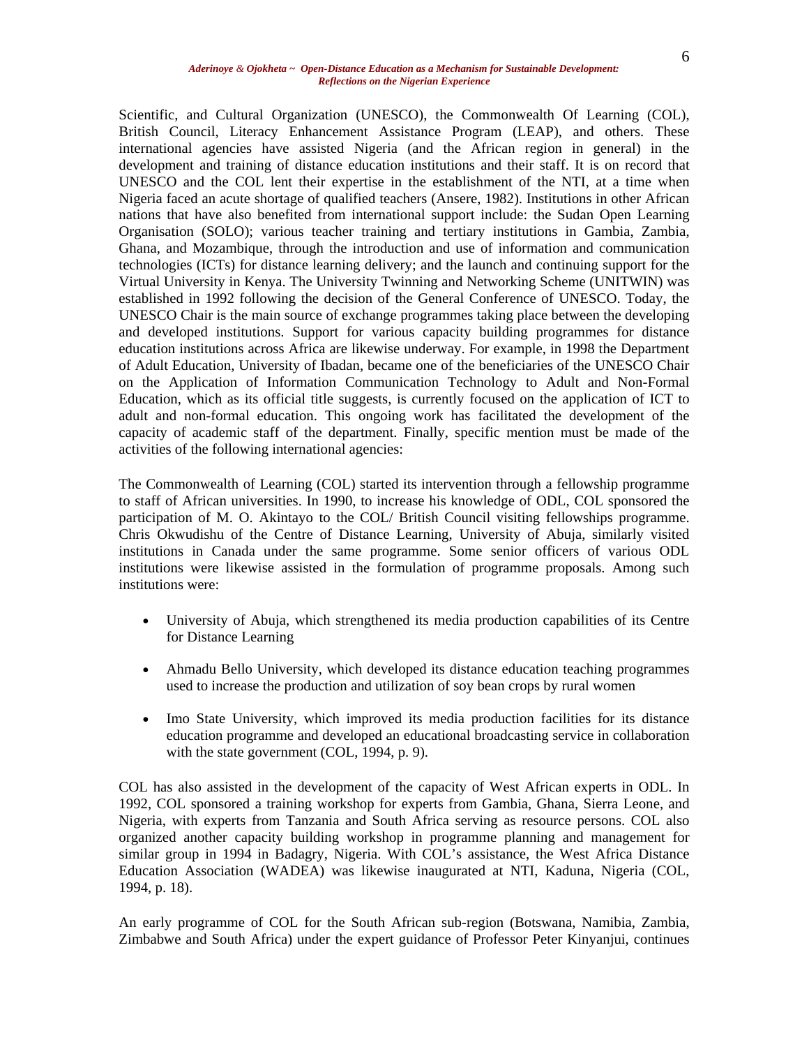Scientific, and Cultural Organization (UNESCO), the Commonwealth Of Learning (COL), British Council, Literacy Enhancement Assistance Program (LEAP), and others. These international agencies have assisted Nigeria (and the African region in general) in the development and training of distance education institutions and their staff. It is on record that UNESCO and the COL lent their expertise in the establishment of the NTI, at a time when Nigeria faced an acute shortage of qualified teachers (Ansere, 1982). Institutions in other African nations that have also benefited from international support include: the Sudan Open Learning Organisation (SOLO); various teacher training and tertiary institutions in Gambia, Zambia, Ghana, and Mozambique, through the introduction and use of information and communication technologies (ICTs) for distance learning delivery; and the launch and continuing support for the Virtual University in Kenya. The University Twinning and Networking Scheme (UNITWIN) was established in 1992 following the decision of the General Conference of UNESCO. Today, the UNESCO Chair is the main source of exchange programmes taking place between the developing and developed institutions. Support for various capacity building programmes for distance education institutions across Africa are likewise underway. For example, in 1998 the Department of Adult Education, University of Ibadan, became one of the beneficiaries of the UNESCO Chair on the Application of Information Communication Technology to Adult and Non-Formal Education, which as its official title suggests, is currently focused on the application of ICT to adult and non-formal education. This ongoing work has facilitated the development of the capacity of academic staff of the department. Finally, specific mention must be made of the activities of the following international agencies:

The Commonwealth of Learning (COL) started its intervention through a fellowship programme to staff of African universities. In 1990, to increase his knowledge of ODL, COL sponsored the participation of M. O. Akintayo to the COL/ British Council visiting fellowships programme. Chris Okwudishu of the Centre of Distance Learning, University of Abuja, similarly visited institutions in Canada under the same programme. Some senior officers of various ODL institutions were likewise assisted in the formulation of programme proposals. Among such institutions were:

- University of Abuja, which strengthened its media production capabilities of its Centre for Distance Learning
- Ahmadu Bello University, which developed its distance education teaching programmes used to increase the production and utilization of soy bean crops by rural women
- Imo State University, which improved its media production facilities for its distance education programme and developed an educational broadcasting service in collaboration with the state government (COL, 1994, p. 9).

COL has also assisted in the development of the capacity of West African experts in ODL. In 1992, COL sponsored a training workshop for experts from Gambia, Ghana, Sierra Leone, and Nigeria, with experts from Tanzania and South Africa serving as resource persons. COL also organized another capacity building workshop in programme planning and management for similar group in 1994 in Badagry, Nigeria. With COL's assistance, the West Africa Distance Education Association (WADEA) was likewise inaugurated at NTI, Kaduna, Nigeria (COL, 1994, p. 18).

An early programme of COL for the South African sub-region (Botswana, Namibia, Zambia, Zimbabwe and South Africa) under the expert guidance of Professor Peter Kinyanjui, continues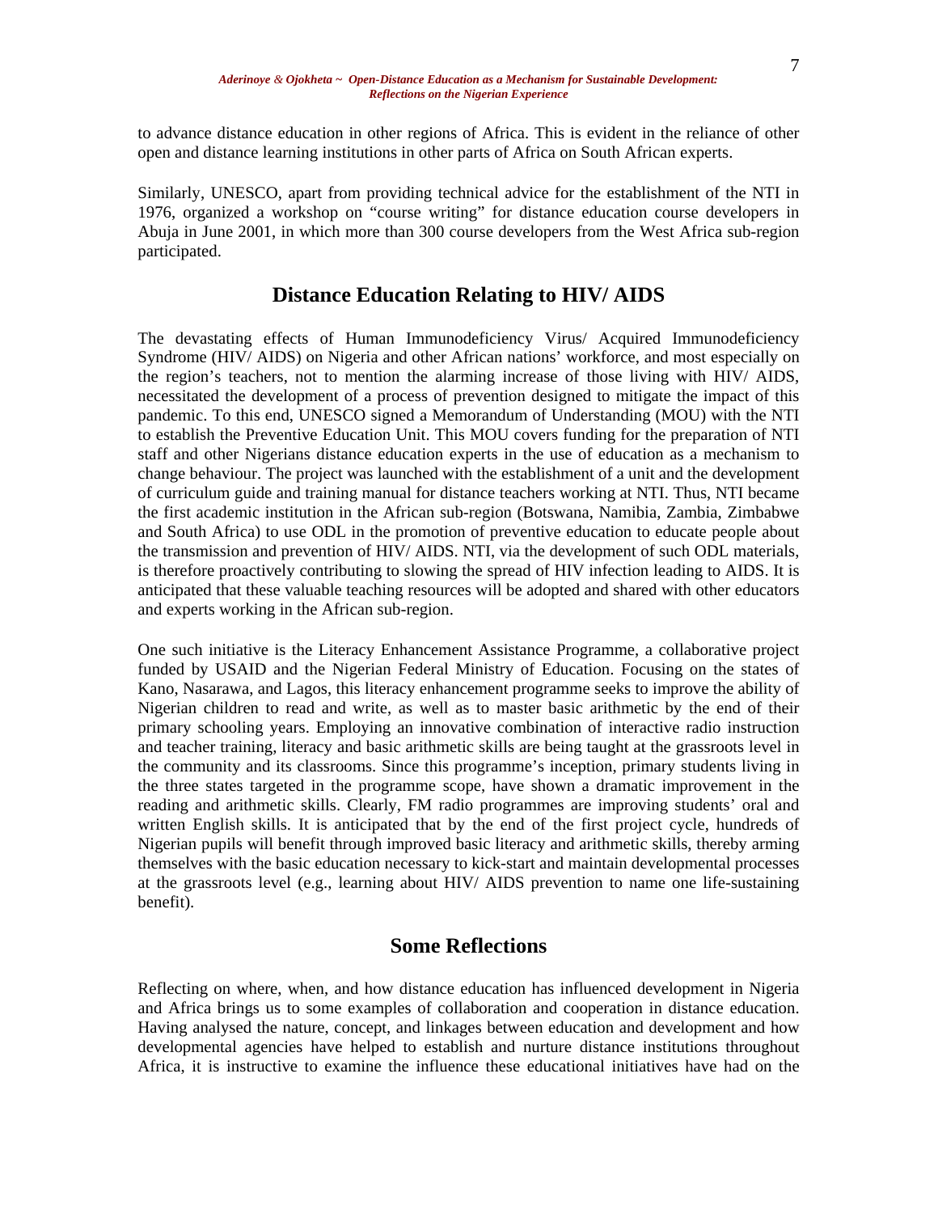to advance distance education in other regions of Africa. This is evident in the reliance of other open and distance learning institutions in other parts of Africa on South African experts.

Similarly, UNESCO, apart from providing technical advice for the establishment of the NTI in 1976, organized a workshop on "course writing" for distance education course developers in Abuja in June 2001, in which more than 300 course developers from the West Africa sub-region participated.

## Distance Education Relating to HIV/ AIDS

The devastating effects of Human Immunodeficiency Virus/ Acquired Immunodeficiency Syndrome (HIV/ AIDS) on Nigeria and other African nations' workforce, and most especially on the region's teachers, not to mention the alarming increase of those living with HIV/ AIDS, necessitated the development of a process of prevention designed to mitigate the impact of this pandemic. To this end, UNESCO signed a Memorandum of Understanding (MOU) with the NTI to establish the Preventive Education Unit. This MOU covers funding for the preparation of NTI staff and other Nigerians distance education experts in the use of education as a mechanism to change behaviour. The project was launched with the establishment of a unit and the development of curriculum guide and training manual for distance teachers working at NTI. Thus, NTI became the first academic institution in the African sub-region (Botswana, Namibia, Zambia, Zimbabwe and South Africa) to use ODL in the promotion of preventive education to educate people about the transmission and prevention of HIV/ AIDS. NTI, via the development of such ODL materials, is therefore proactively contributing to slowing the spread of HIV infection leading to AIDS. It is anticipated that these valuable teaching resources will be adopted and shared with other educators and experts working in the African sub-region.

One such initiative is the Literacy Enhancement Assistance Programme, a collaborative project funded by USAID and the Nigerian Federal Ministry of Education. Focusing on the states of Kano, Nasarawa, and Lagos, this literacy enhancement programme seeks to improve the ability of Nigerian children to read and write, as well as to master basic arithmetic by the end of their primary schooling years. Employing an innovative combination of interactive radio instruction and teacher training, literacy and basic arithmetic skills are being taught at the grassroots level in the community and its classrooms. Since this programme's inception, primary students living in the three states targeted in the programme scope, have shown a dramatic improvement in the reading and arithmetic skills. Clearly, FM radio programmes are improving students' oral and written English skills. It is anticipated that by the end of the first project cycle, hundreds of Nigerian pupils will benefit through improved basic literacy and arithmetic skills, thereby arming themselves with the basic education necessary to kick-start and maintain developmental processes at the grassroots level (e.g., learning about HIV/ AIDS prevention to name one life-sustaining benefit).

## Some Reflections

Reflecting on where, when, and how distance education has influenced development in Nigeria and Africa brings us to some examples of collaboration and cooperation in distance education. Having analysed the nature, concept, and linkages between education and development and how developmental agencies have helped to establish and nurture distance institutions throughout Africa, it is instructive to examine the influence these educational initiatives have had on the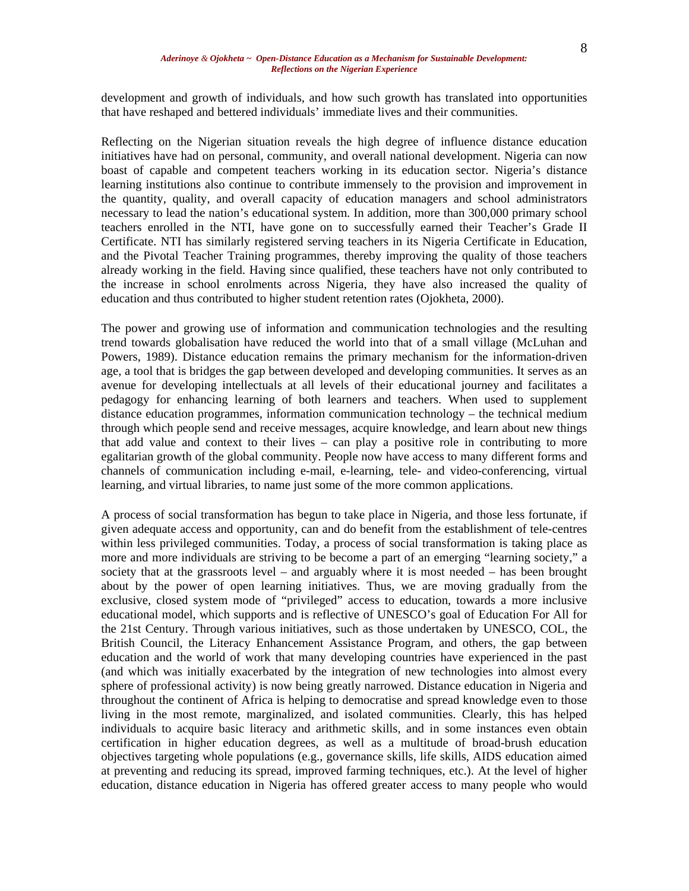development and growth of individuals, and how such growth has translated into opportunities that have reshaped and bettered individuals' immediate lives and their communities.

Reflecting on the Nigerian situation reveals the high degree of influence distance education initiatives have had on personal, community, and overall national development. Nigeria can now boast of capable and competent teachers working in its education sector. Nigeria's distance learning institutions also continue to contribute immensely to the provision and improvement in the quantity, quality, and overall capacity of education managers and school administrators necessary to lead the nation's educational system. In addition, more than 300,000 primary school teachers enrolled in the NTI, have gone on to successfully earned their Teacher's Grade II Certificate. NTI has similarly registered serving teachers in its Nigeria Certificate in Education, and the Pivotal Teacher Training programmes, thereby improving the quality of those teachers already working in the field. Having since qualified, these teachers have not only contributed to the increase in school enrolments across Nigeria, they have also increased the quality of education and thus contributed to higher student retention rates (Ojokheta, 2000).

The power and growing use of information and communication technologies and the resulting trend towards globalisation have reduced the world into that of a small village (McLuhan and Powers, 1989). Distance education remains the primary mechanism for the information-driven age, a tool that is bridges the gap between developed and developing communities. It serves as an avenue for developing intellectuals at all levels of their educational journey and facilitates a pedagogy for enhancing learning of both learners and teachers. When used to supplement distance education programmes, information communication technology – the technical medium through which people send and receive messages, acquire knowledge, and learn about new things that add value and context to their lives – can play a positive role in contributing to more egalitarian growth of the global community. People now have access to many different forms and channels of communication including e-mail, e-learning, tele- and video-conferencing, virtual learning, and virtual libraries, to name just some of the more common applications.

A process of social transformation has begun to take place in Nigeria, and those less fortunate, if given adequate access and opportunity, can and do benefit from the establishment of tele-centres within less privileged communities. Today, a process of social transformation is taking place as more and more individuals are striving to be become a part of an emerging "learning society," a society that at the grassroots level – and arguably where it is most needed – has been brought about by the power of open learning initiatives. Thus, we are moving gradually from the exclusive, closed system mode of "privileged" access to education, towards a more inclusive educational model, which supports and is reflective of UNESCO's goal of Education For All for the 21st Century. Through various initiatives, such as those undertaken by UNESCO, COL, the British Council, the Literacy Enhancement Assistance Program, and others, the gap between education and the world of work that many developing countries have experienced in the past (and which was initially exacerbated by the integration of new technologies into almost every sphere of professional activity) is now being greatly narrowed. Distance education in Nigeria and throughout the continent of Africa is helping to democratise and spread knowledge even to those living in the most remote, marginalized, and isolated communities. Clearly, this has helped individuals to acquire basic literacy and arithmetic skills, and in some instances even obtain certification in higher education degrees, as well as a multitude of broad-brush education objectives targeting whole populations (e.g., governance skills, life skills, AIDS education aimed at preventing and reducing its spread, improved farming techniques, etc.). At the level of higher education, distance education in Nigeria has offered greater access to many people who would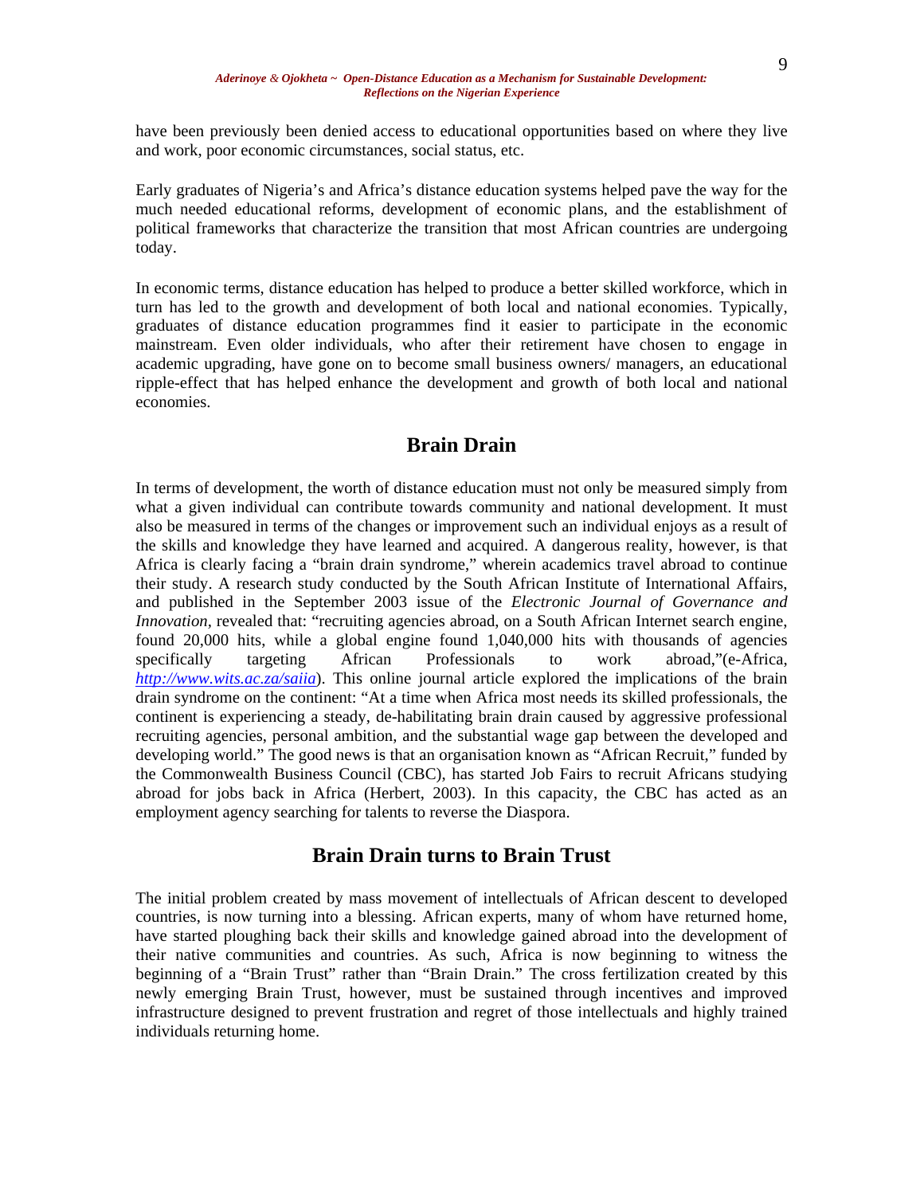have been previously been denied access to educational opportunities based on where they live and work, poor economic circumstances, social status, etc.

Early graduates of Nigeria's and Africa's distance education systems helped pave the way for the much needed educational reforms, development of economic plans, and the establishment of political frameworks that characterize the transition that most African countries are undergoing today.

In economic terms, distance education has helped to produce a better skilled workforce, which in turn has led to the growth and development of both local and national economies. Typically, graduates of distance education programmes find it easier to participate in the economic mainstream. Even older individuals, who after their retirement have chosen to engage in academic upgrading, have gone on to become small business owners/ managers, an educational ripple-effect that has helped enhance the development and growth of both local and national economies.

## Brain Drain

In terms of development, the worth of distance education must not only be measured simply from what a given individual can contribute towards community and national development. It must also be measured in terms of the changes or improvement such an individual enjoys as a result of the skills and knowledge they have learned and acquired. A dangerous reality, however, is that Africa is clearly facing a "brain drain syndrome," wherein academics travel abroad to continue their study. A research study conducted by the South African Institute of International Affairs, and published in the September 2003 issue of the *Electronic Journal of Governance and Innovation*, revealed that: "recruiting agencies abroad, on a South African Internet search engine, found 20,000 hits, while a global engine found 1,040,000 hits with thousands of agencies specifically targeting African Professionals to work abroad,"(e-Africa, *http://www.wits.ac.za/saiia*). This online journal article explored the implications of the brain drain syndrome on the continent: "At a time when Africa most needs its skilled professionals, the continent is experiencing a steady, de-habilitating brain drain caused by aggressive professional recruiting agencies, personal ambition, and the substantial wage gap between the developed and developing world." The good news is that an organisation known as "African Recruit," funded by the Commonwealth Business Council (CBC), has started Job Fairs to recruit Africans studying abroad for jobs back in Africa (Herbert, 2003). In this capacity, the CBC has acted as an employment agency searching for talents to reverse the Diaspora.

## Brain Drain turns to Brain Trust

The initial problem created by mass movement of intellectuals of African descent to developed countries, is now turning into a blessing. African experts, many of whom have returned home, have started ploughing back their skills and knowledge gained abroad into the development of their native communities and countries. As such, Africa is now beginning to witness the beginning of a "Brain Trust" rather than "Brain Drain." The cross fertilization created by this newly emerging Brain Trust, however, must be sustained through incentives and improved infrastructure designed to prevent frustration and regret of those intellectuals and highly trained individuals returning home.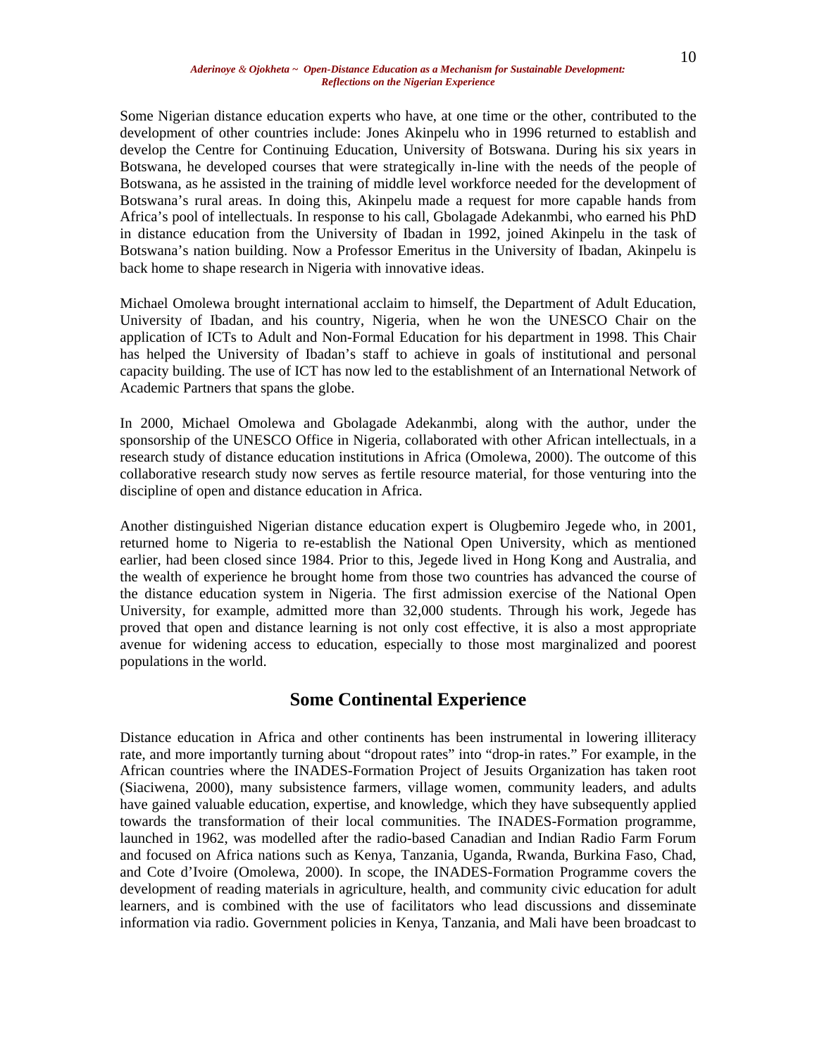Some Nigerian distance education experts who have, at one time or the other, contributed to the development of other countries include: Jones Akinpelu who in 1996 returned to establish and develop the Centre for Continuing Education, University of Botswana. During his six years in Botswana, he developed courses that were strategically in-line with the needs of the people of Botswana, as he assisted in the training of middle level workforce needed for the development of Botswana's rural areas. In doing this, Akinpelu made a request for more capable hands from Africa's pool of intellectuals. In response to his call, Gbolagade Adekanmbi, who earned his PhD in distance education from the University of Ibadan in 1992, joined Akinpelu in the task of Botswana's nation building. Now a Professor Emeritus in the University of Ibadan, Akinpelu is back home to shape research in Nigeria with innovative ideas.

Michael Omolewa brought international acclaim to himself, the Department of Adult Education, University of Ibadan, and his country, Nigeria, when he won the UNESCO Chair on the application of ICTs to Adult and Non-Formal Education for his department in 1998. This Chair has helped the University of Ibadan's staff to achieve in goals of institutional and personal capacity building. The use of ICT has now led to the establishment of an International Network of Academic Partners that spans the globe.

In 2000, Michael Omolewa and Gbolagade Adekanmbi, along with the author, under the sponsorship of the UNESCO Office in Nigeria, collaborated with other African intellectuals, in a research study of distance education institutions in Africa (Omolewa, 2000). The outcome of this collaborative research study now serves as fertile resource material, for those venturing into the discipline of open and distance education in Africa.

Another distinguished Nigerian distance education expert is Olugbemiro Jegede who, in 2001, returned home to Nigeria to re-establish the National Open University, which as mentioned earlier, had been closed since 1984. Prior to this, Jegede lived in Hong Kong and Australia, and the wealth of experience he brought home from those two countries has advanced the course of the distance education system in Nigeria. The first admission exercise of the National Open University, for example, admitted more than 32,000 students. Through his work, Jegede has proved that open and distance learning is not only cost effective, it is also a most appropriate avenue for widening access to education, especially to those most marginalized and poorest populations in the world.

## Some Continental Experience

Distance education in Africa and other continents has been instrumental in lowering illiteracy rate, and more importantly turning about "dropout rates" into "drop-in rates." For example, in the African countries where the INADES-Formation Project of Jesuits Organization has taken root (Siaciwena, 2000), many subsistence farmers, village women, community leaders, and adults have gained valuable education, expertise, and knowledge, which they have subsequently applied towards the transformation of their local communities. The INADES-Formation programme, launched in 1962, was modelled after the radio-based Canadian and Indian Radio Farm Forum and focused on Africa nations such as Kenya, Tanzania, Uganda, Rwanda, Burkina Faso, Chad, and Cote d'Ivoire (Omolewa, 2000). In scope, the INADES-Formation Programme covers the development of reading materials in agriculture, health, and community civic education for adult learners, and is combined with the use of facilitators who lead discussions and disseminate information via radio. Government policies in Kenya, Tanzania, and Mali have been broadcast to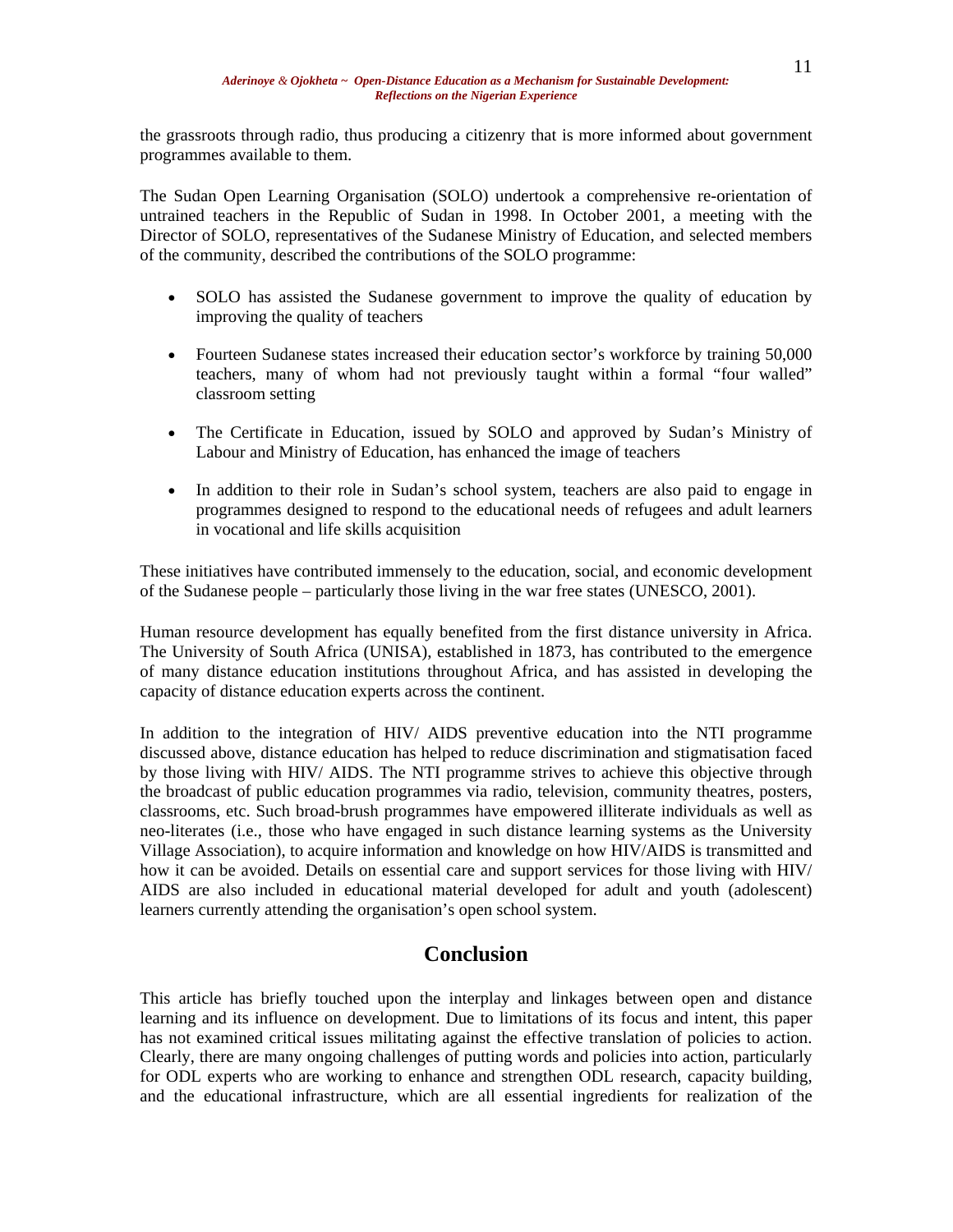the grassroots through radio, thus producing a citizenry that is more informed about government programmes available to them.

The Sudan Open Learning Organisation (SOLO) undertook a comprehensive re-orientation of untrained teachers in the Republic of Sudan in 1998. In October 2001, a meeting with the Director of SOLO, representatives of the Sudanese Ministry of Education, and selected members of the community, described the contributions of the SOLO programme:

- SOLO has assisted the Sudanese government to improve the quality of education by improving the quality of teachers
- Fourteen Sudanese states increased their education sector's workforce by training 50,000 teachers, many of whom had not previously taught within a formal "four walled" classroom setting
- The Certificate in Education, issued by SOLO and approved by Sudan's Ministry of Labour and Ministry of Education, has enhanced the image of teachers
- In addition to their role in Sudan's school system, teachers are also paid to engage in programmes designed to respond to the educational needs of refugees and adult learners in vocational and life skills acquisition

These initiatives have contributed immensely to the education, social, and economic development of the Sudanese people – particularly those living in the war free states (UNESCO, 2001).

Human resource development has equally benefited from the first distance university in Africa. The University of South Africa (UNISA), established in 1873, has contributed to the emergence of many distance education institutions throughout Africa, and has assisted in developing the capacity of distance education experts across the continent.

In addition to the integration of HIV/ AIDS preventive education into the NTI programme discussed above, distance education has helped to reduce discrimination and stigmatisation faced by those living with HIV/ AIDS. The NTI programme strives to achieve this objective through the broadcast of public education programmes via radio, television, community theatres, posters, classrooms, etc. Such broad-brush programmes have empowered illiterate individuals as well as neo-literates (i.e., those who have engaged in such distance learning systems as the University Village Association), to acquire information and knowledge on how HIV/AIDS is transmitted and how it can be avoided. Details on essential care and support services for those living with HIV/ AIDS are also included in educational material developed for adult and youth (adolescent) learners currently attending the organisation's open school system.

## Conclusion

This article has briefly touched upon the interplay and linkages between open and distance learning and its influence on development. Due to limitations of its focus and intent, this paper has not examined critical issues militating against the effective translation of policies to action. Clearly, there are many ongoing challenges of putting words and policies into action, particularly for ODL experts who are working to enhance and strengthen ODL research, capacity building, and the educational infrastructure, which are all essential ingredients for realization of the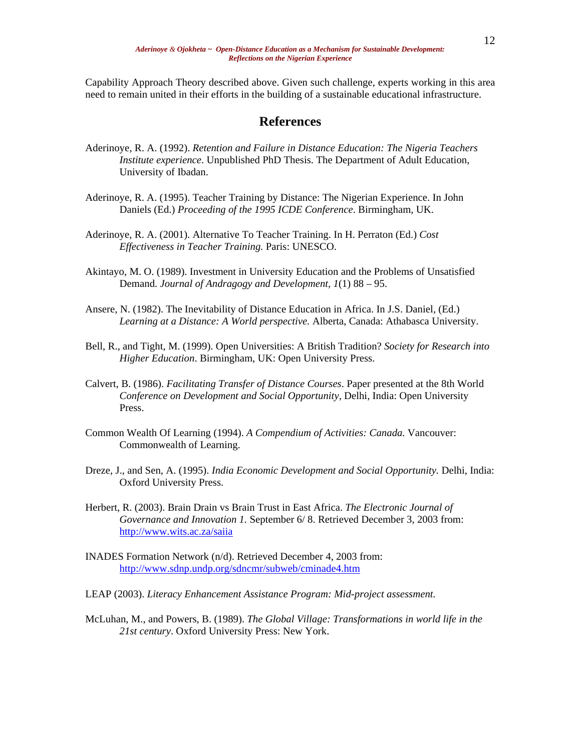Capability Approach Theory described above. Given such challenge, experts working in this area need to remain united in their efforts in the building of a sustainable educational infrastructure.

## References

Aderinoye, R. A. (1992). *Retention and Failure in Distance Education: The Nigeria Teachers Institute experience*. Unpublished PhD Thesis. The Department of Adult Education, University of Ibadan.

Aderinoye, R. A. (1995). Teacher Training by Distance: The Nigerian Experience. In John Daniels (Ed.) *Proceeding of the 1995 ICDE Conference*. Birmingham, UK.

Aderinoye, R. A. (2001). Alternative To Teacher Training. In H. Perraton (Ed.) *Cost Effectiveness in Teacher Training.* Paris: UNESCO.

Akintayo, M. O. (1989). Investment in University Education and the Problems of Unsatisfied Demand. *Journal of Andragogy and Development, 1*(1) 88 – 95.

Ansere, N. (1982). The Inevitability of Distance Education in Africa. In J.S. Daniel, (Ed.) *Learning at a Distance: A World perspective.* Alberta, Canada: Athabasca University.

Bell, R., and Tight, M. (1999). Open Universities: A British Tradition? *Society for Research into Higher Education*. Birmingham, UK: Open University Press.

Calvert, B. (1986). *Facilitating Transfer of Distance Courses*. Paper presented at the 8th World *Conference on Development and Social Opportunity,* Delhi, India: Open University Press.

Common Wealth Of Learning (1994). *A Compendium of Activities: Canada.* Vancouver: Commonwealth of Learning.

Dreze, J., and Sen, A. (1995). *India Economic Development and Social Opportunity.* Delhi, India: Oxford University Press.

Herbert, R. (2003). Brain Drain vs Brain Trust in East Africa. *The Electronic Journal of Governance and Innovation 1.* September 6/ 8. Retrieved December 3, 2003 from: http://www.wits.ac.za/saiia

INADES Formation Network (n/d). Retrieved December 4, 2003 from: http://www.sdnp.undp.org/sdncmr/subweb/cminade4.htm

LEAP (2003). *Literacy Enhancement Assistance Program: Mid-project assessment.*

McLuhan, M., and Powers, B. (1989). *The Global Village: Transformations in world life in the 21st century*. Oxford University Press: New York.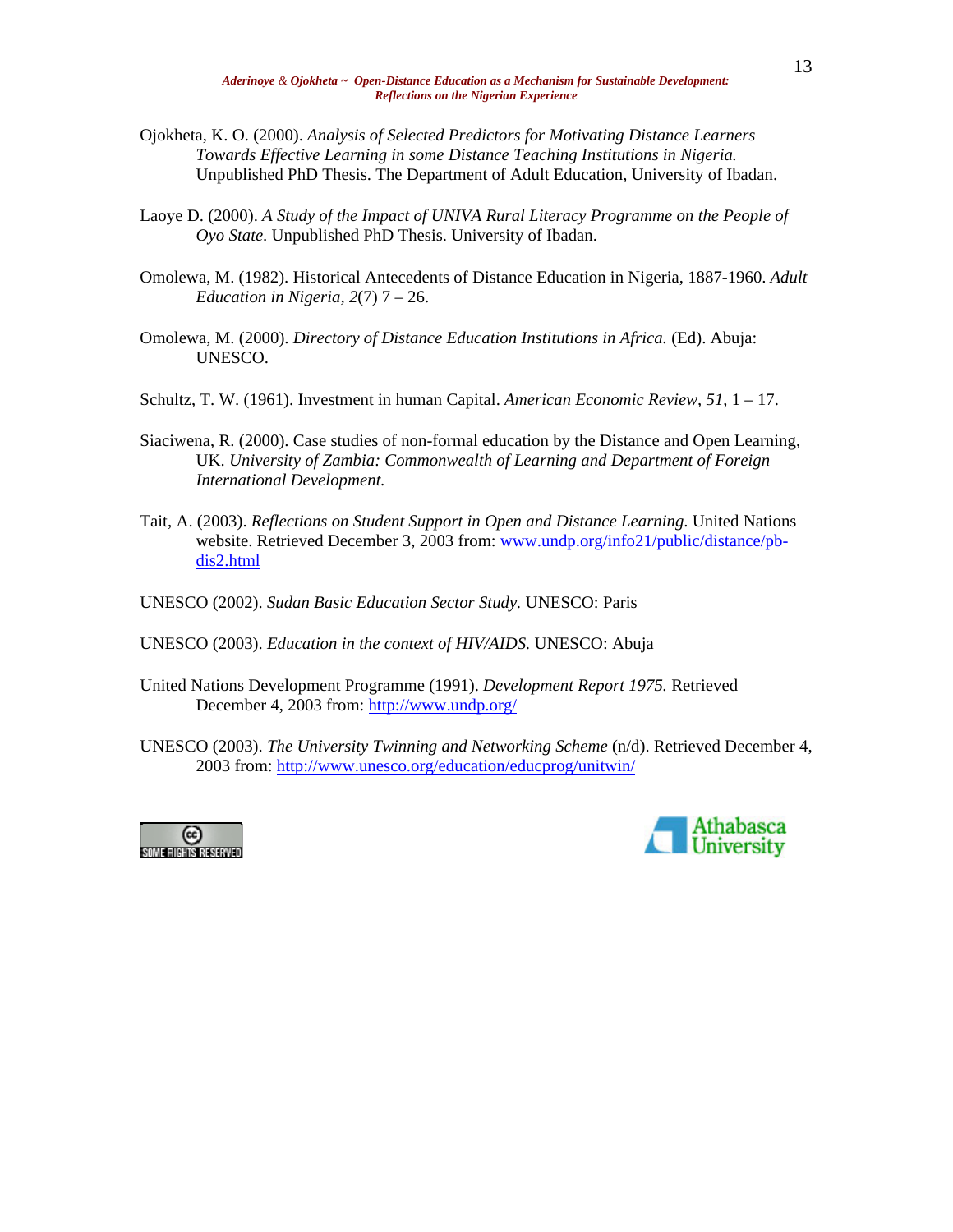Ojokheta, K. O. (2000). *Analysis of Selected Predictors for Motivating Distance Learners Towards Effective Learning in some Distance Teaching Institutions in Nigeria.* Unpublished PhD Thesis. The Department of Adult Education, University of Ibadan.

Laoye D. (2000). *A Study of the Impact of UNIVA Rural Literacy Programme on the People of Oyo State.* Unpublished PhD Thesis. University of Ibadan.

Omolewa, M. (1982). Historical Antecedents of Distance Education in Nigeria, 1887-1960. *Adult Education in Nigeria, 2*(7) 7 – 26.

Omolewa, M. (2000). *Directory of Distance Education Institutions in Africa.* (Ed). Abuja: UNESCO.

Schultz, T. W. (1961). Investment in human Capital. *American Economic Review, 51,* 1 – 17.

Siaciwena, R. (2000). Case studies of non-formal education by the Distance and Open Learning, UK. *University of Zambia: Commonwealth of Learning and Department of Foreign International Development.*

Tait, A. (2003). *Reflections on Student Support in Open and Distance Learning*. United Nations website. Retrieved December 3, 2003 from: www.undp.org/info21/public/distance/pb-dis2.html

UNESCO (2002). *Sudan Basic Education Sector Study.* UNESCO: Paris

UNESCO (2003). *Education in the context of HIV/AIDS.* UNESCO: Abuja

United Nations Development Programme (1991). *Development Report 1975.* Retrieved December 4, 2003 from: http://www.undp.org/

UNESCO (2003). *The University Twinning and Networking Scheme* (n/d). Retrieved December 4, 2003 from: http://www.unesco.org/education/educprog/unitwin/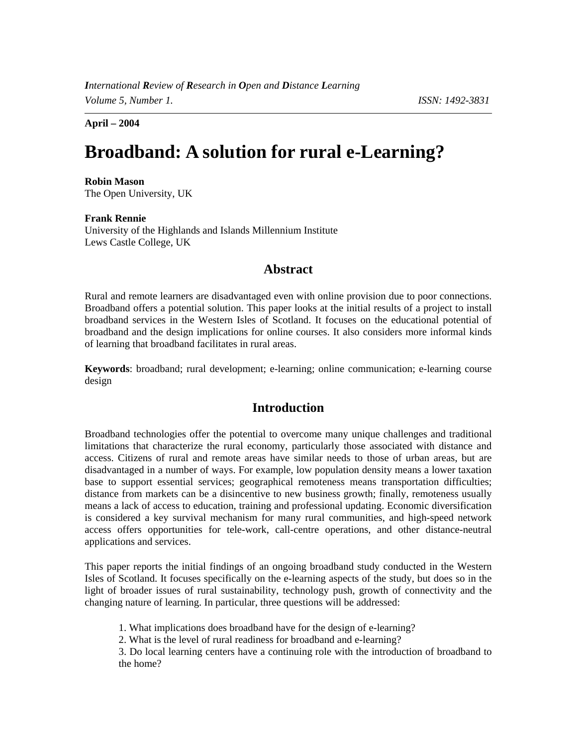April – 2004

# Broadband: A solution for rural e-Learning?

**Robin Mason**
The Open University, UK

**Frank Rennie**
University of the Highlands and Islands Millennium Institute
Lews Castle College, UK

## Abstract

Rural and remote learners are disadvantaged even with online provision due to poor connections. Broadband offers a potential solution. This paper looks at the initial results of a project to install broadband services in the Western Isles of Scotland. It focuses on the educational potential of broadband and the design implications for online courses. It also considers more informal kinds of learning that broadband facilitates in rural areas.

**Keywords**: broadband; rural development; e-learning; online communication; e-learning course design

## Introduction

Broadband technologies offer the potential to overcome many unique challenges and traditional limitations that characterize the rural economy, particularly those associated with distance and access. Citizens of rural and remote areas have similar needs to those of urban areas, but are disadvantaged in a number of ways. For example, low population density means a lower taxation base to support essential services; geographical remoteness means transportation difficulties; distance from markets can be a disincentive to new business growth; finally, remoteness usually means a lack of access to education, training and professional updating. Economic diversification is considered a key survival mechanism for many rural communities, and high-speed network access offers opportunities for tele-work, call-centre operations, and other distance-neutral applications and services.

This paper reports the initial findings of an ongoing broadband study conducted in the Western Isles of Scotland. It focuses specifically on the e-learning aspects of the study, but does so in the light of broader issues of rural sustainability, technology push, growth of connectivity and the changing nature of learning. In particular, three questions will be addressed:

1. What implications does broadband have for the design of e-learning?
2. What is the level of rural readiness for broadband and e-learning?
3. Do local learning centers have a continuing role with the introduction of broadband to the home?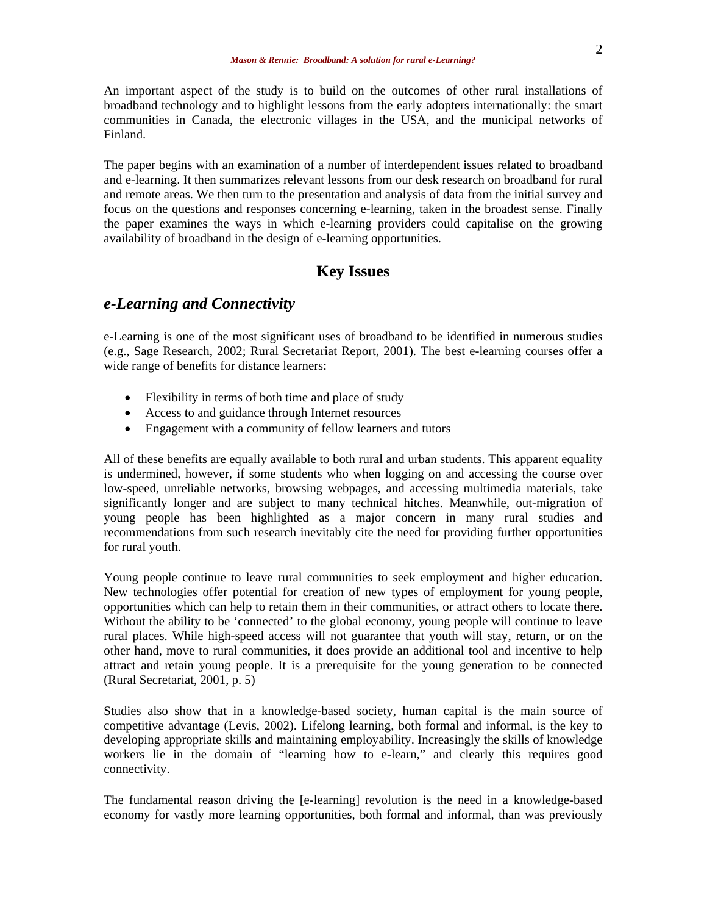An important aspect of the study is to build on the outcomes of other rural installations of broadband technology and to highlight lessons from the early adopters internationally: the smart communities in Canada, the electronic villages in the USA, and the municipal networks of Finland.

The paper begins with an examination of a number of interdependent issues related to broadband and e-learning. It then summarizes relevant lessons from our desk research on broadband for rural and remote areas. We then turn to the presentation and analysis of data from the initial survey and focus on the questions and responses concerning e-learning, taken in the broadest sense. Finally the paper examines the ways in which e-learning providers could capitalise on the growing availability of broadband in the design of e-learning opportunities.

## Key Issues

### *e-Learning and Connectivity*

e-Learning is one of the most significant uses of broadband to be identified in numerous studies (e.g., Sage Research, 2002; Rural Secretariat Report, 2001). The best e-learning courses offer a wide range of benefits for distance learners:

- Flexibility in terms of both time and place of study
- Access to and guidance through Internet resources
- Engagement with a community of fellow learners and tutors

All of these benefits are equally available to both rural and urban students. This apparent equality is undermined, however, if some students who when logging on and accessing the course over low-speed, unreliable networks, browsing webpages, and accessing multimedia materials, take significantly longer and are subject to many technical hitches. Meanwhile, out-migration of young people has been highlighted as a major concern in many rural studies and recommendations from such research inevitably cite the need for providing further opportunities for rural youth.

Young people continue to leave rural communities to seek employment and higher education. New technologies offer potential for creation of new types of employment for young people, opportunities which can help to retain them in their communities, or attract others to locate there. Without the ability to be 'connected' to the global economy, young people will continue to leave rural places. While high-speed access will not guarantee that youth will stay, return, or on the other hand, move to rural communities, it does provide an additional tool and incentive to help attract and retain young people. It is a prerequisite for the young generation to be connected (Rural Secretariat, 2001, p. 5)

Studies also show that in a knowledge-based society, human capital is the main source of competitive advantage (Levis, 2002). Lifelong learning, both formal and informal, is the key to developing appropriate skills and maintaining employability. Increasingly the skills of knowledge workers lie in the domain of "learning how to e-learn," and clearly this requires good connectivity.

The fundamental reason driving the [e-learning] revolution is the need in a knowledge-based economy for vastly more learning opportunities, both formal and informal, than was previously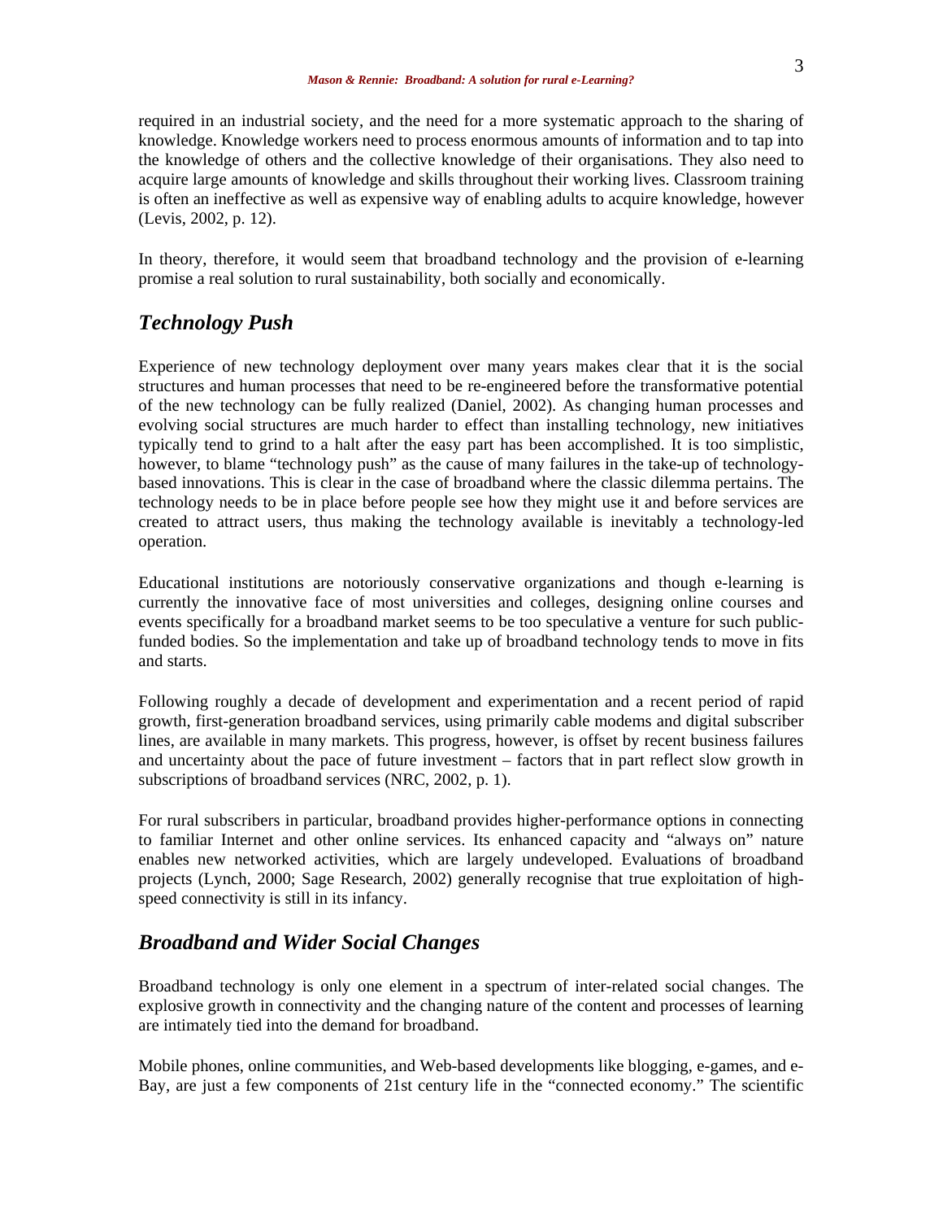required in an industrial society, and the need for a more systematic approach to the sharing of knowledge. Knowledge workers need to process enormous amounts of information and to tap into the knowledge of others and the collective knowledge of their organisations. They also need to acquire large amounts of knowledge and skills throughout their working lives. Classroom training is often an ineffective as well as expensive way of enabling adults to acquire knowledge, however (Levis, 2002, p. 12).

In theory, therefore, it would seem that broadband technology and the provision of e-learning promise a real solution to rural sustainability, both socially and economically.

## *Technology Push*

Experience of new technology deployment over many years makes clear that it is the social structures and human processes that need to be re-engineered before the transformative potential of the new technology can be fully realized (Daniel, 2002). As changing human processes and evolving social structures are much harder to effect than installing technology, new initiatives typically tend to grind to a halt after the easy part has been accomplished. It is too simplistic, however, to blame "technology push" as the cause of many failures in the take-up of technology-based innovations. This is clear in the case of broadband where the classic dilemma pertains. The technology needs to be in place before people see how they might use it and before services are created to attract users, thus making the technology available is inevitably a technology-led operation.

Educational institutions are notoriously conservative organizations and though e-learning is currently the innovative face of most universities and colleges, designing online courses and events specifically for a broadband market seems to be too speculative a venture for such public-funded bodies. So the implementation and take up of broadband technology tends to move in fits and starts.

Following roughly a decade of development and experimentation and a recent period of rapid growth, first-generation broadband services, using primarily cable modems and digital subscriber lines, are available in many markets. This progress, however, is offset by recent business failures and uncertainty about the pace of future investment – factors that in part reflect slow growth in subscriptions of broadband services (NRC, 2002, p. 1).

For rural subscribers in particular, broadband provides higher-performance options in connecting to familiar Internet and other online services. Its enhanced capacity and "always on" nature enables new networked activities, which are largely undeveloped. Evaluations of broadband projects (Lynch, 2000; Sage Research, 2002) generally recognise that true exploitation of high-speed connectivity is still in its infancy.

## *Broadband and Wider Social Changes*

Broadband technology is only one element in a spectrum of inter-related social changes. The explosive growth in connectivity and the changing nature of the content and processes of learning are intimately tied into the demand for broadband.

Mobile phones, online communities, and Web-based developments like blogging, e-games, and e-Bay, are just a few components of 21st century life in the "connected economy." The scientific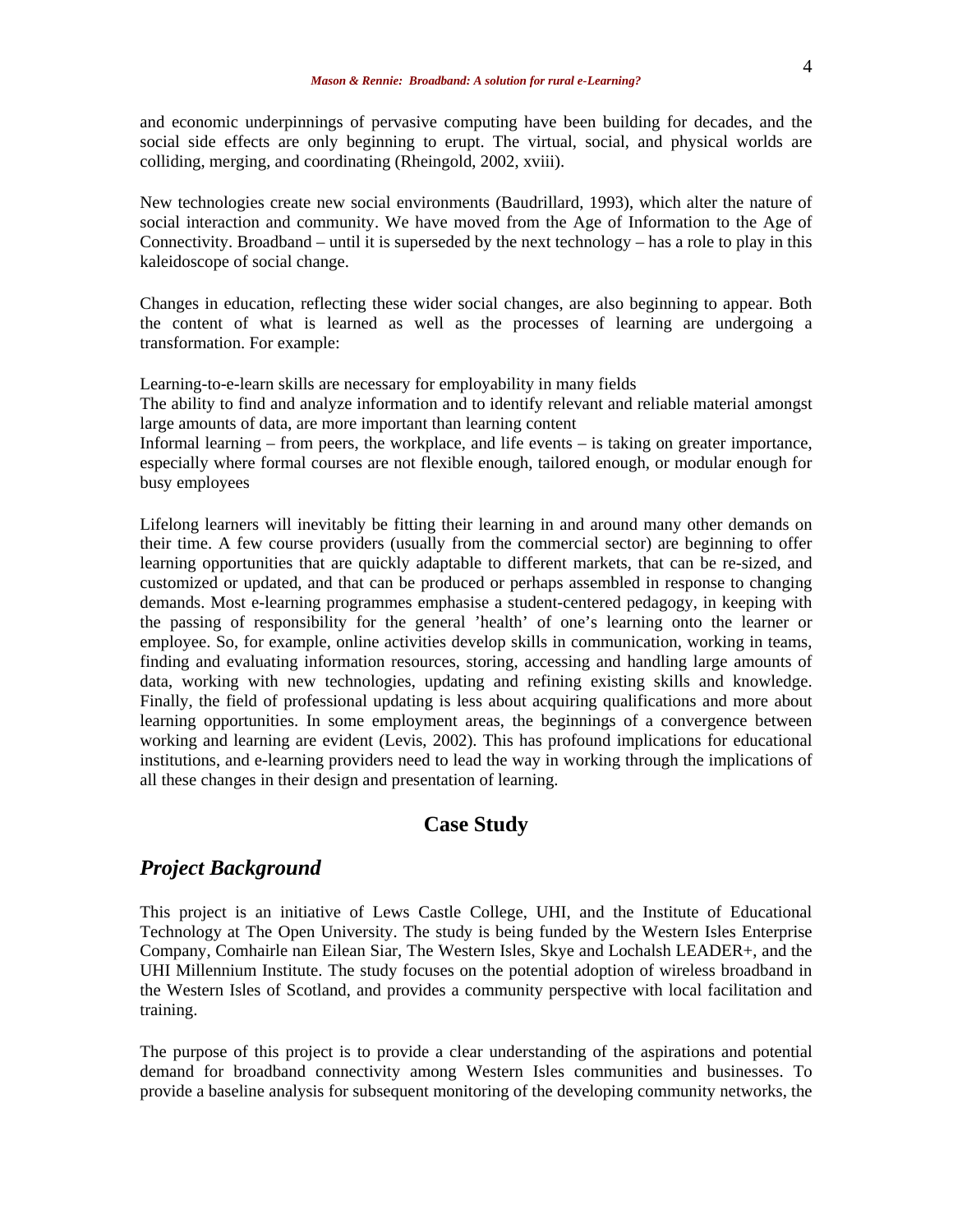and economic underpinnings of pervasive computing have been building for decades, and the social side effects are only beginning to erupt. The virtual, social, and physical worlds are colliding, merging, and coordinating (Rheingold, 2002, xviii).

New technologies create new social environments (Baudrillard, 1993), which alter the nature of social interaction and community. We have moved from the Age of Information to the Age of Connectivity. Broadband – until it is superseded by the next technology – has a role to play in this kaleidoscope of social change.

Changes in education, reflecting these wider social changes, are also beginning to appear. Both the content of what is learned as well as the processes of learning are undergoing a transformation. For example:

Learning-to-e-learn skills are necessary for employability in many fields
The ability to find and analyze information and to identify relevant and reliable material amongst large amounts of data, are more important than learning content
Informal learning – from peers, the workplace, and life events – is taking on greater importance, especially where formal courses are not flexible enough, tailored enough, or modular enough for busy employees

Lifelong learners will inevitably be fitting their learning in and around many other demands on their time. A few course providers (usually from the commercial sector) are beginning to offer learning opportunities that are quickly adaptable to different markets, that can be re-sized, and customized or updated, and that can be produced or perhaps assembled in response to changing demands. Most e-learning programmes emphasise a student-centered pedagogy, in keeping with the passing of responsibility for the general 'health' of one's learning onto the learner or employee. So, for example, online activities develop skills in communication, working in teams, finding and evaluating information resources, storing, accessing and handling large amounts of data, working with new technologies, updating and refining existing skills and knowledge. Finally, the field of professional updating is less about acquiring qualifications and more about learning opportunities. In some employment areas, the beginnings of a convergence between working and learning are evident (Levis, 2002). This has profound implications for educational institutions, and e-learning providers need to lead the way in working through the implications of all these changes in their design and presentation of learning.

## Case Study

### *Project Background*

This project is an initiative of Lews Castle College, UHI, and the Institute of Educational Technology at The Open University. The study is being funded by the Western Isles Enterprise Company, Comhairle nan Eilean Siar, The Western Isles, Skye and Lochalsh LEADER+, and the UHI Millennium Institute. The study focuses on the potential adoption of wireless broadband in the Western Isles of Scotland, and provides a community perspective with local facilitation and training.

The purpose of this project is to provide a clear understanding of the aspirations and potential demand for broadband connectivity among Western Isles communities and businesses. To provide a baseline analysis for subsequent monitoring of the developing community networks, the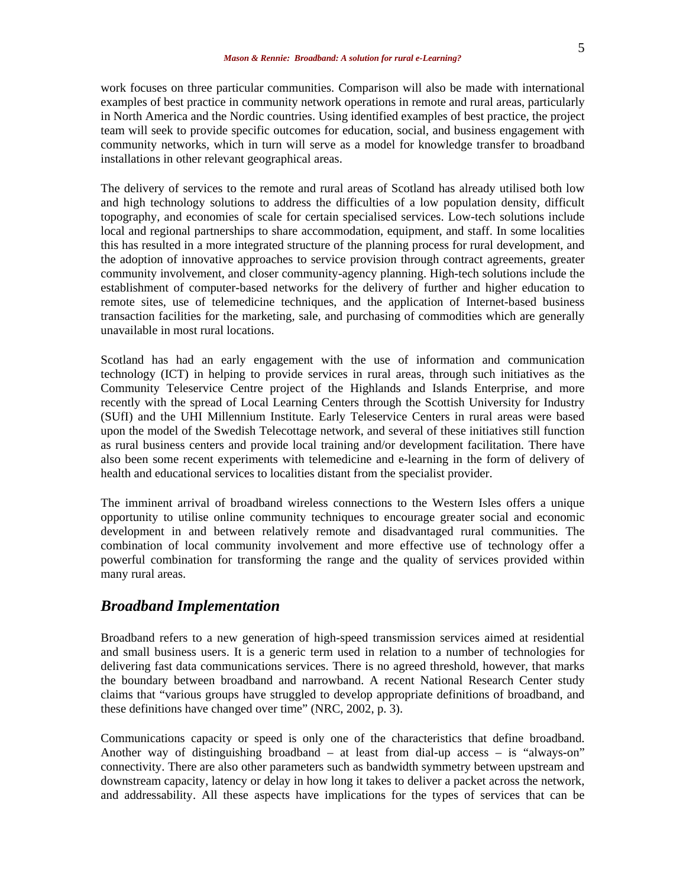work focuses on three particular communities. Comparison will also be made with international examples of best practice in community network operations in remote and rural areas, particularly in North America and the Nordic countries. Using identified examples of best practice, the project team will seek to provide specific outcomes for education, social, and business engagement with community networks, which in turn will serve as a model for knowledge transfer to broadband installations in other relevant geographical areas.

The delivery of services to the remote and rural areas of Scotland has already utilised both low and high technology solutions to address the difficulties of a low population density, difficult topography, and economies of scale for certain specialised services. Low-tech solutions include local and regional partnerships to share accommodation, equipment, and staff. In some localities this has resulted in a more integrated structure of the planning process for rural development, and the adoption of innovative approaches to service provision through contract agreements, greater community involvement, and closer community-agency planning. High-tech solutions include the establishment of computer-based networks for the delivery of further and higher education to remote sites, use of telemedicine techniques, and the application of Internet-based business transaction facilities for the marketing, sale, and purchasing of commodities which are generally unavailable in most rural locations.

Scotland has had an early engagement with the use of information and communication technology (ICT) in helping to provide services in rural areas, through such initiatives as the Community Teleservice Centre project of the Highlands and Islands Enterprise, and more recently with the spread of Local Learning Centers through the Scottish University for Industry (SUfI) and the UHI Millennium Institute. Early Teleservice Centers in rural areas were based upon the model of the Swedish Telecottage network, and several of these initiatives still function as rural business centers and provide local training and/or development facilitation. There have also been some recent experiments with telemedicine and e-learning in the form of delivery of health and educational services to localities distant from the specialist provider.

The imminent arrival of broadband wireless connections to the Western Isles offers a unique opportunity to utilise online community techniques to encourage greater social and economic development in and between relatively remote and disadvantaged rural communities. The combination of local community involvement and more effective use of technology offer a powerful combination for transforming the range and the quality of services provided within many rural areas.

## *Broadband Implementation*

Broadband refers to a new generation of high-speed transmission services aimed at residential and small business users. It is a generic term used in relation to a number of technologies for delivering fast data communications services. There is no agreed threshold, however, that marks the boundary between broadband and narrowband. A recent National Research Center study claims that "various groups have struggled to develop appropriate definitions of broadband, and these definitions have changed over time" (NRC, 2002, p. 3).

Communications capacity or speed is only one of the characteristics that define broadband. Another way of distinguishing broadband – at least from dial-up access – is "always-on" connectivity. There are also other parameters such as bandwidth symmetry between upstream and downstream capacity, latency or delay in how long it takes to deliver a packet across the network, and addressability. All these aspects have implications for the types of services that can be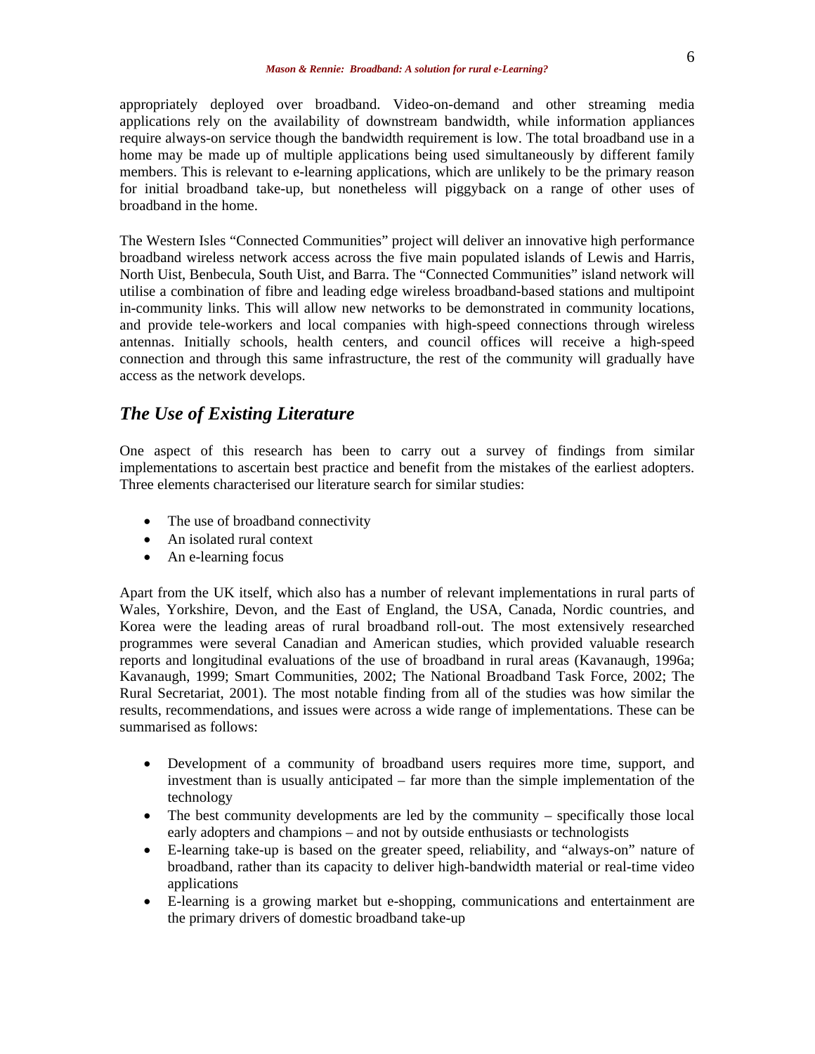appropriately deployed over broadband. Video-on-demand and other streaming media applications rely on the availability of downstream bandwidth, while information appliances require always-on service though the bandwidth requirement is low. The total broadband use in a home may be made up of multiple applications being used simultaneously by different family members. This is relevant to e-learning applications, which are unlikely to be the primary reason for initial broadband take-up, but nonetheless will piggyback on a range of other uses of broadband in the home.

The Western Isles "Connected Communities" project will deliver an innovative high performance broadband wireless network access across the five main populated islands of Lewis and Harris, North Uist, Benbecula, South Uist, and Barra. The "Connected Communities" island network will utilise a combination of fibre and leading edge wireless broadband-based stations and multipoint in-community links. This will allow new networks to be demonstrated in community locations, and provide tele-workers and local companies with high-speed connections through wireless antennas. Initially schools, health centers, and council offices will receive a high-speed connection and through this same infrastructure, the rest of the community will gradually have access as the network develops.

## *The Use of Existing Literature*

One aspect of this research has been to carry out a survey of findings from similar implementations to ascertain best practice and benefit from the mistakes of the earliest adopters. Three elements characterised our literature search for similar studies:

- The use of broadband connectivity
- An isolated rural context
- An e-learning focus

Apart from the UK itself, which also has a number of relevant implementations in rural parts of Wales, Yorkshire, Devon, and the East of England, the USA, Canada, Nordic countries, and Korea were the leading areas of rural broadband roll-out. The most extensively researched programmes were several Canadian and American studies, which provided valuable research reports and longitudinal evaluations of the use of broadband in rural areas (Kavanaugh, 1996a; Kavanaugh, 1999; Smart Communities, 2002; The National Broadband Task Force, 2002; The Rural Secretariat, 2001). The most notable finding from all of the studies was how similar the results, recommendations, and issues were across a wide range of implementations. These can be summarised as follows:

- Development of a community of broadband users requires more time, support, and investment than is usually anticipated – far more than the simple implementation of the technology
- The best community developments are led by the community – specifically those local early adopters and champions – and not by outside enthusiasts or technologists
- E-learning take-up is based on the greater speed, reliability, and "always-on" nature of broadband, rather than its capacity to deliver high-bandwidth material or real-time video applications
- E-learning is a growing market but e-shopping, communications and entertainment are the primary drivers of domestic broadband take-up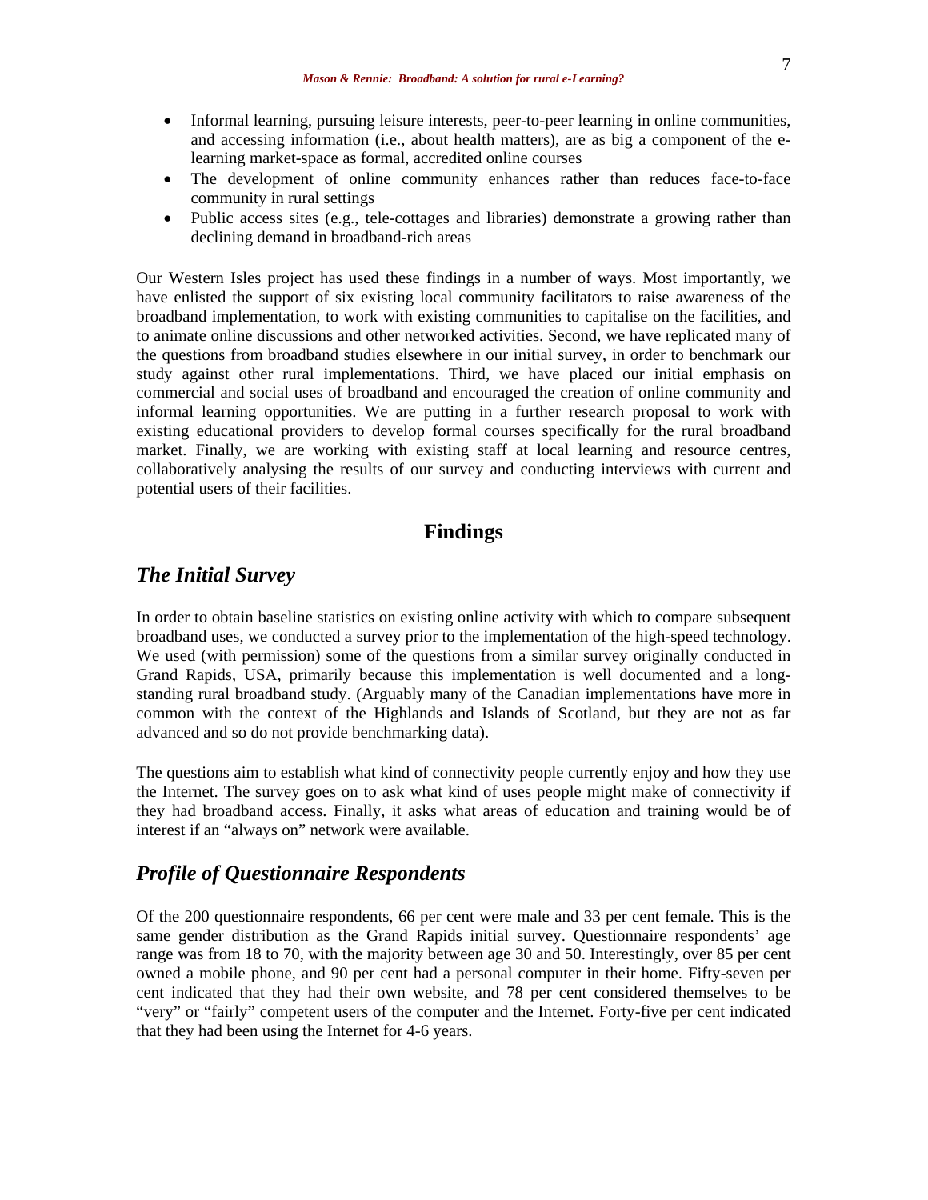- Informal learning, pursuing leisure interests, peer-to-peer learning in online communities, and accessing information (i.e., about health matters), are as big a component of the e-learning market-space as formal, accredited online courses
- The development of online community enhances rather than reduces face-to-face community in rural settings
- Public access sites (e.g., tele-cottages and libraries) demonstrate a growing rather than declining demand in broadband-rich areas

Our Western Isles project has used these findings in a number of ways. Most importantly, we have enlisted the support of six existing local community facilitators to raise awareness of the broadband implementation, to work with existing communities to capitalise on the facilities, and to animate online discussions and other networked activities. Second, we have replicated many of the questions from broadband studies elsewhere in our initial survey, in order to benchmark our study against other rural implementations. Third, we have placed our initial emphasis on commercial and social uses of broadband and encouraged the creation of online community and informal learning opportunities. We are putting in a further research proposal to work with existing educational providers to develop formal courses specifically for the rural broadband market. Finally, we are working with existing staff at local learning and resource centres, collaboratively analysing the results of our survey and conducting interviews with current and potential users of their facilities.

## Findings

### *The Initial Survey*

In order to obtain baseline statistics on existing online activity with which to compare subsequent broadband uses, we conducted a survey prior to the implementation of the high-speed technology. We used (with permission) some of the questions from a similar survey originally conducted in Grand Rapids, USA, primarily because this implementation is well documented and a long-standing rural broadband study. (Arguably many of the Canadian implementations have more in common with the context of the Highlands and Islands of Scotland, but they are not as far advanced and so do not provide benchmarking data).

The questions aim to establish what kind of connectivity people currently enjoy and how they use the Internet. The survey goes on to ask what kind of uses people might make of connectivity if they had broadband access. Finally, it asks what areas of education and training would be of interest if an "always on" network were available.

### *Profile of Questionnaire Respondents*

Of the 200 questionnaire respondents, 66 per cent were male and 33 per cent female. This is the same gender distribution as the Grand Rapids initial survey. Questionnaire respondents' age range was from 18 to 70, with the majority between age 30 and 50. Interestingly, over 85 per cent owned a mobile phone, and 90 per cent had a personal computer in their home. Fifty-seven per cent indicated that they had their own website, and 78 per cent considered themselves to be "very" or "fairly" competent users of the computer and the Internet. Forty-five per cent indicated that they had been using the Internet for 4-6 years.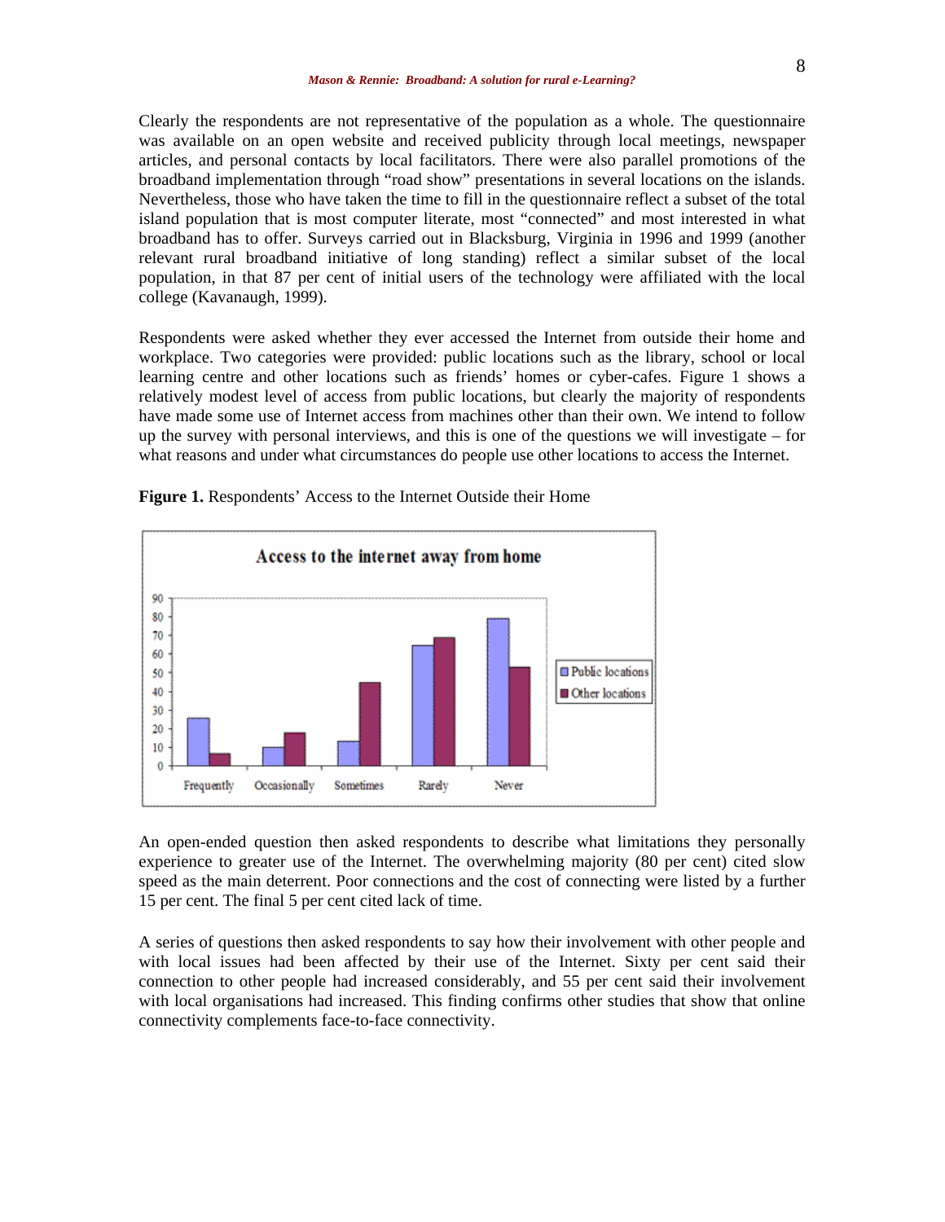Clearly the respondents are not representative of the population as a whole. The questionnaire was available on an open website and received publicity through local meetings, newspaper articles, and personal contacts by local facilitators. There were also parallel promotions of the broadband implementation through "road show" presentations in several locations on the islands. Nevertheless, those who have taken the time to fill in the questionnaire reflect a subset of the total island population that is most computer literate, most "connected" and most interested in what broadband has to offer. Surveys carried out in Blacksburg, Virginia in 1996 and 1999 (another relevant rural broadband initiative of long standing) reflect a similar subset of the local population, in that 87 per cent of initial users of the technology were affiliated with the local college (Kavanaugh, 1999).

Respondents were asked whether they ever accessed the Internet from outside their home and workplace. Two categories were provided: public locations such as the library, school or local learning centre and other locations such as friends' homes or cyber-cafes. Figure 1 shows a relatively modest level of access from public locations, but clearly the majority of respondents have made some use of Internet access from machines other than their own. We intend to follow up the survey with personal interviews, and this is one of the questions we will investigate – for what reasons and under what circumstances do people use other locations to access the Internet.

**Figure 1.** Respondents' Access to the Internet Outside their Home

An open-ended question then asked respondents to describe what limitations they personally experience to greater use of the Internet. The overwhelming majority (80 per cent) cited slow speed as the main deterrent. Poor connections and the cost of connecting were listed by a further 15 per cent. The final 5 per cent cited lack of time.

A series of questions then asked respondents to say how their involvement with other people and with local issues had been affected by their use of the Internet. Sixty per cent said their connection to other people had increased considerably, and 55 per cent said their involvement with local organisations had increased. This finding confirms other studies that show that online connectivity complements face-to-face connectivity.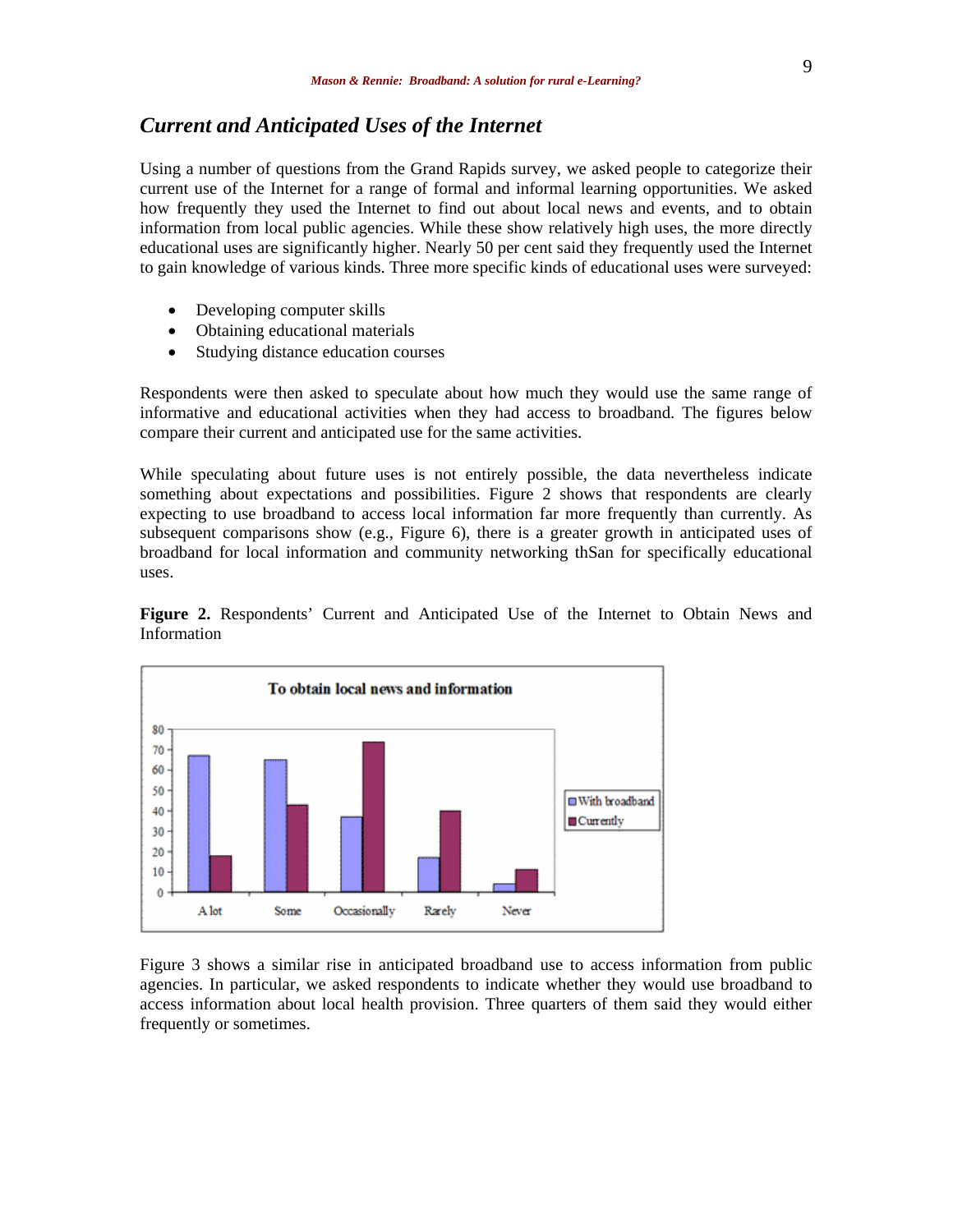## *Current and Anticipated Uses of the Internet*

Using a number of questions from the Grand Rapids survey, we asked people to categorize their current use of the Internet for a range of formal and informal learning opportunities. We asked how frequently they used the Internet to find out about local news and events, and to obtain information from local public agencies. While these show relatively high uses, the more directly educational uses are significantly higher. Nearly 50 per cent said they frequently used the Internet to gain knowledge of various kinds. Three more specific kinds of educational uses were surveyed:

- Developing computer skills
- Obtaining educational materials
- Studying distance education courses

Respondents were then asked to speculate about how much they would use the same range of informative and educational activities when they had access to broadband. The figures below compare their current and anticipated use for the same activities.

While speculating about future uses is not entirely possible, the data nevertheless indicate something about expectations and possibilities. Figure 2 shows that respondents are clearly expecting to use broadband to access local information far more frequently than currently. As subsequent comparisons show (e.g., Figure 6), there is a greater growth in anticipated uses of broadband for local information and community networking thSan for specifically educational uses.

**Figure 2.** Respondents' Current and Anticipated Use of the Internet to Obtain News and Information

Figure 3 shows a similar rise in anticipated broadband use to access information from public agencies. In particular, we asked respondents to indicate whether they would use broadband to access information about local health provision. Three quarters of them said they would either frequently or sometimes.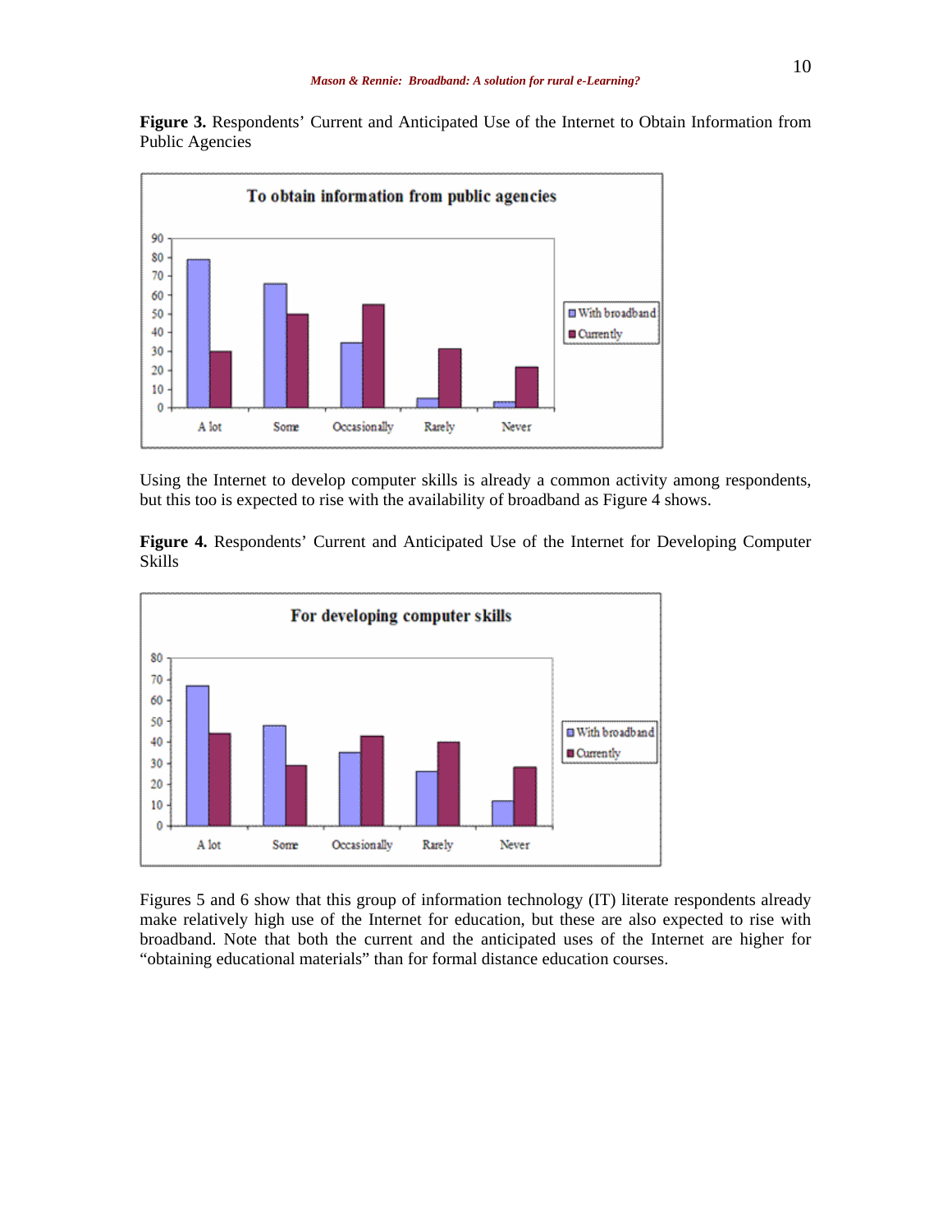**Figure 3.** Respondents' Current and Anticipated Use of the Internet to Obtain Information from Public Agencies

Using the Internet to develop computer skills is already a common activity among respondents, but this too is expected to rise with the availability of broadband as Figure 4 shows.

**Figure 4.** Respondents' Current and Anticipated Use of the Internet for Developing Computer Skills

Figures 5 and 6 show that this group of information technology (IT) literate respondents already make relatively high use of the Internet for education, but these are also expected to rise with broadband. Note that both the current and the anticipated uses of the Internet are higher for "obtaining educational materials" than for formal distance education courses.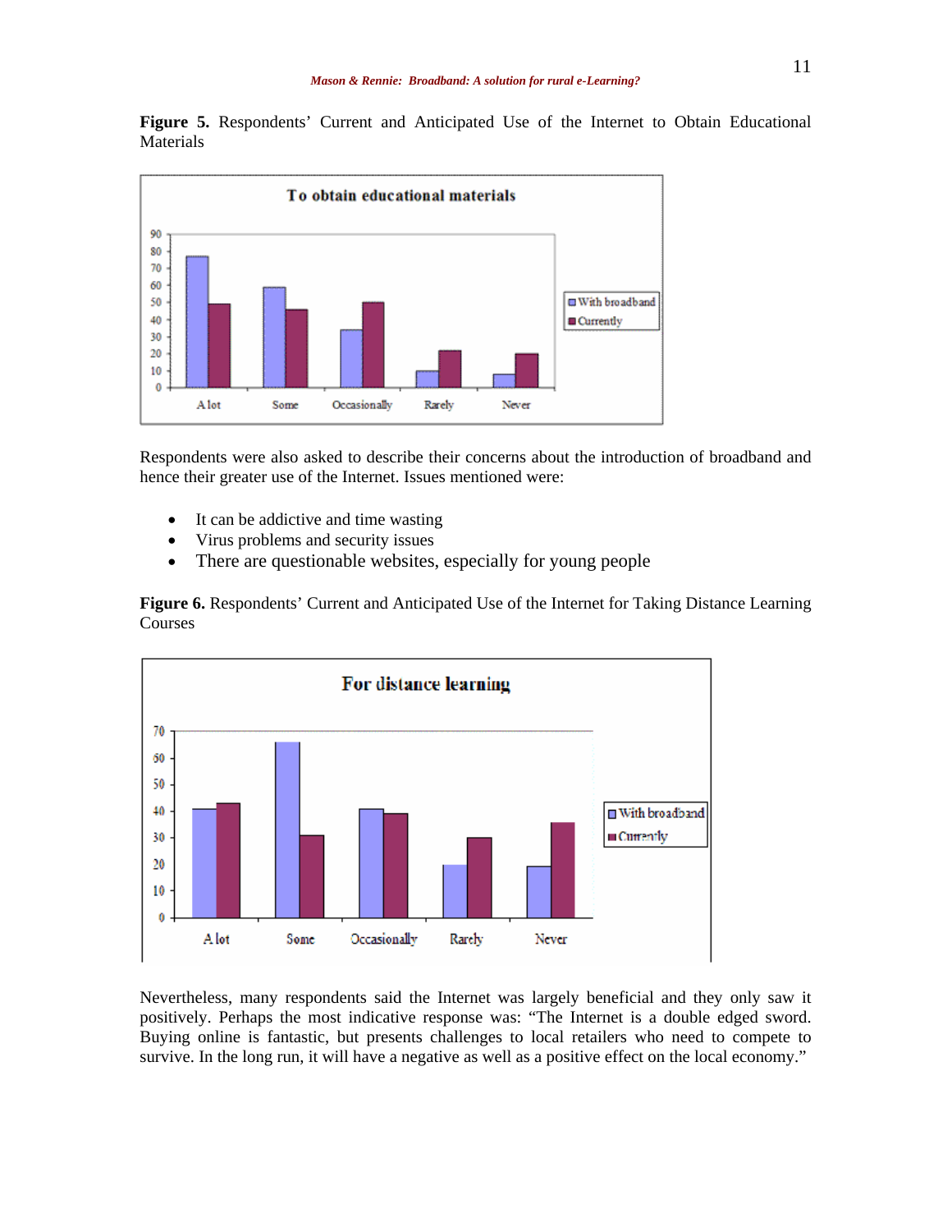**Figure 5.** Respondents' Current and Anticipated Use of the Internet to Obtain Educational Materials

Respondents were also asked to describe their concerns about the introduction of broadband and hence their greater use of the Internet. Issues mentioned were:

- It can be addictive and time wasting
- Virus problems and security issues
- There are questionable websites, especially for young people

**Figure 6.** Respondents' Current and Anticipated Use of the Internet for Taking Distance Learning Courses

Nevertheless, many respondents said the Internet was largely beneficial and they only saw it positively. Perhaps the most indicative response was: "The Internet is a double edged sword. Buying online is fantastic, but presents challenges to local retailers who need to compete to survive. In the long run, it will have a negative as well as a positive effect on the local economy."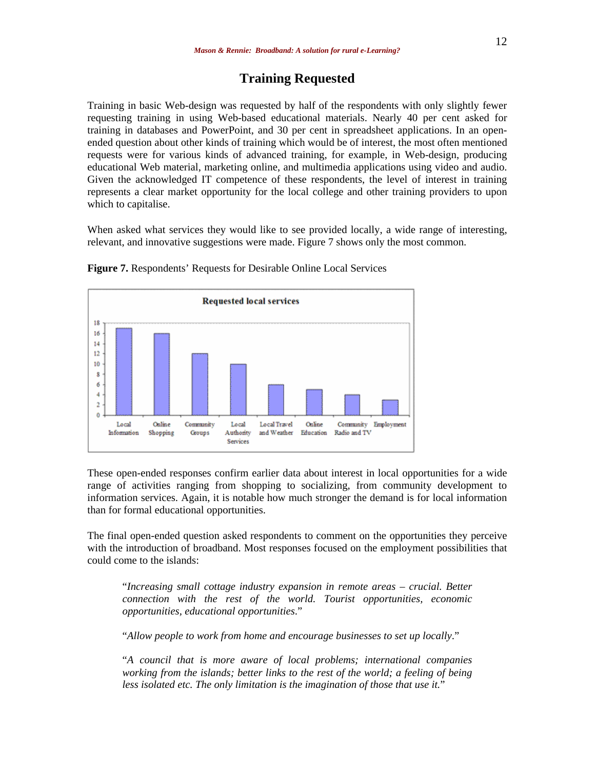## Training Requested

Training in basic Web-design was requested by half of the respondents with only slightly fewer requesting training in using Web-based educational materials. Nearly 40 per cent asked for training in databases and PowerPoint, and 30 per cent in spreadsheet applications. In an open-ended question about other kinds of training which would be of interest, the most often mentioned requests were for various kinds of advanced training, for example, in Web-design, producing educational Web material, marketing online, and multimedia applications using video and audio. Given the acknowledged IT competence of these respondents, the level of interest in training represents a clear market opportunity for the local college and other training providers to upon which to capitalise.

When asked what services they would like to see provided locally, a wide range of interesting, relevant, and innovative suggestions were made. Figure 7 shows only the most common.

**Figure 7.** Respondents' Requests for Desirable Online Local Services

These open-ended responses confirm earlier data about interest in local opportunities for a wide range of activities ranging from shopping to socializing, from community development to information services. Again, it is notable how much stronger the demand is for local information than for formal educational opportunities.

The final open-ended question asked respondents to comment on the opportunities they perceive with the introduction of broadband. Most responses focused on the employment possibilities that could come to the islands:

> "*Increasing small cottage industry expansion in remote areas – crucial. Better connection with the rest of the world. Tourist opportunities, economic opportunities, educational opportunities*."

> "*Allow people to work from home and encourage businesses to set up locally*."

> "*A council that is more aware of local problems; international companies working from the islands; better links to the rest of the world; a feeling of being less isolated etc. The only limitation is the imagination of those that use it.*"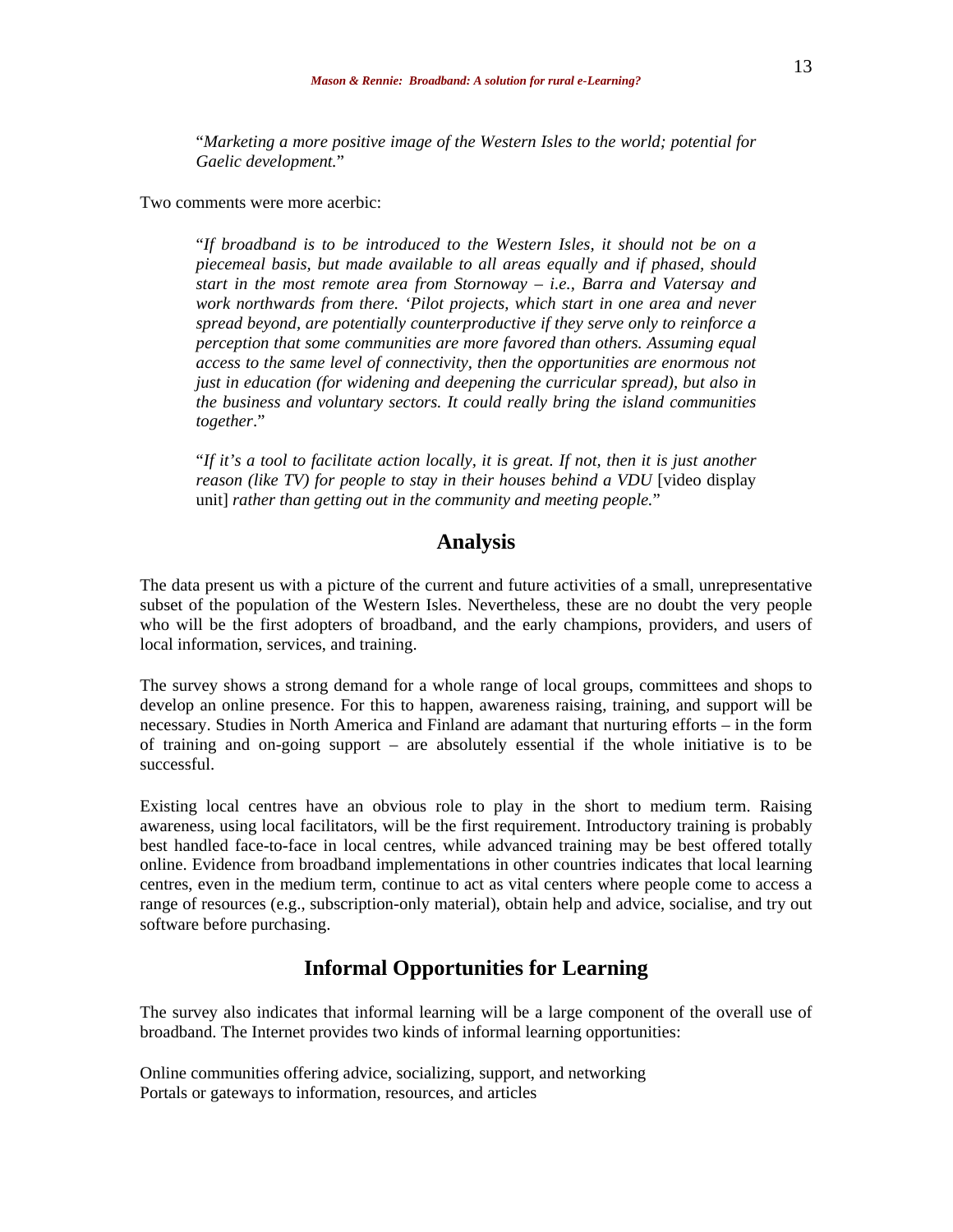"*Marketing a more positive image of the Western Isles to the world; potential for Gaelic development.*"

Two comments were more acerbic:

"*If broadband is to be introduced to the Western Isles, it should not be on a piecemeal basis, but made available to all areas equally and if phased, should start in the most remote area from Stornoway – i.e., Barra and Vatersay and work northwards from there. 'Pilot projects, which start in one area and never spread beyond, are potentially counterproductive if they serve only to reinforce a perception that some communities are more favored than others. Assuming equal access to the same level of connectivity, then the opportunities are enormous not just in education (for widening and deepening the curricular spread), but also in the business and voluntary sectors. It could really bring the island communities together*."

"*If it's a tool to facilitate action locally, it is great. If not, then it is just another reason (like TV) for people to stay in their houses behind a VDU* [video display unit] *rather than getting out in the community and meeting people.*"

## Analysis

The data present us with a picture of the current and future activities of a small, unrepresentative subset of the population of the Western Isles. Nevertheless, these are no doubt the very people who will be the first adopters of broadband, and the early champions, providers, and users of local information, services, and training.

The survey shows a strong demand for a whole range of local groups, committees and shops to develop an online presence. For this to happen, awareness raising, training, and support will be necessary. Studies in North America and Finland are adamant that nurturing efforts – in the form of training and on-going support – are absolutely essential if the whole initiative is to be successful.

Existing local centres have an obvious role to play in the short to medium term. Raising awareness, using local facilitators, will be the first requirement. Introductory training is probably best handled face-to-face in local centres, while advanced training may be best offered totally online. Evidence from broadband implementations in other countries indicates that local learning centres, even in the medium term, continue to act as vital centers where people come to access a range of resources (e.g., subscription-only material), obtain help and advice, socialise, and try out software before purchasing.

## Informal Opportunities for Learning

The survey also indicates that informal learning will be a large component of the overall use of broadband. The Internet provides two kinds of informal learning opportunities:

Online communities offering advice, socializing, support, and networking
Portals or gateways to information, resources, and articles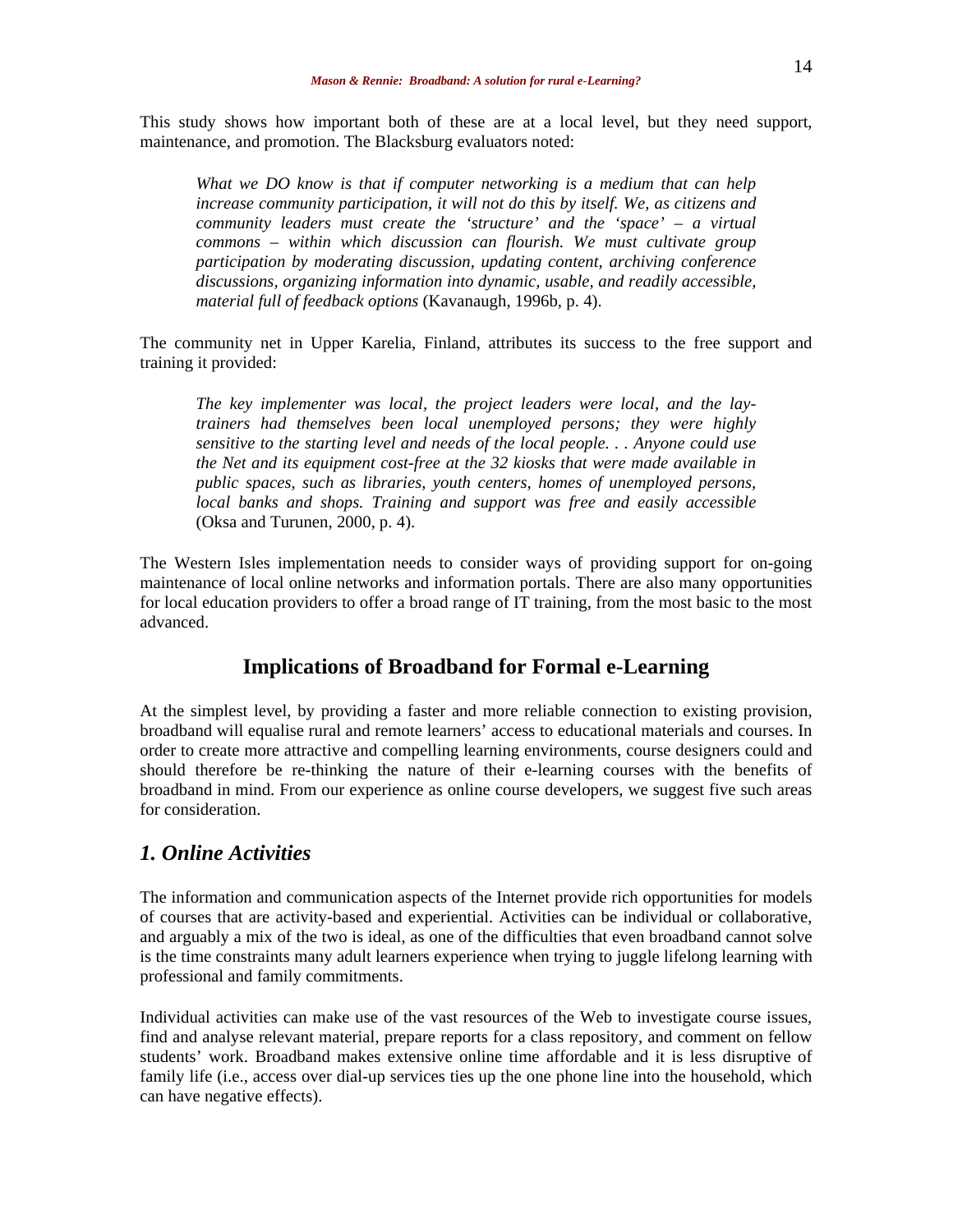This study shows how important both of these are at a local level, but they need support, maintenance, and promotion. The Blacksburg evaluators noted:

> *What we DO know is that if computer networking is a medium that can help increase community participation, it will not do this by itself. We, as citizens and community leaders must create the 'structure' and the 'space' – a virtual commons – within which discussion can flourish. We must cultivate group participation by moderating discussion, updating content, archiving conference discussions, organizing information into dynamic, usable, and readily accessible, material full of feedback options* (Kavanaugh, 1996b, p. 4).

The community net in Upper Karelia, Finland, attributes its success to the free support and training it provided:

> *The key implementer was local, the project leaders were local, and the lay-trainers had themselves been local unemployed persons; they were highly sensitive to the starting level and needs of the local people. . . Anyone could use the Net and its equipment cost-free at the 32 kiosks that were made available in public spaces, such as libraries, youth centers, homes of unemployed persons, local banks and shops. Training and support was free and easily accessible* (Oksa and Turunen, 2000, p. 4).

The Western Isles implementation needs to consider ways of providing support for on-going maintenance of local online networks and information portals. There are also many opportunities for local education providers to offer a broad range of IT training, from the most basic to the most advanced.

## Implications of Broadband for Formal e-Learning

At the simplest level, by providing a faster and more reliable connection to existing provision, broadband will equalise rural and remote learners' access to educational materials and courses. In order to create more attractive and compelling learning environments, course designers could and should therefore be re-thinking the nature of their e-learning courses with the benefits of broadband in mind. From our experience as online course developers, we suggest five such areas for consideration.

### *1. Online Activities*

The information and communication aspects of the Internet provide rich opportunities for models of courses that are activity-based and experiential. Activities can be individual or collaborative, and arguably a mix of the two is ideal, as one of the difficulties that even broadband cannot solve is the time constraints many adult learners experience when trying to juggle lifelong learning with professional and family commitments.

Individual activities can make use of the vast resources of the Web to investigate course issues, find and analyse relevant material, prepare reports for a class repository, and comment on fellow students' work. Broadband makes extensive online time affordable and it is less disruptive of family life (i.e., access over dial-up services ties up the one phone line into the household, which can have negative effects).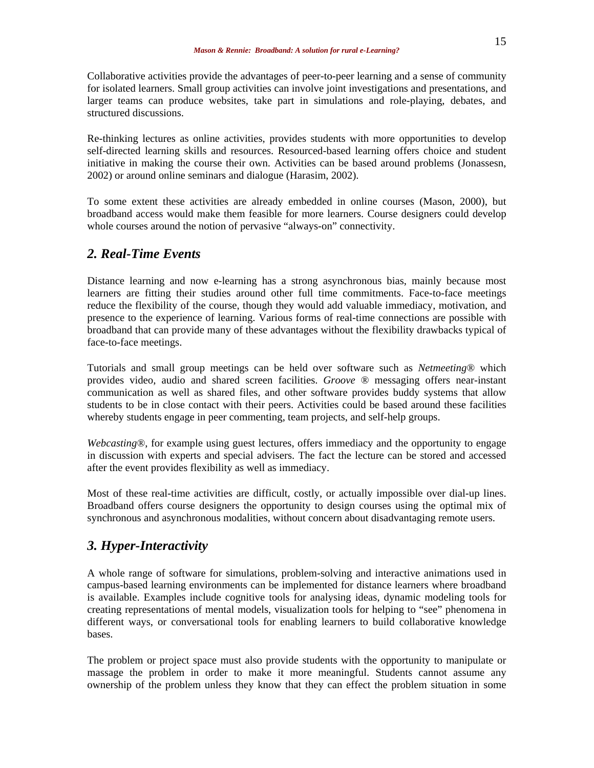Collaborative activities provide the advantages of peer-to-peer learning and a sense of community for isolated learners. Small group activities can involve joint investigations and presentations, and larger teams can produce websites, take part in simulations and role-playing, debates, and structured discussions.

Re-thinking lectures as online activities, provides students with more opportunities to develop self-directed learning skills and resources. Resourced-based learning offers choice and student initiative in making the course their own. Activities can be based around problems (Jonassesn, 2002) or around online seminars and dialogue (Harasim, 2002).

To some extent these activities are already embedded in online courses (Mason, 2000), but broadband access would make them feasible for more learners. Course designers could develop whole courses around the notion of pervasive "always-on" connectivity.

## *2. Real-Time Events*

Distance learning and now e-learning has a strong asynchronous bias, mainly because most learners are fitting their studies around other full time commitments. Face-to-face meetings reduce the flexibility of the course, though they would add valuable immediacy, motivation, and presence to the experience of learning. Various forms of real-time connections are possible with broadband that can provide many of these advantages without the flexibility drawbacks typical of face-to-face meetings.

Tutorials and small group meetings can be held over software such as *Netmeeting*® which provides video, audio and shared screen facilities. *Groove* ® messaging offers near-instant communication as well as shared files, and other software provides buddy systems that allow students to be in close contact with their peers. Activities could be based around these facilities whereby students engage in peer commenting, team projects, and self-help groups.

*Webcasting*®, for example using guest lectures, offers immediacy and the opportunity to engage in discussion with experts and special advisers. The fact the lecture can be stored and accessed after the event provides flexibility as well as immediacy.

Most of these real-time activities are difficult, costly, or actually impossible over dial-up lines. Broadband offers course designers the opportunity to design courses using the optimal mix of synchronous and asynchronous modalities, without concern about disadvantaging remote users.

## *3. Hyper-Interactivity*

A whole range of software for simulations, problem-solving and interactive animations used in campus-based learning environments can be implemented for distance learners where broadband is available. Examples include cognitive tools for analysing ideas, dynamic modeling tools for creating representations of mental models, visualization tools for helping to "see" phenomena in different ways, or conversational tools for enabling learners to build collaborative knowledge bases.

The problem or project space must also provide students with the opportunity to manipulate or massage the problem in order to make it more meaningful. Students cannot assume any ownership of the problem unless they know that they can effect the problem situation in some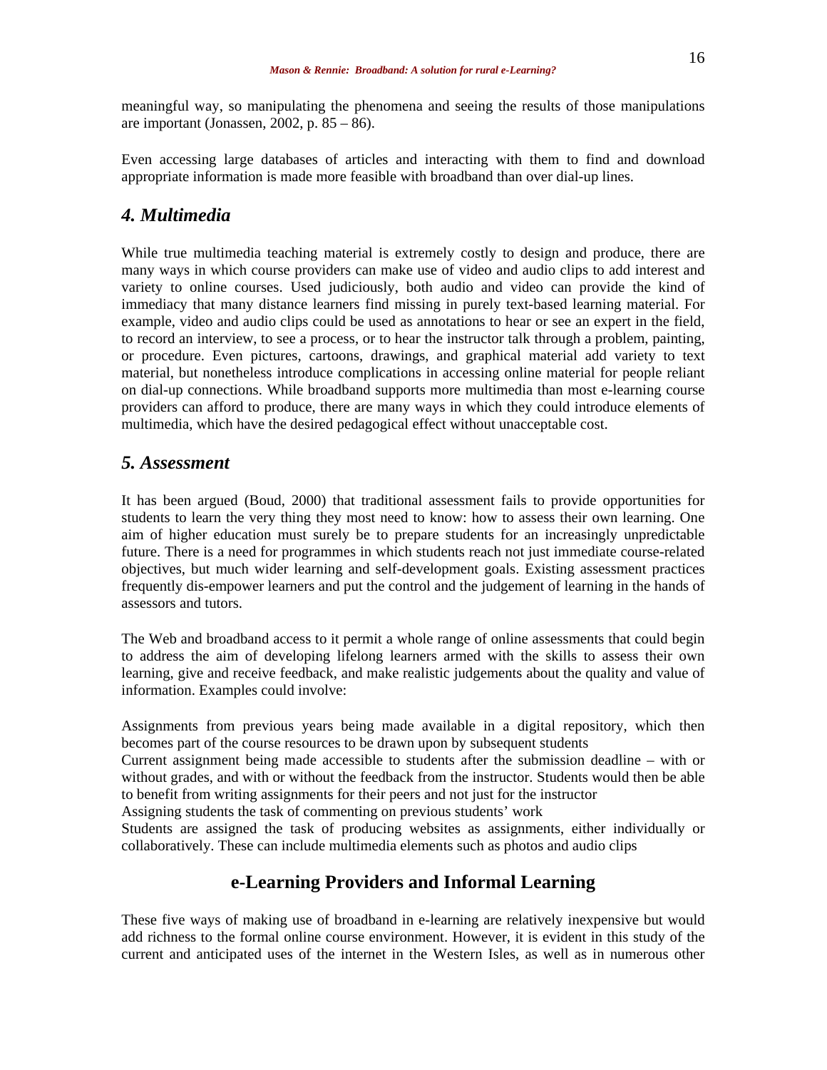meaningful way, so manipulating the phenomena and seeing the results of those manipulations are important (Jonassen, 2002, p. 85 – 86).

Even accessing large databases of articles and interacting with them to find and download appropriate information is made more feasible with broadband than over dial-up lines.

## *4. Multimedia*

While true multimedia teaching material is extremely costly to design and produce, there are many ways in which course providers can make use of video and audio clips to add interest and variety to online courses. Used judiciously, both audio and video can provide the kind of immediacy that many distance learners find missing in purely text-based learning material. For example, video and audio clips could be used as annotations to hear or see an expert in the field, to record an interview, to see a process, or to hear the instructor talk through a problem, painting, or procedure. Even pictures, cartoons, drawings, and graphical material add variety to text material, but nonetheless introduce complications in accessing online material for people reliant on dial-up connections. While broadband supports more multimedia than most e-learning course providers can afford to produce, there are many ways in which they could introduce elements of multimedia, which have the desired pedagogical effect without unacceptable cost.

## *5. Assessment*

It has been argued (Boud, 2000) that traditional assessment fails to provide opportunities for students to learn the very thing they most need to know: how to assess their own learning. One aim of higher education must surely be to prepare students for an increasingly unpredictable future. There is a need for programmes in which students reach not just immediate course-related objectives, but much wider learning and self-development goals. Existing assessment practices frequently dis-empower learners and put the control and the judgement of learning in the hands of assessors and tutors.

The Web and broadband access to it permit a whole range of online assessments that could begin to address the aim of developing lifelong learners armed with the skills to assess their own learning, give and receive feedback, and make realistic judgements about the quality and value of information. Examples could involve:

Assignments from previous years being made available in a digital repository, which then becomes part of the course resources to be drawn upon by subsequent students
Current assignment being made accessible to students after the submission deadline – with or without grades, and with or without the feedback from the instructor. Students would then be able to benefit from writing assignments for their peers and not just for the instructor
Assigning students the task of commenting on previous students' work
Students are assigned the task of producing websites as assignments, either individually or collaboratively. These can include multimedia elements such as photos and audio clips

## e-Learning Providers and Informal Learning

These five ways of making use of broadband in e-learning are relatively inexpensive but would add richness to the formal online course environment. However, it is evident in this study of the current and anticipated uses of the internet in the Western Isles, as well as in numerous other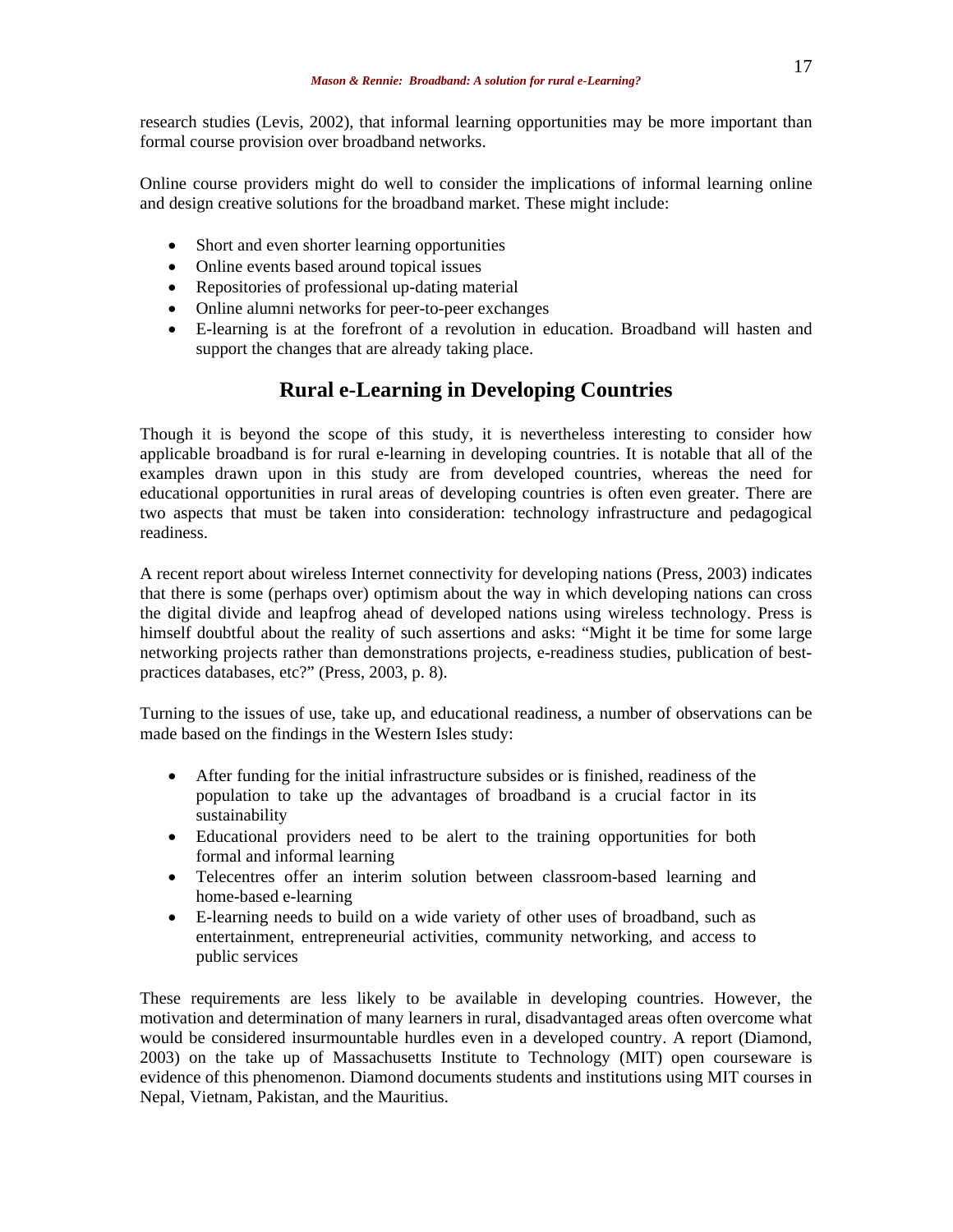research studies (Levis, 2002), that informal learning opportunities may be more important than formal course provision over broadband networks.

Online course providers might do well to consider the implications of informal learning online and design creative solutions for the broadband market. These might include:

- Short and even shorter learning opportunities
- Online events based around topical issues
- Repositories of professional up-dating material
- Online alumni networks for peer-to-peer exchanges
- E-learning is at the forefront of a revolution in education. Broadband will hasten and support the changes that are already taking place.

## Rural e-Learning in Developing Countries

Though it is beyond the scope of this study, it is nevertheless interesting to consider how applicable broadband is for rural e-learning in developing countries. It is notable that all of the examples drawn upon in this study are from developed countries, whereas the need for educational opportunities in rural areas of developing countries is often even greater. There are two aspects that must be taken into consideration: technology infrastructure and pedagogical readiness.

A recent report about wireless Internet connectivity for developing nations (Press, 2003) indicates that there is some (perhaps over) optimism about the way in which developing nations can cross the digital divide and leapfrog ahead of developed nations using wireless technology. Press is himself doubtful about the reality of such assertions and asks: "Might it be time for some large networking projects rather than demonstrations projects, e-readiness studies, publication of best-practices databases, etc?" (Press, 2003, p. 8).

Turning to the issues of use, take up, and educational readiness, a number of observations can be made based on the findings in the Western Isles study:

- After funding for the initial infrastructure subsides or is finished, readiness of the population to take up the advantages of broadband is a crucial factor in its sustainability
- Educational providers need to be alert to the training opportunities for both formal and informal learning
- Telecentres offer an interim solution between classroom-based learning and home-based e-learning
- E-learning needs to build on a wide variety of other uses of broadband, such as entertainment, entrepreneurial activities, community networking, and access to public services

These requirements are less likely to be available in developing countries. However, the motivation and determination of many learners in rural, disadvantaged areas often overcome what would be considered insurmountable hurdles even in a developed country. A report (Diamond, 2003) on the take up of Massachusetts Institute to Technology (MIT) open courseware is evidence of this phenomenon. Diamond documents students and institutions using MIT courses in Nepal, Vietnam, Pakistan, and the Mauritius.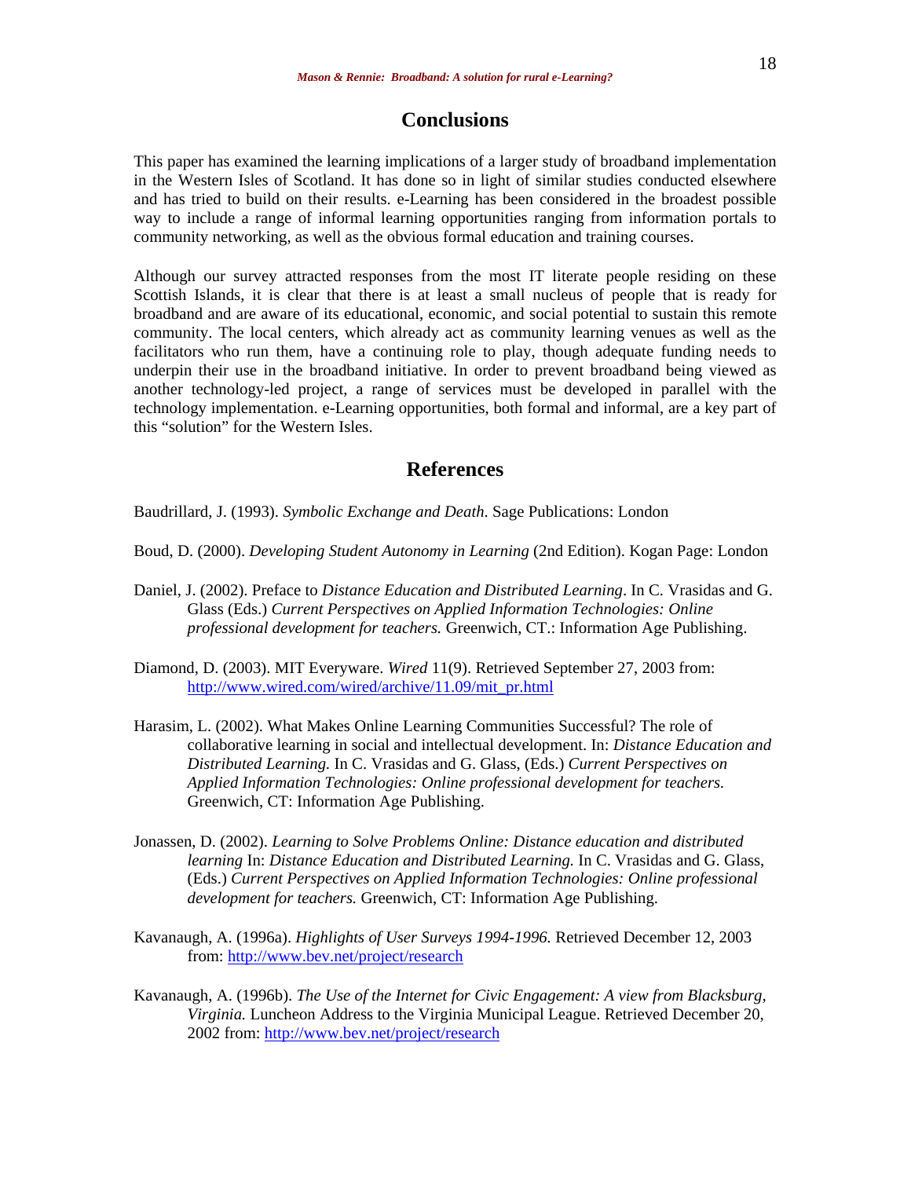## Conclusions

This paper has examined the learning implications of a larger study of broadband implementation in the Western Isles of Scotland. It has done so in light of similar studies conducted elsewhere and has tried to build on their results. e-Learning has been considered in the broadest possible way to include a range of informal learning opportunities ranging from information portals to community networking, as well as the obvious formal education and training courses.

Although our survey attracted responses from the most IT literate people residing on these Scottish Islands, it is clear that there is at least a small nucleus of people that is ready for broadband and are aware of its educational, economic, and social potential to sustain this remote community. The local centers, which already act as community learning venues as well as the facilitators who run them, have a continuing role to play, though adequate funding needs to underpin their use in the broadband initiative. In order to prevent broadband being viewed as another technology-led project, a range of services must be developed in parallel with the technology implementation. e-Learning opportunities, both formal and informal, are a key part of this "solution" for the Western Isles.

## References

Baudrillard, J. (1993). *Symbolic Exchange and Death.* Sage Publications: London

Boud, D. (2000). *Developing Student Autonomy in Learning* (2nd Edition). Kogan Page: London

Daniel, J. (2002). Preface to *Distance Education and Distributed Learning*. In C. Vrasidas and G. Glass (Eds.) *Current Perspectives on Applied Information Technologies: Online professional development for teachers.* Greenwich, CT.: Information Age Publishing.

Diamond, D. (2003). MIT Everyware. *Wired* 11(9). Retrieved September 27, 2003 from: http://www.wired.com/wired/archive/11.09/mit_pr.html

Harasim, L. (2002). What Makes Online Learning Communities Successful? The role of collaborative learning in social and intellectual development. In: *Distance Education and Distributed Learning.* In C. Vrasidas and G. Glass, (Eds.) *Current Perspectives on Applied Information Technologies: Online professional development for teachers.* Greenwich, CT: Information Age Publishing.

Jonassen, D. (2002). *Learning to Solve Problems Online: Distance education and distributed learning* In: *Distance Education and Distributed Learning.* In C. Vrasidas and G. Glass, (Eds.) *Current Perspectives on Applied Information Technologies: Online professional development for teachers.* Greenwich, CT: Information Age Publishing.

Kavanaugh, A. (1996a). *Highlights of User Surveys 1994-1996.* Retrieved December 12, 2003 from: http://www.bev.net/project/research

Kavanaugh, A. (1996b). *The Use of the Internet for Civic Engagement: A view from Blacksburg, Virginia.* Luncheon Address to the Virginia Municipal League. Retrieved December 20, 2002 from: http://www.bev.net/project/research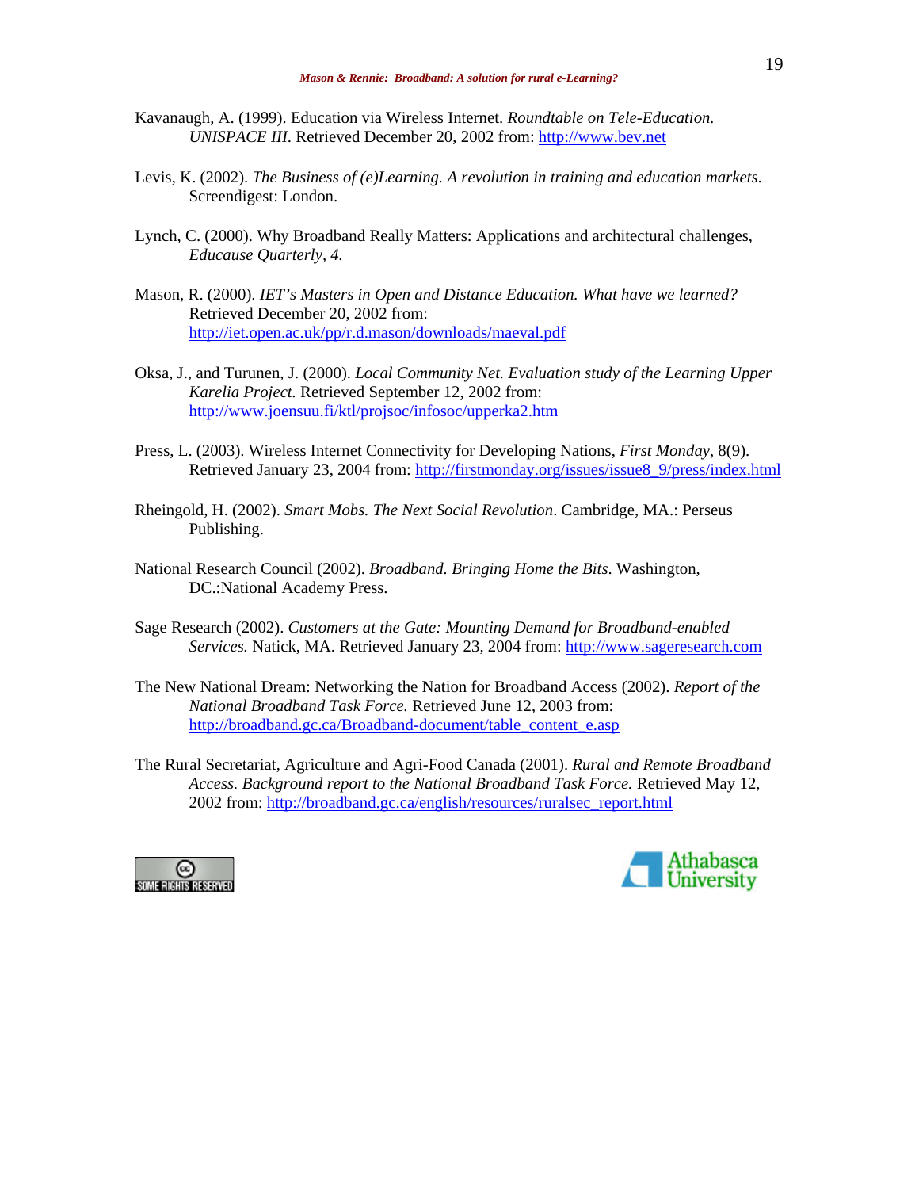Kavanaugh, A. (1999). Education via Wireless Internet. *Roundtable on Tele-Education. UNISPACE III*. Retrieved December 20, 2002 from: http://www.bev.net

Levis, K. (2002). *The Business of (e)Learning. A revolution in training and education markets*. Screendigest: London.

Lynch, C. (2000). Why Broadband Really Matters: Applications and architectural challenges, *Educause Quarterly, 4.*

Mason, R. (2000). *IET's Masters in Open and Distance Education. What have we learned?* Retrieved December 20, 2002 from: http://iet.open.ac.uk/pp/r.d.mason/downloads/maeval.pdf

Oksa, J., and Turunen, J. (2000). *Local Community Net. Evaluation study of the Learning Upper Karelia Project.* Retrieved September 12, 2002 from: http://www.joensuu.fi/ktl/projsoc/infosoc/upperka2.htm

Press, L. (2003). Wireless Internet Connectivity for Developing Nations, *First Monday*, 8(9). Retrieved January 23, 2004 from: http://firstmonday.org/issues/issue8_9/press/index.html

Rheingold, H. (2002). *Smart Mobs. The Next Social Revolution*. Cambridge, MA.: Perseus Publishing.

National Research Council (2002). *Broadband. Bringing Home the Bits*. Washington, DC.:National Academy Press.

Sage Research (2002). *Customers at the Gate: Mounting Demand for Broadband-enabled Services.* Natick, MA. Retrieved January 23, 2004 from: http://www.sageresearch.com

The New National Dream: Networking the Nation for Broadband Access (2002). *Report of the National Broadband Task Force.* Retrieved June 12, 2003 from: http://broadband.gc.ca/Broadband-document/table_content_e.asp

The Rural Secretariat, Agriculture and Agri-Food Canada (2001). *Rural and Remote Broadband Access. Background report to the National Broadband Task Force.* Retrieved May 12, 2002 from: http://broadband.gc.ca/english/resources/ruralsec_report.html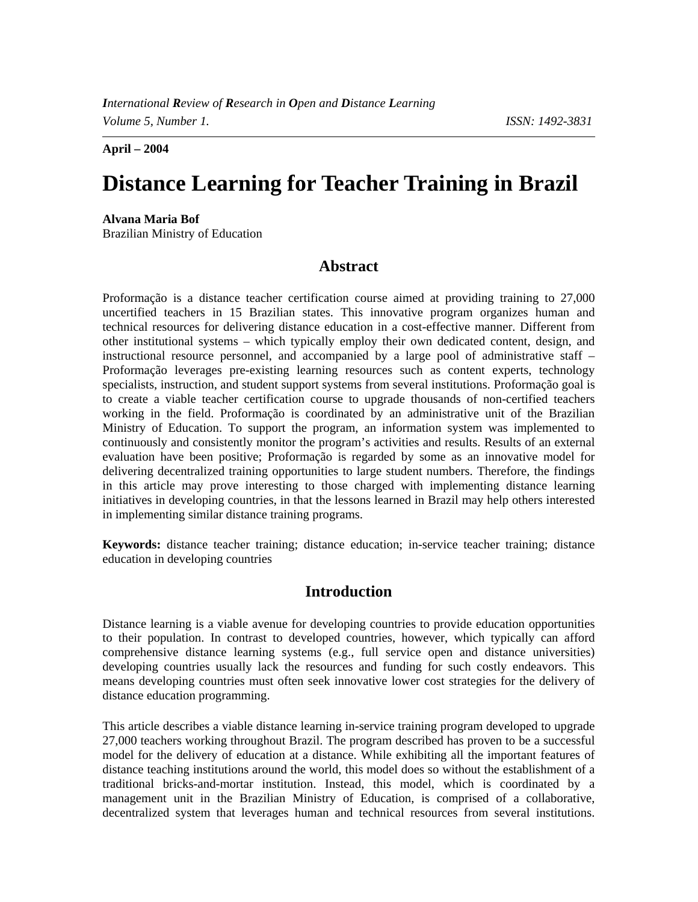*International Review of Research in Open and Distance Learning*
*Volume 5, Number 1.* *ISSN: 1492-3831*

**April – 2004**

# Distance Learning for Teacher Training in Brazil

**Alvana Maria Bof**
Brazilian Ministry of Education

## Abstract

Proformação is a distance teacher certification course aimed at providing training to 27,000 uncertified teachers in 15 Brazilian states. This innovative program organizes human and technical resources for delivering distance education in a cost-effective manner. Different from other institutional systems – which typically employ their own dedicated content, design, and instructional resource personnel, and accompanied by a large pool of administrative staff – Proformação leverages pre-existing learning resources such as content experts, technology specialists, instruction, and student support systems from several institutions. Proformação goal is to create a viable teacher certification course to upgrade thousands of non-certified teachers working in the field. Proformação is coordinated by an administrative unit of the Brazilian Ministry of Education. To support the program, an information system was implemented to continuously and consistently monitor the program's activities and results. Results of an external evaluation have been positive; Proformação is regarded by some as an innovative model for delivering decentralized training opportunities to large student numbers. Therefore, the findings in this article may prove interesting to those charged with implementing distance learning initiatives in developing countries, in that the lessons learned in Brazil may help others interested in implementing similar distance training programs.

**Keywords:** distance teacher training; distance education; in-service teacher training; distance education in developing countries

## Introduction

Distance learning is a viable avenue for developing countries to provide education opportunities to their population. In contrast to developed countries, however, which typically can afford comprehensive distance learning systems (e.g., full service open and distance universities) developing countries usually lack the resources and funding for such costly endeavors. This means developing countries must often seek innovative lower cost strategies for the delivery of distance education programming.

This article describes a viable distance learning in-service training program developed to upgrade 27,000 teachers working throughout Brazil. The program described has proven to be a successful model for the delivery of education at a distance. While exhibiting all the important features of distance teaching institutions around the world, this model does so without the establishment of a traditional bricks-and-mortar institution. Instead, this model, which is coordinated by a management unit in the Brazilian Ministry of Education, is comprised of a collaborative, decentralized system that leverages human and technical resources from several institutions.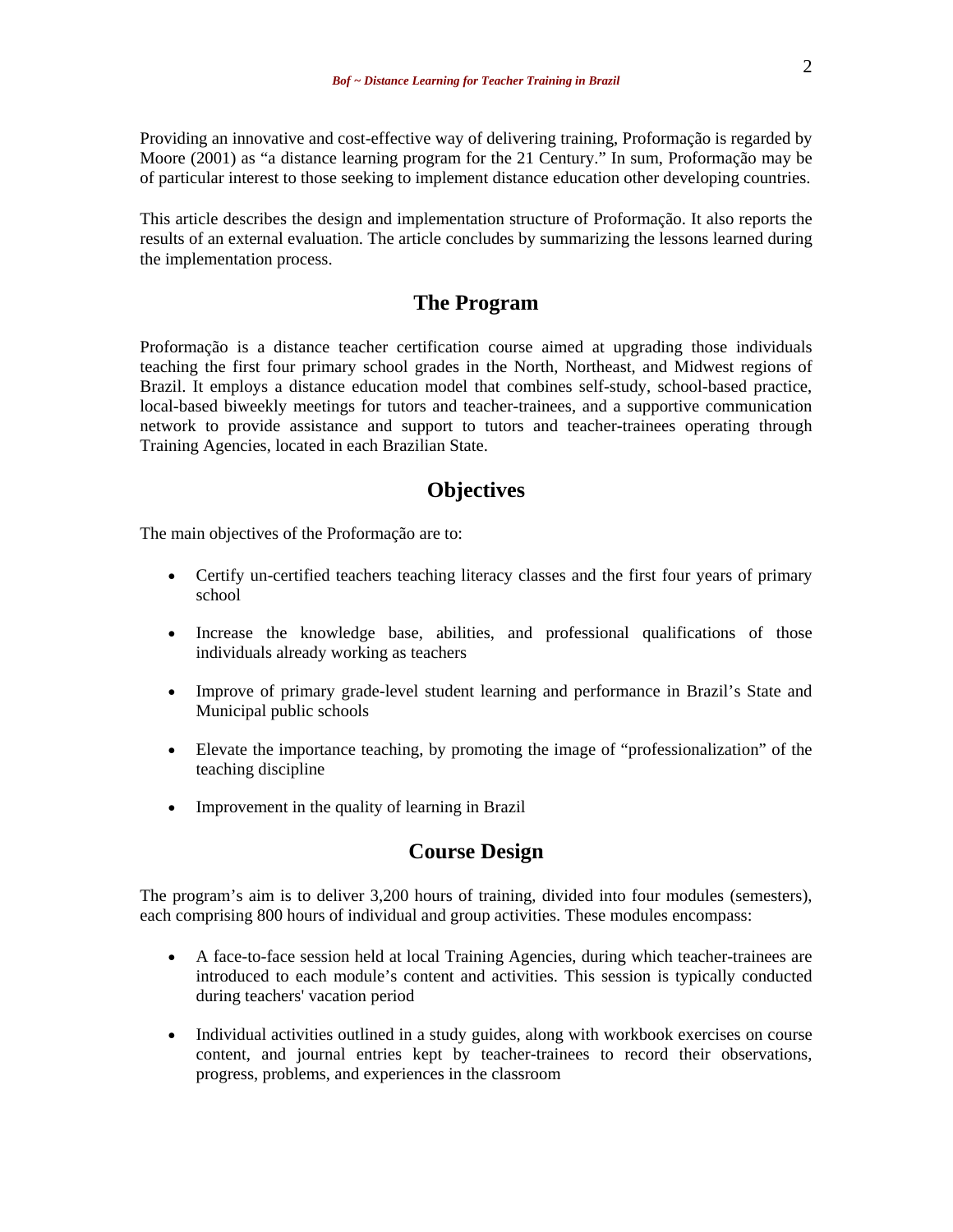Providing an innovative and cost-effective way of delivering training, Proformação is regarded by Moore (2001) as "a distance learning program for the 21 Century." In sum, Proformação may be of particular interest to those seeking to implement distance education other developing countries.

This article describes the design and implementation structure of Proformação. It also reports the results of an external evaluation. The article concludes by summarizing the lessons learned during the implementation process.

## The Program

Proformação is a distance teacher certification course aimed at upgrading those individuals teaching the first four primary school grades in the North, Northeast, and Midwest regions of Brazil. It employs a distance education model that combines self-study, school-based practice, local-based biweekly meetings for tutors and teacher-trainees, and a supportive communication network to provide assistance and support to tutors and teacher-trainees operating through Training Agencies, located in each Brazilian State.

## Objectives

The main objectives of the Proformação are to:

- Certify un-certified teachers teaching literacy classes and the first four years of primary school
- Increase the knowledge base, abilities, and professional qualifications of those individuals already working as teachers
- Improve of primary grade-level student learning and performance in Brazil's State and Municipal public schools
- Elevate the importance teaching, by promoting the image of "professionalization" of the teaching discipline
- Improvement in the quality of learning in Brazil

## Course Design

The program's aim is to deliver 3,200 hours of training, divided into four modules (semesters), each comprising 800 hours of individual and group activities. These modules encompass:

- A face-to-face session held at local Training Agencies, during which teacher-trainees are introduced to each module's content and activities. This session is typically conducted during teachers' vacation period
- Individual activities outlined in a study guides, along with workbook exercises on course content, and journal entries kept by teacher-trainees to record their observations, progress, problems, and experiences in the classroom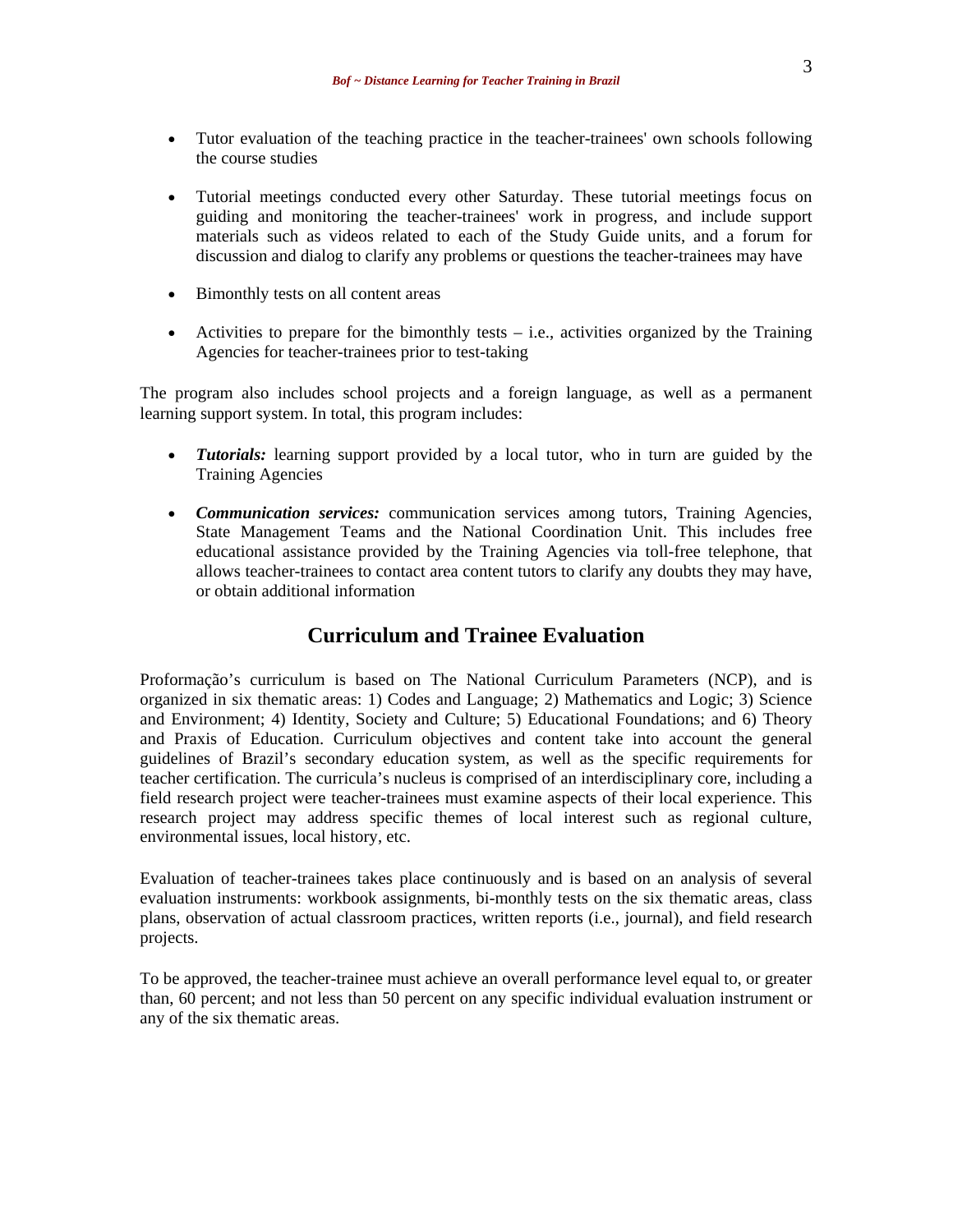- Tutor evaluation of the teaching practice in the teacher-trainees' own schools following the course studies

- Tutorial meetings conducted every other Saturday. These tutorial meetings focus on guiding and monitoring the teacher-trainees' work in progress, and include support materials such as videos related to each of the Study Guide units, and a forum for discussion and dialog to clarify any problems or questions the teacher-trainees may have

- Bimonthly tests on all content areas

- Activities to prepare for the bimonthly tests – i.e., activities organized by the Training Agencies for teacher-trainees prior to test-taking

The program also includes school projects and a foreign language, as well as a permanent learning support system. In total, this program includes:

- ***Tutorials:*** learning support provided by a local tutor, who in turn are guided by the Training Agencies

- ***Communication services:*** communication services among tutors, Training Agencies, State Management Teams and the National Coordination Unit. This includes free educational assistance provided by the Training Agencies via toll-free telephone, that allows teacher-trainees to contact area content tutors to clarify any doubts they may have, or obtain additional information

## Curriculum and Trainee Evaluation

Proformação's curriculum is based on The National Curriculum Parameters (NCP), and is organized in six thematic areas: 1) Codes and Language; 2) Mathematics and Logic; 3) Science and Environment; 4) Identity, Society and Culture; 5) Educational Foundations; and 6) Theory and Praxis of Education. Curriculum objectives and content take into account the general guidelines of Brazil's secondary education system, as well as the specific requirements for teacher certification. The curricula's nucleus is comprised of an interdisciplinary core, including a field research project were teacher-trainees must examine aspects of their local experience. This research project may address specific themes of local interest such as regional culture, environmental issues, local history, etc.

Evaluation of teacher-trainees takes place continuously and is based on an analysis of several evaluation instruments: workbook assignments, bi-monthly tests on the six thematic areas, class plans, observation of actual classroom practices, written reports (i.e., journal), and field research projects.

To be approved, the teacher-trainee must achieve an overall performance level equal to, or greater than, 60 percent; and not less than 50 percent on any specific individual evaluation instrument or any of the six thematic areas.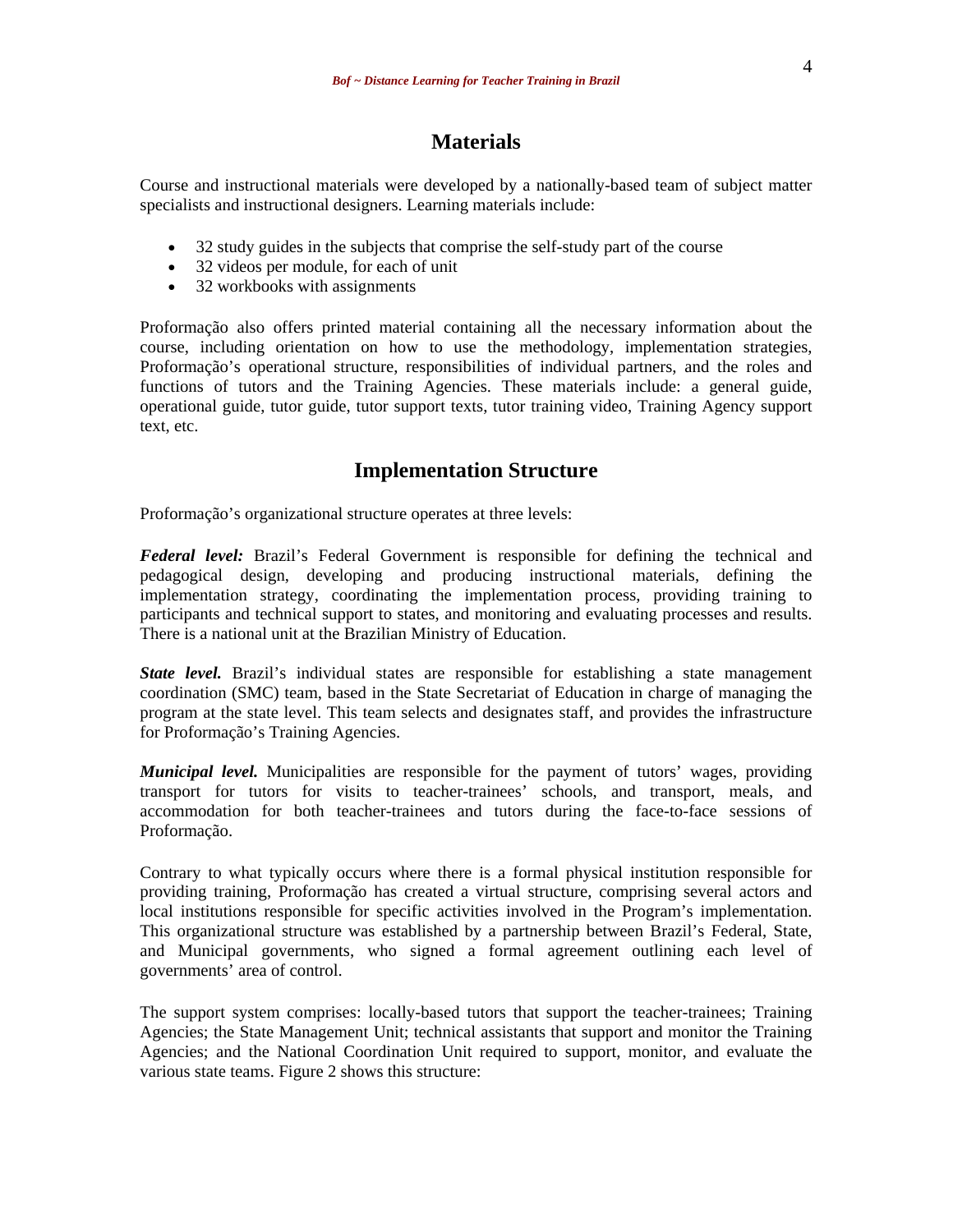## Materials

Course and instructional materials were developed by a nationally-based team of subject matter specialists and instructional designers. Learning materials include:

- 32 study guides in the subjects that comprise the self-study part of the course
- 32 videos per module, for each of unit
- 32 workbooks with assignments

Proformação also offers printed material containing all the necessary information about the course, including orientation on how to use the methodology, implementation strategies, Proformação's operational structure, responsibilities of individual partners, and the roles and functions of tutors and the Training Agencies. These materials include: a general guide, operational guide, tutor guide, tutor support texts, tutor training video, Training Agency support text, etc.

## Implementation Structure

Proformação's organizational structure operates at three levels:

***Federal level:*** Brazil's Federal Government is responsible for defining the technical and pedagogical design, developing and producing instructional materials, defining the implementation strategy, coordinating the implementation process, providing training to participants and technical support to states, and monitoring and evaluating processes and results. There is a national unit at the Brazilian Ministry of Education.

***State level.*** Brazil's individual states are responsible for establishing a state management coordination (SMC) team, based in the State Secretariat of Education in charge of managing the program at the state level. This team selects and designates staff, and provides the infrastructure for Proformação's Training Agencies.

***Municipal level.*** Municipalities are responsible for the payment of tutors' wages, providing transport for tutors for visits to teacher-trainees' schools, and transport, meals, and accommodation for both teacher-trainees and tutors during the face-to-face sessions of Proformação.

Contrary to what typically occurs where there is a formal physical institution responsible for providing training, Proformação has created a virtual structure, comprising several actors and local institutions responsible for specific activities involved in the Program's implementation. This organizational structure was established by a partnership between Brazil's Federal, State, and Municipal governments, who signed a formal agreement outlining each level of governments' area of control.

The support system comprises: locally-based tutors that support the teacher-trainees; Training Agencies; the State Management Unit; technical assistants that support and monitor the Training Agencies; and the National Coordination Unit required to support, monitor, and evaluate the various state teams. Figure 2 shows this structure: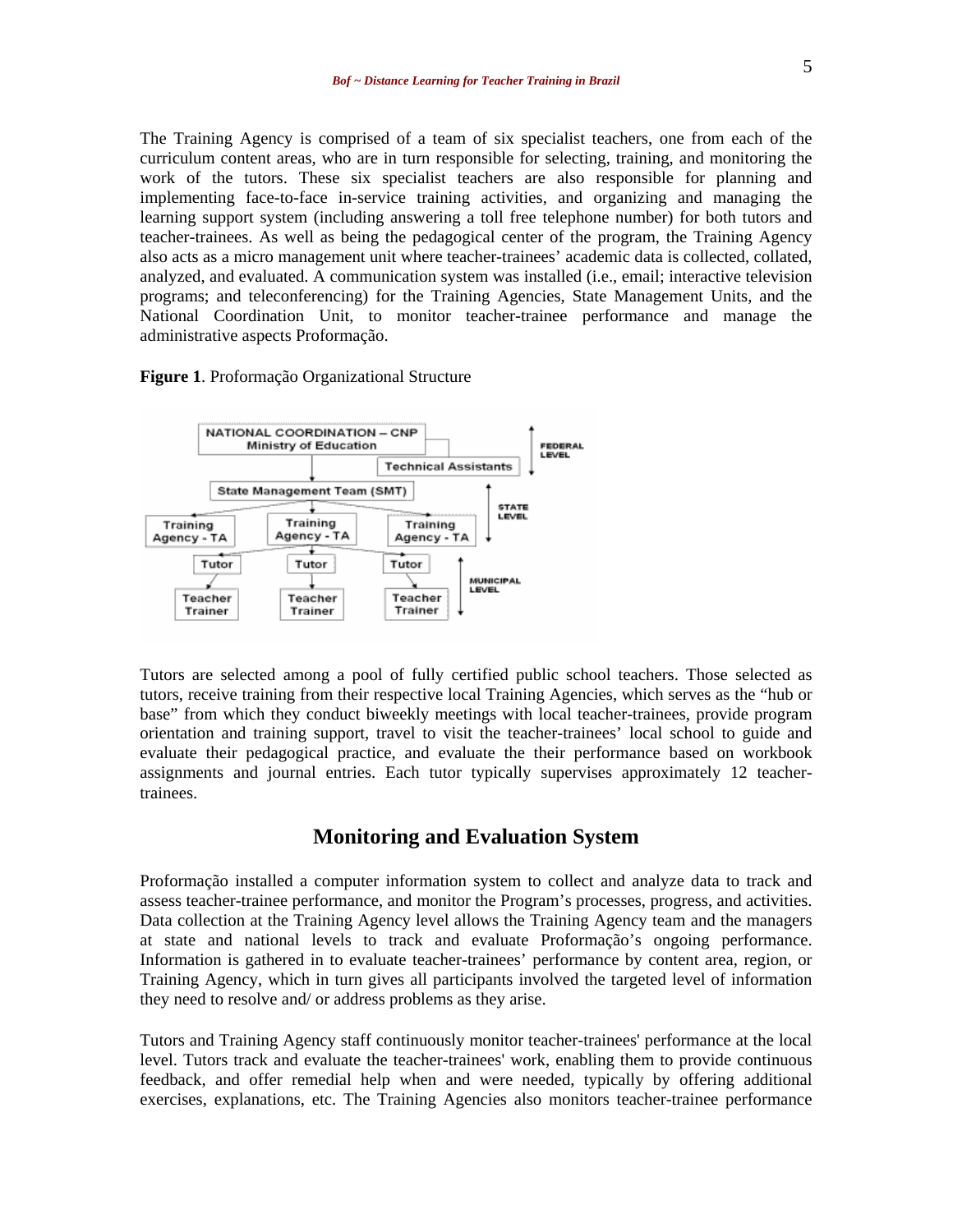The Training Agency is comprised of a team of six specialist teachers, one from each of the curriculum content areas, who are in turn responsible for selecting, training, and monitoring the work of the tutors. These six specialist teachers are also responsible for planning and implementing face-to-face in-service training activities, and organizing and managing the learning support system (including answering a toll free telephone number) for both tutors and teacher-trainees. As well as being the pedagogical center of the program, the Training Agency also acts as a micro management unit where teacher-trainees' academic data is collected, collated, analyzed, and evaluated. A communication system was installed (i.e., email; interactive television programs; and teleconferencing) for the Training Agencies, State Management Units, and the National Coordination Unit, to monitor teacher-trainee performance and manage the administrative aspects Proformação.

**Figure 1**. Proformação Organizational Structure

NATIONAL COORDINATION – CNP
Ministry of Education
Technical Assistants
FEDERAL LEVEL
State Management Team (SMT)
Training Agency - TA
Training Agency - TA
Training Agency - TA
STATE LEVEL
Tutor
Tutor
Tutor
Teacher Trainer
Teacher Trainer
Teacher Trainer
MUNICIPAL LEVEL

Tutors are selected among a pool of fully certified public school teachers. Those selected as tutors, receive training from their respective local Training Agencies, which serves as the "hub or base" from which they conduct biweekly meetings with local teacher-trainees, provide program orientation and training support, travel to visit the teacher-trainees' local school to guide and evaluate their pedagogical practice, and evaluate the their performance based on workbook assignments and journal entries. Each tutor typically supervises approximately 12 teacher-trainees.

## Monitoring and Evaluation System

Proformação installed a computer information system to collect and analyze data to track and assess teacher-trainee performance, and monitor the Program's processes, progress, and activities. Data collection at the Training Agency level allows the Training Agency team and the managers at state and national levels to track and evaluate Proformação's ongoing performance. Information is gathered in to evaluate teacher-trainees' performance by content area, region, or Training Agency, which in turn gives all participants involved the targeted level of information they need to resolve and/ or address problems as they arise.

Tutors and Training Agency staff continuously monitor teacher-trainees' performance at the local level. Tutors track and evaluate the teacher-trainees' work, enabling them to provide continuous feedback, and offer remedial help when and were needed, typically by offering additional exercises, explanations, etc. The Training Agencies also monitors teacher-trainee performance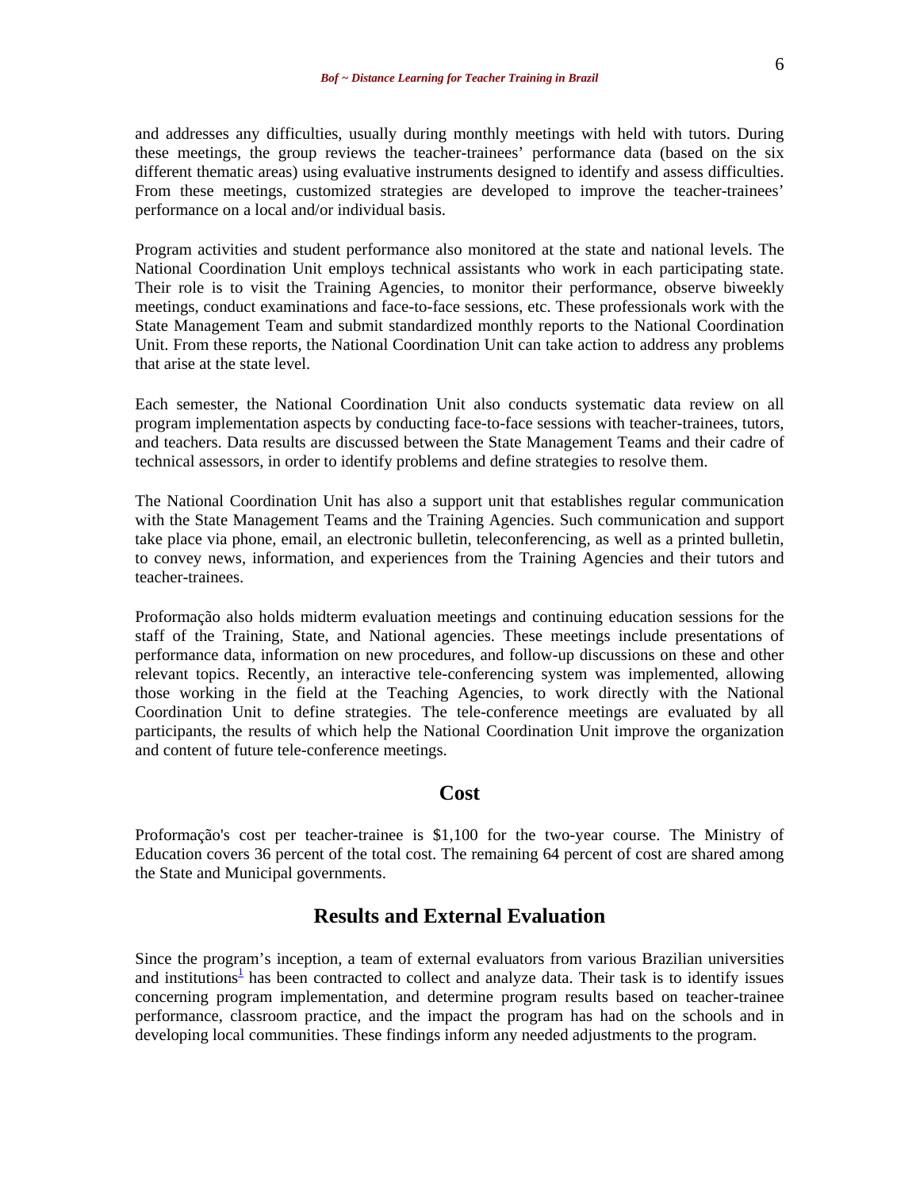and addresses any difficulties, usually during monthly meetings with held with tutors. During these meetings, the group reviews the teacher-trainees' performance data (based on the six different thematic areas) using evaluative instruments designed to identify and assess difficulties. From these meetings, customized strategies are developed to improve the teacher-trainees' performance on a local and/or individual basis.

Program activities and student performance also monitored at the state and national levels. The National Coordination Unit employs technical assistants who work in each participating state. Their role is to visit the Training Agencies, to monitor their performance, observe biweekly meetings, conduct examinations and face-to-face sessions, etc. These professionals work with the State Management Team and submit standardized monthly reports to the National Coordination Unit. From these reports, the National Coordination Unit can take action to address any problems that arise at the state level.

Each semester, the National Coordination Unit also conducts systematic data review on all program implementation aspects by conducting face-to-face sessions with teacher-trainees, tutors, and teachers. Data results are discussed between the State Management Teams and their cadre of technical assessors, in order to identify problems and define strategies to resolve them.

The National Coordination Unit has also a support unit that establishes regular communication with the State Management Teams and the Training Agencies. Such communication and support take place via phone, email, an electronic bulletin, teleconferencing, as well as a printed bulletin, to convey news, information, and experiences from the Training Agencies and their tutors and teacher-trainees.

Proformação also holds midterm evaluation meetings and continuing education sessions for the staff of the Training, State, and National agencies. These meetings include presentations of performance data, information on new procedures, and follow-up discussions on these and other relevant topics. Recently, an interactive tele-conferencing system was implemented, allowing those working in the field at the Teaching Agencies, to work directly with the National Coordination Unit to define strategies. The tele-conference meetings are evaluated by all participants, the results of which help the National Coordination Unit improve the organization and content of future tele-conference meetings.

## Cost

Proformação's cost per teacher-trainee is $1,100 for the two-year course. The Ministry of Education covers 36 percent of the total cost. The remaining 64 percent of cost are shared among the State and Municipal governments.

## Results and External Evaluation

Since the program's inception, a team of external evaluators from various Brazilian universities and institutions[1] has been contracted to collect and analyze data. Their task is to identify issues concerning program implementation, and determine program results based on teacher-trainee performance, classroom practice, and the impact the program has had on the schools and in developing local communities. These findings inform any needed adjustments to the program.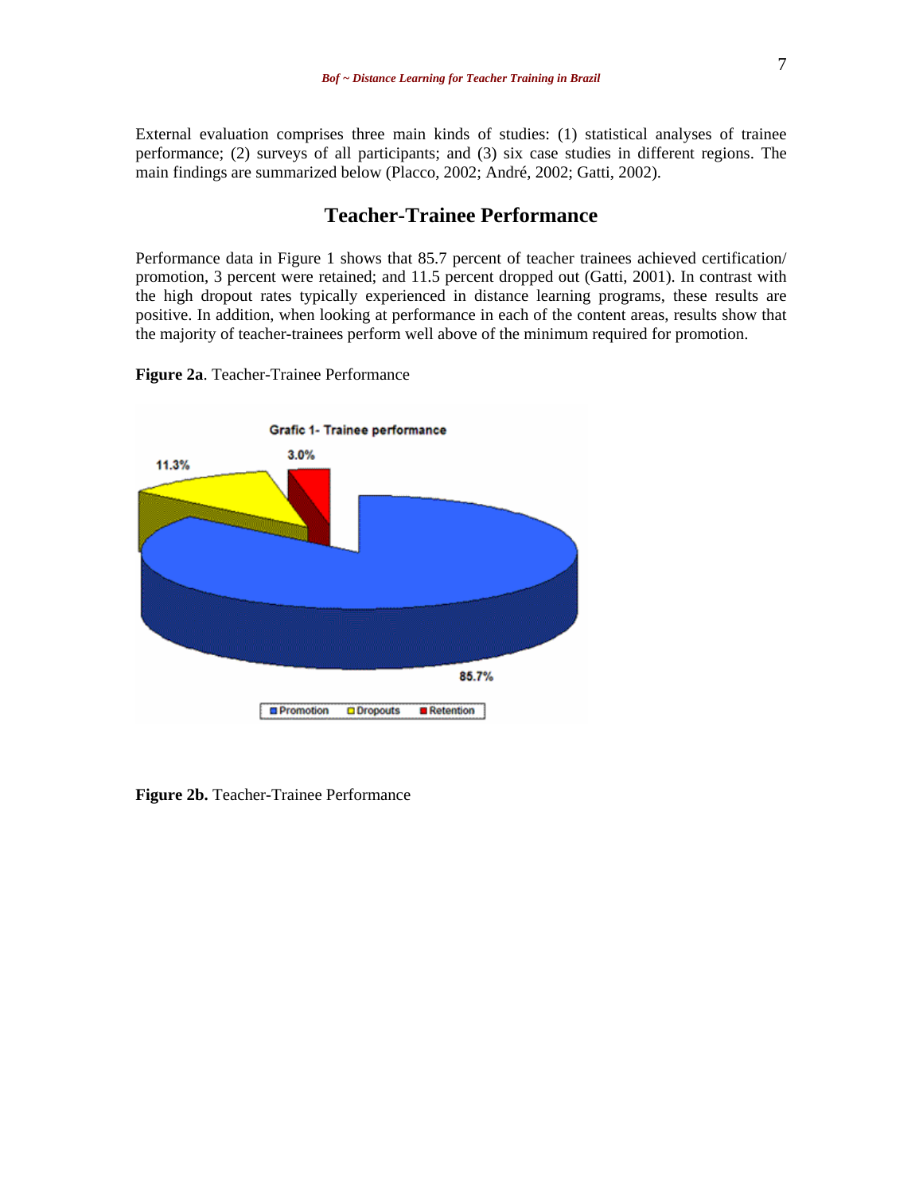External evaluation comprises three main kinds of studies: (1) statistical analyses of trainee performance; (2) surveys of all participants; and (3) six case studies in different regions. The main findings are summarized below (Placco, 2002; André, 2002; Gatti, 2002).

## Teacher-Trainee Performance

Performance data in Figure 1 shows that 85.7 percent of teacher trainees achieved certification/ promotion, 3 percent were retained; and 11.5 percent dropped out (Gatti, 2001). In contrast with the high dropout rates typically experienced in distance learning programs, these results are positive. In addition, when looking at performance in each of the content areas, results show that the majority of teacher-trainees perform well above of the minimum required for promotion.

**Figure 2a**. Teacher-Trainee Performance

Grafic 1- Trainee performance

11.3%

3.0%

85.7%

Promotion Dropouts Retention

**Figure 2b.** Teacher-Trainee Performance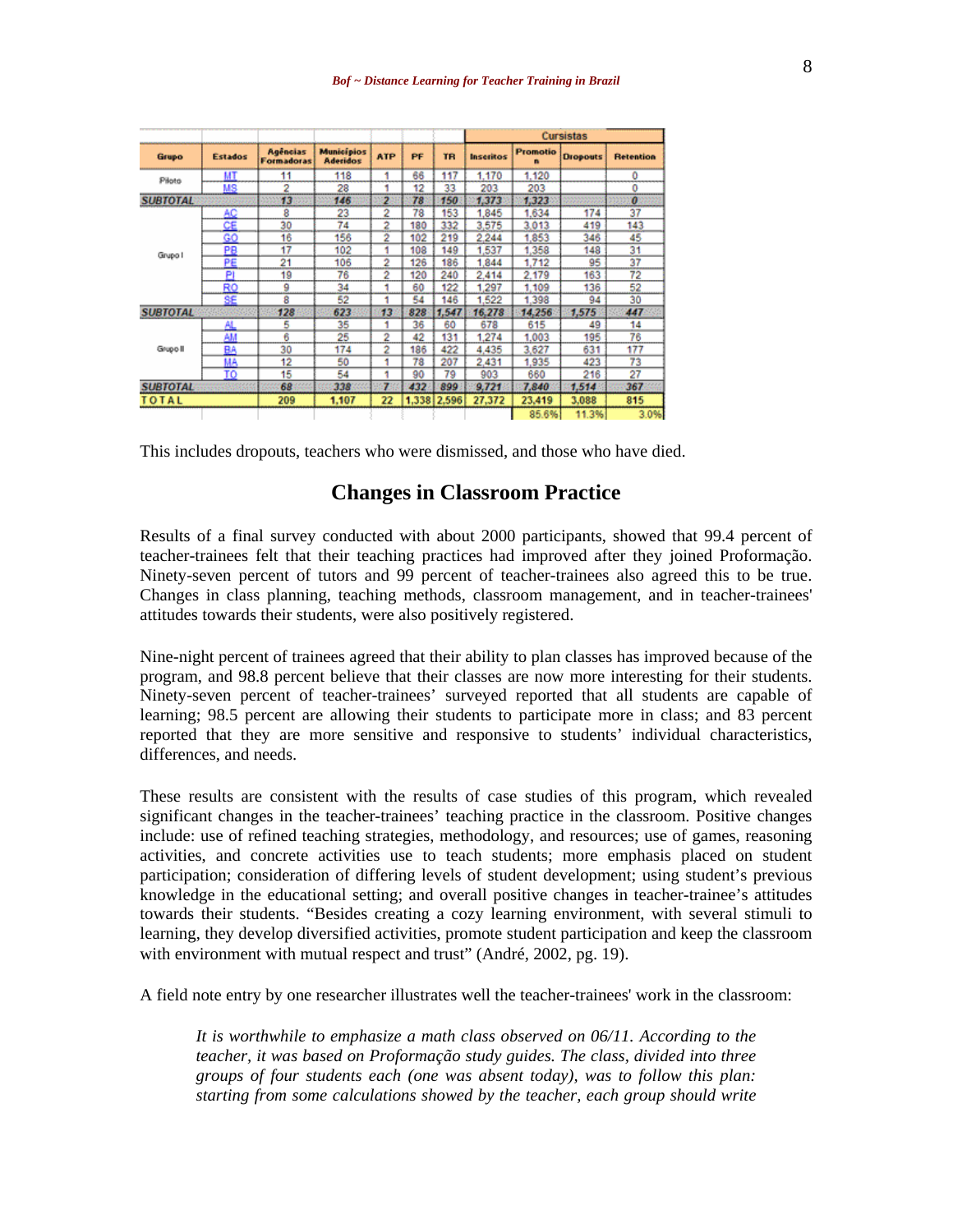| Grupo | Estados | Agências Formadoras | Municípios Aderidos | ATP | PF | TR | Cursistas | | | |
|---|---|---|---|---|---|---|---|---|---|---|
| | | | | | | | Inscritos | Promotion | Dropouts | Retention |
| Piloto | MT | 11 | 118 | 1 | 66 | 117 | 1,170 | 1,120 | | 0 |
| | MS | 2 | 28 | 1 | 12 | 33 | 203 | 203 | | 0 |
| SUBTOTAL | | 13 | 146 | 2 | 78 | 150 | 1,373 | 1,323 | | 0 |
| Grupo I | AC | 8 | 23 | 2 | 78 | 153 | 1,845 | 1,634 | 174 | 37 |
| | CE | 30 | 74 | 2 | 180 | 332 | 3,575 | 3,013 | 419 | 143 |
| | GO | 16 | 156 | 2 | 102 | 219 | 2,244 | 1,853 | 346 | 45 |
| | PB | 17 | 102 | 1 | 108 | 149 | 1,537 | 1,358 | 148 | 31 |
| | PE | 21 | 106 | 2 | 126 | 186 | 1,844 | 1,712 | 95 | 37 |
| | PI | 19 | 76 | 2 | 120 | 240 | 2,414 | 2,179 | 163 | 72 |
| | RO | 9 | 34 | 1 | 60 | 122 | 1,297 | 1,109 | 136 | 52 |
| | SE | 8 | 52 | 1 | 54 | 146 | 1,522 | 1,398 | 94 | 30 |
| SUBTOTAL | | 128 | 623 | 13 | 828 | 1,547 | 16,278 | 14,256 | 1,575 | 447 |
| Grupo II | AL | 5 | 35 | 1 | 36 | 60 | 678 | 615 | 49 | 14 |
| | AM | 6 | 25 | 2 | 42 | 131 | 1,274 | 1,003 | 195 | 76 |
| | BA | 30 | 174 | 2 | 186 | 422 | 4,435 | 3,627 | 631 | 177 |
| | MA | 12 | 50 | 1 | 78 | 207 | 2,431 | 1,935 | 423 | 73 |
| | TO | 15 | 54 | 1 | 90 | 79 | 903 | 660 | 216 | 27 |
| SUBTOTAL | | 68 | 338 | 7 | 432 | 899 | 9,721 | 7,840 | 1,514 | 367 |
| TOTAL | | 209 | 1,107 | 22 | 1,338 | 2,596 | 27,372 | 23,419 | 3,088 | 815 |
| | | | | | | | | 85.6% | 11.3% | 3.0% |

This includes dropouts, teachers who were dismissed, and those who have died.

## Changes in Classroom Practice

Results of a final survey conducted with about 2000 participants, showed that 99.4 percent of teacher-trainees felt that their teaching practices had improved after they joined Proformação. Ninety-seven percent of tutors and 99 percent of teacher-trainees also agreed this to be true. Changes in class planning, teaching methods, classroom management, and in teacher-trainees' attitudes towards their students, were also positively registered.

Nine-night percent of trainees agreed that their ability to plan classes has improved because of the program, and 98.8 percent believe that their classes are now more interesting for their students. Ninety-seven percent of teacher-trainees' surveyed reported that all students are capable of learning; 98.5 percent are allowing their students to participate more in class; and 83 percent reported that they are more sensitive and responsive to students' individual characteristics, differences, and needs.

These results are consistent with the results of case studies of this program, which revealed significant changes in the teacher-trainees' teaching practice in the classroom. Positive changes include: use of refined teaching strategies, methodology, and resources; use of games, reasoning activities, and concrete activities use to teach students; more emphasis placed on student participation; consideration of differing levels of student development; using student's previous knowledge in the educational setting; and overall positive changes in teacher-trainee's attitudes towards their students. "Besides creating a cozy learning environment, with several stimuli to learning, they develop diversified activities, promote student participation and keep the classroom with environment with mutual respect and trust" (André, 2002, pg. 19).

A field note entry by one researcher illustrates well the teacher-trainees' work in the classroom:

> *It is worthwhile to emphasize a math class observed on 06/11. According to the teacher, it was based on Proformação study guides. The class, divided into three groups of four students each (one was absent today), was to follow this plan: starting from some calculations showed by the teacher, each group should write*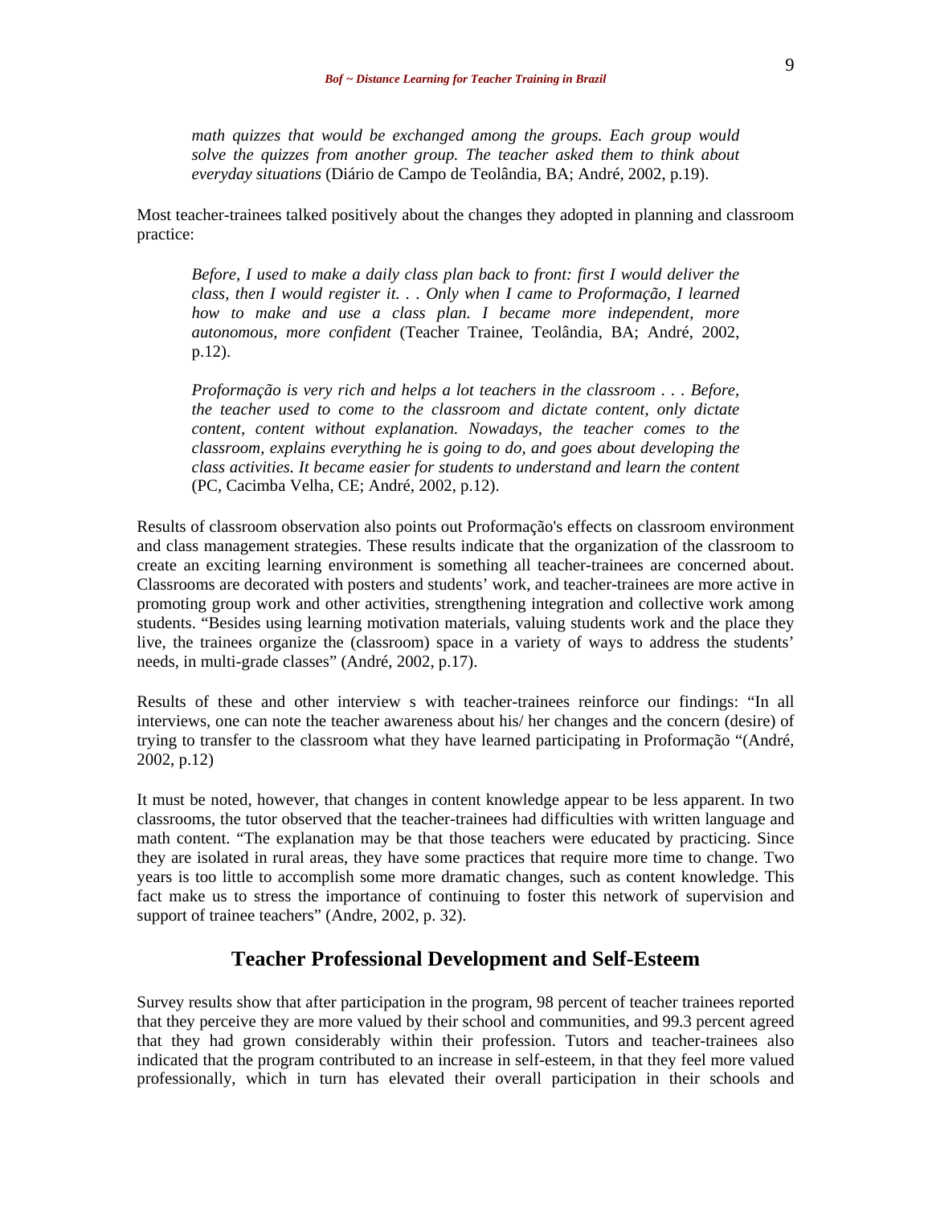> *math quizzes that would be exchanged among the groups. Each group would solve the quizzes from another group. The teacher asked them to think about everyday situations* (Diário de Campo de Teolândia, BA; André, 2002, p.19).

Most teacher-trainees talked positively about the changes they adopted in planning and classroom practice:

> *Before, I used to make a daily class plan back to front: first I would deliver the class, then I would register it. . . Only when I came to Proformação, I learned how to make and use a class plan. I became more independent, more autonomous, more confident* (Teacher Trainee, Teolândia, BA; André, 2002, p.12).

> *Proformação is very rich and helps a lot teachers in the classroom . . . Before, the teacher used to come to the classroom and dictate content, only dictate content, content without explanation. Nowadays, the teacher comes to the classroom, explains everything he is going to do, and goes about developing the class activities. It became easier for students to understand and learn the content* (PC, Cacimba Velha, CE; André, 2002, p.12).

Results of classroom observation also points out Proformação's effects on classroom environment and class management strategies. These results indicate that the organization of the classroom to create an exciting learning environment is something all teacher-trainees are concerned about. Classrooms are decorated with posters and students' work, and teacher-trainees are more active in promoting group work and other activities, strengthening integration and collective work among students. "Besides using learning motivation materials, valuing students work and the place they live, the trainees organize the (classroom) space in a variety of ways to address the students' needs, in multi-grade classes" (André, 2002, p.17).

Results of these and other interview s with teacher-trainees reinforce our findings: "In all interviews, one can note the teacher awareness about his/ her changes and the concern (desire) of trying to transfer to the classroom what they have learned participating in Proformação "(André, 2002, p.12)

It must be noted, however, that changes in content knowledge appear to be less apparent. In two classrooms, the tutor observed that the teacher-trainees had difficulties with written language and math content. "The explanation may be that those teachers were educated by practicing. Since they are isolated in rural areas, they have some practices that require more time to change. Two years is too little to accomplish some more dramatic changes, such as content knowledge. This fact make us to stress the importance of continuing to foster this network of supervision and support of trainee teachers" (Andre, 2002, p. 32).

## Teacher Professional Development and Self-Esteem

Survey results show that after participation in the program, 98 percent of teacher trainees reported that they perceive they are more valued by their school and communities, and 99.3 percent agreed that they had grown considerably within their profession. Tutors and teacher-trainees also indicated that the program contributed to an increase in self-esteem, in that they feel more valued professionally, which in turn has elevated their overall participation in their schools and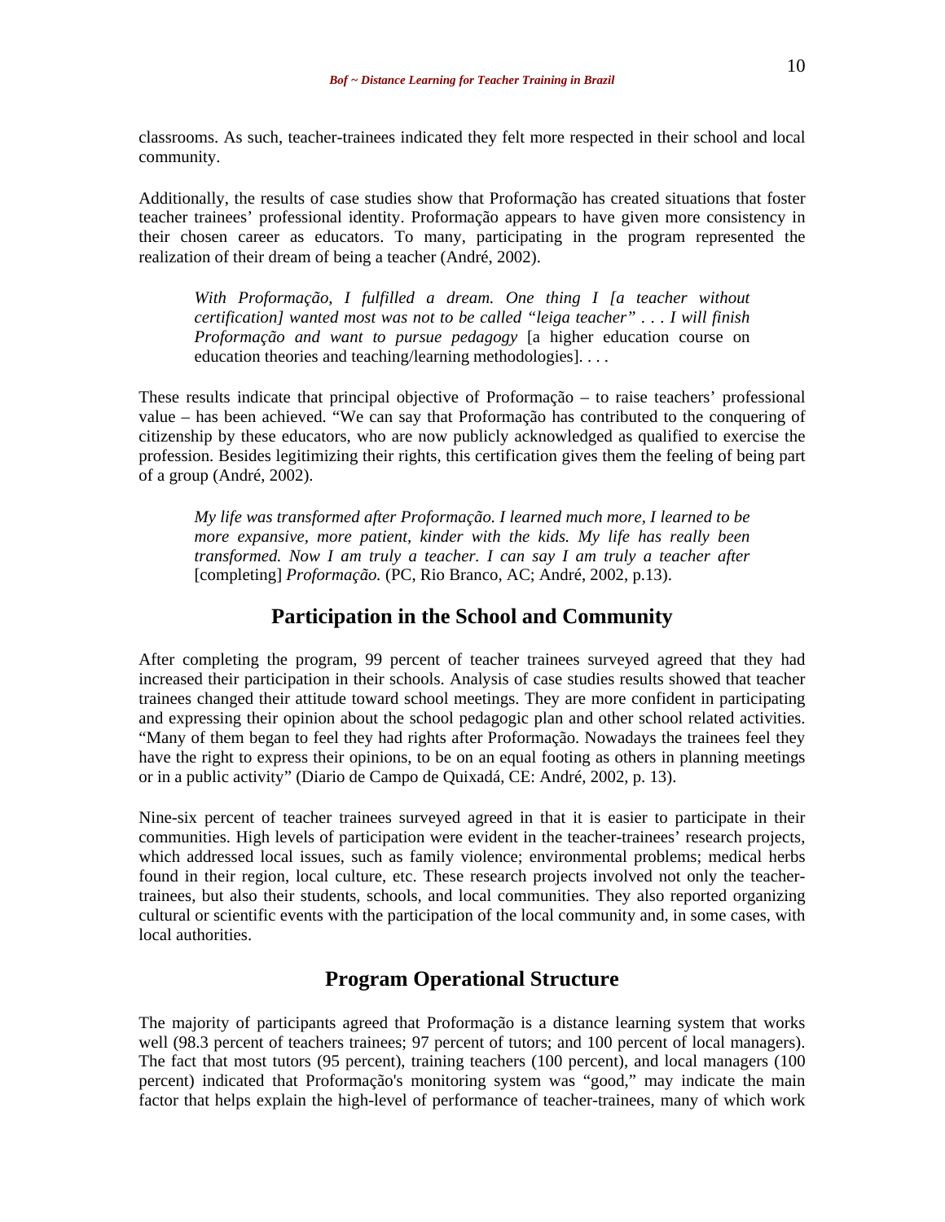classrooms. As such, teacher-trainees indicated they felt more respected in their school and local community.

Additionally, the results of case studies show that Proformação has created situations that foster teacher trainees' professional identity. Proformação appears to have given more consistency in their chosen career as educators. To many, participating in the program represented the realization of their dream of being a teacher (André, 2002).

> *With Proformação, I fulfilled a dream. One thing I [a teacher without certification] wanted most was not to be called "leiga teacher" . . . I will finish Proformação and want to pursue pedagogy* [a higher education course on education theories and teaching/learning methodologies]. . . .

These results indicate that principal objective of Proformação – to raise teachers' professional value – has been achieved. "We can say that Proformação has contributed to the conquering of citizenship by these educators, who are now publicly acknowledged as qualified to exercise the profession. Besides legitimizing their rights, this certification gives them the feeling of being part of a group (André, 2002).

> *My life was transformed after Proformação. I learned much more, I learned to be more expansive, more patient, kinder with the kids. My life has really been transformed. Now I am truly a teacher. I can say I am truly a teacher after* [completing] *Proformação.* (PC, Rio Branco, AC; André, 2002, p.13).

## Participation in the School and Community

After completing the program, 99 percent of teacher trainees surveyed agreed that they had increased their participation in their schools. Analysis of case studies results showed that teacher trainees changed their attitude toward school meetings. They are more confident in participating and expressing their opinion about the school pedagogic plan and other school related activities. "Many of them began to feel they had rights after Proformação. Nowadays the trainees feel they have the right to express their opinions, to be on an equal footing as others in planning meetings or in a public activity" (Diario de Campo de Quixadá, CE: André, 2002, p. 13).

Nine-six percent of teacher trainees surveyed agreed in that it is easier to participate in their communities. High levels of participation were evident in the teacher-trainees' research projects, which addressed local issues, such as family violence; environmental problems; medical herbs found in their region, local culture, etc. These research projects involved not only the teacher-trainees, but also their students, schools, and local communities. They also reported organizing cultural or scientific events with the participation of the local community and, in some cases, with local authorities.

## Program Operational Structure

The majority of participants agreed that Proformação is a distance learning system that works well (98.3 percent of teachers trainees; 97 percent of tutors; and 100 percent of local managers). The fact that most tutors (95 percent), training teachers (100 percent), and local managers (100 percent) indicated that Proformação's monitoring system was "good," may indicate the main factor that helps explain the high-level of performance of teacher-trainees, many of which work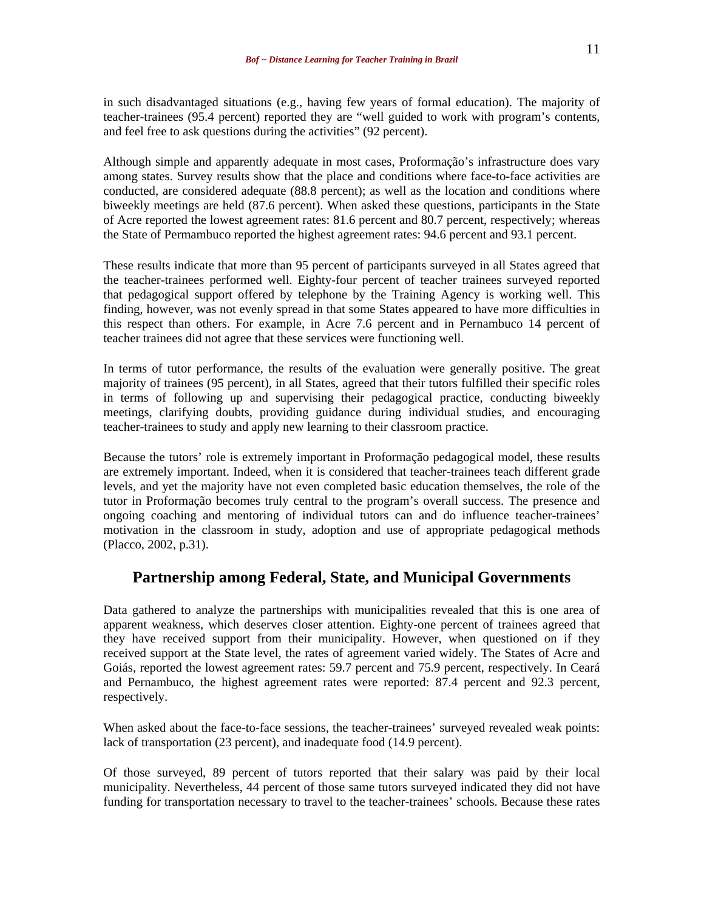in such disadvantaged situations (e.g., having few years of formal education). The majority of teacher-trainees (95.4 percent) reported they are "well guided to work with program's contents, and feel free to ask questions during the activities" (92 percent).

Although simple and apparently adequate in most cases, Proformação's infrastructure does vary among states. Survey results show that the place and conditions where face-to-face activities are conducted, are considered adequate (88.8 percent); as well as the location and conditions where biweekly meetings are held (87.6 percent). When asked these questions, participants in the State of Acre reported the lowest agreement rates: 81.6 percent and 80.7 percent, respectively; whereas the State of Permambuco reported the highest agreement rates: 94.6 percent and 93.1 percent.

These results indicate that more than 95 percent of participants surveyed in all States agreed that the teacher-trainees performed well. Eighty-four percent of teacher trainees surveyed reported that pedagogical support offered by telephone by the Training Agency is working well. This finding, however, was not evenly spread in that some States appeared to have more difficulties in this respect than others. For example, in Acre 7.6 percent and in Pernambuco 14 percent of teacher trainees did not agree that these services were functioning well.

In terms of tutor performance, the results of the evaluation were generally positive. The great majority of trainees (95 percent), in all States, agreed that their tutors fulfilled their specific roles in terms of following up and supervising their pedagogical practice, conducting biweekly meetings, clarifying doubts, providing guidance during individual studies, and encouraging teacher-trainees to study and apply new learning to their classroom practice.

Because the tutors' role is extremely important in Proformação pedagogical model, these results are extremely important. Indeed, when it is considered that teacher-trainees teach different grade levels, and yet the majority have not even completed basic education themselves, the role of the tutor in Proformação becomes truly central to the program's overall success. The presence and ongoing coaching and mentoring of individual tutors can and do influence teacher-trainees' motivation in the classroom in study, adoption and use of appropriate pedagogical methods (Placco, 2002, p.31).

## Partnership among Federal, State, and Municipal Governments

Data gathered to analyze the partnerships with municipalities revealed that this is one area of apparent weakness, which deserves closer attention. Eighty-one percent of trainees agreed that they have received support from their municipality. However, when questioned on if they received support at the State level, the rates of agreement varied widely. The States of Acre and Goiás, reported the lowest agreement rates: 59.7 percent and 75.9 percent, respectively. In Ceará and Pernambuco, the highest agreement rates were reported: 87.4 percent and 92.3 percent, respectively.

When asked about the face-to-face sessions, the teacher-trainees' surveyed revealed weak points: lack of transportation (23 percent), and inadequate food (14.9 percent).

Of those surveyed, 89 percent of tutors reported that their salary was paid by their local municipality. Nevertheless, 44 percent of those same tutors surveyed indicated they did not have funding for transportation necessary to travel to the teacher-trainees' schools. Because these rates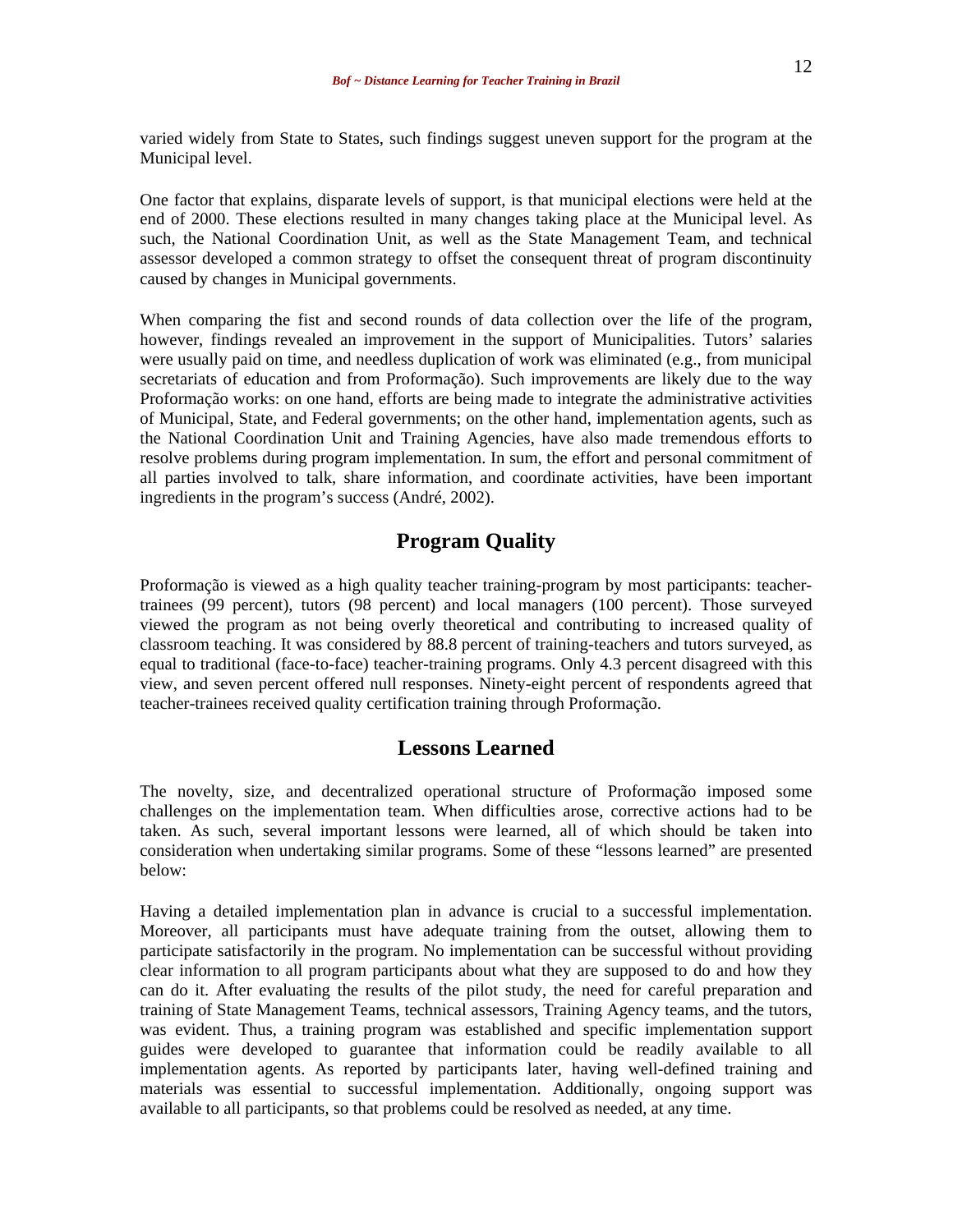varied widely from State to States, such findings suggest uneven support for the program at the Municipal level.

One factor that explains, disparate levels of support, is that municipal elections were held at the end of 2000. These elections resulted in many changes taking place at the Municipal level. As such, the National Coordination Unit, as well as the State Management Team, and technical assessor developed a common strategy to offset the consequent threat of program discontinuity caused by changes in Municipal governments.

When comparing the fist and second rounds of data collection over the life of the program, however, findings revealed an improvement in the support of Municipalities. Tutors' salaries were usually paid on time, and needless duplication of work was eliminated (e.g., from municipal secretariats of education and from Proformação). Such improvements are likely due to the way Proformação works: on one hand, efforts are being made to integrate the administrative activities of Municipal, State, and Federal governments; on the other hand, implementation agents, such as the National Coordination Unit and Training Agencies, have also made tremendous efforts to resolve problems during program implementation. In sum, the effort and personal commitment of all parties involved to talk, share information, and coordinate activities, have been important ingredients in the program's success (André, 2002).

## Program Quality

Proformação is viewed as a high quality teacher training-program by most participants: teacher-trainees (99 percent), tutors (98 percent) and local managers (100 percent). Those surveyed viewed the program as not being overly theoretical and contributing to increased quality of classroom teaching. It was considered by 88.8 percent of training-teachers and tutors surveyed, as equal to traditional (face-to-face) teacher-training programs. Only 4.3 percent disagreed with this view, and seven percent offered null responses. Ninety-eight percent of respondents agreed that teacher-trainees received quality certification training through Proformação.

## Lessons Learned

The novelty, size, and decentralized operational structure of Proformação imposed some challenges on the implementation team. When difficulties arose, corrective actions had to be taken. As such, several important lessons were learned, all of which should be taken into consideration when undertaking similar programs. Some of these "lessons learned" are presented below:

Having a detailed implementation plan in advance is crucial to a successful implementation. Moreover, all participants must have adequate training from the outset, allowing them to participate satisfactorily in the program. No implementation can be successful without providing clear information to all program participants about what they are supposed to do and how they can do it. After evaluating the results of the pilot study, the need for careful preparation and training of State Management Teams, technical assessors, Training Agency teams, and the tutors, was evident. Thus, a training program was established and specific implementation support guides were developed to guarantee that information could be readily available to all implementation agents. As reported by participants later, having well-defined training and materials was essential to successful implementation. Additionally, ongoing support was available to all participants, so that problems could be resolved as needed, at any time.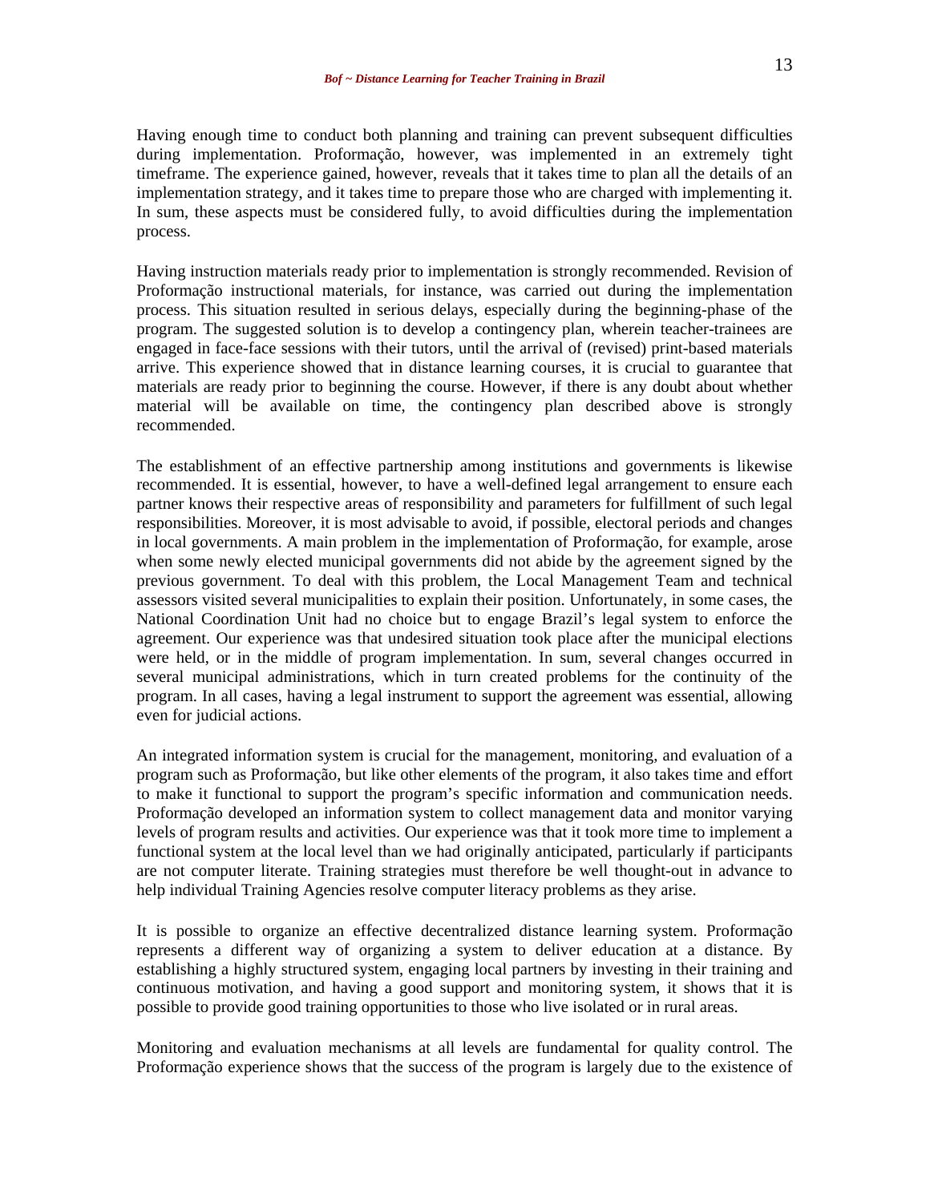Having enough time to conduct both planning and training can prevent subsequent difficulties during implementation. Proformação, however, was implemented in an extremely tight timeframe. The experience gained, however, reveals that it takes time to plan all the details of an implementation strategy, and it takes time to prepare those who are charged with implementing it. In sum, these aspects must be considered fully, to avoid difficulties during the implementation process.

Having instruction materials ready prior to implementation is strongly recommended. Revision of Proformação instructional materials, for instance, was carried out during the implementation process. This situation resulted in serious delays, especially during the beginning-phase of the program. The suggested solution is to develop a contingency plan, wherein teacher-trainees are engaged in face-face sessions with their tutors, until the arrival of (revised) print-based materials arrive. This experience showed that in distance learning courses, it is crucial to guarantee that materials are ready prior to beginning the course. However, if there is any doubt about whether material will be available on time, the contingency plan described above is strongly recommended.

The establishment of an effective partnership among institutions and governments is likewise recommended. It is essential, however, to have a well-defined legal arrangement to ensure each partner knows their respective areas of responsibility and parameters for fulfillment of such legal responsibilities. Moreover, it is most advisable to avoid, if possible, electoral periods and changes in local governments. A main problem in the implementation of Proformação, for example, arose when some newly elected municipal governments did not abide by the agreement signed by the previous government. To deal with this problem, the Local Management Team and technical assessors visited several municipalities to explain their position. Unfortunately, in some cases, the National Coordination Unit had no choice but to engage Brazil's legal system to enforce the agreement. Our experience was that undesired situation took place after the municipal elections were held, or in the middle of program implementation. In sum, several changes occurred in several municipal administrations, which in turn created problems for the continuity of the program. In all cases, having a legal instrument to support the agreement was essential, allowing even for judicial actions.

An integrated information system is crucial for the management, monitoring, and evaluation of a program such as Proformação, but like other elements of the program, it also takes time and effort to make it functional to support the program's specific information and communication needs. Proformação developed an information system to collect management data and monitor varying levels of program results and activities. Our experience was that it took more time to implement a functional system at the local level than we had originally anticipated, particularly if participants are not computer literate. Training strategies must therefore be well thought-out in advance to help individual Training Agencies resolve computer literacy problems as they arise.

It is possible to organize an effective decentralized distance learning system. Proformação represents a different way of organizing a system to deliver education at a distance. By establishing a highly structured system, engaging local partners by investing in their training and continuous motivation, and having a good support and monitoring system, it shows that it is possible to provide good training opportunities to those who live isolated or in rural areas.

Monitoring and evaluation mechanisms at all levels are fundamental for quality control. The Proformação experience shows that the success of the program is largely due to the existence of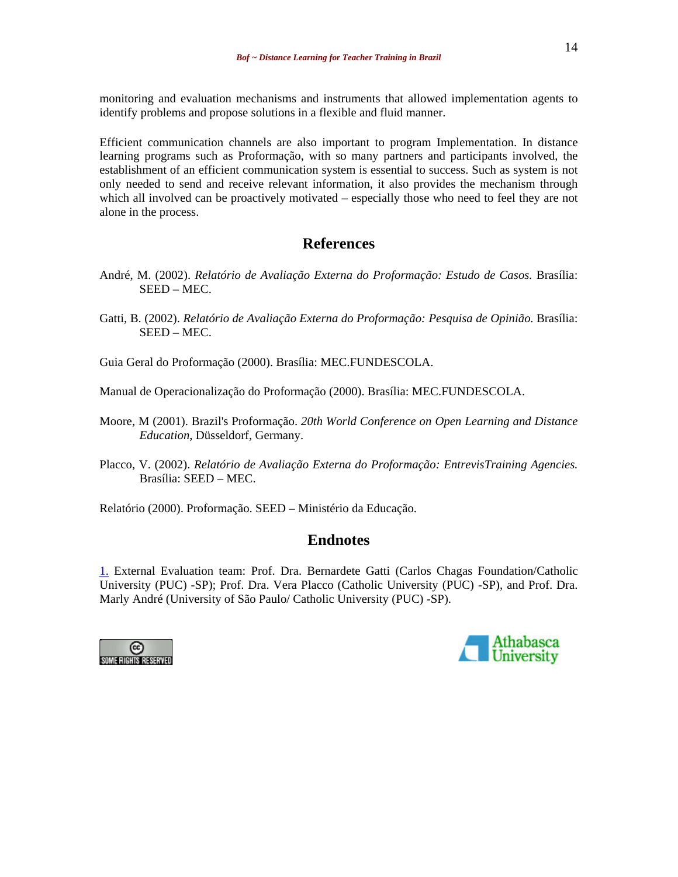monitoring and evaluation mechanisms and instruments that allowed implementation agents to identify problems and propose solutions in a flexible and fluid manner.

Efficient communication channels are also important to program Implementation. In distance learning programs such as Proformação, with so many partners and participants involved, the establishment of an efficient communication system is essential to success. Such as system is not only needed to send and receive relevant information, it also provides the mechanism through which all involved can be proactively motivated – especially those who need to feel they are not alone in the process.

## References

André, M. (2002). *Relatório de Avaliação Externa do Proformação: Estudo de Casos.* Brasília: SEED – MEC.

Gatti, B. (2002). *Relatório de Avaliação Externa do Proformação: Pesquisa de Opinião.* Brasília: SEED – MEC.

Guia Geral do Proformação (2000). Brasília: MEC.FUNDESCOLA.

Manual de Operacionalização do Proformação (2000). Brasília: MEC.FUNDESCOLA.

Moore, M (2001). Brazil's Proformação. *20th World Conference on Open Learning and Distance Education*, Düsseldorf, Germany.

Placco, V. (2002). *Relatório de Avaliação Externa do Proformação: EntrevisTraining Agencies.* Brasília: SEED – MEC.

Relatório (2000). Proformação. SEED – Ministério da Educação.

## Endnotes

1. External Evaluation team: Prof. Dra. Bernardete Gatti (Carlos Chagas Foundation/Catholic University (PUC) -SP); Prof. Dra. Vera Placco (Catholic University (PUC) -SP), and Prof. Dra. Marly André (University of São Paulo/ Catholic University (PUC) -SP).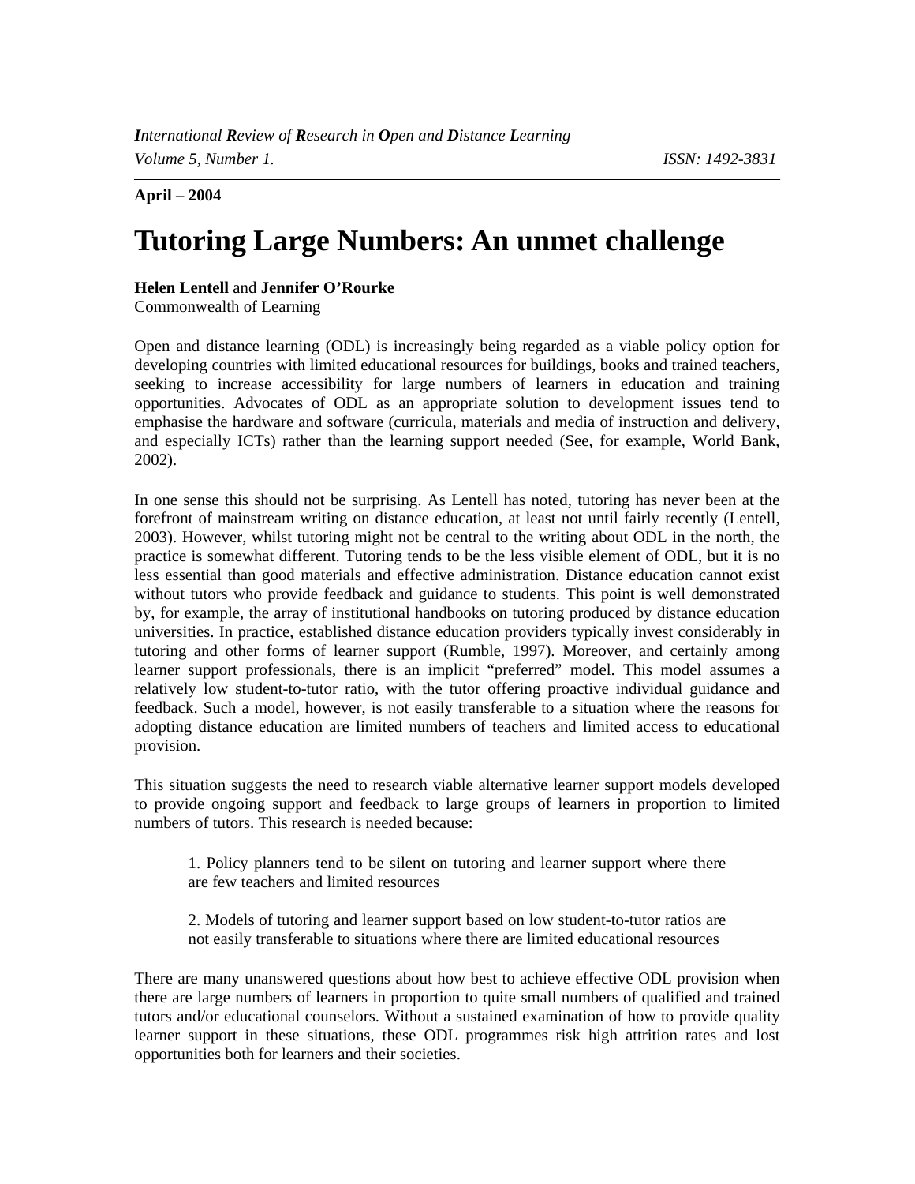**April – 2004**

# Tutoring Large Numbers: An unmet challenge

**Helen Lentell** and **Jennifer O'Rourke**
Commonwealth of Learning

Open and distance learning (ODL) is increasingly being regarded as a viable policy option for developing countries with limited educational resources for buildings, books and trained teachers, seeking to increase accessibility for large numbers of learners in education and training opportunities. Advocates of ODL as an appropriate solution to development issues tend to emphasise the hardware and software (curricula, materials and media of instruction and delivery, and especially ICTs) rather than the learning support needed (See, for example, World Bank, 2002).

In one sense this should not be surprising. As Lentell has noted, tutoring has never been at the forefront of mainstream writing on distance education, at least not until fairly recently (Lentell, 2003). However, whilst tutoring might not be central to the writing about ODL in the north, the practice is somewhat different. Tutoring tends to be the less visible element of ODL, but it is no less essential than good materials and effective administration. Distance education cannot exist without tutors who provide feedback and guidance to students. This point is well demonstrated by, for example, the array of institutional handbooks on tutoring produced by distance education universities. In practice, established distance education providers typically invest considerably in tutoring and other forms of learner support (Rumble, 1997). Moreover, and certainly among learner support professionals, there is an implicit "preferred" model. This model assumes a relatively low student-to-tutor ratio, with the tutor offering proactive individual guidance and feedback. Such a model, however, is not easily transferable to a situation where the reasons for adopting distance education are limited numbers of teachers and limited access to educational provision.

This situation suggests the need to research viable alternative learner support models developed to provide ongoing support and feedback to large groups of learners in proportion to limited numbers of tutors. This research is needed because:

> 1. Policy planners tend to be silent on tutoring and learner support where there are few teachers and limited resources
>
> 2. Models of tutoring and learner support based on low student-to-tutor ratios are not easily transferable to situations where there are limited educational resources

There are many unanswered questions about how best to achieve effective ODL provision when there are large numbers of learners in proportion to quite small numbers of qualified and trained tutors and/or educational counselors. Without a sustained examination of how to provide quality learner support in these situations, these ODL programmes risk high attrition rates and lost opportunities both for learners and their societies.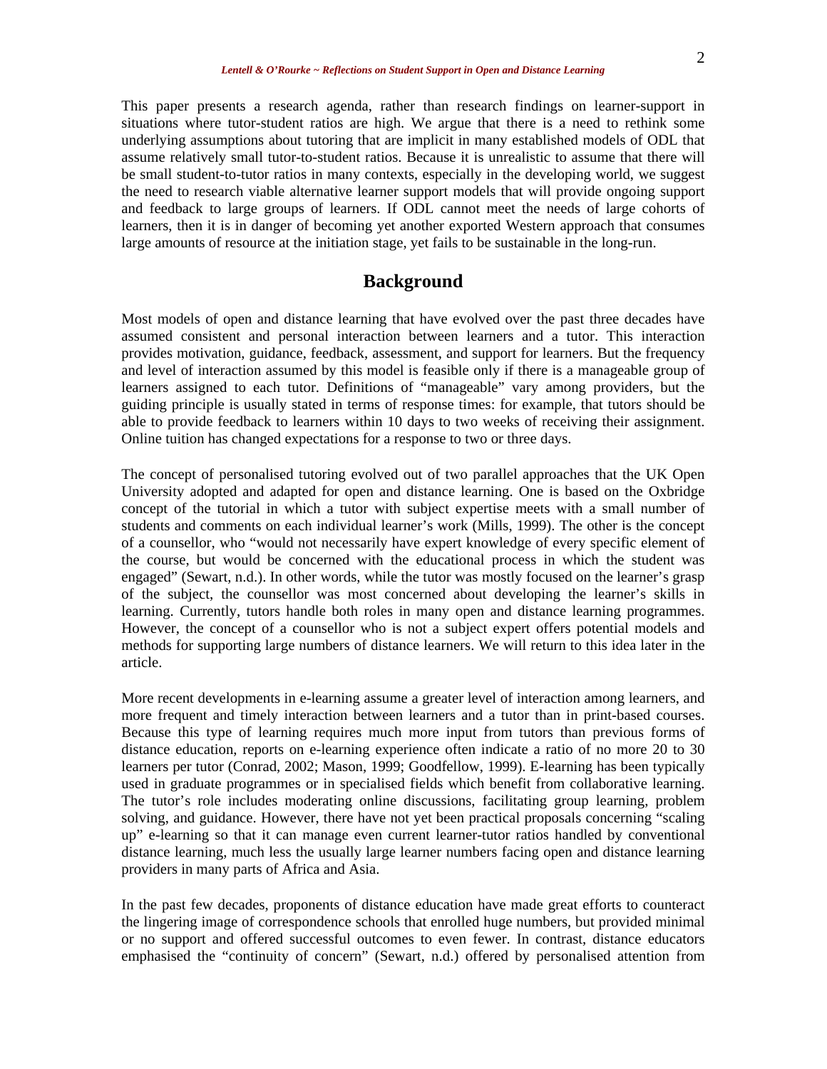This paper presents a research agenda, rather than research findings on learner-support in situations where tutor-student ratios are high. We argue that there is a need to rethink some underlying assumptions about tutoring that are implicit in many established models of ODL that assume relatively small tutor-to-student ratios. Because it is unrealistic to assume that there will be small student-to-tutor ratios in many contexts, especially in the developing world, we suggest the need to research viable alternative learner support models that will provide ongoing support and feedback to large groups of learners. If ODL cannot meet the needs of large cohorts of learners, then it is in danger of becoming yet another exported Western approach that consumes large amounts of resource at the initiation stage, yet fails to be sustainable in the long-run.

## Background

Most models of open and distance learning that have evolved over the past three decades have assumed consistent and personal interaction between learners and a tutor. This interaction provides motivation, guidance, feedback, assessment, and support for learners. But the frequency and level of interaction assumed by this model is feasible only if there is a manageable group of learners assigned to each tutor. Definitions of "manageable" vary among providers, but the guiding principle is usually stated in terms of response times: for example, that tutors should be able to provide feedback to learners within 10 days to two weeks of receiving their assignment. Online tuition has changed expectations for a response to two or three days.

The concept of personalised tutoring evolved out of two parallel approaches that the UK Open University adopted and adapted for open and distance learning. One is based on the Oxbridge concept of the tutorial in which a tutor with subject expertise meets with a small number of students and comments on each individual learner's work (Mills, 1999). The other is the concept of a counsellor, who "would not necessarily have expert knowledge of every specific element of the course, but would be concerned with the educational process in which the student was engaged" (Sewart, n.d.). In other words, while the tutor was mostly focused on the learner's grasp of the subject, the counsellor was most concerned about developing the learner's skills in learning. Currently, tutors handle both roles in many open and distance learning programmes. However, the concept of a counsellor who is not a subject expert offers potential models and methods for supporting large numbers of distance learners. We will return to this idea later in the article.

More recent developments in e-learning assume a greater level of interaction among learners, and more frequent and timely interaction between learners and a tutor than in print-based courses. Because this type of learning requires much more input from tutors than previous forms of distance education, reports on e-learning experience often indicate a ratio of no more 20 to 30 learners per tutor (Conrad, 2002; Mason, 1999; Goodfellow, 1999). E-learning has been typically used in graduate programmes or in specialised fields which benefit from collaborative learning. The tutor's role includes moderating online discussions, facilitating group learning, problem solving, and guidance. However, there have not yet been practical proposals concerning "scaling up" e-learning so that it can manage even current learner-tutor ratios handled by conventional distance learning, much less the usually large learner numbers facing open and distance learning providers in many parts of Africa and Asia.

In the past few decades, proponents of distance education have made great efforts to counteract the lingering image of correspondence schools that enrolled huge numbers, but provided minimal or no support and offered successful outcomes to even fewer. In contrast, distance educators emphasised the "continuity of concern" (Sewart, n.d.) offered by personalised attention from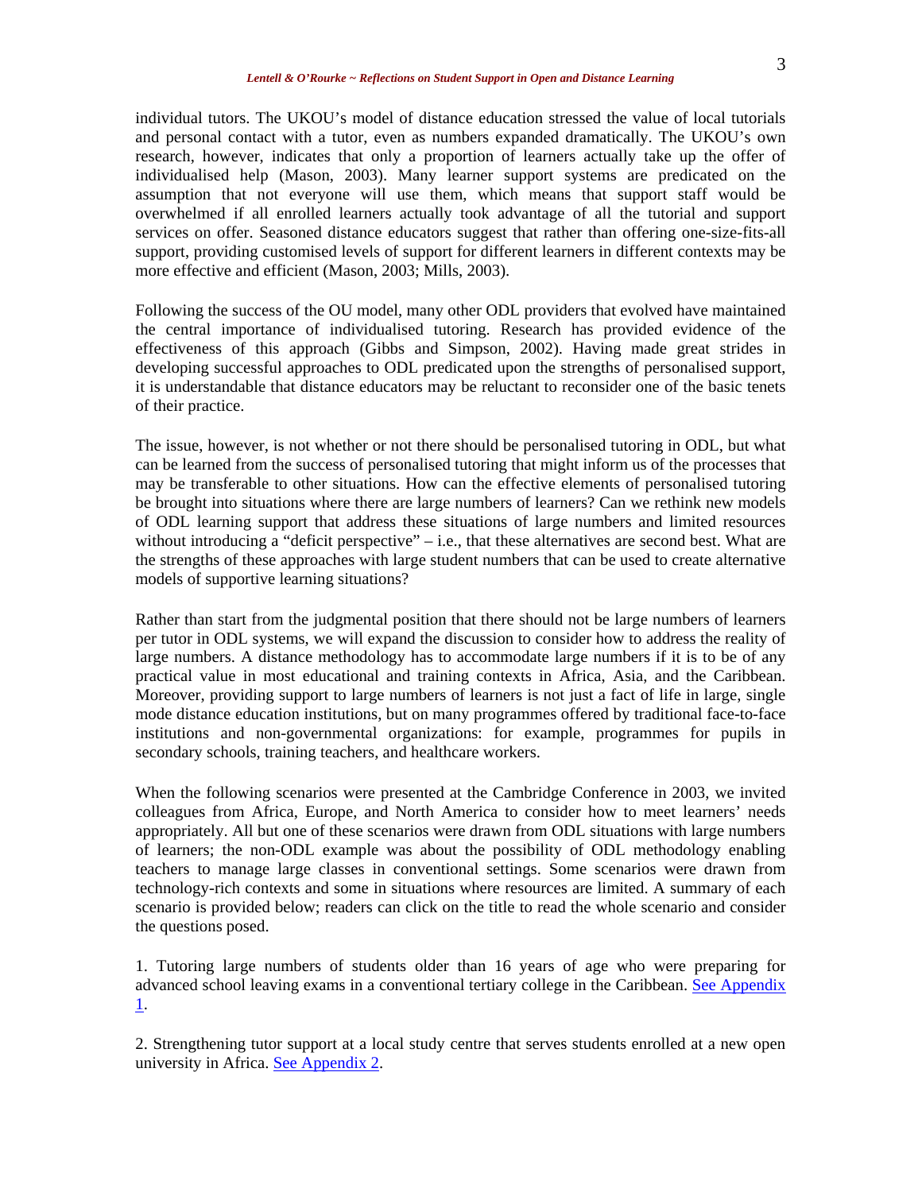individual tutors. The UKOU's model of distance education stressed the value of local tutorials and personal contact with a tutor, even as numbers expanded dramatically. The UKOU's own research, however, indicates that only a proportion of learners actually take up the offer of individualised help (Mason, 2003). Many learner support systems are predicated on the assumption that not everyone will use them, which means that support staff would be overwhelmed if all enrolled learners actually took advantage of all the tutorial and support services on offer. Seasoned distance educators suggest that rather than offering one-size-fits-all support, providing customised levels of support for different learners in different contexts may be more effective and efficient (Mason, 2003; Mills, 2003).

Following the success of the OU model, many other ODL providers that evolved have maintained the central importance of individualised tutoring. Research has provided evidence of the effectiveness of this approach (Gibbs and Simpson, 2002). Having made great strides in developing successful approaches to ODL predicated upon the strengths of personalised support, it is understandable that distance educators may be reluctant to reconsider one of the basic tenets of their practice.

The issue, however, is not whether or not there should be personalised tutoring in ODL, but what can be learned from the success of personalised tutoring that might inform us of the processes that may be transferable to other situations. How can the effective elements of personalised tutoring be brought into situations where there are large numbers of learners? Can we rethink new models of ODL learning support that address these situations of large numbers and limited resources without introducing a "deficit perspective" – i.e., that these alternatives are second best. What are the strengths of these approaches with large student numbers that can be used to create alternative models of supportive learning situations?

Rather than start from the judgmental position that there should not be large numbers of learners per tutor in ODL systems, we will expand the discussion to consider how to address the reality of large numbers. A distance methodology has to accommodate large numbers if it is to be of any practical value in most educational and training contexts in Africa, Asia, and the Caribbean. Moreover, providing support to large numbers of learners is not just a fact of life in large, single mode distance education institutions, but on many programmes offered by traditional face-to-face institutions and non-governmental organizations: for example, programmes for pupils in secondary schools, training teachers, and healthcare workers.

When the following scenarios were presented at the Cambridge Conference in 2003, we invited colleagues from Africa, Europe, and North America to consider how to meet learners' needs appropriately. All but one of these scenarios were drawn from ODL situations with large numbers of learners; the non-ODL example was about the possibility of ODL methodology enabling teachers to manage large classes in conventional settings. Some scenarios were drawn from technology-rich contexts and some in situations where resources are limited. A summary of each scenario is provided below; readers can click on the title to read the whole scenario and consider the questions posed.

1. Tutoring large numbers of students older than 16 years of age who were preparing for advanced school leaving exams in a conventional tertiary college in the Caribbean. See Appendix 1.

2. Strengthening tutor support at a local study centre that serves students enrolled at a new open university in Africa. See Appendix 2.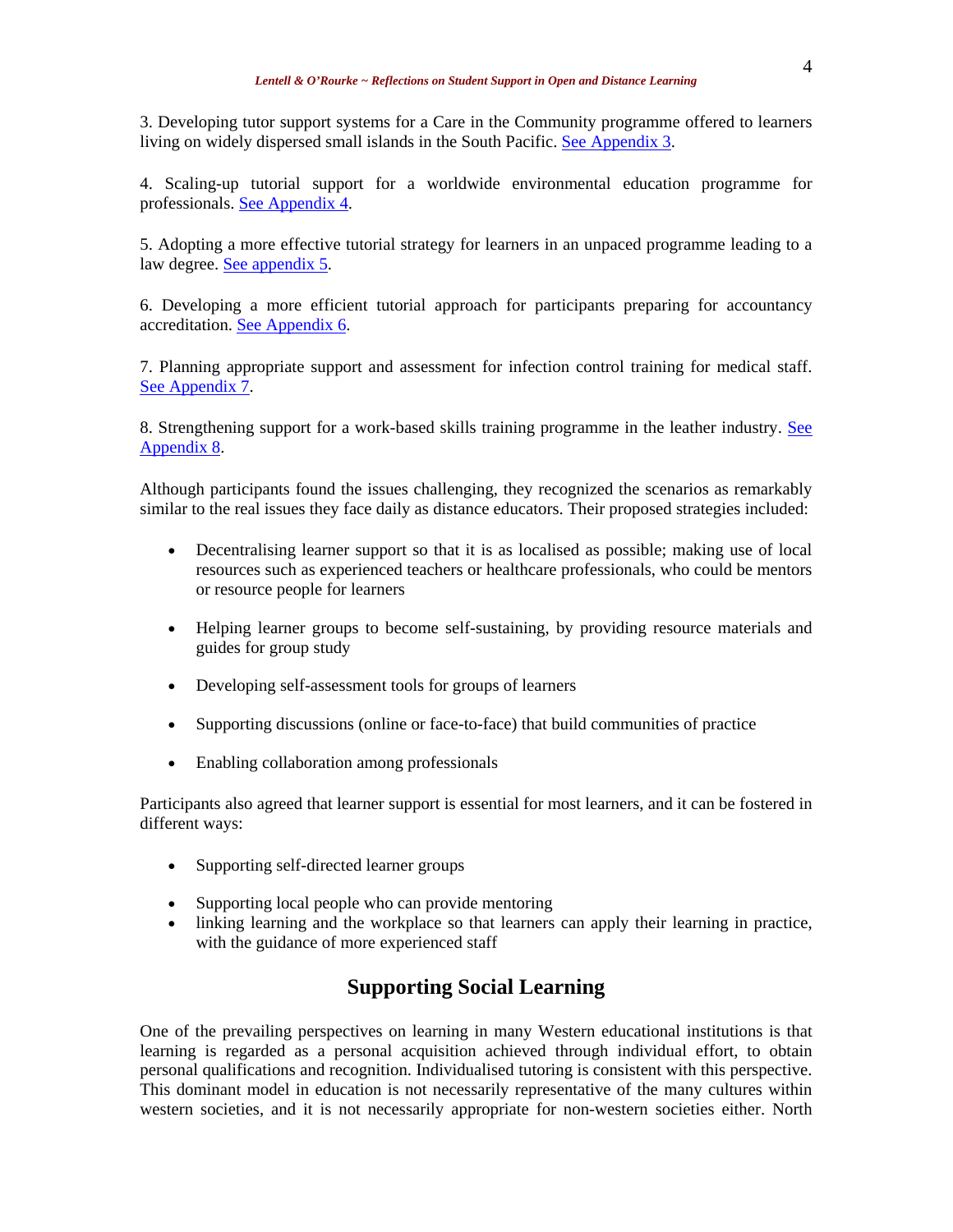3. Developing tutor support systems for a Care in the Community programme offered to learners living on widely dispersed small islands in the South Pacific. See Appendix 3.

4. Scaling-up tutorial support for a worldwide environmental education programme for professionals. See Appendix 4.

5. Adopting a more effective tutorial strategy for learners in an unpaced programme leading to a law degree. See appendix 5.

6. Developing a more efficient tutorial approach for participants preparing for accountancy accreditation. See Appendix 6.

7. Planning appropriate support and assessment for infection control training for medical staff. See Appendix 7.

8. Strengthening support for a work-based skills training programme in the leather industry. See Appendix 8.

Although participants found the issues challenging, they recognized the scenarios as remarkably similar to the real issues they face daily as distance educators. Their proposed strategies included:

- Decentralising learner support so that it is as localised as possible; making use of local resources such as experienced teachers or healthcare professionals, who could be mentors or resource people for learners
- Helping learner groups to become self-sustaining, by providing resource materials and guides for group study
- Developing self-assessment tools for groups of learners
- Supporting discussions (online or face-to-face) that build communities of practice
- Enabling collaboration among professionals

Participants also agreed that learner support is essential for most learners, and it can be fostered in different ways:

- Supporting self-directed learner groups
- Supporting local people who can provide mentoring
- linking learning and the workplace so that learners can apply their learning in practice, with the guidance of more experienced staff

## Supporting Social Learning

One of the prevailing perspectives on learning in many Western educational institutions is that learning is regarded as a personal acquisition achieved through individual effort, to obtain personal qualifications and recognition. Individualised tutoring is consistent with this perspective. This dominant model in education is not necessarily representative of the many cultures within western societies, and it is not necessarily appropriate for non-western societies either. North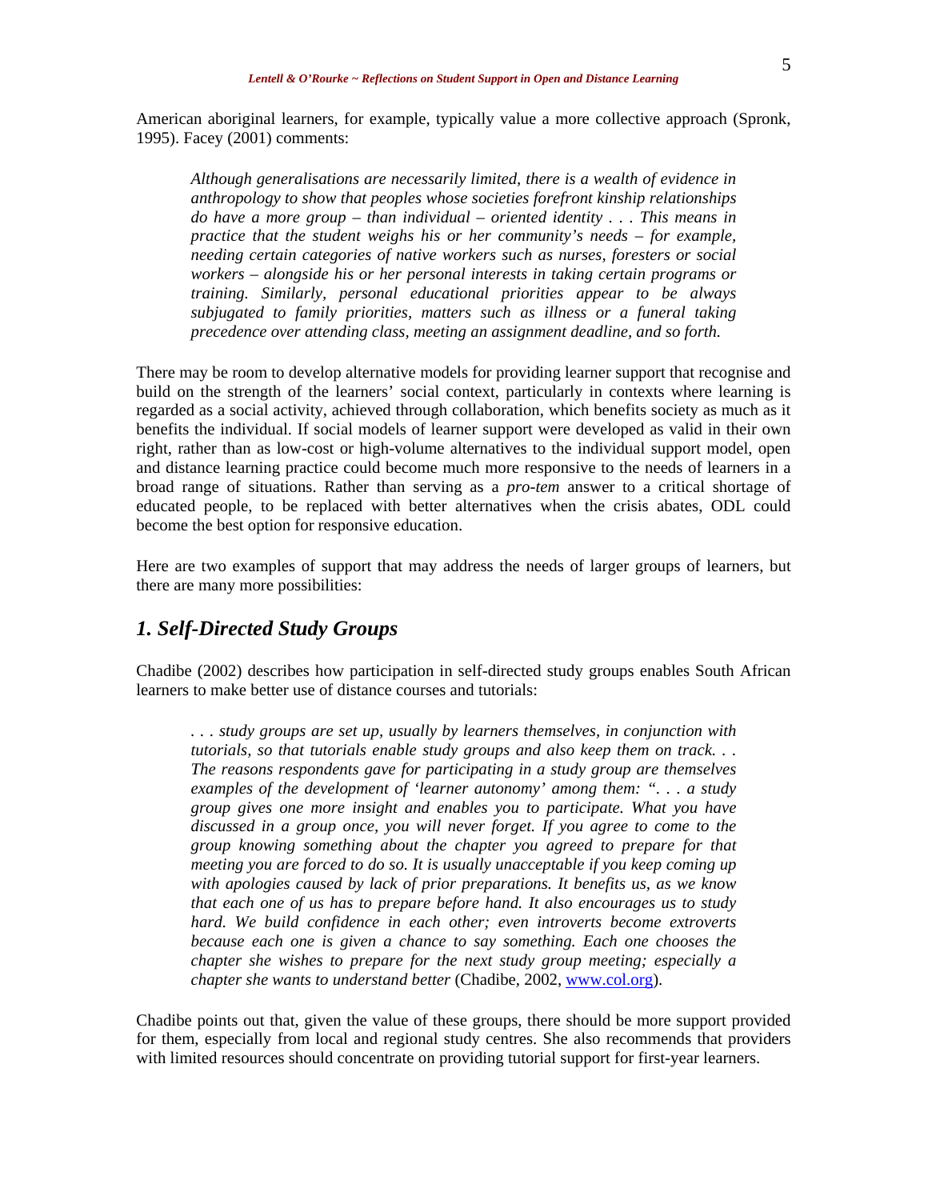American aboriginal learners, for example, typically value a more collective approach (Spronk, 1995). Facey (2001) comments:

> *Although generalisations are necessarily limited, there is a wealth of evidence in anthropology to show that peoples whose societies forefront kinship relationships do have a more group – than individual – oriented identity . . . This means in practice that the student weighs his or her community's needs – for example, needing certain categories of native workers such as nurses, foresters or social workers – alongside his or her personal interests in taking certain programs or training. Similarly, personal educational priorities appear to be always subjugated to family priorities, matters such as illness or a funeral taking precedence over attending class, meeting an assignment deadline, and so forth.*

There may be room to develop alternative models for providing learner support that recognise and build on the strength of the learners' social context, particularly in contexts where learning is regarded as a social activity, achieved through collaboration, which benefits society as much as it benefits the individual. If social models of learner support were developed as valid in their own right, rather than as low-cost or high-volume alternatives to the individual support model, open and distance learning practice could become much more responsive to the needs of learners in a broad range of situations. Rather than serving as a *pro-tem* answer to a critical shortage of educated people, to be replaced with better alternatives when the crisis abates, ODL could become the best option for responsive education.

Here are two examples of support that may address the needs of larger groups of learners, but there are many more possibilities:

## *1. Self-Directed Study Groups*

Chadibe (2002) describes how participation in self-directed study groups enables South African learners to make better use of distance courses and tutorials:

> *. . . study groups are set up, usually by learners themselves, in conjunction with tutorials, so that tutorials enable study groups and also keep them on track. . . The reasons respondents gave for participating in a study group are themselves examples of the development of 'learner autonomy' among them: ". . . a study group gives one more insight and enables you to participate. What you have discussed in a group once, you will never forget. If you agree to come to the group knowing something about the chapter you agreed to prepare for that meeting you are forced to do so. It is usually unacceptable if you keep coming up with apologies caused by lack of prior preparations. It benefits us, as we know that each one of us has to prepare before hand. It also encourages us to study hard. We build confidence in each other; even introverts become extroverts because each one is given a chance to say something. Each one chooses the chapter she wishes to prepare for the next study group meeting; especially a chapter she wants to understand better* (Chadibe, 2002, www.col.org).

Chadibe points out that, given the value of these groups, there should be more support provided for them, especially from local and regional study centres. She also recommends that providers with limited resources should concentrate on providing tutorial support for first-year learners.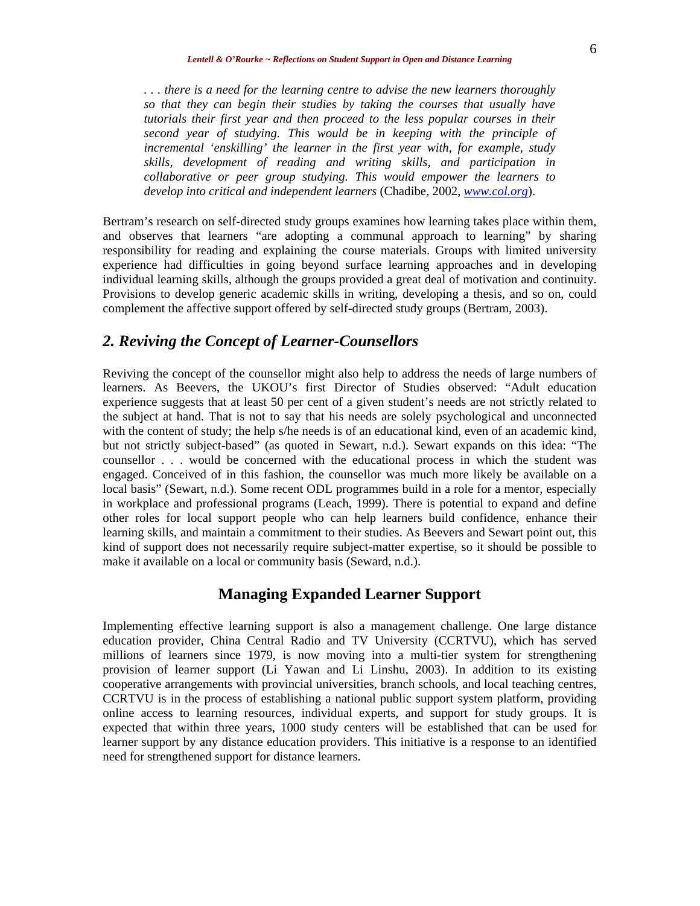*. . . there is a need for the learning centre to advise the new learners thoroughly so that they can begin their studies by taking the courses that usually have tutorials their first year and then proceed to the less popular courses in their second year of studying. This would be in keeping with the principle of incremental 'enskilling' the learner in the first year with, for example, study skills, development of reading and writing skills, and participation in collaborative or peer group studying. This would empower the learners to develop into critical and independent learners* (Chadibe, 2002, www.col.org).

Bertram's research on self-directed study groups examines how learning takes place within them, and observes that learners "are adopting a communal approach to learning" by sharing responsibility for reading and explaining the course materials. Groups with limited university experience had difficulties in going beyond surface learning approaches and in developing individual learning skills, although the groups provided a great deal of motivation and continuity. Provisions to develop generic academic skills in writing, developing a thesis, and so on, could complement the affective support offered by self-directed study groups (Bertram, 2003).

### *2. Reviving the Concept of Learner-Counsellors*

Reviving the concept of the counsellor might also help to address the needs of large numbers of learners. As Beevers, the UKOU's first Director of Studies observed: "Adult education experience suggests that at least 50 per cent of a given student's needs are not strictly related to the subject at hand. That is not to say that his needs are solely psychological and unconnected with the content of study; the help s/he needs is of an educational kind, even of an academic kind, but not strictly subject-based" (as quoted in Sewart, n.d.). Sewart expands on this idea: "The counsellor . . . would be concerned with the educational process in which the student was engaged. Conceived of in this fashion, the counsellor was much more likely be available on a local basis" (Sewart, n.d.). Some recent ODL programmes build in a role for a mentor, especially in workplace and professional programs (Leach, 1999). There is potential to expand and define other roles for local support people who can help learners build confidence, enhance their learning skills, and maintain a commitment to their studies. As Beevers and Sewart point out, this kind of support does not necessarily require subject-matter expertise, so it should be possible to make it available on a local or community basis (Seward, n.d.).

## Managing Expanded Learner Support

Implementing effective learning support is also a management challenge. One large distance education provider, China Central Radio and TV University (CCRTVU), which has served millions of learners since 1979, is now moving into a multi-tier system for strengthening provision of learner support (Li Yawan and Li Linshu, 2003). In addition to its existing cooperative arrangements with provincial universities, branch schools, and local teaching centres, CCRTVU is in the process of establishing a national public support system platform, providing online access to learning resources, individual experts, and support for study groups. It is expected that within three years, 1000 study centers will be established that can be used for learner support by any distance education providers. This initiative is a response to an identified need for strengthened support for distance learners.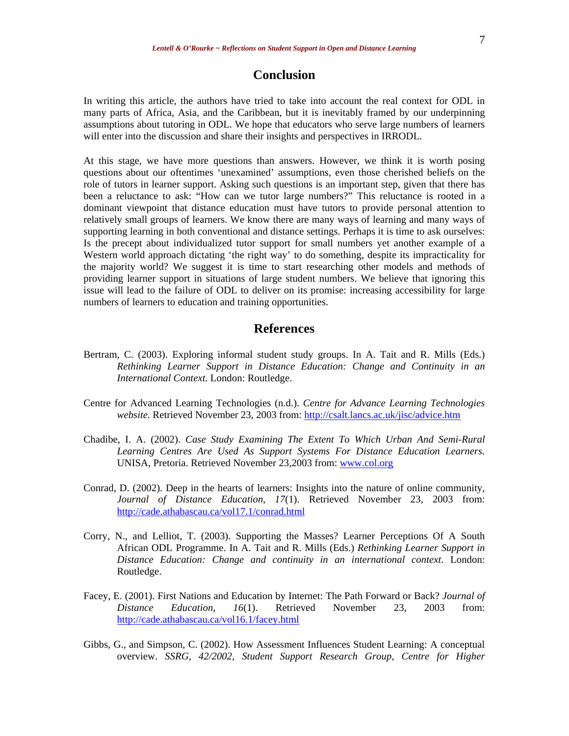## Conclusion

In writing this article, the authors have tried to take into account the real context for ODL in many parts of Africa, Asia, and the Caribbean, but it is inevitably framed by our underpinning assumptions about tutoring in ODL. We hope that educators who serve large numbers of learners will enter into the discussion and share their insights and perspectives in IRRODL.

At this stage, we have more questions than answers. However, we think it is worth posing questions about our oftentimes 'unexamined' assumptions, even those cherished beliefs on the role of tutors in learner support. Asking such questions is an important step, given that there has been a reluctance to ask: "How can we tutor large numbers?" This reluctance is rooted in a dominant viewpoint that distance education must have tutors to provide personal attention to relatively small groups of learners. We know there are many ways of learning and many ways of supporting learning in both conventional and distance settings. Perhaps it is time to ask ourselves: Is the precept about individualized tutor support for small numbers yet another example of a Western world approach dictating 'the right way' to do something, despite its impracticality for the majority world? We suggest it is time to start researching other models and methods of providing learner support in situations of large student numbers. We believe that ignoring this issue will lead to the failure of ODL to deliver on its promise: increasing accessibility for large numbers of learners to education and training opportunities.

## References

Bertram, C. (2003). Exploring informal student study groups. In A. Tait and R. Mills (Eds.) *Rethinking Learner Support in Distance Education: Change and Continuity in an International Context.* London: Routledge.

Centre for Advanced Learning Technologies (n.d.). *Centre for Advance Learning Technologies website.* Retrieved November 23, 2003 from: http://csalt.lancs.ac.uk/jisc/advice.htm

Chadibe, I. A. (2002). *Case Study Examining The Extent To Which Urban And Semi-Rural Learning Centres Are Used As Support Systems For Distance Education Learners.* UNISA, Pretoria. Retrieved November 23,2003 from: www.col.org

Conrad, D. (2002). Deep in the hearts of learners: Insights into the nature of online community, *Journal of Distance Education, 17*(1). Retrieved November 23, 2003 from: http://cade.athabascau.ca/vol17.1/conrad.html

Corry, N., and Lelliot, T. (2003). Supporting the Masses? Learner Perceptions Of A South African ODL Programme. In A. Tait and R. Mills (Eds.) *Rethinking Learner Support in Distance Education: Change and continuity in an international context*. London: Routledge.

Facey, E. (2001). First Nations and Education by Internet: The Path Forward or Back? *Journal of Distance Education, 16*(1). Retrieved November 23, 2003 from: http://cade.athabascau.ca/vol16.1/facey.html

Gibbs, G., and Simpson, C. (2002). How Assessment Influences Student Learning: A conceptual overview. *SSRG, 42/2002, Student Support Research Group, Centre for Higher*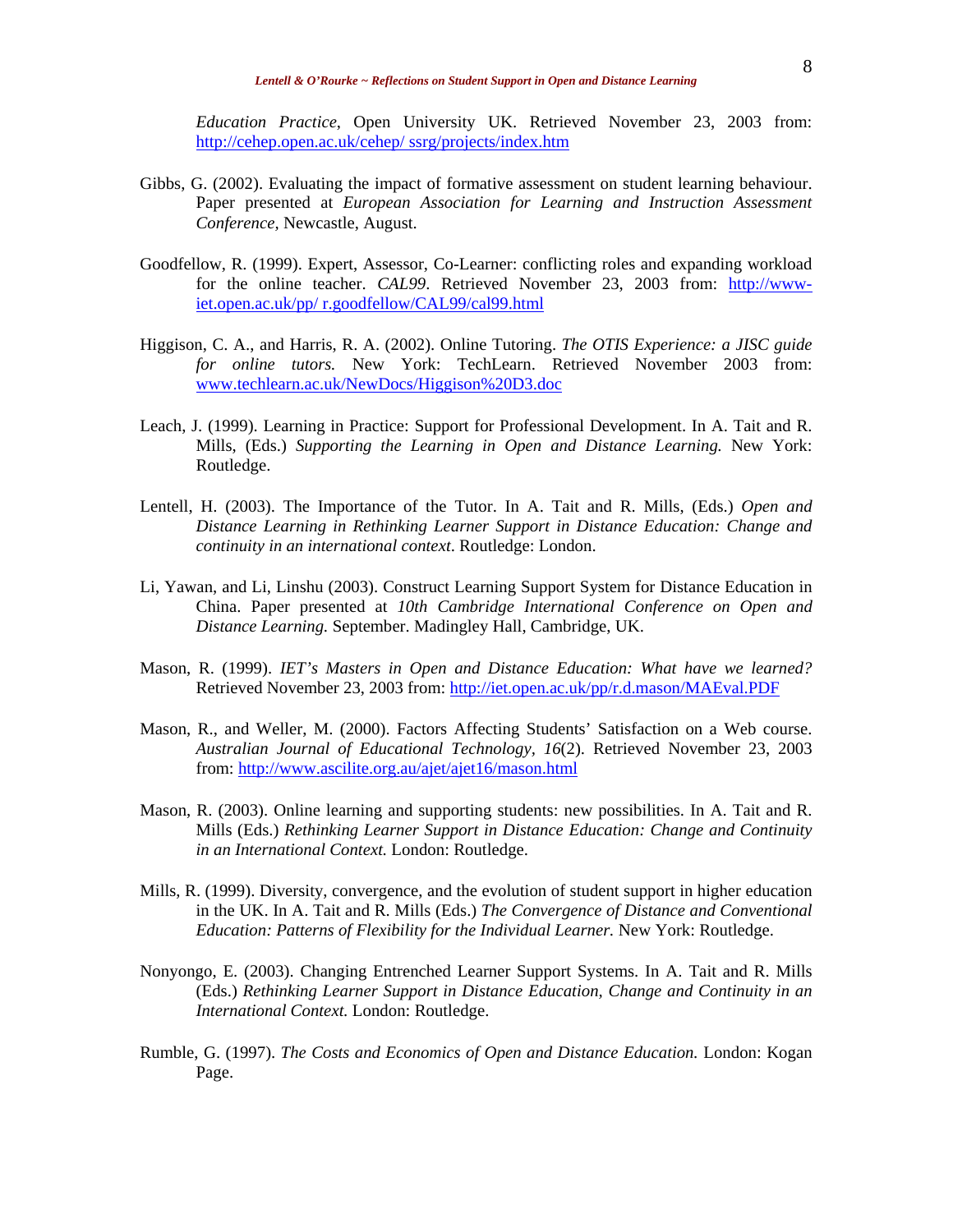*Education Practice*, Open University UK. Retrieved November 23, 2003 from: http://cehep.open.ac.uk/cehep/ ssrg/projects/index.htm

Gibbs, G. (2002). Evaluating the impact of formative assessment on student learning behaviour. Paper presented at *European Association for Learning and Instruction Assessment Conference*, Newcastle, August.

Goodfellow, R. (1999). Expert, Assessor, Co-Learner: conflicting roles and expanding workload for the online teacher. *CAL99*. Retrieved November 23, 2003 from: http://www-iet.open.ac.uk/pp/ r.goodfellow/CAL99/cal99.html

Higgison, C. A., and Harris, R. A. (2002). Online Tutoring. *The OTIS Experience: a JISC guide for online tutors.* New York: TechLearn. Retrieved November 2003 from: www.techlearn.ac.uk/NewDocs/Higgison%20D3.doc

Leach, J. (1999). Learning in Practice: Support for Professional Development. In A. Tait and R. Mills, (Eds.) *Supporting the Learning in Open and Distance Learning.* New York: Routledge.

Lentell, H. (2003). The Importance of the Tutor. In A. Tait and R. Mills, (Eds.) *Open and Distance Learning in Rethinking Learner Support in Distance Education: Change and continuity in an international context*. Routledge: London.

Li, Yawan, and Li, Linshu (2003). Construct Learning Support System for Distance Education in China. Paper presented at *10th Cambridge International Conference on Open and Distance Learning.* September. Madingley Hall, Cambridge, UK.

Mason, R. (1999). *IET's Masters in Open and Distance Education: What have we learned?* Retrieved November 23, 2003 from: http://iet.open.ac.uk/pp/r.d.mason/MAEval.PDF

Mason, R., and Weller, M. (2000). Factors Affecting Students' Satisfaction on a Web course. *Australian Journal of Educational Technology, 16*(2). Retrieved November 23, 2003 from: http://www.ascilite.org.au/ajet/ajet16/mason.html

Mason, R. (2003). Online learning and supporting students: new possibilities. In A. Tait and R. Mills (Eds.) *Rethinking Learner Support in Distance Education: Change and Continuity in an International Context.* London: Routledge.

Mills, R. (1999). Diversity, convergence, and the evolution of student support in higher education in the UK. In A. Tait and R. Mills (Eds.) *The Convergence of Distance and Conventional Education: Patterns of Flexibility for the Individual Learner.* New York: Routledge.

Nonyongo, E. (2003). Changing Entrenched Learner Support Systems. In A. Tait and R. Mills (Eds.) *Rethinking Learner Support in Distance Education, Change and Continuity in an International Context.* London: Routledge.

Rumble, G. (1997). *The Costs and Economics of Open and Distance Education.* London: Kogan Page.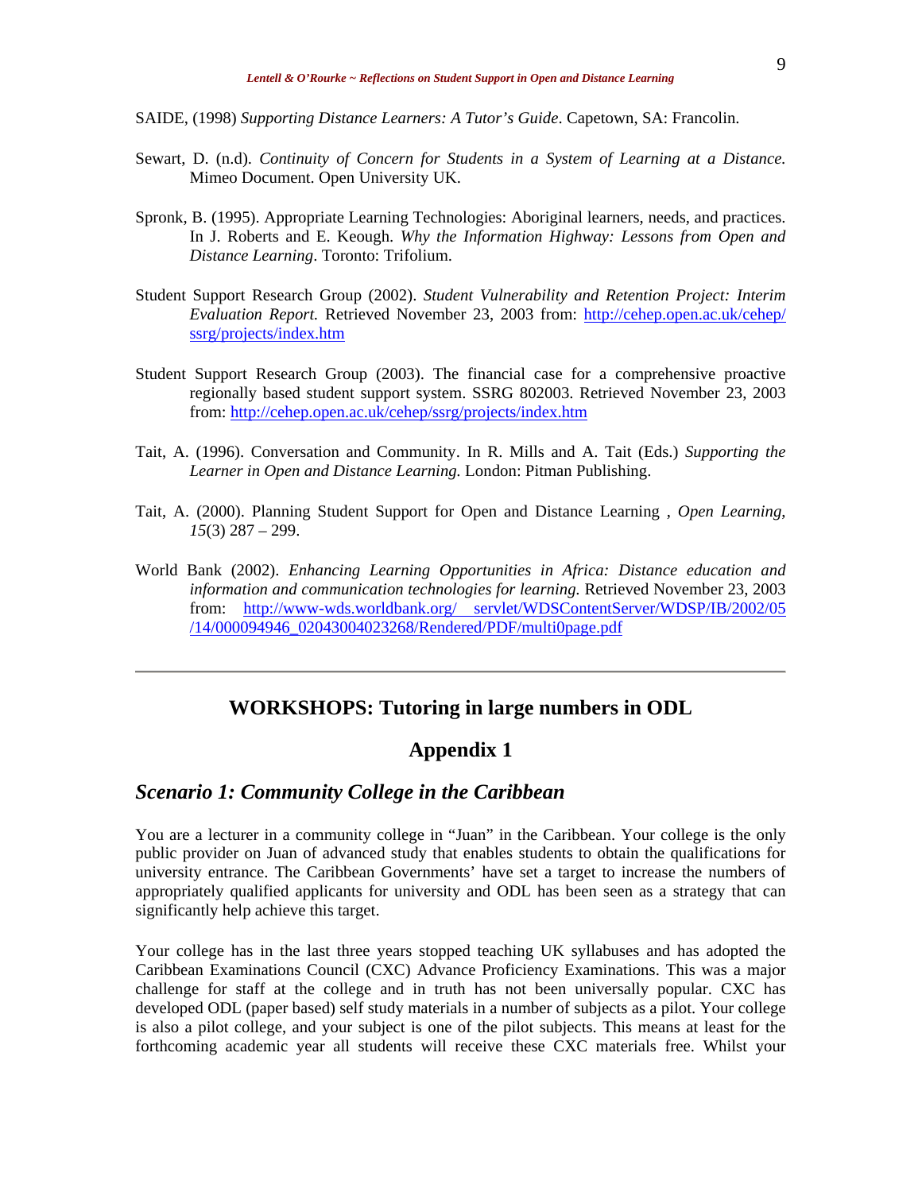SAIDE, (1998) *Supporting Distance Learners: A Tutor's Guide*. Capetown, SA: Francolin.

Sewart, D. (n.d). *Continuity of Concern for Students in a System of Learning at a Distance.* Mimeo Document. Open University UK.

Spronk, B. (1995). Appropriate Learning Technologies: Aboriginal learners, needs, and practices. In J. Roberts and E. Keough. *Why the Information Highway: Lessons from Open and Distance Learning*. Toronto: Trifolium.

Student Support Research Group (2002). *Student Vulnerability and Retention Project: Interim Evaluation Report.* Retrieved November 23, 2003 from: http://cehep.open.ac.uk/cehep/ssrg/projects/index.htm

Student Support Research Group (2003). The financial case for a comprehensive proactive regionally based student support system. SSRG 802003. Retrieved November 23, 2003 from: http://cehep.open.ac.uk/cehep/ssrg/projects/index.htm

Tait, A. (1996). Conversation and Community. In R. Mills and A. Tait (Eds.) *Supporting the Learner in Open and Distance Learning.* London: Pitman Publishing.

Tait, A. (2000). Planning Student Support for Open and Distance Learning , *Open Learning*, *15*(3) 287 – 299.

World Bank (2002). *Enhancing Learning Opportunities in Africa: Distance education and information and communication technologies for learning.* Retrieved November 23, 2003 from: http://www-wds.worldbank.org/ servlet/WDSContentServer/WDSP/IB/2002/05/14/000094946_02043004023268/Rendered/PDF/multi0page.pdf

---

## WORKSHOPS: Tutoring in large numbers in ODL

## Appendix 1

### *Scenario 1: Community College in the Caribbean*

You are a lecturer in a community college in "Juan" in the Caribbean. Your college is the only public provider on Juan of advanced study that enables students to obtain the qualifications for university entrance. The Caribbean Governments' have set a target to increase the numbers of appropriately qualified applicants for university and ODL has been seen as a strategy that can significantly help achieve this target.

Your college has in the last three years stopped teaching UK syllabuses and has adopted the Caribbean Examinations Council (CXC) Advance Proficiency Examinations. This was a major challenge for staff at the college and in truth has not been universally popular. CXC has developed ODL (paper based) self study materials in a number of subjects as a pilot. Your college is also a pilot college, and your subject is one of the pilot subjects. This means at least for the forthcoming academic year all students will receive these CXC materials free. Whilst your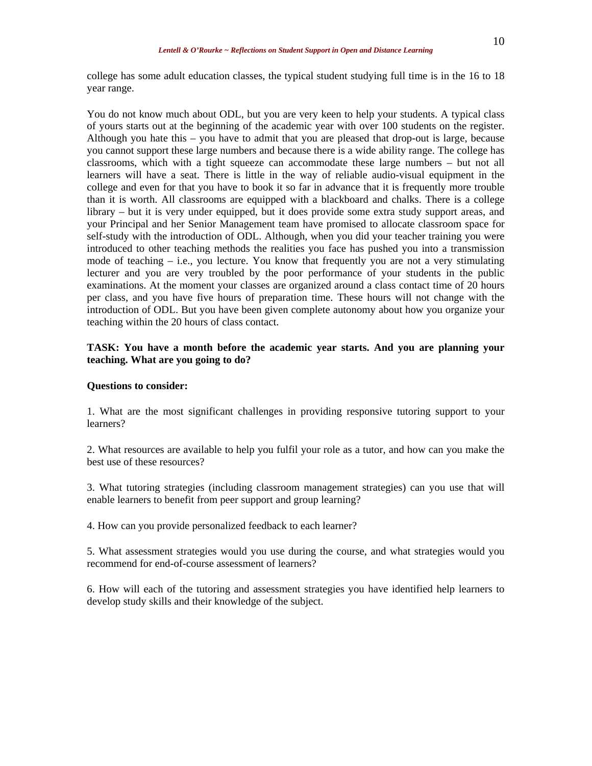college has some adult education classes, the typical student studying full time is in the 16 to 18 year range.

You do not know much about ODL, but you are very keen to help your students. A typical class of yours starts out at the beginning of the academic year with over 100 students on the register. Although you hate this – you have to admit that you are pleased that drop-out is large, because you cannot support these large numbers and because there is a wide ability range. The college has classrooms, which with a tight squeeze can accommodate these large numbers – but not all learners will have a seat. There is little in the way of reliable audio-visual equipment in the college and even for that you have to book it so far in advance that it is frequently more trouble than it is worth. All classrooms are equipped with a blackboard and chalks. There is a college library – but it is very under equipped, but it does provide some extra study support areas, and your Principal and her Senior Management team have promised to allocate classroom space for self-study with the introduction of ODL. Although, when you did your teacher training you were introduced to other teaching methods the realities you face has pushed you into a transmission mode of teaching – i.e., you lecture. You know that frequently you are not a very stimulating lecturer and you are very troubled by the poor performance of your students in the public examinations. At the moment your classes are organized around a class contact time of 20 hours per class, and you have five hours of preparation time. These hours will not change with the introduction of ODL. But you have been given complete autonomy about how you organize your teaching within the 20 hours of class contact.

**TASK: You have a month before the academic year starts. And you are planning your teaching. What are you going to do?**

**Questions to consider:**

1. What are the most significant challenges in providing responsive tutoring support to your learners?

2. What resources are available to help you fulfil your role as a tutor, and how can you make the best use of these resources?

3. What tutoring strategies (including classroom management strategies) can you use that will enable learners to benefit from peer support and group learning?

4. How can you provide personalized feedback to each learner?

5. What assessment strategies would you use during the course, and what strategies would you recommend for end-of-course assessment of learners?

6. How will each of the tutoring and assessment strategies you have identified help learners to develop study skills and their knowledge of the subject.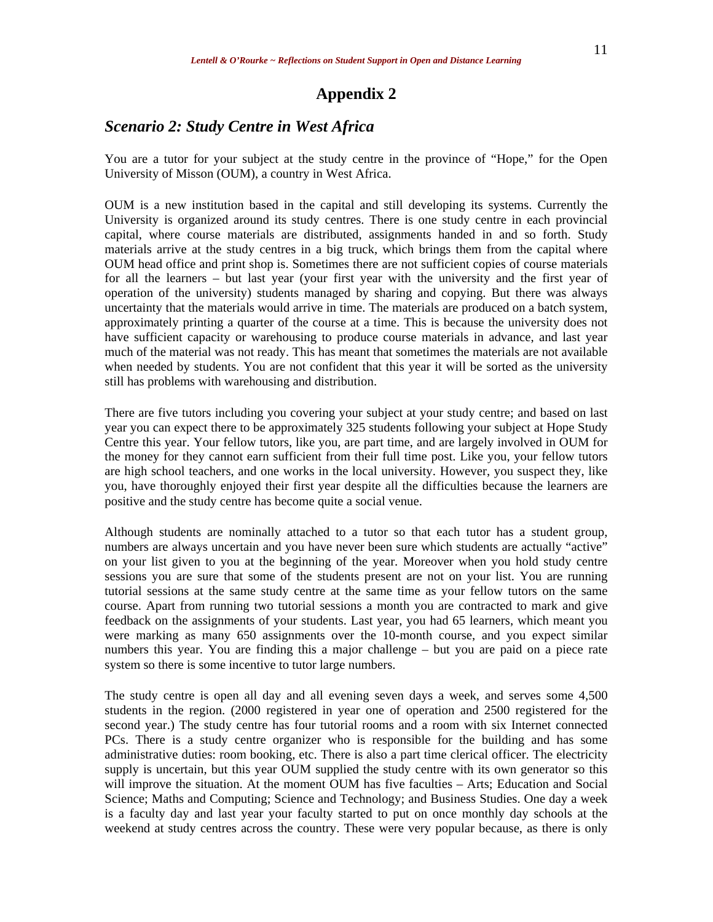# Appendix 2

## *Scenario 2: Study Centre in West Africa*

You are a tutor for your subject at the study centre in the province of "Hope," for the Open University of Misson (OUM), a country in West Africa.

OUM is a new institution based in the capital and still developing its systems. Currently the University is organized around its study centres. There is one study centre in each provincial capital, where course materials are distributed, assignments handed in and so forth. Study materials arrive at the study centres in a big truck, which brings them from the capital where OUM head office and print shop is. Sometimes there are not sufficient copies of course materials for all the learners – but last year (your first year with the university and the first year of operation of the university) students managed by sharing and copying. But there was always uncertainty that the materials would arrive in time. The materials are produced on a batch system, approximately printing a quarter of the course at a time. This is because the university does not have sufficient capacity or warehousing to produce course materials in advance, and last year much of the material was not ready. This has meant that sometimes the materials are not available when needed by students. You are not confident that this year it will be sorted as the university still has problems with warehousing and distribution.

There are five tutors including you covering your subject at your study centre; and based on last year you can expect there to be approximately 325 students following your subject at Hope Study Centre this year. Your fellow tutors, like you, are part time, and are largely involved in OUM for the money for they cannot earn sufficient from their full time post. Like you, your fellow tutors are high school teachers, and one works in the local university. However, you suspect they, like you, have thoroughly enjoyed their first year despite all the difficulties because the learners are positive and the study centre has become quite a social venue.

Although students are nominally attached to a tutor so that each tutor has a student group, numbers are always uncertain and you have never been sure which students are actually "active" on your list given to you at the beginning of the year. Moreover when you hold study centre sessions you are sure that some of the students present are not on your list. You are running tutorial sessions at the same study centre at the same time as your fellow tutors on the same course. Apart from running two tutorial sessions a month you are contracted to mark and give feedback on the assignments of your students. Last year, you had 65 learners, which meant you were marking as many 650 assignments over the 10-month course, and you expect similar numbers this year. You are finding this a major challenge – but you are paid on a piece rate system so there is some incentive to tutor large numbers.

The study centre is open all day and all evening seven days a week, and serves some 4,500 students in the region. (2000 registered in year one of operation and 2500 registered for the second year.) The study centre has four tutorial rooms and a room with six Internet connected PCs. There is a study centre organizer who is responsible for the building and has some administrative duties: room booking, etc. There is also a part time clerical officer. The electricity supply is uncertain, but this year OUM supplied the study centre with its own generator so this will improve the situation. At the moment OUM has five faculties – Arts; Education and Social Science; Maths and Computing; Science and Technology; and Business Studies. One day a week is a faculty day and last year your faculty started to put on once monthly day schools at the weekend at study centres across the country. These were very popular because, as there is only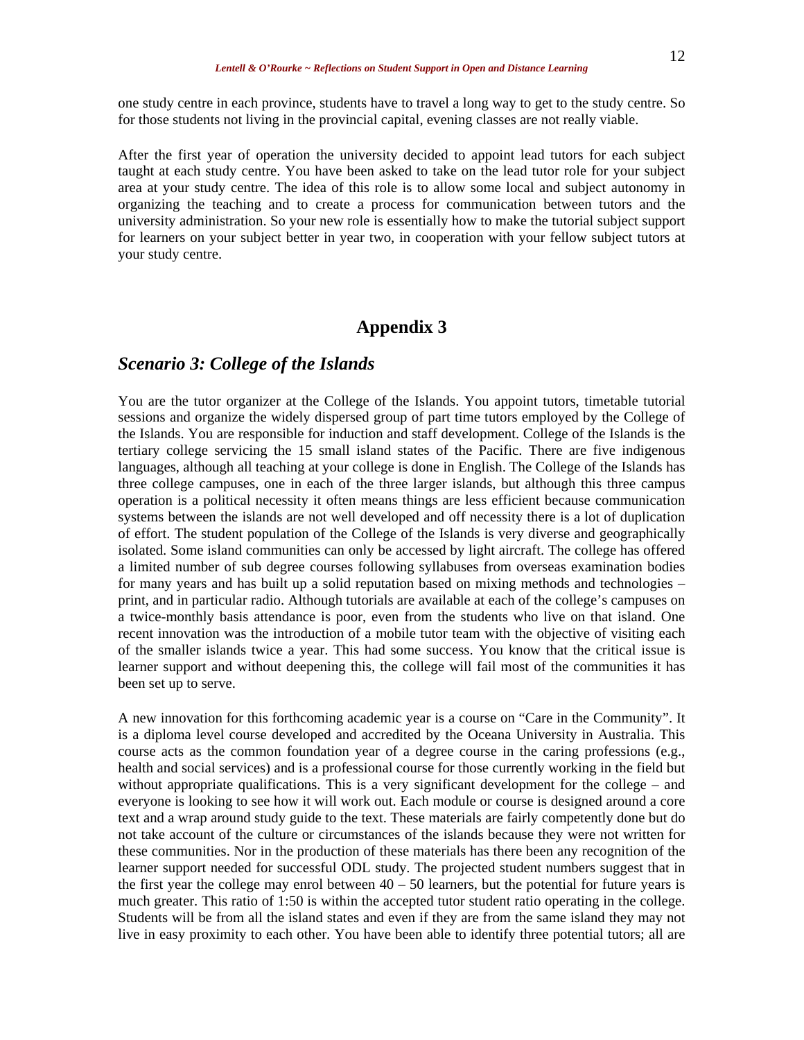one study centre in each province, students have to travel a long way to get to the study centre. So for those students not living in the provincial capital, evening classes are not really viable.

After the first year of operation the university decided to appoint lead tutors for each subject taught at each study centre. You have been asked to take on the lead tutor role for your subject area at your study centre. The idea of this role is to allow some local and subject autonomy in organizing the teaching and to create a process for communication between tutors and the university administration. So your new role is essentially how to make the tutorial subject support for learners on your subject better in year two, in cooperation with your fellow subject tutors at your study centre.

## Appendix 3

### *Scenario 3: College of the Islands*

You are the tutor organizer at the College of the Islands. You appoint tutors, timetable tutorial sessions and organize the widely dispersed group of part time tutors employed by the College of the Islands. You are responsible for induction and staff development. College of the Islands is the tertiary college servicing the 15 small island states of the Pacific. There are five indigenous languages, although all teaching at your college is done in English. The College of the Islands has three college campuses, one in each of the three larger islands, but although this three campus operation is a political necessity it often means things are less efficient because communication systems between the islands are not well developed and off necessity there is a lot of duplication of effort. The student population of the College of the Islands is very diverse and geographically isolated. Some island communities can only be accessed by light aircraft. The college has offered a limited number of sub degree courses following syllabuses from overseas examination bodies for many years and has built up a solid reputation based on mixing methods and technologies – print, and in particular radio. Although tutorials are available at each of the college's campuses on a twice-monthly basis attendance is poor, even from the students who live on that island. One recent innovation was the introduction of a mobile tutor team with the objective of visiting each of the smaller islands twice a year. This had some success. You know that the critical issue is learner support and without deepening this, the college will fail most of the communities it has been set up to serve.

A new innovation for this forthcoming academic year is a course on "Care in the Community". It is a diploma level course developed and accredited by the Oceana University in Australia. This course acts as the common foundation year of a degree course in the caring professions (e.g., health and social services) and is a professional course for those currently working in the field but without appropriate qualifications. This is a very significant development for the college – and everyone is looking to see how it will work out. Each module or course is designed around a core text and a wrap around study guide to the text. These materials are fairly competently done but do not take account of the culture or circumstances of the islands because they were not written for these communities. Nor in the production of these materials has there been any recognition of the learner support needed for successful ODL study. The projected student numbers suggest that in the first year the college may enrol between 40 – 50 learners, but the potential for future years is much greater. This ratio of 1:50 is within the accepted tutor student ratio operating in the college. Students will be from all the island states and even if they are from the same island they may not live in easy proximity to each other. You have been able to identify three potential tutors; all are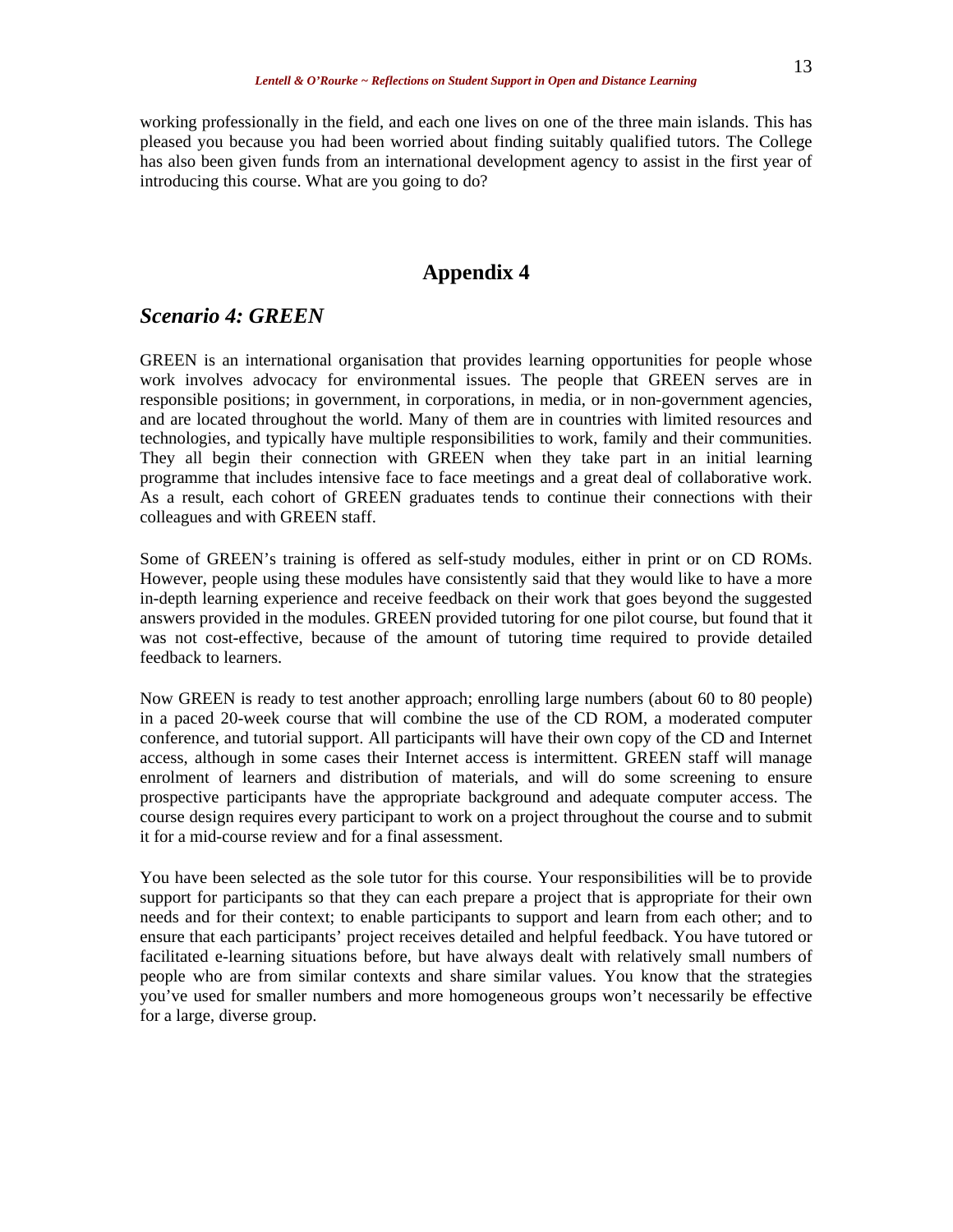working professionally in the field, and each one lives on one of the three main islands. This has pleased you because you had been worried about finding suitably qualified tutors. The College has also been given funds from an international development agency to assist in the first year of introducing this course. What are you going to do?

# Appendix 4

## *Scenario 4: GREEN*

GREEN is an international organisation that provides learning opportunities for people whose work involves advocacy for environmental issues. The people that GREEN serves are in responsible positions; in government, in corporations, in media, or in non-government agencies, and are located throughout the world. Many of them are in countries with limited resources and technologies, and typically have multiple responsibilities to work, family and their communities. They all begin their connection with GREEN when they take part in an initial learning programme that includes intensive face to face meetings and a great deal of collaborative work. As a result, each cohort of GREEN graduates tends to continue their connections with their colleagues and with GREEN staff.

Some of GREEN's training is offered as self-study modules, either in print or on CD ROMs. However, people using these modules have consistently said that they would like to have a more in-depth learning experience and receive feedback on their work that goes beyond the suggested answers provided in the modules. GREEN provided tutoring for one pilot course, but found that it was not cost-effective, because of the amount of tutoring time required to provide detailed feedback to learners.

Now GREEN is ready to test another approach; enrolling large numbers (about 60 to 80 people) in a paced 20-week course that will combine the use of the CD ROM, a moderated computer conference, and tutorial support. All participants will have their own copy of the CD and Internet access, although in some cases their Internet access is intermittent. GREEN staff will manage enrolment of learners and distribution of materials, and will do some screening to ensure prospective participants have the appropriate background and adequate computer access. The course design requires every participant to work on a project throughout the course and to submit it for a mid-course review and for a final assessment.

You have been selected as the sole tutor for this course. Your responsibilities will be to provide support for participants so that they can each prepare a project that is appropriate for their own needs and for their context; to enable participants to support and learn from each other; and to ensure that each participants' project receives detailed and helpful feedback. You have tutored or facilitated e-learning situations before, but have always dealt with relatively small numbers of people who are from similar contexts and share similar values. You know that the strategies you've used for smaller numbers and more homogeneous groups won't necessarily be effective for a large, diverse group.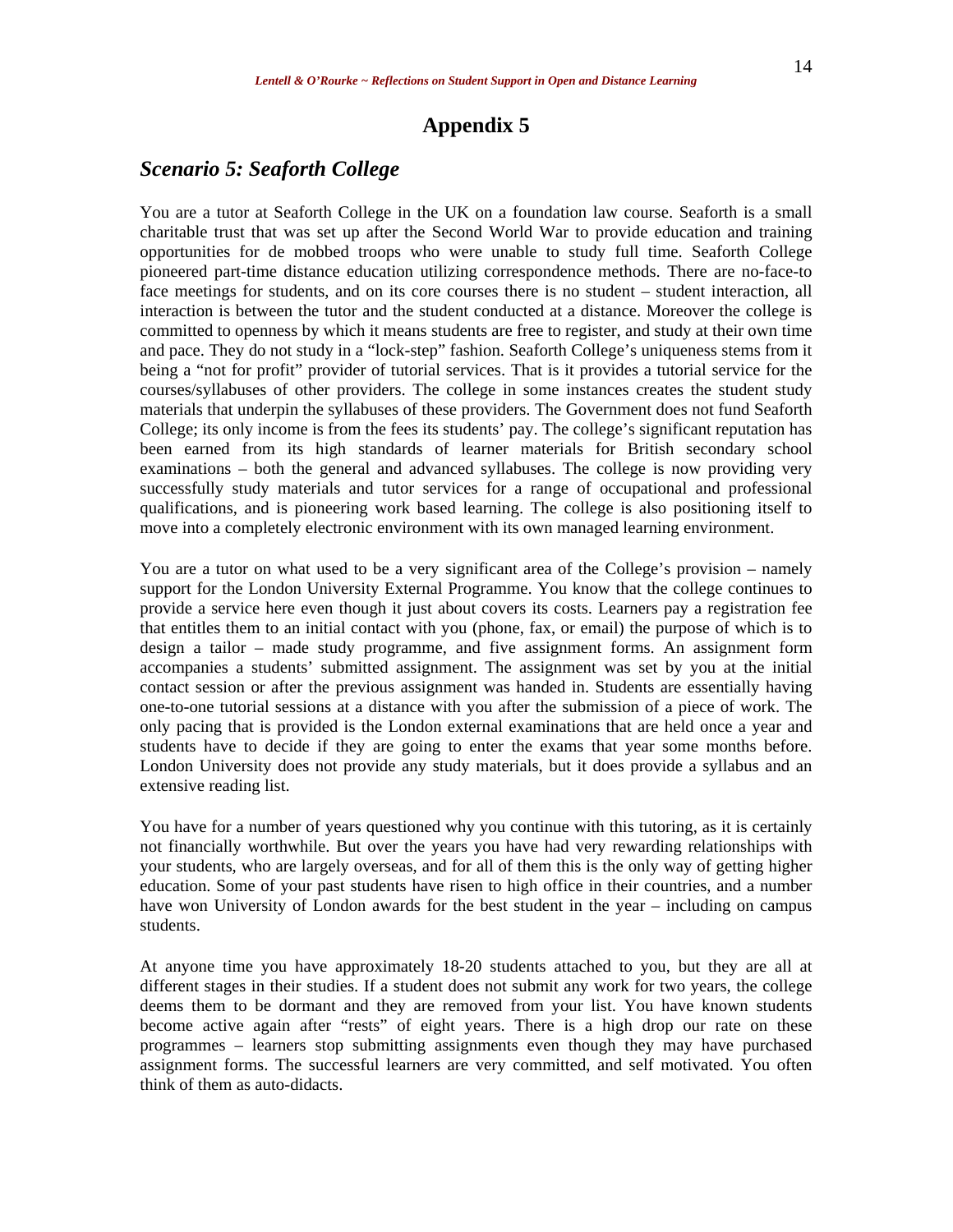# Appendix 5

## *Scenario 5: Seaforth College*

You are a tutor at Seaforth College in the UK on a foundation law course. Seaforth is a small charitable trust that was set up after the Second World War to provide education and training opportunities for de mobbed troops who were unable to study full time. Seaforth College pioneered part-time distance education utilizing correspondence methods. There are no-face-to face meetings for students, and on its core courses there is no student – student interaction, all interaction is between the tutor and the student conducted at a distance. Moreover the college is committed to openness by which it means students are free to register, and study at their own time and pace. They do not study in a "lock-step" fashion. Seaforth College's uniqueness stems from it being a "not for profit" provider of tutorial services. That is it provides a tutorial service for the courses/syllabuses of other providers. The college in some instances creates the student study materials that underpin the syllabuses of these providers. The Government does not fund Seaforth College; its only income is from the fees its students' pay. The college's significant reputation has been earned from its high standards of learner materials for British secondary school examinations – both the general and advanced syllabuses. The college is now providing very successfully study materials and tutor services for a range of occupational and professional qualifications, and is pioneering work based learning. The college is also positioning itself to move into a completely electronic environment with its own managed learning environment.

You are a tutor on what used to be a very significant area of the College's provision – namely support for the London University External Programme. You know that the college continues to provide a service here even though it just about covers its costs. Learners pay a registration fee that entitles them to an initial contact with you (phone, fax, or email) the purpose of which is to design a tailor – made study programme, and five assignment forms. An assignment form accompanies a students' submitted assignment. The assignment was set by you at the initial contact session or after the previous assignment was handed in. Students are essentially having one-to-one tutorial sessions at a distance with you after the submission of a piece of work. The only pacing that is provided is the London external examinations that are held once a year and students have to decide if they are going to enter the exams that year some months before. London University does not provide any study materials, but it does provide a syllabus and an extensive reading list.

You have for a number of years questioned why you continue with this tutoring, as it is certainly not financially worthwhile. But over the years you have had very rewarding relationships with your students, who are largely overseas, and for all of them this is the only way of getting higher education. Some of your past students have risen to high office in their countries, and a number have won University of London awards for the best student in the year – including on campus students.

At anyone time you have approximately 18-20 students attached to you, but they are all at different stages in their studies. If a student does not submit any work for two years, the college deems them to be dormant and they are removed from your list. You have known students become active again after "rests" of eight years. There is a high drop our rate on these programmes – learners stop submitting assignments even though they may have purchased assignment forms. The successful learners are very committed, and self motivated. You often think of them as auto-didacts.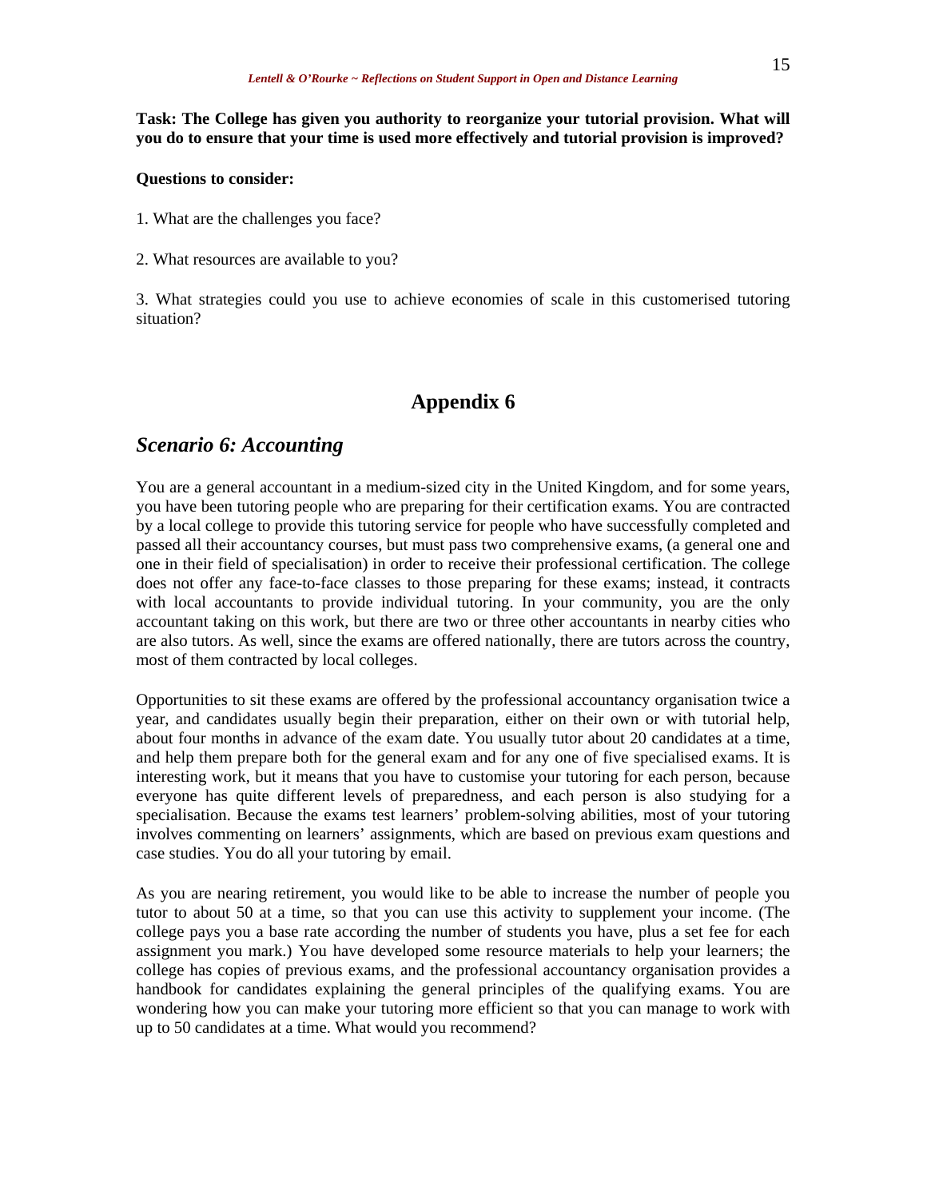**Task: The College has given you authority to reorganize your tutorial provision. What will you do to ensure that your time is used more effectively and tutorial provision is improved?**

**Questions to consider:**

1. What are the challenges you face?

2. What resources are available to you?

3. What strategies could you use to achieve economies of scale in this customised tutoring situation?

# Appendix 6

## *Scenario 6: Accounting*

You are a general accountant in a medium-sized city in the United Kingdom, and for some years, you have been tutoring people who are preparing for their certification exams. You are contracted by a local college to provide this tutoring service for people who have successfully completed and passed all their accountancy courses, but must pass two comprehensive exams, (a general one and one in their field of specialisation) in order to receive their professional certification. The college does not offer any face-to-face classes to those preparing for these exams; instead, it contracts with local accountants to provide individual tutoring. In your community, you are the only accountant taking on this work, but there are two or three other accountants in nearby cities who are also tutors. As well, since the exams are offered nationally, there are tutors across the country, most of them contracted by local colleges.

Opportunities to sit these exams are offered by the professional accountancy organisation twice a year, and candidates usually begin their preparation, either on their own or with tutorial help, about four months in advance of the exam date. You usually tutor about 20 candidates at a time, and help them prepare both for the general exam and for any one of five specialised exams. It is interesting work, but it means that you have to customise your tutoring for each person, because everyone has quite different levels of preparedness, and each person is also studying for a specialisation. Because the exams test learners' problem-solving abilities, most of your tutoring involves commenting on learners' assignments, which are based on previous exam questions and case studies. You do all your tutoring by email.

As you are nearing retirement, you would like to be able to increase the number of people you tutor to about 50 at a time, so that you can use this activity to supplement your income. (The college pays you a base rate according the number of students you have, plus a set fee for each assignment you mark.) You have developed some resource materials to help your learners; the college has copies of previous exams, and the professional accountancy organisation provides a handbook for candidates explaining the general principles of the qualifying exams. You are wondering how you can make your tutoring more efficient so that you can manage to work with up to 50 candidates at a time. What would you recommend?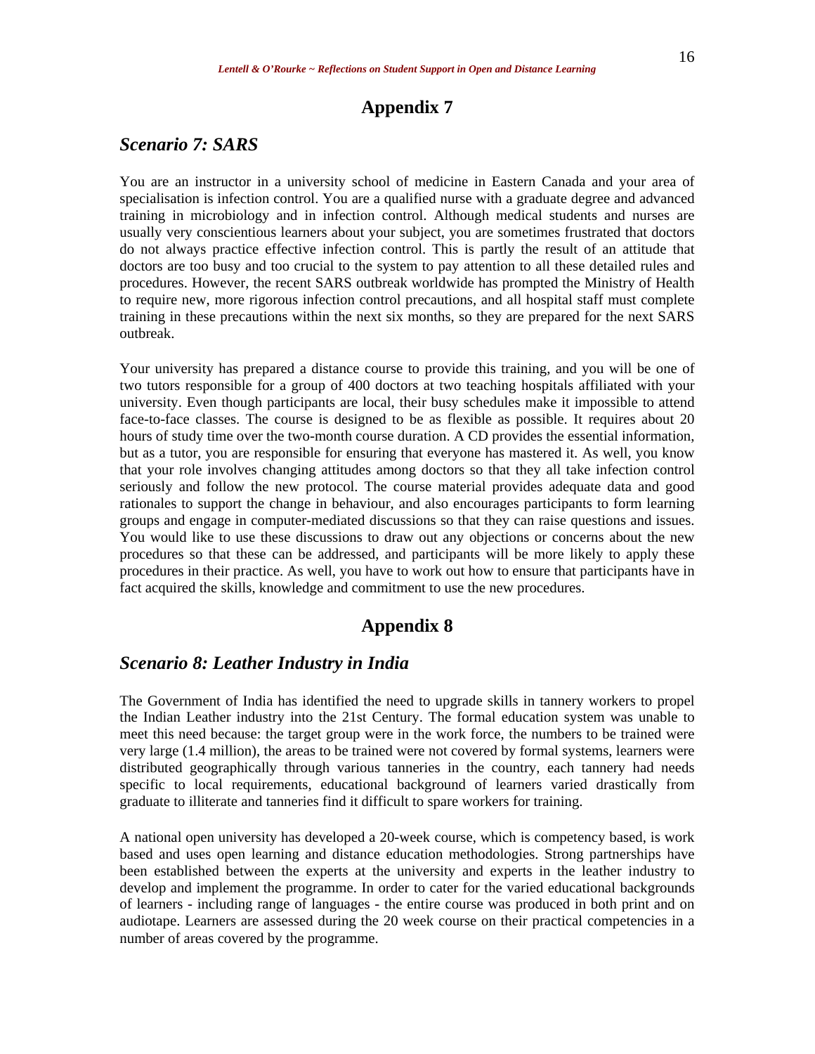# Appendix 7

## *Scenario 7: SARS*

You are an instructor in a university school of medicine in Eastern Canada and your area of specialisation is infection control. You are a qualified nurse with a graduate degree and advanced training in microbiology and in infection control. Although medical students and nurses are usually very conscientious learners about your subject, you are sometimes frustrated that doctors do not always practice effective infection control. This is partly the result of an attitude that doctors are too busy and too crucial to the system to pay attention to all these detailed rules and procedures. However, the recent SARS outbreak worldwide has prompted the Ministry of Health to require new, more rigorous infection control precautions, and all hospital staff must complete training in these precautions within the next six months, so they are prepared for the next SARS outbreak.

Your university has prepared a distance course to provide this training, and you will be one of two tutors responsible for a group of 400 doctors at two teaching hospitals affiliated with your university. Even though participants are local, their busy schedules make it impossible to attend face-to-face classes. The course is designed to be as flexible as possible. It requires about 20 hours of study time over the two-month course duration. A CD provides the essential information, but as a tutor, you are responsible for ensuring that everyone has mastered it. As well, you know that your role involves changing attitudes among doctors so that they all take infection control seriously and follow the new protocol. The course material provides adequate data and good rationales to support the change in behaviour, and also encourages participants to form learning groups and engage in computer-mediated discussions so that they can raise questions and issues. You would like to use these discussions to draw out any objections or concerns about the new procedures so that these can be addressed, and participants will be more likely to apply these procedures in their practice. As well, you have to work out how to ensure that participants have in fact acquired the skills, knowledge and commitment to use the new procedures.

# Appendix 8

## *Scenario 8: Leather Industry in India*

The Government of India has identified the need to upgrade skills in tannery workers to propel the Indian Leather industry into the 21st Century. The formal education system was unable to meet this need because: the target group were in the work force, the numbers to be trained were very large (1.4 million), the areas to be trained were not covered by formal systems, learners were distributed geographically through various tanneries in the country, each tannery had needs specific to local requirements, educational background of learners varied drastically from graduate to illiterate and tanneries find it difficult to spare workers for training.

A national open university has developed a 20-week course, which is competency based, is work based and uses open learning and distance education methodologies. Strong partnerships have been established between the experts at the university and experts in the leather industry to develop and implement the programme. In order to cater for the varied educational backgrounds of learners - including range of languages - the entire course was produced in both print and on audiotape. Learners are assessed during the 20 week course on their practical competencies in a number of areas covered by the programme.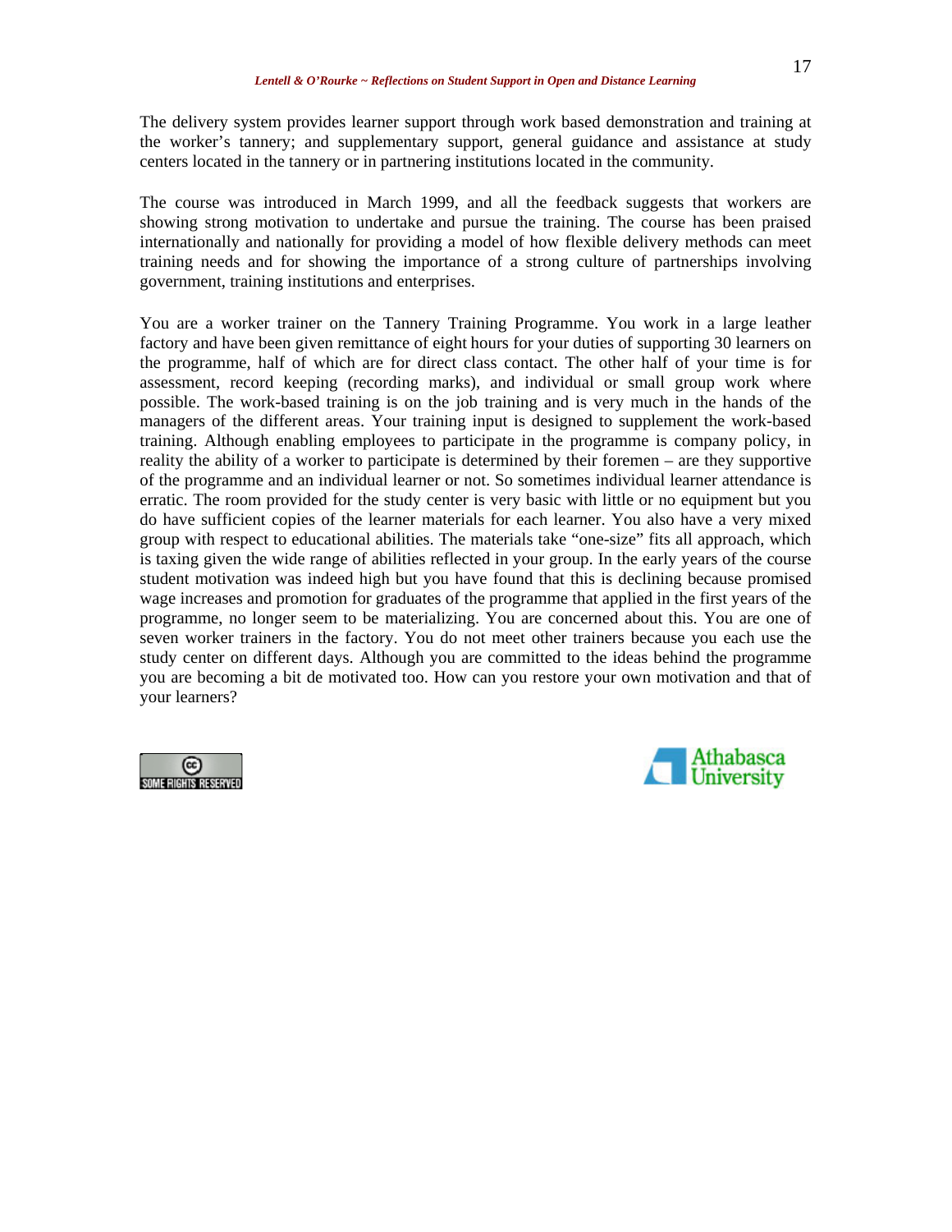The delivery system provides learner support through work based demonstration and training at the worker's tannery; and supplementary support, general guidance and assistance at study centers located in the tannery or in partnering institutions located in the community.

The course was introduced in March 1999, and all the feedback suggests that workers are showing strong motivation to undertake and pursue the training. The course has been praised internationally and nationally for providing a model of how flexible delivery methods can meet training needs and for showing the importance of a strong culture of partnerships involving government, training institutions and enterprises.

You are a worker trainer on the Tannery Training Programme. You work in a large leather factory and have been given remittance of eight hours for your duties of supporting 30 learners on the programme, half of which are for direct class contact. The other half of your time is for assessment, record keeping (recording marks), and individual or small group work where possible. The work-based training is on the job training and is very much in the hands of the managers of the different areas. Your training input is designed to supplement the work-based training. Although enabling employees to participate in the programme is company policy, in reality the ability of a worker to participate is determined by their foremen – are they supportive of the programme and an individual learner or not. So sometimes individual learner attendance is erratic. The room provided for the study center is very basic with little or no equipment but you do have sufficient copies of the learner materials for each learner. You also have a very mixed group with respect to educational abilities. The materials take "one-size" fits all approach, which is taxing given the wide range of abilities reflected in your group. In the early years of the course student motivation was indeed high but you have found that this is declining because promised wage increases and promotion for graduates of the programme that applied in the first years of the programme, no longer seem to be materializing. You are concerned about this. You are one of seven worker trainers in the factory. You do not meet other trainers because you each use the study center on different days. Although you are committed to the ideas behind the programme you are becoming a bit de motivated too. How can you restore your own motivation and that of your learners?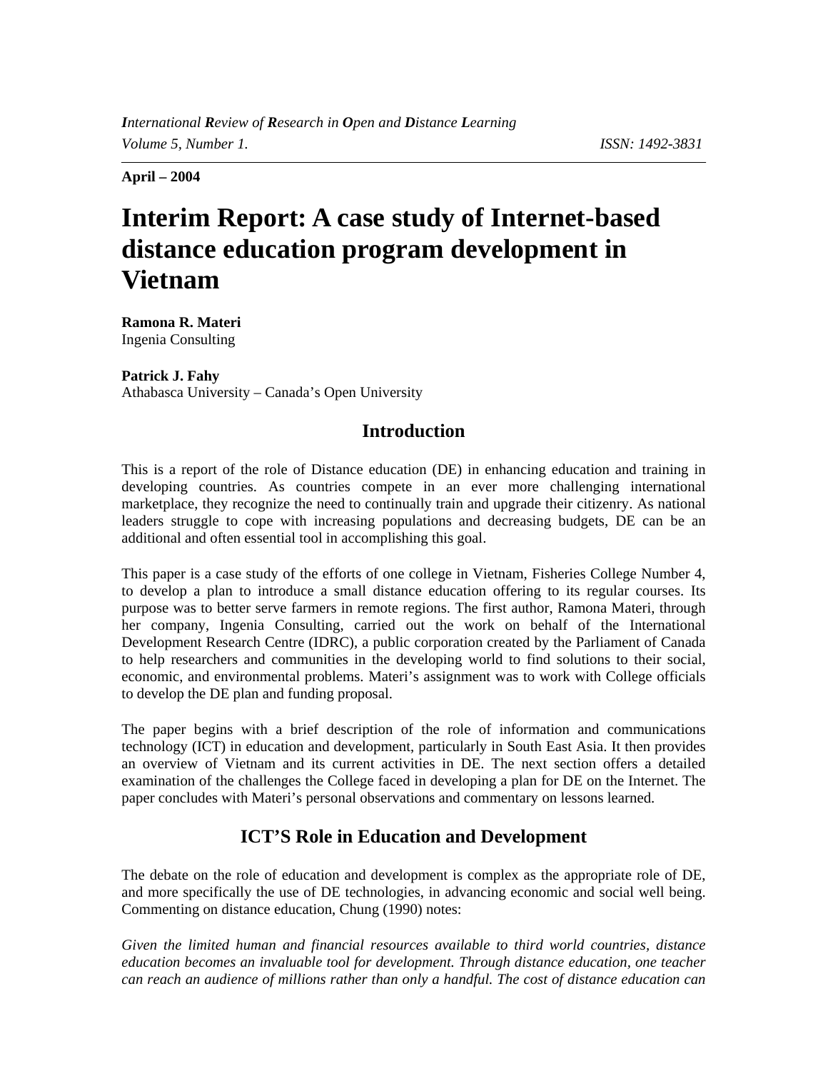**April – 2004**

# Interim Report: A case study of Internet-based distance education program development in Vietnam

**Ramona R. Materi**
Ingenia Consulting

**Patrick J. Fahy**
Athabasca University – Canada's Open University

## Introduction

This is a report of the role of Distance education (DE) in enhancing education and training in developing countries. As countries compete in an ever more challenging international marketplace, they recognize the need to continually train and upgrade their citizenry. As national leaders struggle to cope with increasing populations and decreasing budgets, DE can be an additional and often essential tool in accomplishing this goal.

This paper is a case study of the efforts of one college in Vietnam, Fisheries College Number 4, to develop a plan to introduce a small distance education offering to its regular courses. Its purpose was to better serve farmers in remote regions. The first author, Ramona Materi, through her company, Ingenia Consulting, carried out the work on behalf of the International Development Research Centre (IDRC), a public corporation created by the Parliament of Canada to help researchers and communities in the developing world to find solutions to their social, economic, and environmental problems. Materi's assignment was to work with College officials to develop the DE plan and funding proposal.

The paper begins with a brief description of the role of information and communications technology (ICT) in education and development, particularly in South East Asia. It then provides an overview of Vietnam and its current activities in DE. The next section offers a detailed examination of the challenges the College faced in developing a plan for DE on the Internet. The paper concludes with Materi's personal observations and commentary on lessons learned.

## ICT'S Role in Education and Development

The debate on the role of education and development is complex as the appropriate role of DE, and more specifically the use of DE technologies, in advancing economic and social well being. Commenting on distance education, Chung (1990) notes:

*Given the limited human and financial resources available to third world countries, distance education becomes an invaluable tool for development. Through distance education, one teacher can reach an audience of millions rather than only a handful. The cost of distance education can*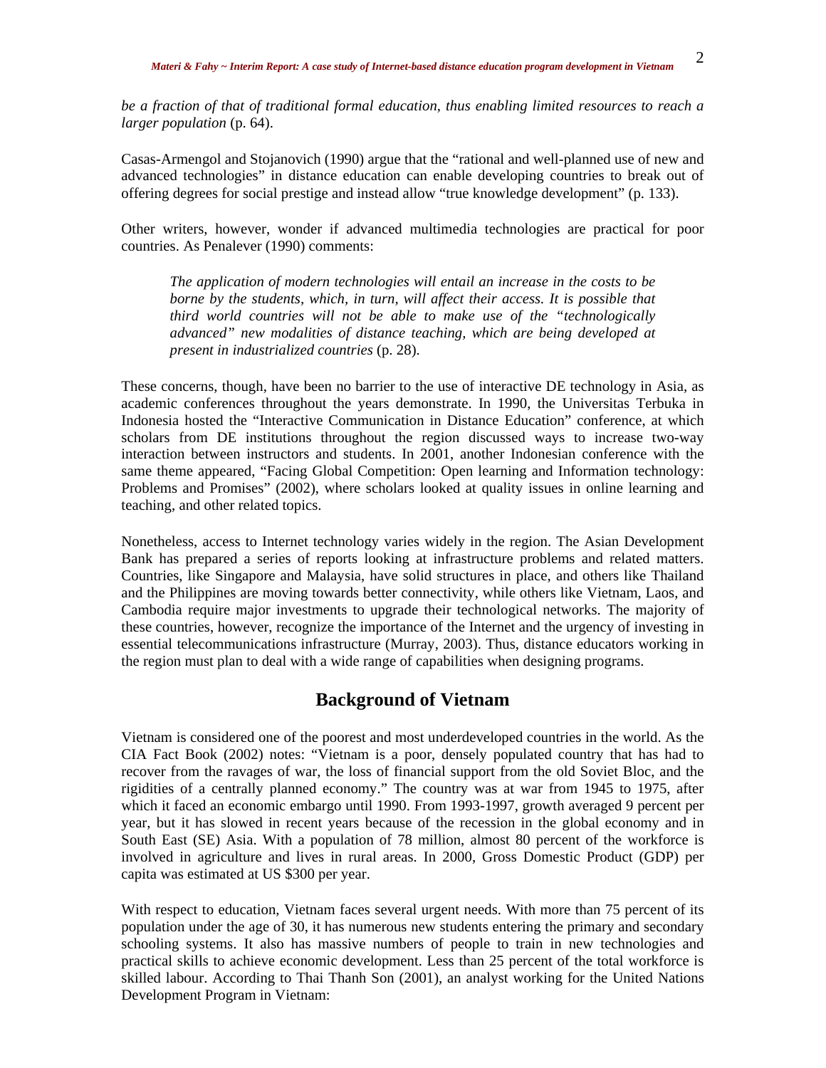*be a fraction of that of traditional formal education, thus enabling limited resources to reach a larger population* (p. 64).

Casas-Armengol and Stojanovich (1990) argue that the "rational and well-planned use of new and advanced technologies" in distance education can enable developing countries to break out of offering degrees for social prestige and instead allow "true knowledge development" (p. 133).

Other writers, however, wonder if advanced multimedia technologies are practical for poor countries. As Penalever (1990) comments:

> *The application of modern technologies will entail an increase in the costs to be borne by the students, which, in turn, will affect their access. It is possible that third world countries will not be able to make use of the "technologically advanced" new modalities of distance teaching, which are being developed at present in industrialized countries* (p. 28).

These concerns, though, have been no barrier to the use of interactive DE technology in Asia, as academic conferences throughout the years demonstrate. In 1990, the Universitas Terbuka in Indonesia hosted the "Interactive Communication in Distance Education" conference, at which scholars from DE institutions throughout the region discussed ways to increase two-way interaction between instructors and students. In 2001, another Indonesian conference with the same theme appeared, "Facing Global Competition: Open learning and Information technology: Problems and Promises" (2002), where scholars looked at quality issues in online learning and teaching, and other related topics.

Nonetheless, access to Internet technology varies widely in the region. The Asian Development Bank has prepared a series of reports looking at infrastructure problems and related matters. Countries, like Singapore and Malaysia, have solid structures in place, and others like Thailand and the Philippines are moving towards better connectivity, while others like Vietnam, Laos, and Cambodia require major investments to upgrade their technological networks. The majority of these countries, however, recognize the importance of the Internet and the urgency of investing in essential telecommunications infrastructure (Murray, 2003). Thus, distance educators working in the region must plan to deal with a wide range of capabilities when designing programs.

## Background of Vietnam

Vietnam is considered one of the poorest and most underdeveloped countries in the world. As the CIA Fact Book (2002) notes: "Vietnam is a poor, densely populated country that has had to recover from the ravages of war, the loss of financial support from the old Soviet Bloc, and the rigidities of a centrally planned economy." The country was at war from 1945 to 1975, after which it faced an economic embargo until 1990. From 1993-1997, growth averaged 9 percent per year, but it has slowed in recent years because of the recession in the global economy and in South East (SE) Asia. With a population of 78 million, almost 80 percent of the workforce is involved in agriculture and lives in rural areas. In 2000, Gross Domestic Product (GDP) per capita was estimated at US $300 per year.

With respect to education, Vietnam faces several urgent needs. With more than 75 percent of its population under the age of 30, it has numerous new students entering the primary and secondary schooling systems. It also has massive numbers of people to train in new technologies and practical skills to achieve economic development. Less than 25 percent of the total workforce is skilled labour. According to Thai Thanh Son (2001), an analyst working for the United Nations Development Program in Vietnam: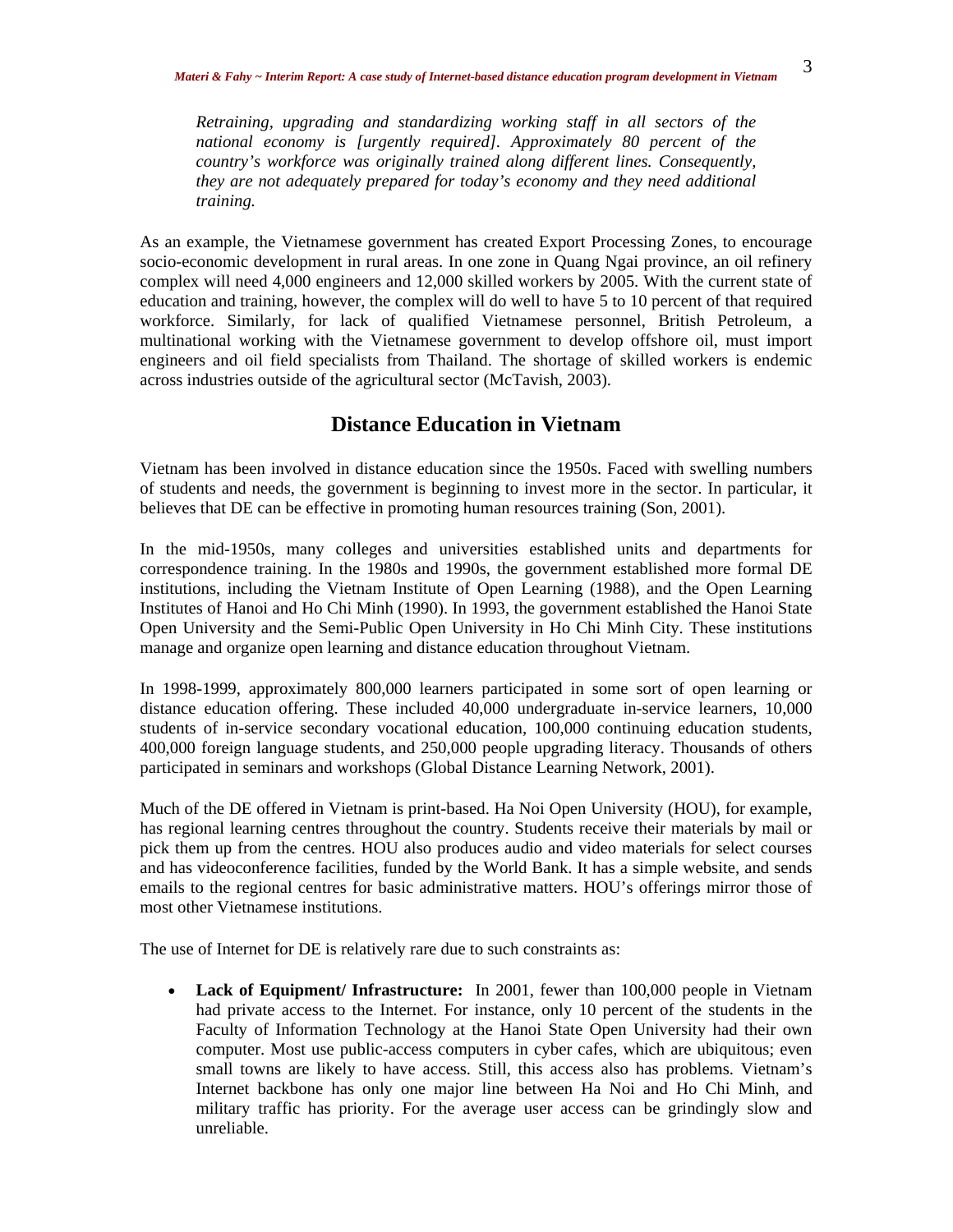> *Retraining, upgrading and standardizing working staff in all sectors of the national economy is [urgently required]. Approximately 80 percent of the country's workforce was originally trained along different lines. Consequently, they are not adequately prepared for today's economy and they need additional training.*

As an example, the Vietnamese government has created Export Processing Zones, to encourage socio-economic development in rural areas. In one zone in Quang Ngai province, an oil refinery complex will need 4,000 engineers and 12,000 skilled workers by 2005. With the current state of education and training, however, the complex will do well to have 5 to 10 percent of that required workforce. Similarly, for lack of qualified Vietnamese personnel, British Petroleum, a multinational working with the Vietnamese government to develop offshore oil, must import engineers and oil field specialists from Thailand. The shortage of skilled workers is endemic across industries outside of the agricultural sector (McTavish, 2003).

## Distance Education in Vietnam

Vietnam has been involved in distance education since the 1950s. Faced with swelling numbers of students and needs, the government is beginning to invest more in the sector. In particular, it believes that DE can be effective in promoting human resources training (Son, 2001).

In the mid-1950s, many colleges and universities established units and departments for correspondence training. In the 1980s and 1990s, the government established more formal DE institutions, including the Vietnam Institute of Open Learning (1988), and the Open Learning Institutes of Hanoi and Ho Chi Minh (1990). In 1993, the government established the Hanoi State Open University and the Semi-Public Open University in Ho Chi Minh City. These institutions manage and organize open learning and distance education throughout Vietnam.

In 1998-1999, approximately 800,000 learners participated in some sort of open learning or distance education offering. These included 40,000 undergraduate in-service learners, 10,000 students of in-service secondary vocational education, 100,000 continuing education students, 400,000 foreign language students, and 250,000 people upgrading literacy. Thousands of others participated in seminars and workshops (Global Distance Learning Network, 2001).

Much of the DE offered in Vietnam is print-based. Ha Noi Open University (HOU), for example, has regional learning centres throughout the country. Students receive their materials by mail or pick them up from the centres. HOU also produces audio and video materials for select courses and has videoconference facilities, funded by the World Bank. It has a simple website, and sends emails to the regional centres for basic administrative matters. HOU's offerings mirror those of most other Vietnamese institutions.

The use of Internet for DE is relatively rare due to such constraints as:

- **Lack of Equipment/ Infrastructure:** In 2001, fewer than 100,000 people in Vietnam had private access to the Internet. For instance, only 10 percent of the students in the Faculty of Information Technology at the Hanoi State Open University had their own computer. Most use public-access computers in cyber cafes, which are ubiquitous; even small towns are likely to have access. Still, this access also has problems. Vietnam's Internet backbone has only one major line between Ha Noi and Ho Chi Minh, and military traffic has priority. For the average user access can be grindingly slow and unreliable.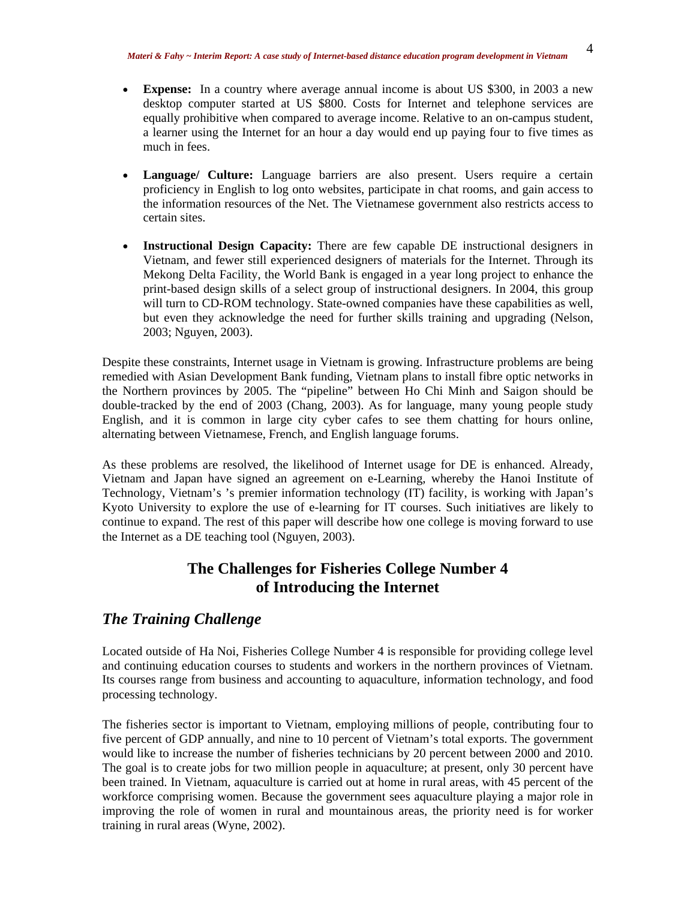- **Expense:** In a country where average annual income is about US $300, in 2003 a new desktop computer started at US $800. Costs for Internet and telephone services are equally prohibitive when compared to average income. Relative to an on-campus student, a learner using the Internet for an hour a day would end up paying four to five times as much in fees.

- **Language/ Culture:** Language barriers are also present. Users require a certain proficiency in English to log onto websites, participate in chat rooms, and gain access to the information resources of the Net. The Vietnamese government also restricts access to certain sites.

- **Instructional Design Capacity:** There are few capable DE instructional designers in Vietnam, and fewer still experienced designers of materials for the Internet. Through its Mekong Delta Facility, the World Bank is engaged in a year long project to enhance the print-based design skills of a select group of instructional designers. In 2004, this group will turn to CD-ROM technology. State-owned companies have these capabilities as well, but even they acknowledge the need for further skills training and upgrading (Nelson, 2003; Nguyen, 2003).

Despite these constraints, Internet usage in Vietnam is growing. Infrastructure problems are being remedied with Asian Development Bank funding, Vietnam plans to install fibre optic networks in the Northern provinces by 2005. The "pipeline" between Ho Chi Minh and Saigon should be double-tracked by the end of 2003 (Chang, 2003). As for language, many young people study English, and it is common in large city cyber cafes to see them chatting for hours online, alternating between Vietnamese, French, and English language forums.

As these problems are resolved, the likelihood of Internet usage for DE is enhanced. Already, Vietnam and Japan have signed an agreement on e-Learning, whereby the Hanoi Institute of Technology, Vietnam's 's premier information technology (IT) facility, is working with Japan's Kyoto University to explore the use of e-learning for IT courses. Such initiatives are likely to continue to expand. The rest of this paper will describe how one college is moving forward to use the Internet as a DE teaching tool (Nguyen, 2003).

## The Challenges for Fisheries College Number 4 of Introducing the Internet

### *The Training Challenge*

Located outside of Ha Noi, Fisheries College Number 4 is responsible for providing college level and continuing education courses to students and workers in the northern provinces of Vietnam. Its courses range from business and accounting to aquaculture, information technology, and food processing technology.

The fisheries sector is important to Vietnam, employing millions of people, contributing four to five percent of GDP annually, and nine to 10 percent of Vietnam's total exports. The government would like to increase the number of fisheries technicians by 20 percent between 2000 and 2010. The goal is to create jobs for two million people in aquaculture; at present, only 30 percent have been trained. In Vietnam, aquaculture is carried out at home in rural areas, with 45 percent of the workforce comprising women. Because the government sees aquaculture playing a major role in improving the role of women in rural and mountainous areas, the priority need is for worker training in rural areas (Wyne, 2002).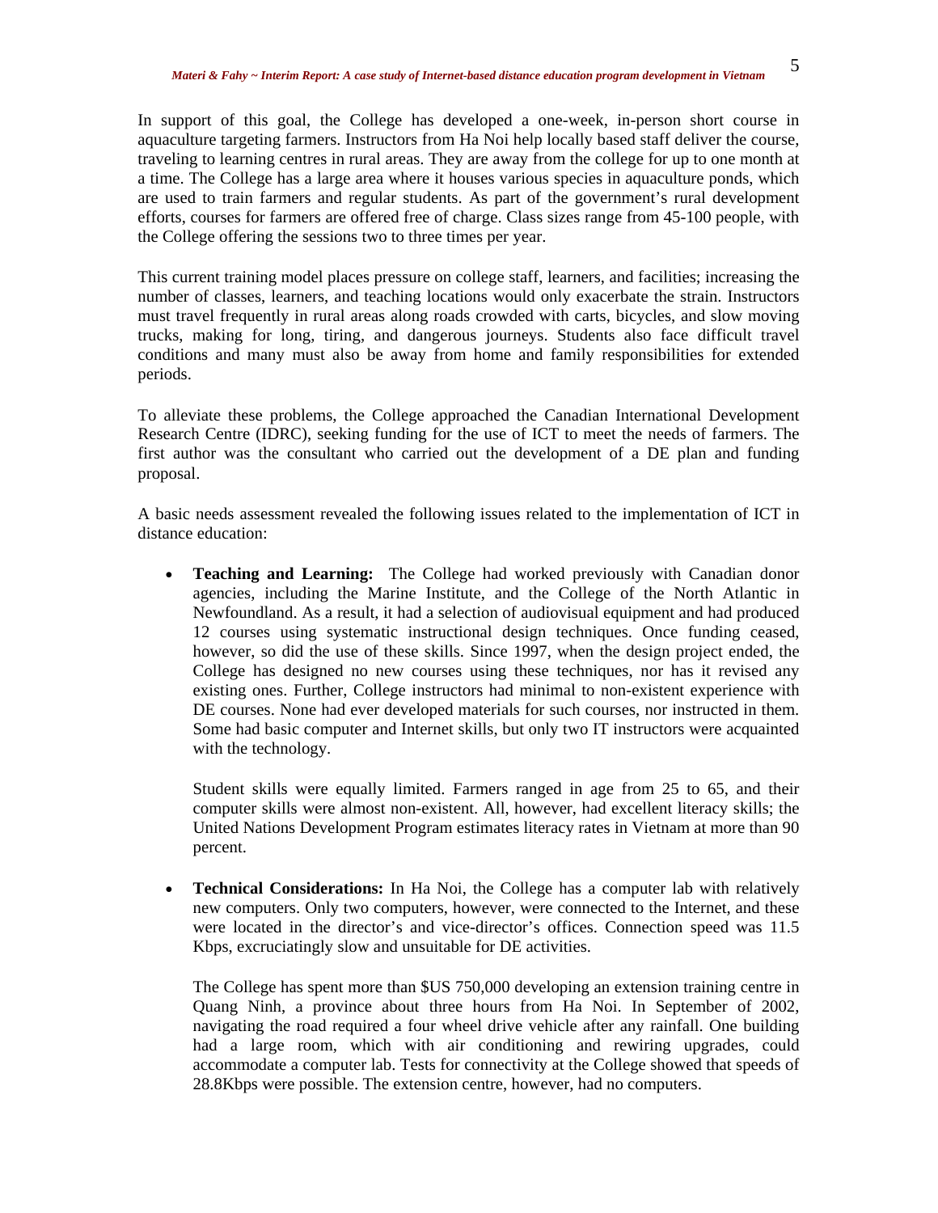In support of this goal, the College has developed a one-week, in-person short course in aquaculture targeting farmers. Instructors from Ha Noi help locally based staff deliver the course, traveling to learning centres in rural areas. They are away from the college for up to one month at a time. The College has a large area where it houses various species in aquaculture ponds, which are used to train farmers and regular students. As part of the government's rural development efforts, courses for farmers are offered free of charge. Class sizes range from 45-100 people, with the College offering the sessions two to three times per year.

This current training model places pressure on college staff, learners, and facilities; increasing the number of classes, learners, and teaching locations would only exacerbate the strain. Instructors must travel frequently in rural areas along roads crowded with carts, bicycles, and slow moving trucks, making for long, tiring, and dangerous journeys. Students also face difficult travel conditions and many must also be away from home and family responsibilities for extended periods.

To alleviate these problems, the College approached the Canadian International Development Research Centre (IDRC), seeking funding for the use of ICT to meet the needs of farmers. The first author was the consultant who carried out the development of a DE plan and funding proposal.

A basic needs assessment revealed the following issues related to the implementation of ICT in distance education:

- **Teaching and Learning:** The College had worked previously with Canadian donor agencies, including the Marine Institute, and the College of the North Atlantic in Newfoundland. As a result, it had a selection of audiovisual equipment and had produced 12 courses using systematic instructional design techniques. Once funding ceased, however, so did the use of these skills. Since 1997, when the design project ended, the College has designed no new courses using these techniques, nor has it revised any existing ones. Further, College instructors had minimal to non-existent experience with DE courses. None had ever developed materials for such courses, nor instructed in them. Some had basic computer and Internet skills, but only two IT instructors were acquainted with the technology.

  Student skills were equally limited. Farmers ranged in age from 25 to 65, and their computer skills were almost non-existent. All, however, had excellent literacy skills; the United Nations Development Program estimates literacy rates in Vietnam at more than 90 percent.

- **Technical Considerations:** In Ha Noi, the College has a computer lab with relatively new computers. Only two computers, however, were connected to the Internet, and these were located in the director's and vice-director's offices. Connection speed was 11.5 Kbps, excruciatingly slow and unsuitable for DE activities.

  The College has spent more than $US 750,000 developing an extension training centre in Quang Ninh, a province about three hours from Ha Noi. In September of 2002, navigating the road required a four wheel drive vehicle after any rainfall. One building had a large room, which with air conditioning and rewiring upgrades, could accommodate a computer lab. Tests for connectivity at the College showed that speeds of 28.8Kbps were possible. The extension centre, however, had no computers.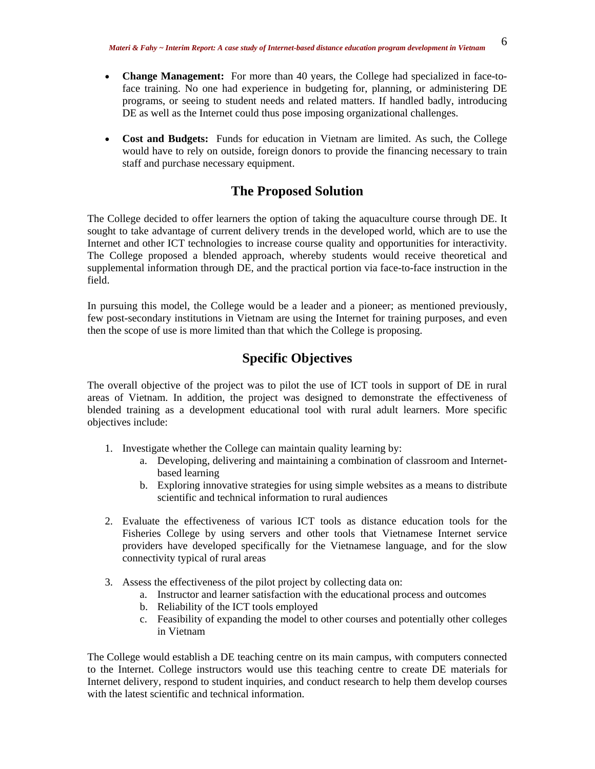- **Change Management:** For more than 40 years, the College had specialized in face-to-face training. No one had experience in budgeting for, planning, or administering DE programs, or seeing to student needs and related matters. If handled badly, introducing DE as well as the Internet could thus pose imposing organizational challenges.

- **Cost and Budgets:** Funds for education in Vietnam are limited. As such, the College would have to rely on outside, foreign donors to provide the financing necessary to train staff and purchase necessary equipment.

## The Proposed Solution

The College decided to offer learners the option of taking the aquaculture course through DE. It sought to take advantage of current delivery trends in the developed world, which are to use the Internet and other ICT technologies to increase course quality and opportunities for interactivity. The College proposed a blended approach, whereby students would receive theoretical and supplemental information through DE, and the practical portion via face-to-face instruction in the field.

In pursuing this model, the College would be a leader and a pioneer; as mentioned previously, few post-secondary institutions in Vietnam are using the Internet for training purposes, and even then the scope of use is more limited than that which the College is proposing.

## Specific Objectives

The overall objective of the project was to pilot the use of ICT tools in support of DE in rural areas of Vietnam. In addition, the project was designed to demonstrate the effectiveness of blended training as a development educational tool with rural adult learners. More specific objectives include:

1. Investigate whether the College can maintain quality learning by:
   a. Developing, delivering and maintaining a combination of classroom and Internet-based learning
   b. Exploring innovative strategies for using simple websites as a means to distribute scientific and technical information to rural audiences

2. Evaluate the effectiveness of various ICT tools as distance education tools for the Fisheries College by using servers and other tools that Vietnamese Internet service providers have developed specifically for the Vietnamese language, and for the slow connectivity typical of rural areas

3. Assess the effectiveness of the pilot project by collecting data on:
   a. Instructor and learner satisfaction with the educational process and outcomes
   b. Reliability of the ICT tools employed
   c. Feasibility of expanding the model to other courses and potentially other colleges in Vietnam

The College would establish a DE teaching centre on its main campus, with computers connected to the Internet. College instructors would use this teaching centre to create DE materials for Internet delivery, respond to student inquiries, and conduct research to help them develop courses with the latest scientific and technical information.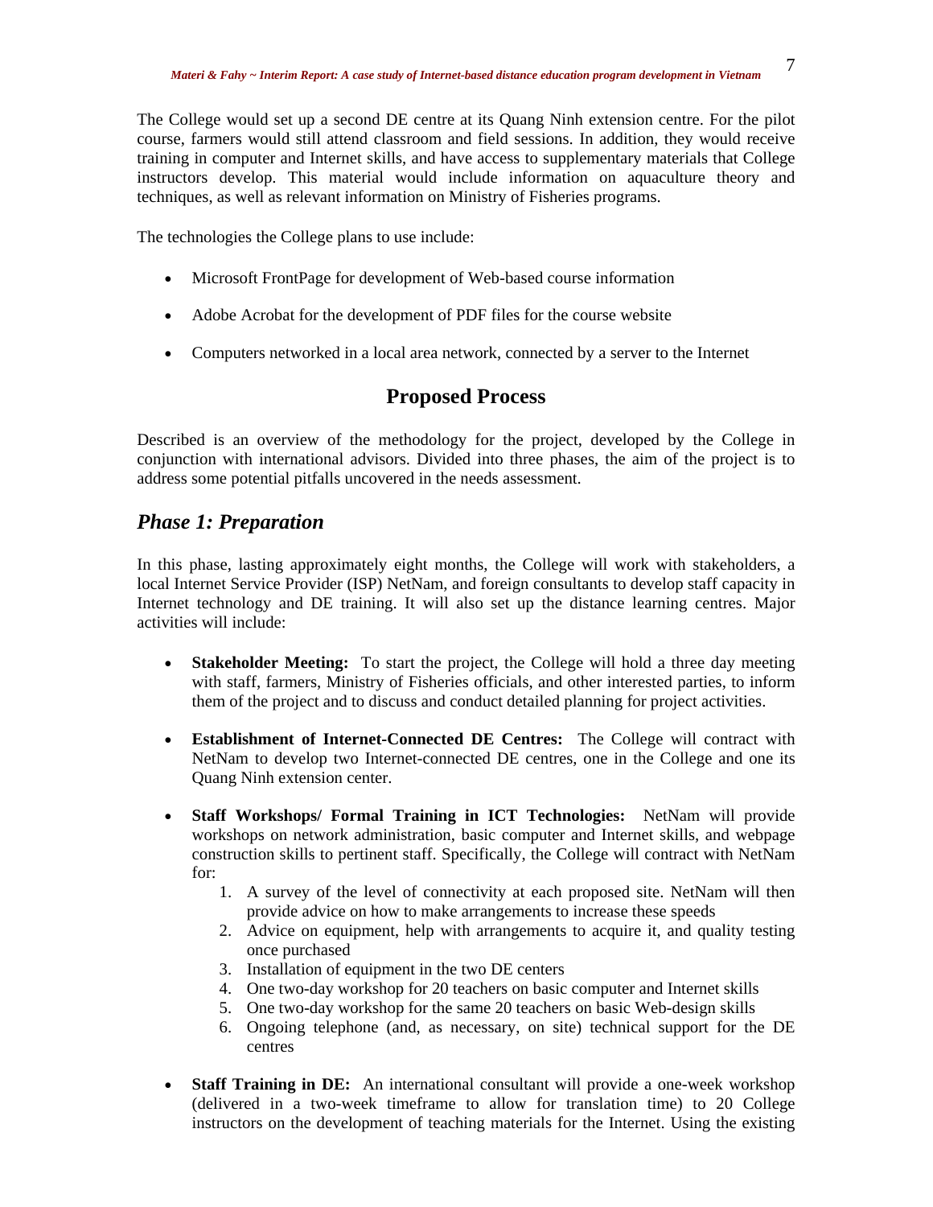The College would set up a second DE centre at its Quang Ninh extension centre. For the pilot course, farmers would still attend classroom and field sessions. In addition, they would receive training in computer and Internet skills, and have access to supplementary materials that College instructors develop. This material would include information on aquaculture theory and techniques, as well as relevant information on Ministry of Fisheries programs.

The technologies the College plans to use include:

- Microsoft FrontPage for development of Web-based course information
- Adobe Acrobat for the development of PDF files for the course website
- Computers networked in a local area network, connected by a server to the Internet

## Proposed Process

Described is an overview of the methodology for the project, developed by the College in conjunction with international advisors. Divided into three phases, the aim of the project is to address some potential pitfalls uncovered in the needs assessment.

### *Phase 1: Preparation*

In this phase, lasting approximately eight months, the College will work with stakeholders, a local Internet Service Provider (ISP) NetNam, and foreign consultants to develop staff capacity in Internet technology and DE training. It will also set up the distance learning centres. Major activities will include:

- **Stakeholder Meeting:** To start the project, the College will hold a three day meeting with staff, farmers, Ministry of Fisheries officials, and other interested parties, to inform them of the project and to discuss and conduct detailed planning for project activities.
- **Establishment of Internet-Connected DE Centres:** The College will contract with NetNam to develop two Internet-connected DE centres, one in the College and one its Quang Ninh extension center.
- **Staff Workshops/ Formal Training in ICT Technologies:** NetNam will provide workshops on network administration, basic computer and Internet skills, and webpage construction skills to pertinent staff. Specifically, the College will contract with NetNam for:
    1. A survey of the level of connectivity at each proposed site. NetNam will then provide advice on how to make arrangements to increase these speeds
    2. Advice on equipment, help with arrangements to acquire it, and quality testing once purchased
    3. Installation of equipment in the two DE centers
    4. One two-day workshop for 20 teachers on basic computer and Internet skills
    5. One two-day workshop for the same 20 teachers on basic Web-design skills
    6. Ongoing telephone (and, as necessary, on site) technical support for the DE centres
- **Staff Training in DE:** An international consultant will provide a one-week workshop (delivered in a two-week timeframe to allow for translation time) to 20 College instructors on the development of teaching materials for the Internet. Using the existing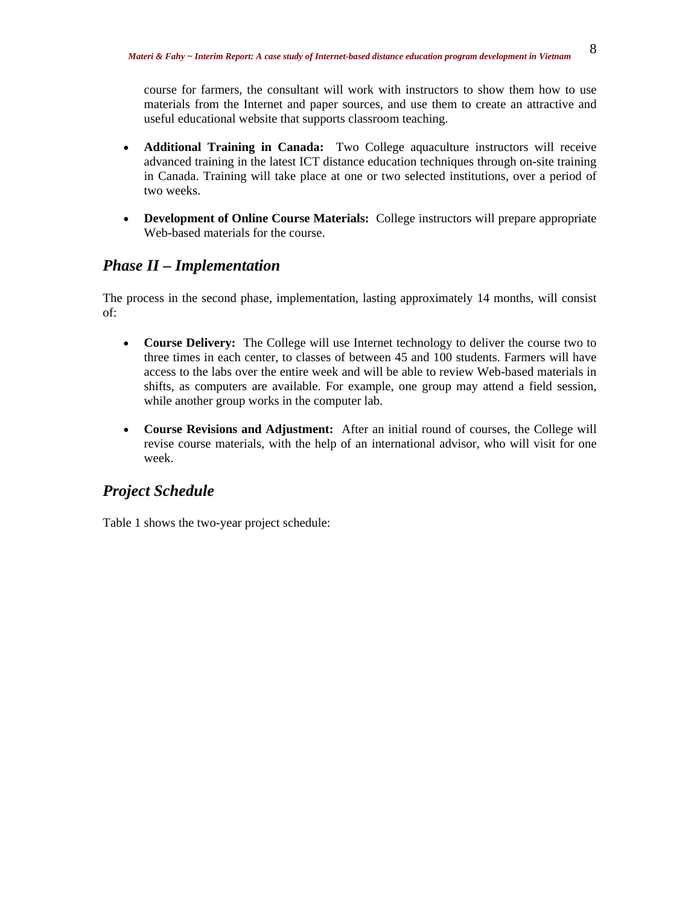course for farmers, the consultant will work with instructors to show them how to use materials from the Internet and paper sources, and use them to create an attractive and useful educational website that supports classroom teaching.

- **Additional Training in Canada:** Two College aquaculture instructors will receive advanced training in the latest ICT distance education techniques through on-site training in Canada. Training will take place at one or two selected institutions, over a period of two weeks.

- **Development of Online Course Materials:** College instructors will prepare appropriate Web-based materials for the course.

## *Phase II – Implementation*

The process in the second phase, implementation, lasting approximately 14 months, will consist of:

- **Course Delivery:** The College will use Internet technology to deliver the course two to three times in each center, to classes of between 45 and 100 students. Farmers will have access to the labs over the entire week and will be able to review Web-based materials in shifts, as computers are available. For example, one group may attend a field session, while another group works in the computer lab.

- **Course Revisions and Adjustment:** After an initial round of courses, the College will revise course materials, with the help of an international advisor, who will visit for one week.

## *Project Schedule*

Table 1 shows the two-year project schedule: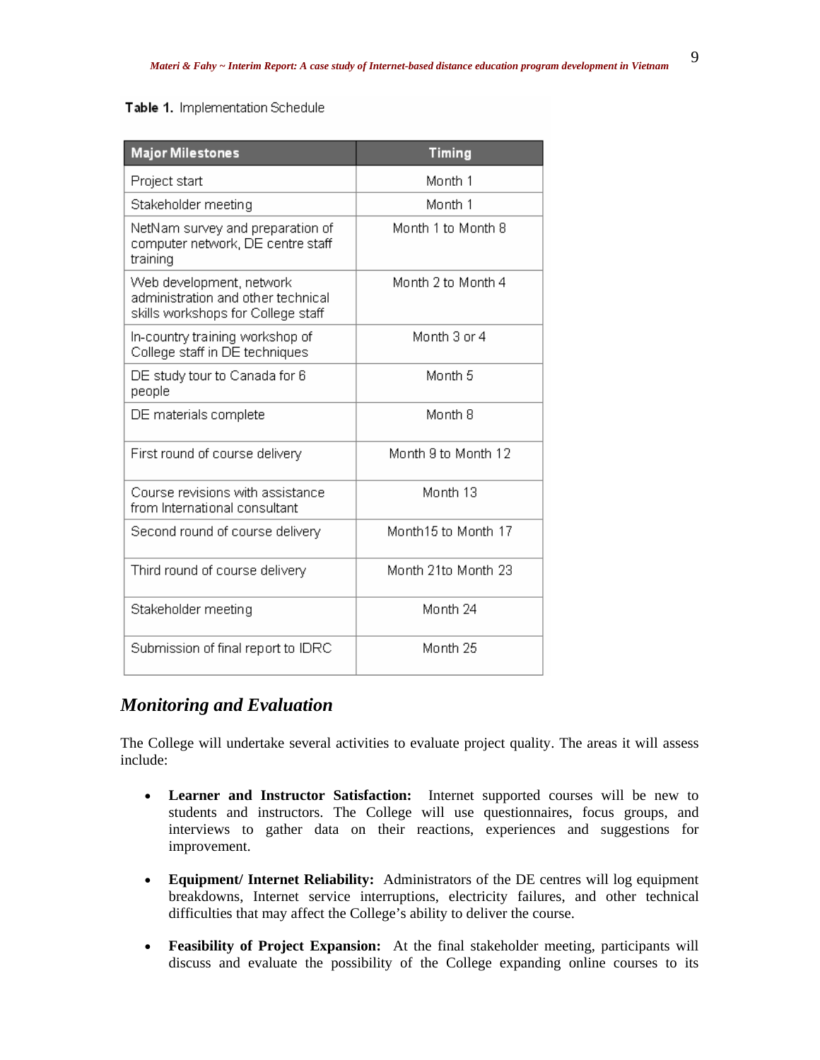**Table 1.** Implementation Schedule

| Major Milestones | Timing |
| --- | --- |
| Project start | Month 1 |
| Stakeholder meeting | Month 1 |
| NetNam survey and preparation of computer network, DE centre staff training | Month 1 to Month 8 |
| Web development, network administration and other technical skills workshops for College staff | Month 2 to Month 4 |
| In-country training workshop of College staff in DE techniques | Month 3 or 4 |
| DE study tour to Canada for 6 people | Month 5 |
| DE materials complete | Month 8 |
| First round of course delivery | Month 9 to Month 12 |
| Course revisions with assistance from International consultant | Month 13 |
| Second round of course delivery | Month15 to Month 17 |
| Third round of course delivery | Month 21to Month 23 |
| Stakeholder meeting | Month 24 |
| Submission of final report to IDRC | Month 25 |

## *Monitoring and Evaluation*

The College will undertake several activities to evaluate project quality. The areas it will assess include:

- **Learner and Instructor Satisfaction:** Internet supported courses will be new to students and instructors. The College will use questionnaires, focus groups, and interviews to gather data on their reactions, experiences and suggestions for improvement.

- **Equipment/ Internet Reliability:** Administrators of the DE centres will log equipment breakdowns, Internet service interruptions, electricity failures, and other technical difficulties that may affect the College's ability to deliver the course.

- **Feasibility of Project Expansion:** At the final stakeholder meeting, participants will discuss and evaluate the possibility of the College expanding online courses to its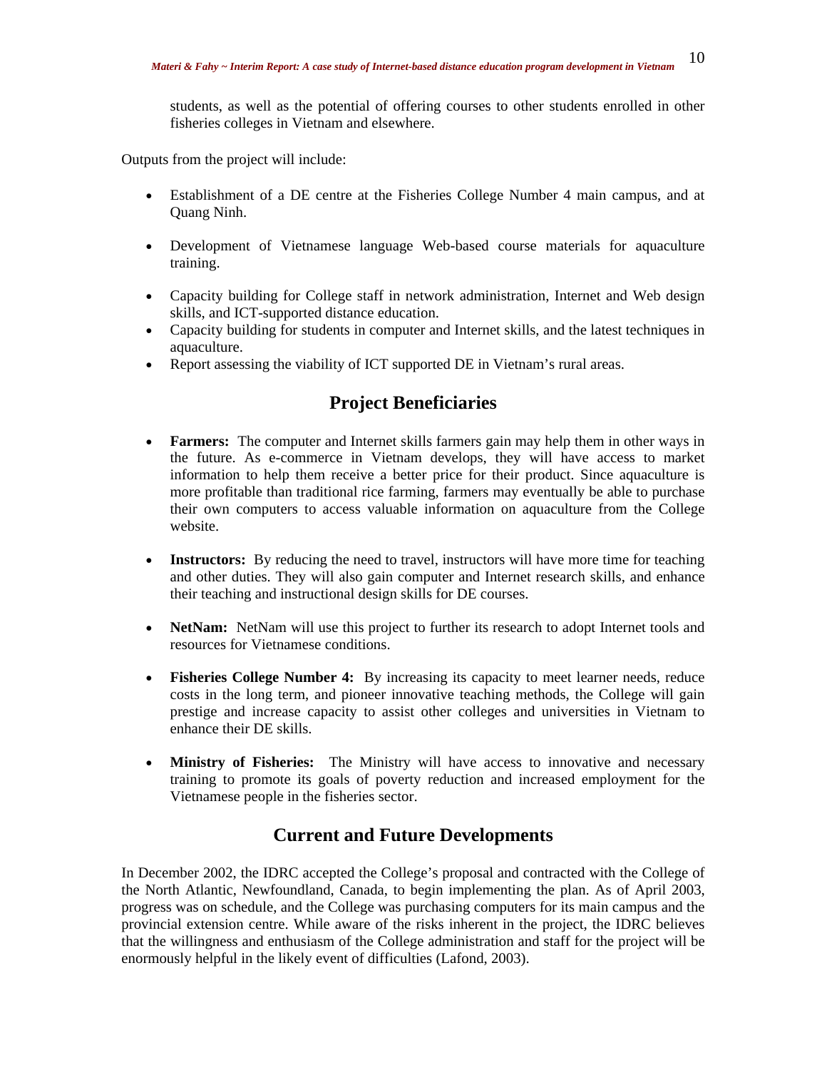students, as well as the potential of offering courses to other students enrolled in other fisheries colleges in Vietnam and elsewhere.

Outputs from the project will include:

- Establishment of a DE centre at the Fisheries College Number 4 main campus, and at Quang Ninh.
- Development of Vietnamese language Web-based course materials for aquaculture training.
- Capacity building for College staff in network administration, Internet and Web design skills, and ICT-supported distance education.
- Capacity building for students in computer and Internet skills, and the latest techniques in aquaculture.
- Report assessing the viability of ICT supported DE in Vietnam's rural areas.

## Project Beneficiaries

- **Farmers:** The computer and Internet skills farmers gain may help them in other ways in the future. As e-commerce in Vietnam develops, they will have access to market information to help them receive a better price for their product. Since aquaculture is more profitable than traditional rice farming, farmers may eventually be able to purchase their own computers to access valuable information on aquaculture from the College website.
- **Instructors:** By reducing the need to travel, instructors will have more time for teaching and other duties. They will also gain computer and Internet research skills, and enhance their teaching and instructional design skills for DE courses.
- **NetNam:** NetNam will use this project to further its research to adopt Internet tools and resources for Vietnamese conditions.
- **Fisheries College Number 4:** By increasing its capacity to meet learner needs, reduce costs in the long term, and pioneer innovative teaching methods, the College will gain prestige and increase capacity to assist other colleges and universities in Vietnam to enhance their DE skills.
- **Ministry of Fisheries:** The Ministry will have access to innovative and necessary training to promote its goals of poverty reduction and increased employment for the Vietnamese people in the fisheries sector.

## Current and Future Developments

In December 2002, the IDRC accepted the College's proposal and contracted with the College of the North Atlantic, Newfoundland, Canada, to begin implementing the plan. As of April 2003, progress was on schedule, and the College was purchasing computers for its main campus and the provincial extension centre. While aware of the risks inherent in the project, the IDRC believes that the willingness and enthusiasm of the College administration and staff for the project will be enormously helpful in the likely event of difficulties (Lafond, 2003).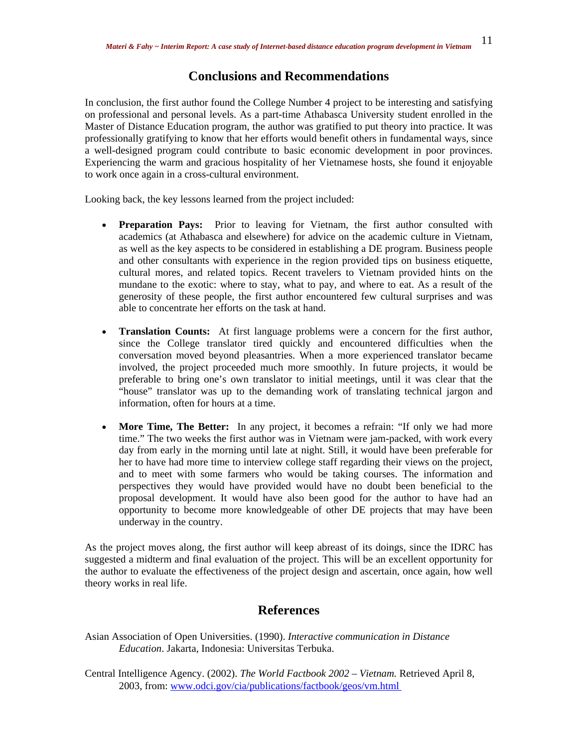## Conclusions and Recommendations

In conclusion, the first author found the College Number 4 project to be interesting and satisfying on professional and personal levels. As a part-time Athabasca University student enrolled in the Master of Distance Education program, the author was gratified to put theory into practice. It was professionally gratifying to know that her efforts would benefit others in fundamental ways, since a well-designed program could contribute to basic economic development in poor provinces. Experiencing the warm and gracious hospitality of her Vietnamese hosts, she found it enjoyable to work once again in a cross-cultural environment.

Looking back, the key lessons learned from the project included:

- **Preparation Pays:** Prior to leaving for Vietnam, the first author consulted with academics (at Athabasca and elsewhere) for advice on the academic culture in Vietnam, as well as the key aspects to be considered in establishing a DE program. Business people and other consultants with experience in the region provided tips on business etiquette, cultural mores, and related topics. Recent travelers to Vietnam provided hints on the mundane to the exotic: where to stay, what to pay, and where to eat. As a result of the generosity of these people, the first author encountered few cultural surprises and was able to concentrate her efforts on the task at hand.

- **Translation Counts:** At first language problems were a concern for the first author, since the College translator tired quickly and encountered difficulties when the conversation moved beyond pleasantries. When a more experienced translator became involved, the project proceeded much more smoothly. In future projects, it would be preferable to bring one's own translator to initial meetings, until it was clear that the "house" translator was up to the demanding work of translating technical jargon and information, often for hours at a time.

- **More Time, The Better:** In any project, it becomes a refrain: "If only we had more time." The two weeks the first author was in Vietnam were jam-packed, with work every day from early in the morning until late at night. Still, it would have been preferable for her to have had more time to interview college staff regarding their views on the project, and to meet with some farmers who would be taking courses. The information and perspectives they would have provided would have no doubt been beneficial to the proposal development. It would have also been good for the author to have had an opportunity to become more knowledgeable of other DE projects that may have been underway in the country.

As the project moves along, the first author will keep abreast of its doings, since the IDRC has suggested a midterm and final evaluation of the project. This will be an excellent opportunity for the author to evaluate the effectiveness of the project design and ascertain, once again, how well theory works in real life.

## References

Asian Association of Open Universities. (1990). *Interactive communication in Distance Education*. Jakarta, Indonesia: Universitas Terbuka.

Central Intelligence Agency. (2002). *The World Factbook 2002 – Vietnam.* Retrieved April 8, 2003, from: www.odci.gov/cia/publications/factbook/geos/vm.html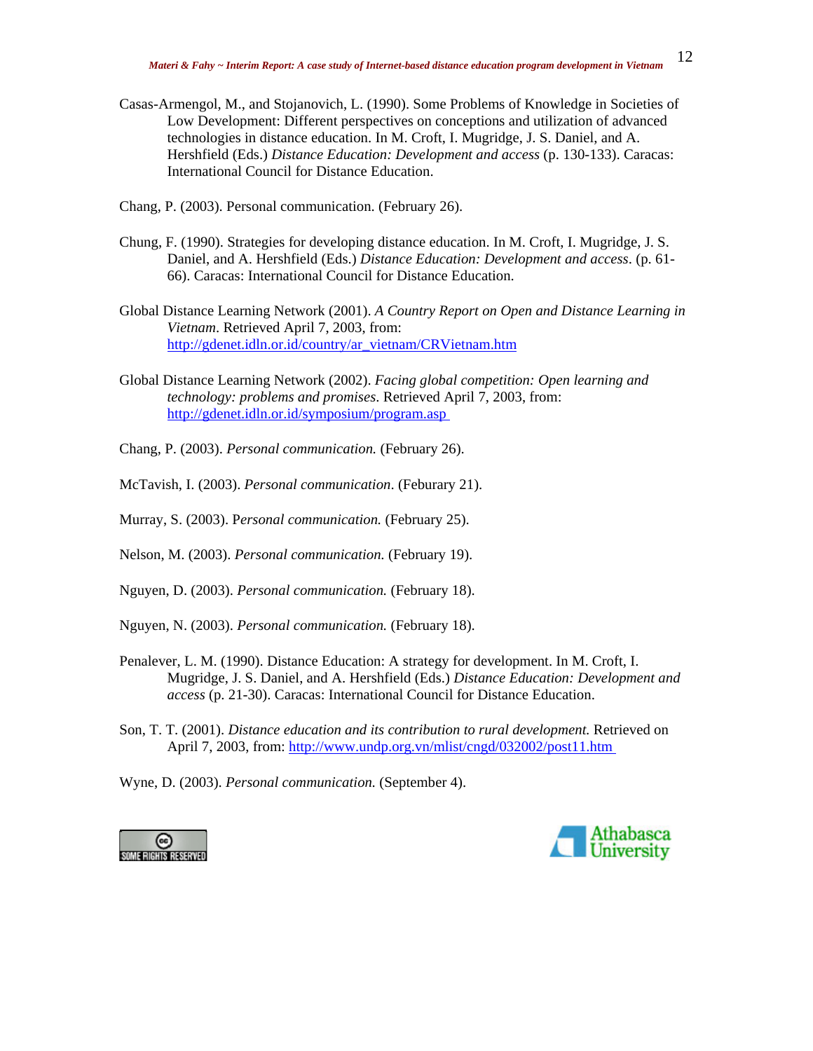Casas-Armengol, M., and Stojanovich, L. (1990). Some Problems of Knowledge in Societies of Low Development: Different perspectives on conceptions and utilization of advanced technologies in distance education. In M. Croft, I. Mugridge, J. S. Daniel, and A. Hershfield (Eds.) *Distance Education: Development and access* (p. 130-133). Caracas: International Council for Distance Education.

Chang, P. (2003). Personal communication. (February 26).

Chung, F. (1990). Strategies for developing distance education. In M. Croft, I. Mugridge, J. S. Daniel, and A. Hershfield (Eds.) *Distance Education: Development and access*. (p. 61-66). Caracas: International Council for Distance Education.

Global Distance Learning Network (2001). *A Country Report on Open and Distance Learning in Vietnam*. Retrieved April 7, 2003, from: http://gdenet.idln.or.id/country/ar_vietnam/CRVietnam.htm

Global Distance Learning Network (2002). *Facing global competition: Open learning and technology: problems and promises*. Retrieved April 7, 2003, from: http://gdenet.idln.or.id/symposium/program.asp

Chang, P. (2003). *Personal communication.* (February 26).

McTavish, I. (2003). *Personal communication*. (Feburary 21).

Murray, S. (2003). *Personal communication.* (February 25).

Nelson, M. (2003). *Personal communication.* (February 19).

Nguyen, D. (2003). *Personal communication.* (February 18).

Nguyen, N. (2003). *Personal communication.* (February 18).

Penalever, L. M. (1990). Distance Education: A strategy for development. In M. Croft, I. Mugridge, J. S. Daniel, and A. Hershfield (Eds.) *Distance Education: Development and access* (p. 21-30). Caracas: International Council for Distance Education.

Son, T. T. (2001). *Distance education and its contribution to rural development.* Retrieved on April 7, 2003, from: http://www.undp.org.vn/mlist/cngd/032002/post11.htm

Wyne, D. (2003). *Personal communication.* (September 4).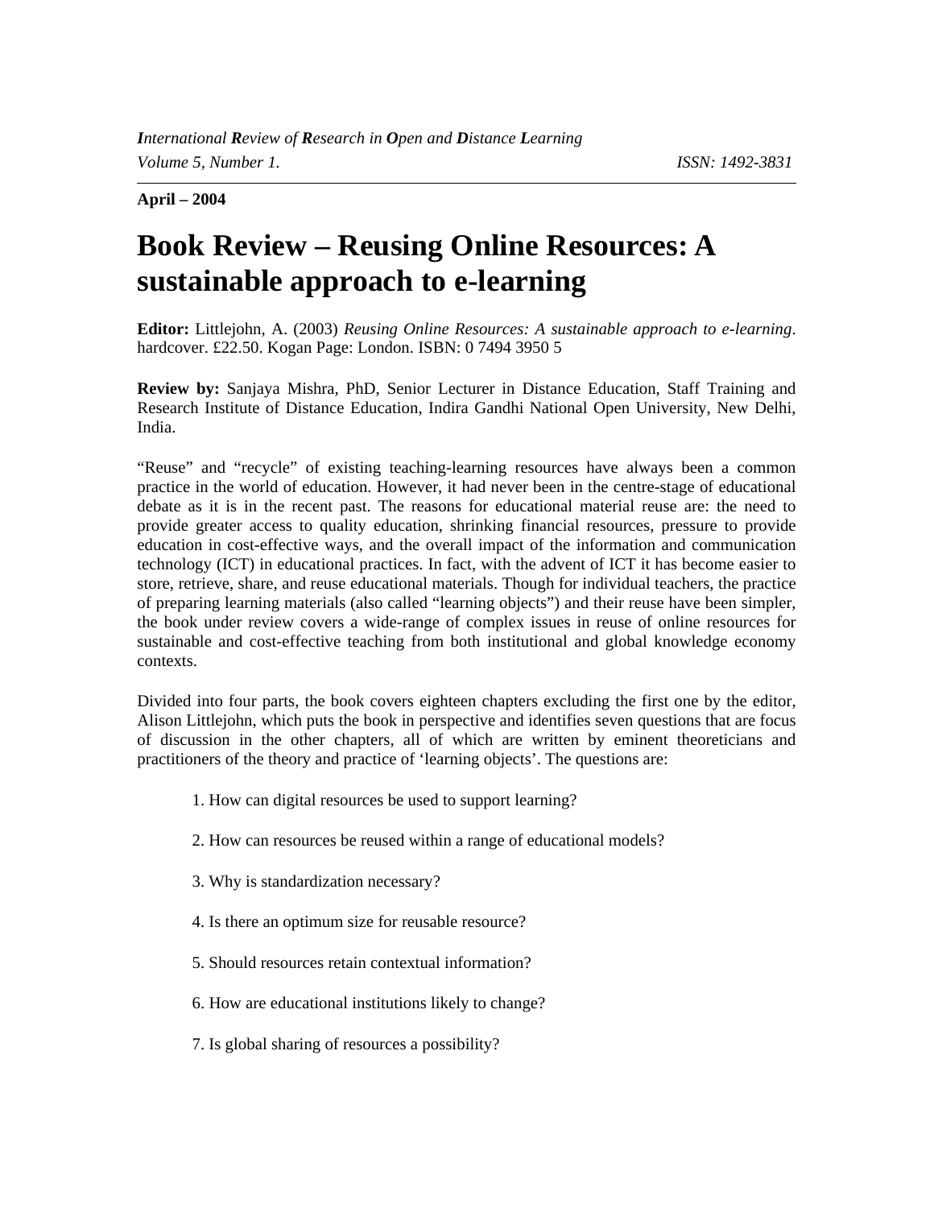**April – 2004**

# Book Review – Reusing Online Resources: A sustainable approach to e-learning

**Editor:** Littlejohn, A. (2003) *Reusing Online Resources: A sustainable approach to e-learning*. hardcover. £22.50. Kogan Page: London. ISBN: 0 7494 3950 5

**Review by:** Sanjaya Mishra, PhD, Senior Lecturer in Distance Education, Staff Training and Research Institute of Distance Education, Indira Gandhi National Open University, New Delhi, India.

"Reuse" and "recycle" of existing teaching-learning resources have always been a common practice in the world of education. However, it had never been in the centre-stage of educational debate as it is in the recent past. The reasons for educational material reuse are: the need to provide greater access to quality education, shrinking financial resources, pressure to provide education in cost-effective ways, and the overall impact of the information and communication technology (ICT) in educational practices. In fact, with the advent of ICT it has become easier to store, retrieve, share, and reuse educational materials. Though for individual teachers, the practice of preparing learning materials (also called "learning objects") and their reuse have been simpler, the book under review covers a wide-range of complex issues in reuse of online resources for sustainable and cost-effective teaching from both institutional and global knowledge economy contexts.

Divided into four parts, the book covers eighteen chapters excluding the first one by the editor, Alison Littlejohn, which puts the book in perspective and identifies seven questions that are focus of discussion in the other chapters, all of which are written by eminent theoreticians and practitioners of the theory and practice of 'learning objects'. The questions are:

1. How can digital resources be used to support learning?

2. How can resources be reused within a range of educational models?

3. Why is standardization necessary?

4. Is there an optimum size for reusable resource?

5. Should resources retain contextual information?

6. How are educational institutions likely to change?

7. Is global sharing of resources a possibility?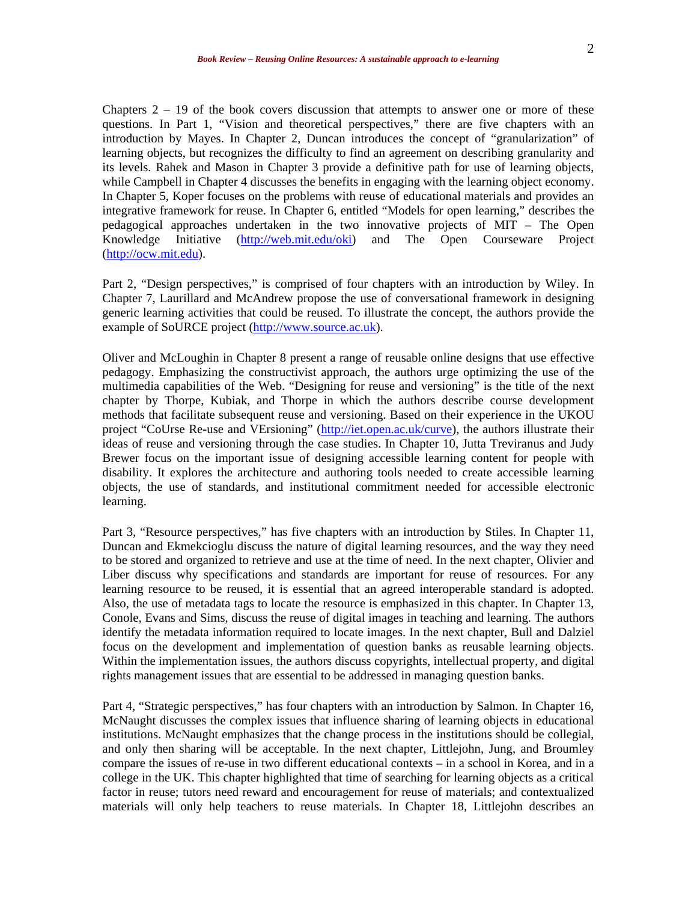Chapters 2 – 19 of the book covers discussion that attempts to answer one or more of these questions. In Part 1, "Vision and theoretical perspectives," there are five chapters with an introduction by Mayes. In Chapter 2, Duncan introduces the concept of "granularization" of learning objects, but recognizes the difficulty to find an agreement on describing granularity and its levels. Rahek and Mason in Chapter 3 provide a definitive path for use of learning objects, while Campbell in Chapter 4 discusses the benefits in engaging with the learning object economy. In Chapter 5, Koper focuses on the problems with reuse of educational materials and provides an integrative framework for reuse. In Chapter 6, entitled "Models for open learning," describes the pedagogical approaches undertaken in the two innovative projects of MIT – The Open Knowledge Initiative (http://web.mit.edu/oki) and The Open Courseware Project (http://ocw.mit.edu).

Part 2, "Design perspectives," is comprised of four chapters with an introduction by Wiley. In Chapter 7, Laurillard and McAndrew propose the use of conversational framework in designing generic learning activities that could be reused. To illustrate the concept, the authors provide the example of SoURCE project (http://www.source.ac.uk).

Oliver and McLoughin in Chapter 8 present a range of reusable online designs that use effective pedagogy. Emphasizing the constructivist approach, the authors urge optimizing the use of the multimedia capabilities of the Web. "Designing for reuse and versioning" is the title of the next chapter by Thorpe, Kubiak, and Thorpe in which the authors describe course development methods that facilitate subsequent reuse and versioning. Based on their experience in the UKOU project "CoUrse Re-use and VErsioning" (http://iet.open.ac.uk/curve), the authors illustrate their ideas of reuse and versioning through the case studies. In Chapter 10, Jutta Treviranus and Judy Brewer focus on the important issue of designing accessible learning content for people with disability. It explores the architecture and authoring tools needed to create accessible learning objects, the use of standards, and institutional commitment needed for accessible electronic learning.

Part 3, "Resource perspectives," has five chapters with an introduction by Stiles. In Chapter 11, Duncan and Ekmekcioglu discuss the nature of digital learning resources, and the way they need to be stored and organized to retrieve and use at the time of need. In the next chapter, Olivier and Liber discuss why specifications and standards are important for reuse of resources. For any learning resource to be reused, it is essential that an agreed interoperable standard is adopted. Also, the use of metadata tags to locate the resource is emphasized in this chapter. In Chapter 13, Conole, Evans and Sims, discuss the reuse of digital images in teaching and learning. The authors identify the metadata information required to locate images. In the next chapter, Bull and Dalziel focus on the development and implementation of question banks as reusable learning objects. Within the implementation issues, the authors discuss copyrights, intellectual property, and digital rights management issues that are essential to be addressed in managing question banks.

Part 4, "Strategic perspectives," has four chapters with an introduction by Salmon. In Chapter 16, McNaught discusses the complex issues that influence sharing of learning objects in educational institutions. McNaught emphasizes that the change process in the institutions should be collegial, and only then sharing will be acceptable. In the next chapter, Littlejohn, Jung, and Broumley compare the issues of re-use in two different educational contexts – in a school in Korea, and in a college in the UK. This chapter highlighted that time of searching for learning objects as a critical factor in reuse; tutors need reward and encouragement for reuse of materials; and contextualized materials will only help teachers to reuse materials. In Chapter 18, Littlejohn describes an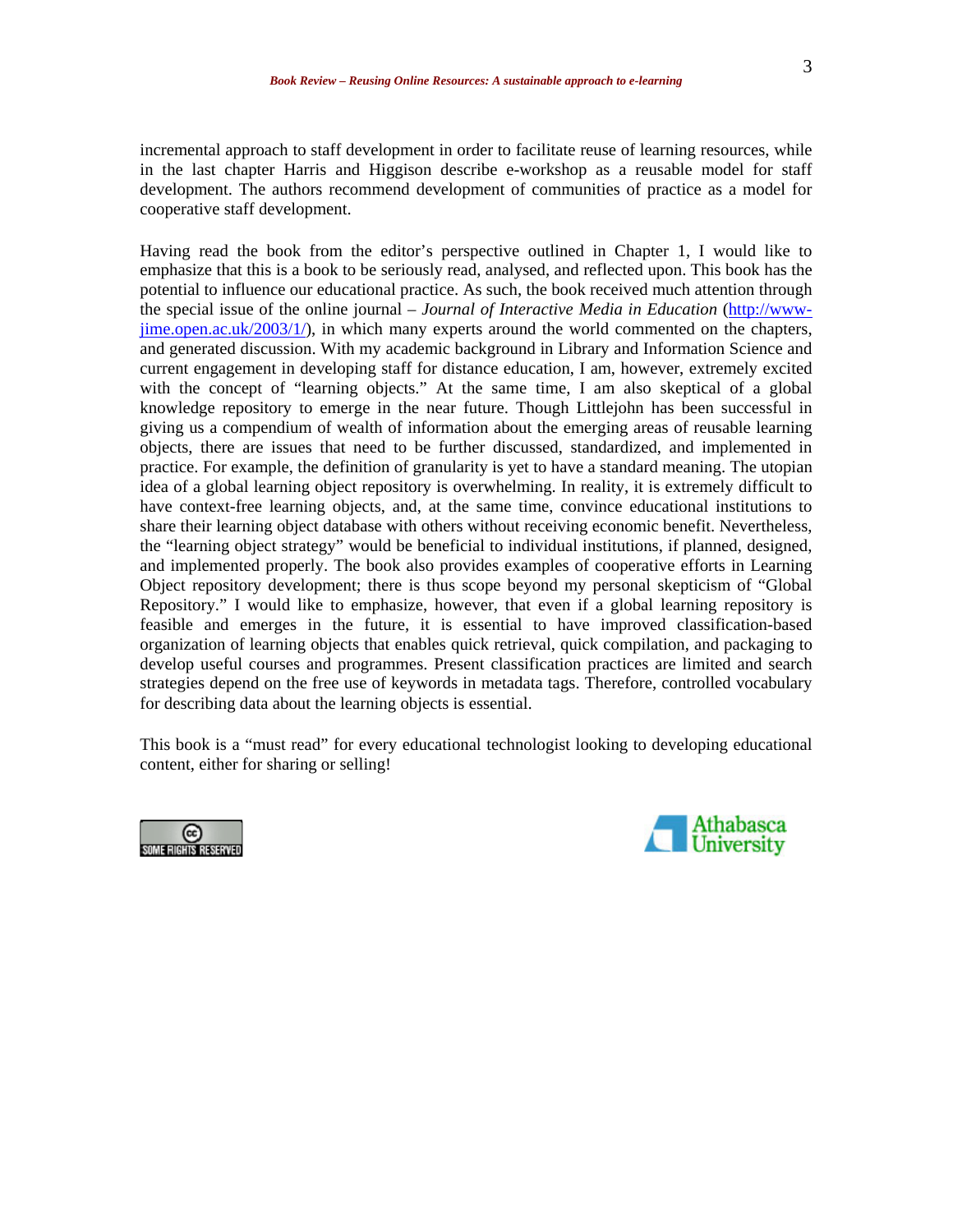incremental approach to staff development in order to facilitate reuse of learning resources, while in the last chapter Harris and Higgison describe e-workshop as a reusable model for staff development. The authors recommend development of communities of practice as a model for cooperative staff development.

Having read the book from the editor's perspective outlined in Chapter 1, I would like to emphasize that this is a book to be seriously read, analysed, and reflected upon. This book has the potential to influence our educational practice. As such, the book received much attention through the special issue of the online journal – *Journal of Interactive Media in Education* ([http://www-jime.open.ac.uk/2003/1/](http://www-jime.open.ac.uk/2003/1/)), in which many experts around the world commented on the chapters, and generated discussion. With my academic background in Library and Information Science and current engagement in developing staff for distance education, I am, however, extremely excited with the concept of "learning objects." At the same time, I am also skeptical of a global knowledge repository to emerge in the near future. Though Littlejohn has been successful in giving us a compendium of wealth of information about the emerging areas of reusable learning objects, there are issues that need to be further discussed, standardized, and implemented in practice. For example, the definition of granularity is yet to have a standard meaning. The utopian idea of a global learning object repository is overwhelming. In reality, it is extremely difficult to have context-free learning objects, and, at the same time, convince educational institutions to share their learning object database with others without receiving economic benefit. Nevertheless, the "learning object strategy" would be beneficial to individual institutions, if planned, designed, and implemented properly. The book also provides examples of cooperative efforts in Learning Object repository development; there is thus scope beyond my personal skepticism of "Global Repository." I would like to emphasize, however, that even if a global learning repository is feasible and emerges in the future, it is essential to have improved classification-based organization of learning objects that enables quick retrieval, quick compilation, and packaging to develop useful courses and programmes. Present classification practices are limited and search strategies depend on the free use of keywords in metadata tags. Therefore, controlled vocabulary for describing data about the learning objects is essential.

This book is a "must read" for every educational technologist looking to developing educational content, either for sharing or selling!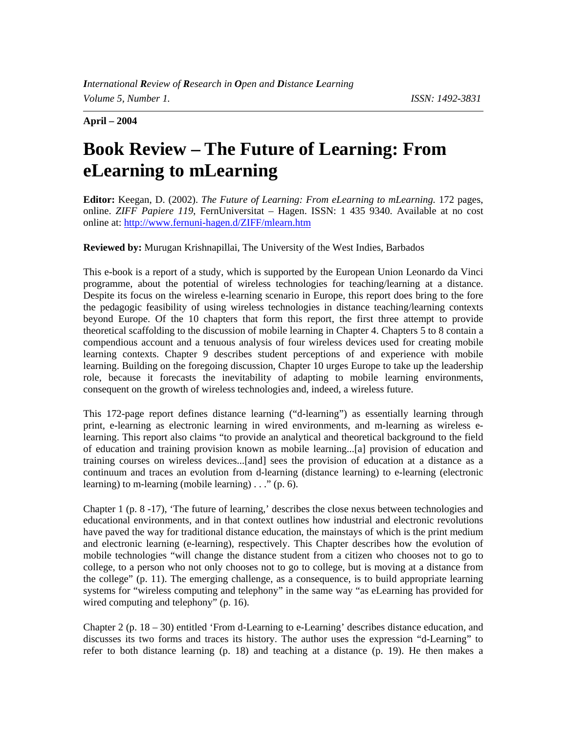*International Review of Research in Open and Distance Learning*
*Volume 5, Number 1.* *ISSN: 1492-3831*

**April – 2004**

# Book Review – The Future of Learning: From eLearning to mLearning

**Editor:** Keegan, D. (2002). *The Future of Learning: From eLearning to mLearning.* 172 pages, online. *ZIFF Papiere 119*, FernUniversitat – Hagen. ISSN: 1 435 9340. Available at no cost online at: http://www.fernuni-hagen.d/ZIFF/mlearn.htm

**Reviewed by:** Murugan Krishnapillai, The University of the West Indies, Barbados

This e-book is a report of a study, which is supported by the European Union Leonardo da Vinci programme, about the potential of wireless technologies for teaching/learning at a distance. Despite its focus on the wireless e-learning scenario in Europe, this report does bring to the fore the pedagogic feasibility of using wireless technologies in distance teaching/learning contexts beyond Europe. Of the 10 chapters that form this report, the first three attempt to provide theoretical scaffolding to the discussion of mobile learning in Chapter 4. Chapters 5 to 8 contain a compendious account and a tenuous analysis of four wireless devices used for creating mobile learning contexts. Chapter 9 describes student perceptions of and experience with mobile learning. Building on the foregoing discussion, Chapter 10 urges Europe to take up the leadership role, because it forecasts the inevitability of adapting to mobile learning environments, consequent on the growth of wireless technologies and, indeed, a wireless future.

This 172-page report defines distance learning ("d-learning") as essentially learning through print, e-learning as electronic learning in wired environments, and m-learning as wireless e-learning. This report also claims "to provide an analytical and theoretical background to the field of education and training provision known as mobile learning...[a] provision of education and training courses on wireless devices...[and] sees the provision of education at a distance as a continuum and traces an evolution from d-learning (distance learning) to e-learning (electronic learning) to m-learning (mobile learning) . . ." (p. 6).

Chapter 1 (p. 8 -17), 'The future of learning,' describes the close nexus between technologies and educational environments, and in that context outlines how industrial and electronic revolutions have paved the way for traditional distance education, the mainstays of which is the print medium and electronic learning (e-learning), respectively. This Chapter describes how the evolution of mobile technologies "will change the distance student from a citizen who chooses not to go to college, to a person who not only chooses not to go to college, but is moving at a distance from the college" (p. 11). The emerging challenge, as a consequence, is to build appropriate learning systems for "wireless computing and telephony" in the same way "as eLearning has provided for wired computing and telephony" (p. 16).

Chapter 2 (p. 18 – 30) entitled 'From d-Learning to e-Learning' describes distance education, and discusses its two forms and traces its history. The author uses the expression "d-Learning" to refer to both distance learning (p. 18) and teaching at a distance (p. 19). He then makes a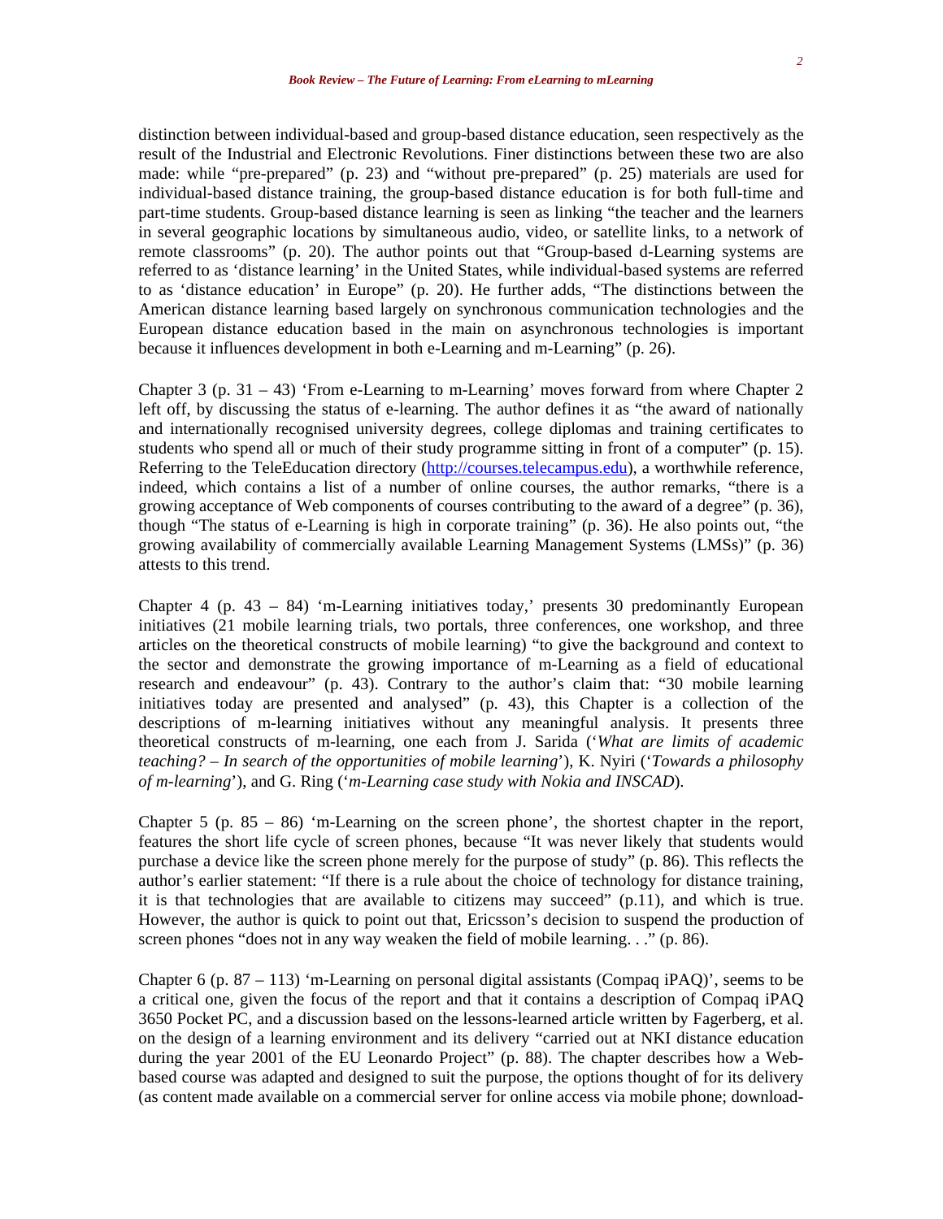distinction between individual-based and group-based distance education, seen respectively as the result of the Industrial and Electronic Revolutions. Finer distinctions between these two are also made: while "pre-prepared" (p. 23) and "without pre-prepared" (p. 25) materials are used for individual-based distance training, the group-based distance education is for both full-time and part-time students. Group-based distance learning is seen as linking "the teacher and the learners in several geographic locations by simultaneous audio, video, or satellite links, to a network of remote classrooms" (p. 20). The author points out that "Group-based d-Learning systems are referred to as 'distance learning' in the United States, while individual-based systems are referred to as 'distance education' in Europe" (p. 20). He further adds, "The distinctions between the American distance learning based largely on synchronous communication technologies and the European distance education based in the main on asynchronous technologies is important because it influences development in both e-Learning and m-Learning" (p. 26).

Chapter 3 (p. 31 – 43) 'From e-Learning to m-Learning' moves forward from where Chapter 2 left off, by discussing the status of e-learning. The author defines it as "the award of nationally and internationally recognised university degrees, college diplomas and training certificates to students who spend all or much of their study programme sitting in front of a computer" (p. 15). Referring to the TeleEducation directory (http://courses.telecampus.edu), a worthwhile reference, indeed, which contains a list of a number of online courses, the author remarks, "there is a growing acceptance of Web components of courses contributing to the award of a degree" (p. 36), though "The status of e-Learning is high in corporate training" (p. 36). He also points out, "the growing availability of commercially available Learning Management Systems (LMSs)" (p. 36) attests to this trend.

Chapter 4 (p. 43 – 84) 'm-Learning initiatives today,' presents 30 predominantly European initiatives (21 mobile learning trials, two portals, three conferences, one workshop, and three articles on the theoretical constructs of mobile learning) "to give the background and context to the sector and demonstrate the growing importance of m-Learning as a field of educational research and endeavour" (p. 43). Contrary to the author's claim that: "30 mobile learning initiatives today are presented and analysed" (p. 43), this Chapter is a collection of the descriptions of m-learning initiatives without any meaningful analysis. It presents three theoretical constructs of m-learning, one each from J. Sarida ('*What are limits of academic teaching? – In search of the opportunities of mobile learning*'), K. Nyiri ('*Towards a philosophy of m-learning*'), and G. Ring ('*m-Learning case study with Nokia and INSCAD*).

Chapter 5 (p. 85 – 86) 'm-Learning on the screen phone', the shortest chapter in the report, features the short life cycle of screen phones, because "It was never likely that students would purchase a device like the screen phone merely for the purpose of study" (p. 86). This reflects the author's earlier statement: "If there is a rule about the choice of technology for distance training, it is that technologies that are available to citizens may succeed" (p.11), and which is true. However, the author is quick to point out that, Ericsson's decision to suspend the production of screen phones "does not in any way weaken the field of mobile learning. . ." (p. 86).

Chapter 6 (p. 87 – 113) 'm-Learning on personal digital assistants (Compaq iPAQ)', seems to be a critical one, given the focus of the report and that it contains a description of Compaq iPAQ 3650 Pocket PC, and a discussion based on the lessons-learned article written by Fagerberg, et al. on the design of a learning environment and its delivery "carried out at NKI distance education during the year 2001 of the EU Leonardo Project" (p. 88). The chapter describes how a Web-based course was adapted and designed to suit the purpose, the options thought of for its delivery (as content made available on a commercial server for online access via mobile phone; download-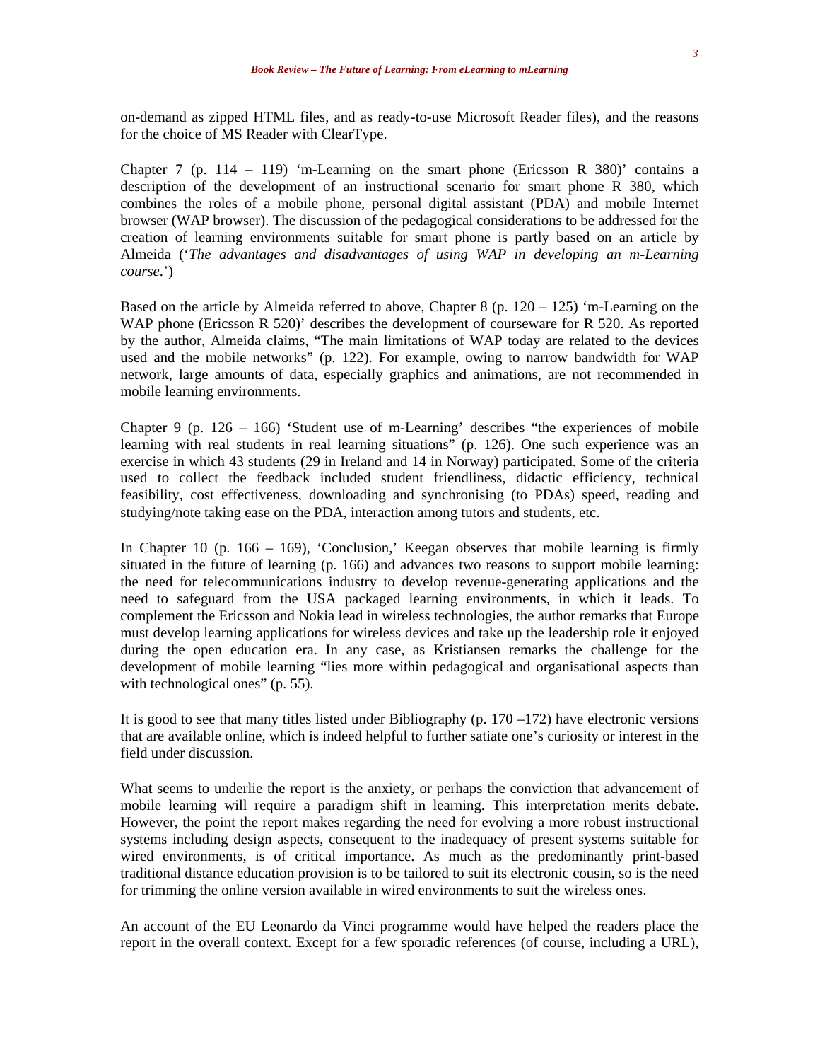on-demand as zipped HTML files, and as ready-to-use Microsoft Reader files), and the reasons for the choice of MS Reader with ClearType.

Chapter 7 (p. 114 – 119) 'm-Learning on the smart phone (Ericsson R 380)' contains a description of the development of an instructional scenario for smart phone R 380, which combines the roles of a mobile phone, personal digital assistant (PDA) and mobile Internet browser (WAP browser). The discussion of the pedagogical considerations to be addressed for the creation of learning environments suitable for smart phone is partly based on an article by Almeida ('*The advantages and disadvantages of using WAP in developing an m-Learning course*.')

Based on the article by Almeida referred to above, Chapter 8 (p. 120 – 125) 'm-Learning on the WAP phone (Ericsson R 520)' describes the development of courseware for R 520. As reported by the author, Almeida claims, "The main limitations of WAP today are related to the devices used and the mobile networks" (p. 122). For example, owing to narrow bandwidth for WAP network, large amounts of data, especially graphics and animations, are not recommended in mobile learning environments.

Chapter 9 (p. 126 – 166) 'Student use of m-Learning' describes "the experiences of mobile learning with real students in real learning situations" (p. 126). One such experience was an exercise in which 43 students (29 in Ireland and 14 in Norway) participated. Some of the criteria used to collect the feedback included student friendliness, didactic efficiency, technical feasibility, cost effectiveness, downloading and synchronising (to PDAs) speed, reading and studying/note taking ease on the PDA, interaction among tutors and students, etc.

In Chapter 10 (p. 166 – 169), 'Conclusion,' Keegan observes that mobile learning is firmly situated in the future of learning (p. 166) and advances two reasons to support mobile learning: the need for telecommunications industry to develop revenue-generating applications and the need to safeguard from the USA packaged learning environments, in which it leads. To complement the Ericsson and Nokia lead in wireless technologies, the author remarks that Europe must develop learning applications for wireless devices and take up the leadership role it enjoyed during the open education era. In any case, as Kristiansen remarks the challenge for the development of mobile learning "lies more within pedagogical and organisational aspects than with technological ones" (p. 55).

It is good to see that many titles listed under Bibliography (p. 170 –172) have electronic versions that are available online, which is indeed helpful to further satiate one's curiosity or interest in the field under discussion.

What seems to underlie the report is the anxiety, or perhaps the conviction that advancement of mobile learning will require a paradigm shift in learning. This interpretation merits debate. However, the point the report makes regarding the need for evolving a more robust instructional systems including design aspects, consequent to the inadequacy of present systems suitable for wired environments, is of critical importance. As much as the predominantly print-based traditional distance education provision is to be tailored to suit its electronic cousin, so is the need for trimming the online version available in wired environments to suit the wireless ones.

An account of the EU Leonardo da Vinci programme would have helped the readers place the report in the overall context. Except for a few sporadic references (of course, including a URL),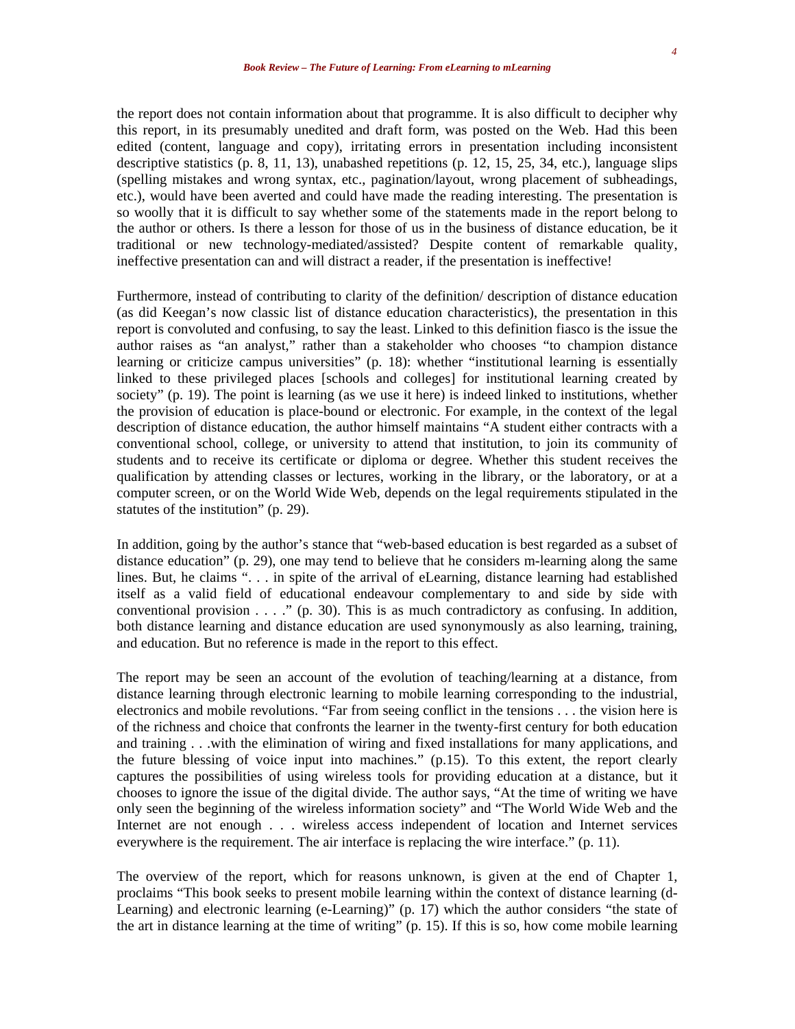the report does not contain information about that programme. It is also difficult to decipher why this report, in its presumably unedited and draft form, was posted on the Web. Had this been edited (content, language and copy), irritating errors in presentation including inconsistent descriptive statistics (p. 8, 11, 13), unabashed repetitions (p. 12, 15, 25, 34, etc.), language slips (spelling mistakes and wrong syntax, etc., pagination/layout, wrong placement of subheadings, etc.), would have been averted and could have made the reading interesting. The presentation is so woolly that it is difficult to say whether some of the statements made in the report belong to the author or others. Is there a lesson for those of us in the business of distance education, be it traditional or new technology-mediated/assisted? Despite content of remarkable quality, ineffective presentation can and will distract a reader, if the presentation is ineffective!

Furthermore, instead of contributing to clarity of the definition/ description of distance education (as did Keegan's now classic list of distance education characteristics), the presentation in this report is convoluted and confusing, to say the least. Linked to this definition fiasco is the issue the author raises as "an analyst," rather than a stakeholder who chooses "to champion distance learning or criticize campus universities" (p. 18): whether "institutional learning is essentially linked to these privileged places [schools and colleges] for institutional learning created by society" (p. 19). The point is learning (as we use it here) is indeed linked to institutions, whether the provision of education is place-bound or electronic. For example, in the context of the legal description of distance education, the author himself maintains "A student either contracts with a conventional school, college, or university to attend that institution, to join its community of students and to receive its certificate or diploma or degree. Whether this student receives the qualification by attending classes or lectures, working in the library, or the laboratory, or at a computer screen, or on the World Wide Web, depends on the legal requirements stipulated in the statutes of the institution" (p. 29).

In addition, going by the author's stance that "web-based education is best regarded as a subset of distance education" (p. 29), one may tend to believe that he considers m-learning along the same lines. But, he claims ". . . in spite of the arrival of eLearning, distance learning had established itself as a valid field of educational endeavour complementary to and side by side with conventional provision . . . ." (p. 30). This is as much contradictory as confusing. In addition, both distance learning and distance education are used synonymously as also learning, training, and education. But no reference is made in the report to this effect.

The report may be seen an account of the evolution of teaching/learning at a distance, from distance learning through electronic learning to mobile learning corresponding to the industrial, electronics and mobile revolutions. "Far from seeing conflict in the tensions . . . the vision here is of the richness and choice that confronts the learner in the twenty-first century for both education and training . . .with the elimination of wiring and fixed installations for many applications, and the future blessing of voice input into machines." (p.15). To this extent, the report clearly captures the possibilities of using wireless tools for providing education at a distance, but it chooses to ignore the issue of the digital divide. The author says, "At the time of writing we have only seen the beginning of the wireless information society" and "The World Wide Web and the Internet are not enough . . . wireless access independent of location and Internet services everywhere is the requirement. The air interface is replacing the wire interface." (p. 11).

The overview of the report, which for reasons unknown, is given at the end of Chapter 1, proclaims "This book seeks to present mobile learning within the context of distance learning (d-Learning) and electronic learning (e-Learning)" (p. 17) which the author considers "the state of the art in distance learning at the time of writing" (p. 15). If this is so, how come mobile learning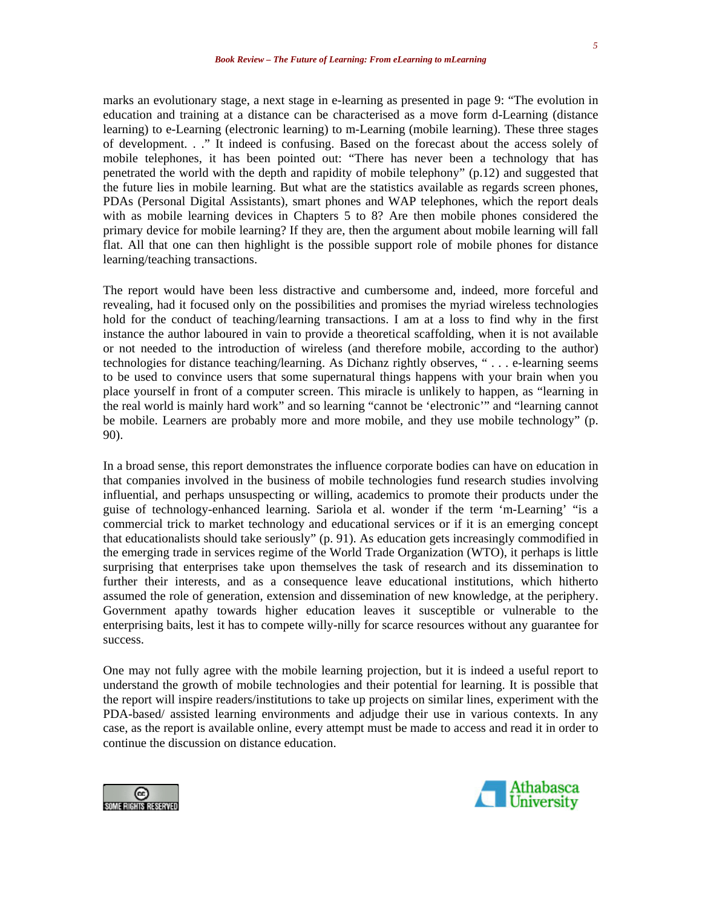marks an evolutionary stage, a next stage in e-learning as presented in page 9: "The evolution in education and training at a distance can be characterised as a move form d-Learning (distance learning) to e-Learning (electronic learning) to m-Learning (mobile learning). These three stages of development. . ." It indeed is confusing. Based on the forecast about the access solely of mobile telephones, it has been pointed out: "There has never been a technology that has penetrated the world with the depth and rapidity of mobile telephony" (p.12) and suggested that the future lies in mobile learning. But what are the statistics available as regards screen phones, PDAs (Personal Digital Assistants), smart phones and WAP telephones, which the report deals with as mobile learning devices in Chapters 5 to 8? Are then mobile phones considered the primary device for mobile learning? If they are, then the argument about mobile learning will fall flat. All that one can then highlight is the possible support role of mobile phones for distance learning/teaching transactions.

The report would have been less distractive and cumbersome and, indeed, more forceful and revealing, had it focused only on the possibilities and promises the myriad wireless technologies hold for the conduct of teaching/learning transactions. I am at a loss to find why in the first instance the author laboured in vain to provide a theoretical scaffolding, when it is not available or not needed to the introduction of wireless (and therefore mobile, according to the author) technologies for distance teaching/learning. As Dichanz rightly observes, " . . . e-learning seems to be used to convince users that some supernatural things happens with your brain when you place yourself in front of a computer screen. This miracle is unlikely to happen, as "learning in the real world is mainly hard work" and so learning "cannot be 'electronic'" and "learning cannot be mobile. Learners are probably more and more mobile, and they use mobile technology" (p. 90).

In a broad sense, this report demonstrates the influence corporate bodies can have on education in that companies involved in the business of mobile technologies fund research studies involving influential, and perhaps unsuspecting or willing, academics to promote their products under the guise of technology-enhanced learning. Sariola et al. wonder if the term 'm-Learning' "is a commercial trick to market technology and educational services or if it is an emerging concept that educationalists should take seriously" (p. 91). As education gets increasingly commodified in the emerging trade in services regime of the World Trade Organization (WTO), it perhaps is little surprising that enterprises take upon themselves the task of research and its dissemination to further their interests, and as a consequence leave educational institutions, which hitherto assumed the role of generation, extension and dissemination of new knowledge, at the periphery. Government apathy towards higher education leaves it susceptible or vulnerable to the enterprising baits, lest it has to compete willy-nilly for scarce resources without any guarantee for success.

One may not fully agree with the mobile learning projection, but it is indeed a useful report to understand the growth of mobile technologies and their potential for learning. It is possible that the report will inspire readers/institutions to take up projects on similar lines, experiment with the PDA-based/ assisted learning environments and adjudge their use in various contexts. In any case, as the report is available online, every attempt must be made to access and read it in order to continue the discussion on distance education.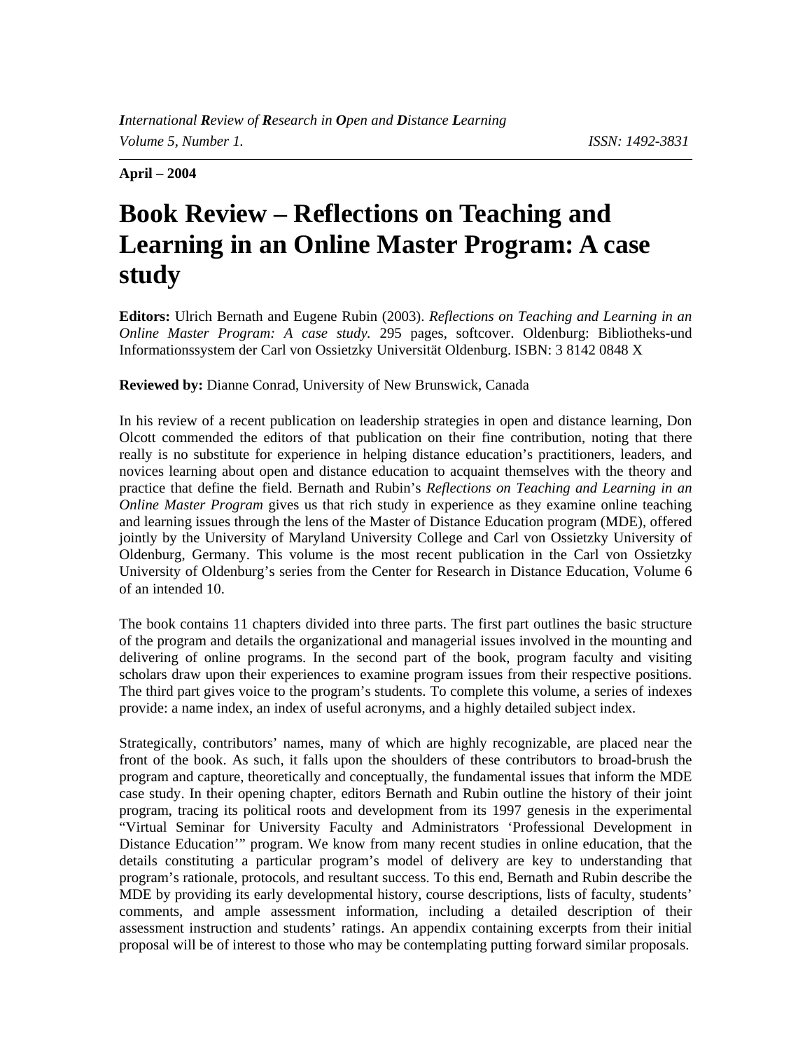**April – 2004**

# Book Review – Reflections on Teaching and Learning in an Online Master Program: A case study

**Editors:** Ulrich Bernath and Eugene Rubin (2003). *Reflections on Teaching and Learning in an Online Master Program: A case study.* 295 pages, softcover. Oldenburg: Bibliotheks-und Informationssystem der Carl von Ossietzky Universität Oldenburg. ISBN: 3 8142 0848 X

**Reviewed by:** Dianne Conrad, University of New Brunswick, Canada

In his review of a recent publication on leadership strategies in open and distance learning, Don Olcott commended the editors of that publication on their fine contribution, noting that there really is no substitute for experience in helping distance education's practitioners, leaders, and novices learning about open and distance education to acquaint themselves with the theory and practice that define the field. Bernath and Rubin's *Reflections on Teaching and Learning in an Online Master Program* gives us that rich study in experience as they examine online teaching and learning issues through the lens of the Master of Distance Education program (MDE), offered jointly by the University of Maryland University College and Carl von Ossietzky University of Oldenburg, Germany. This volume is the most recent publication in the Carl von Ossietzky University of Oldenburg's series from the Center for Research in Distance Education, Volume 6 of an intended 10.

The book contains 11 chapters divided into three parts. The first part outlines the basic structure of the program and details the organizational and managerial issues involved in the mounting and delivering of online programs. In the second part of the book, program faculty and visiting scholars draw upon their experiences to examine program issues from their respective positions. The third part gives voice to the program's students. To complete this volume, a series of indexes provide: a name index, an index of useful acronyms, and a highly detailed subject index.

Strategically, contributors' names, many of which are highly recognizable, are placed near the front of the book. As such, it falls upon the shoulders of these contributors to broad-brush the program and capture, theoretically and conceptually, the fundamental issues that inform the MDE case study. In their opening chapter, editors Bernath and Rubin outline the history of their joint program, tracing its political roots and development from its 1997 genesis in the experimental "Virtual Seminar for University Faculty and Administrators 'Professional Development in Distance Education'" program. We know from many recent studies in online education, that the details constituting a particular program's model of delivery are key to understanding that program's rationale, protocols, and resultant success. To this end, Bernath and Rubin describe the MDE by providing its early developmental history, course descriptions, lists of faculty, students' comments, and ample assessment information, including a detailed description of their assessment instruction and students' ratings. An appendix containing excerpts from their initial proposal will be of interest to those who may be contemplating putting forward similar proposals.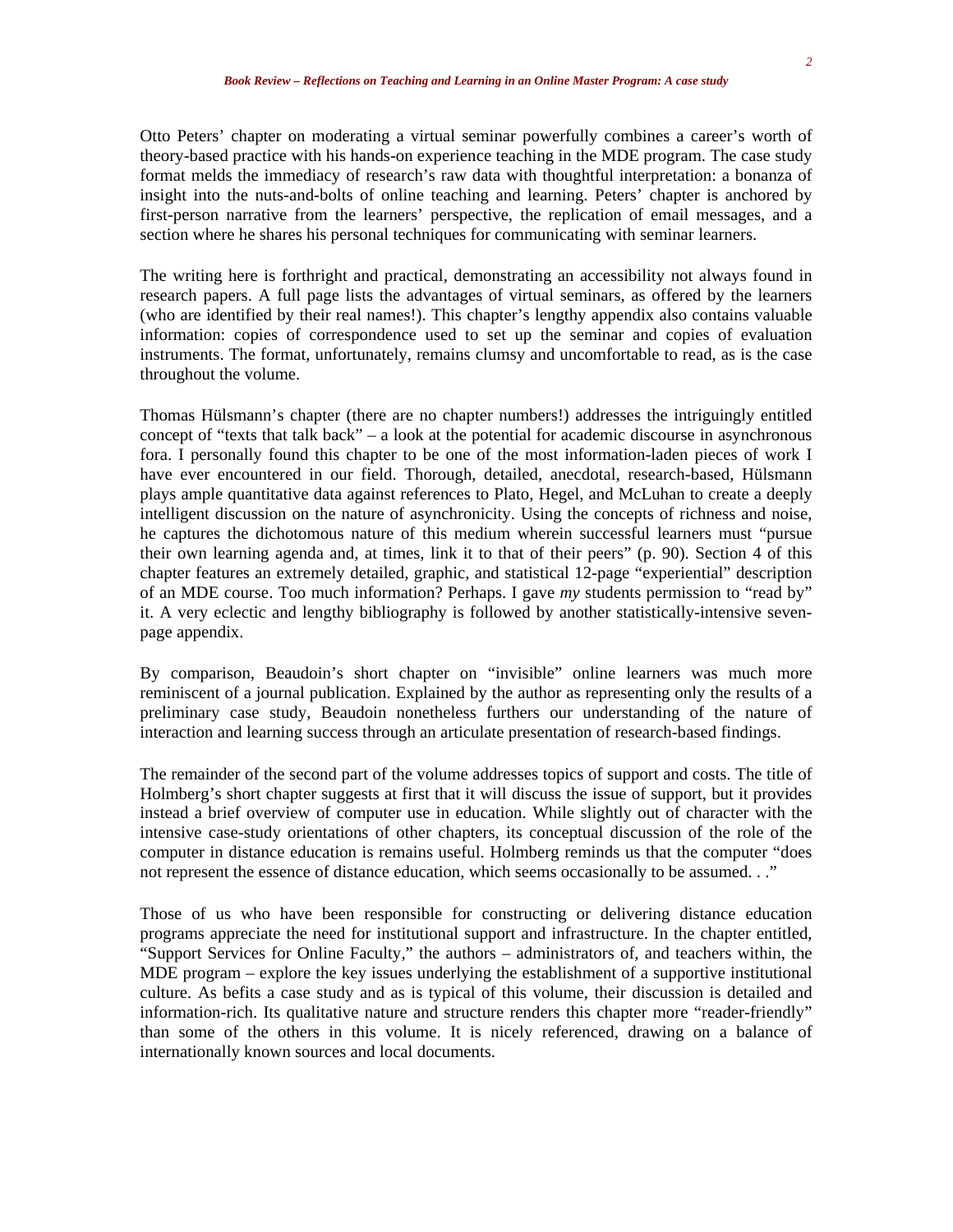Otto Peters' chapter on moderating a virtual seminar powerfully combines a career's worth of theory-based practice with his hands-on experience teaching in the MDE program. The case study format melds the immediacy of research's raw data with thoughtful interpretation: a bonanza of insight into the nuts-and-bolts of online teaching and learning. Peters' chapter is anchored by first-person narrative from the learners' perspective, the replication of email messages, and a section where he shares his personal techniques for communicating with seminar learners.

The writing here is forthright and practical, demonstrating an accessibility not always found in research papers. A full page lists the advantages of virtual seminars, as offered by the learners (who are identified by their real names!). This chapter's lengthy appendix also contains valuable information: copies of correspondence used to set up the seminar and copies of evaluation instruments. The format, unfortunately, remains clumsy and uncomfortable to read, as is the case throughout the volume.

Thomas Hülsmann's chapter (there are no chapter numbers!) addresses the intriguingly entitled concept of "texts that talk back" – a look at the potential for academic discourse in asynchronous fora. I personally found this chapter to be one of the most information-laden pieces of work I have ever encountered in our field. Thorough, detailed, anecdotal, research-based, Hülsmann plays ample quantitative data against references to Plato, Hegel, and McLuhan to create a deeply intelligent discussion on the nature of asynchronicity. Using the concepts of richness and noise, he captures the dichotomous nature of this medium wherein successful learners must "pursue their own learning agenda and, at times, link it to that of their peers" (p. 90). Section 4 of this chapter features an extremely detailed, graphic, and statistical 12-page "experiential" description of an MDE course. Too much information? Perhaps. I gave *my* students permission to "read by" it. A very eclectic and lengthy bibliography is followed by another statistically-intensive seven-page appendix.

By comparison, Beaudoin's short chapter on "invisible" online learners was much more reminiscent of a journal publication. Explained by the author as representing only the results of a preliminary case study, Beaudoin nonetheless furthers our understanding of the nature of interaction and learning success through an articulate presentation of research-based findings.

The remainder of the second part of the volume addresses topics of support and costs. The title of Holmberg's short chapter suggests at first that it will discuss the issue of support, but it provides instead a brief overview of computer use in education. While slightly out of character with the intensive case-study orientations of other chapters, its conceptual discussion of the role of the computer in distance education is remains useful. Holmberg reminds us that the computer "does not represent the essence of distance education, which seems occasionally to be assumed. . ."

Those of us who have been responsible for constructing or delivering distance education programs appreciate the need for institutional support and infrastructure. In the chapter entitled, "Support Services for Online Faculty," the authors – administrators of, and teachers within, the MDE program – explore the key issues underlying the establishment of a supportive institutional culture. As befits a case study and as is typical of this volume, their discussion is detailed and information-rich. Its qualitative nature and structure renders this chapter more "reader-friendly" than some of the others in this volume. It is nicely referenced, drawing on a balance of internationally known sources and local documents.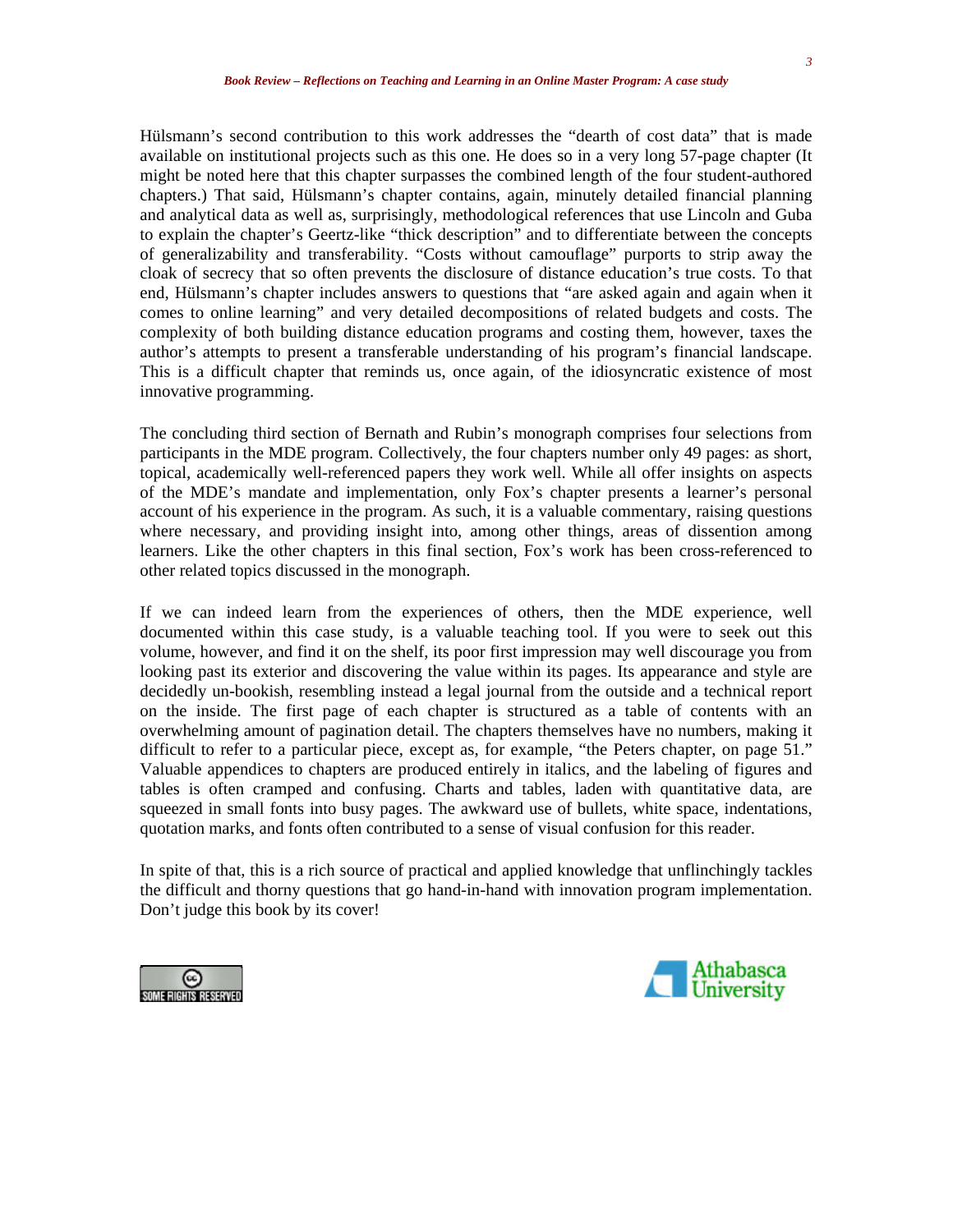Hülsmann's second contribution to this work addresses the "dearth of cost data" that is made available on institutional projects such as this one. He does so in a very long 57-page chapter (It might be noted here that this chapter surpasses the combined length of the four student-authored chapters.) That said, Hülsmann's chapter contains, again, minutely detailed financial planning and analytical data as well as, surprisingly, methodological references that use Lincoln and Guba to explain the chapter's Geertz-like "thick description" and to differentiate between the concepts of generalizability and transferability. "Costs without camouflage" purports to strip away the cloak of secrecy that so often prevents the disclosure of distance education's true costs. To that end, Hülsmann's chapter includes answers to questions that "are asked again and again when it comes to online learning" and very detailed decompositions of related budgets and costs. The complexity of both building distance education programs and costing them, however, taxes the author's attempts to present a transferable understanding of his program's financial landscape. This is a difficult chapter that reminds us, once again, of the idiosyncratic existence of most innovative programming.

The concluding third section of Bernath and Rubin's monograph comprises four selections from participants in the MDE program. Collectively, the four chapters number only 49 pages: as short, topical, academically well-referenced papers they work well. While all offer insights on aspects of the MDE's mandate and implementation, only Fox's chapter presents a learner's personal account of his experience in the program. As such, it is a valuable commentary, raising questions where necessary, and providing insight into, among other things, areas of dissention among learners. Like the other chapters in this final section, Fox's work has been cross-referenced to other related topics discussed in the monograph.

If we can indeed learn from the experiences of others, then the MDE experience, well documented within this case study, is a valuable teaching tool. If you were to seek out this volume, however, and find it on the shelf, its poor first impression may well discourage you from looking past its exterior and discovering the value within its pages. Its appearance and style are decidedly un-bookish, resembling instead a legal journal from the outside and a technical report on the inside. The first page of each chapter is structured as a table of contents with an overwhelming amount of pagination detail. The chapters themselves have no numbers, making it difficult to refer to a particular piece, except as, for example, "the Peters chapter, on page 51." Valuable appendices to chapters are produced entirely in italics, and the labeling of figures and tables is often cramped and confusing. Charts and tables, laden with quantitative data, are squeezed in small fonts into busy pages. The awkward use of bullets, white space, indentations, quotation marks, and fonts often contributed to a sense of visual confusion for this reader.

In spite of that, this is a rich source of practical and applied knowledge that unflinchingly tackles the difficult and thorny questions that go hand-in-hand with innovation program implementation. Don't judge this book by its cover!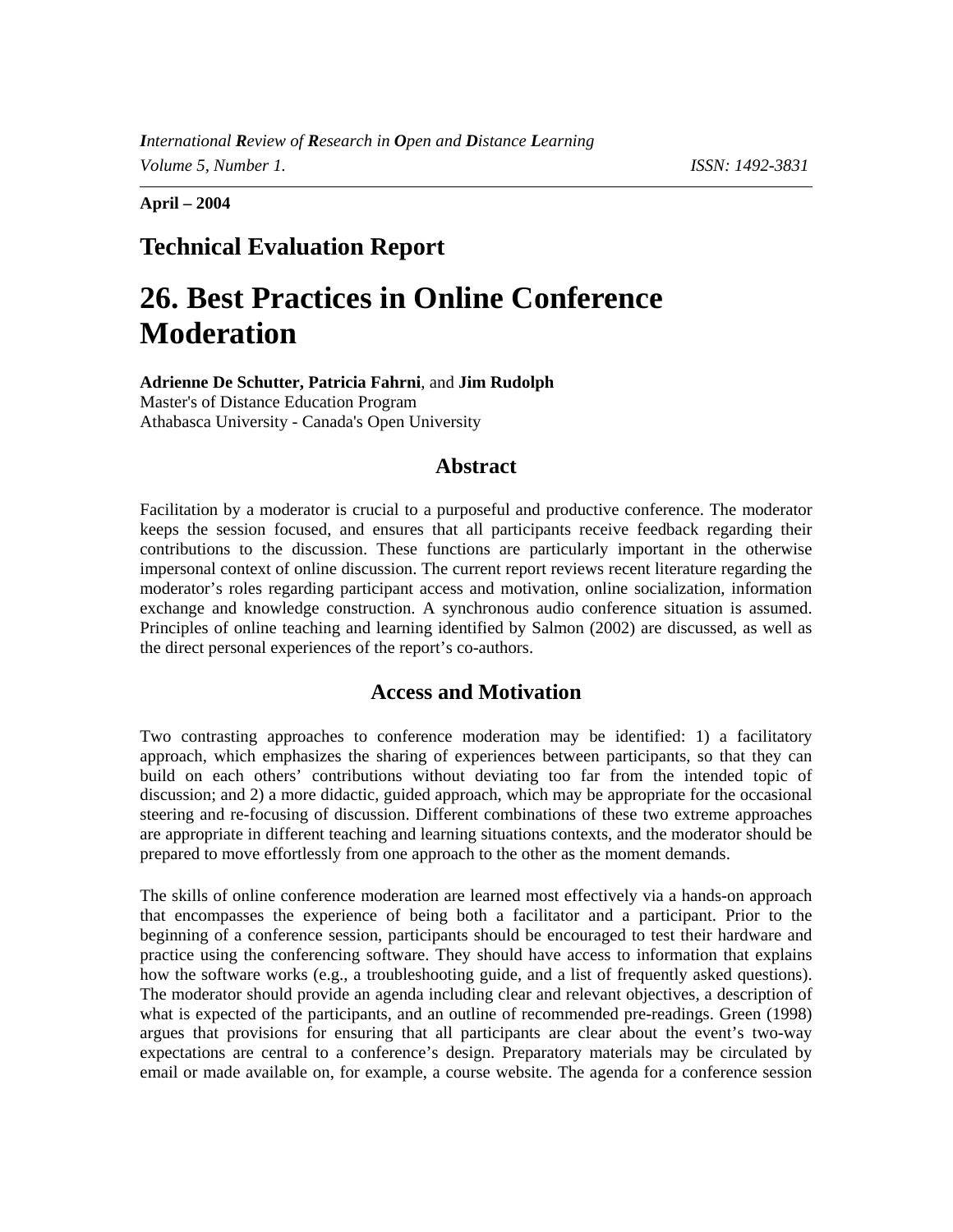April – 2004

## Technical Evaluation Report

# 26. Best Practices in Online Conference Moderation

**Adrienne De Schutter, Patricia Fahrni**, and **Jim Rudolph**
Master's of Distance Education Program
Athabasca University - Canada's Open University

## Abstract

Facilitation by a moderator is crucial to a purposeful and productive conference. The moderator keeps the session focused, and ensures that all participants receive feedback regarding their contributions to the discussion. These functions are particularly important in the otherwise impersonal context of online discussion. The current report reviews recent literature regarding the moderator's roles regarding participant access and motivation, online socialization, information exchange and knowledge construction. A synchronous audio conference situation is assumed. Principles of online teaching and learning identified by Salmon (2002) are discussed, as well as the direct personal experiences of the report's co-authors.

## Access and Motivation

Two contrasting approaches to conference moderation may be identified: 1) a facilitatory approach, which emphasizes the sharing of experiences between participants, so that they can build on each others' contributions without deviating too far from the intended topic of discussion; and 2) a more didactic, guided approach, which may be appropriate for the occasional steering and re-focusing of discussion. Different combinations of these two extreme approaches are appropriate in different teaching and learning situations contexts, and the moderator should be prepared to move effortlessly from one approach to the other as the moment demands.

The skills of online conference moderation are learned most effectively via a hands-on approach that encompasses the experience of being both a facilitator and a participant. Prior to the beginning of a conference session, participants should be encouraged to test their hardware and practice using the conferencing software. They should have access to information that explains how the software works (e.g., a troubleshooting guide, and a list of frequently asked questions). The moderator should provide an agenda including clear and relevant objectives, a description of what is expected of the participants, and an outline of recommended pre-readings. Green (1998) argues that provisions for ensuring that all participants are clear about the event's two-way expectations are central to a conference's design. Preparatory materials may be circulated by email or made available on, for example, a course website. The agenda for a conference session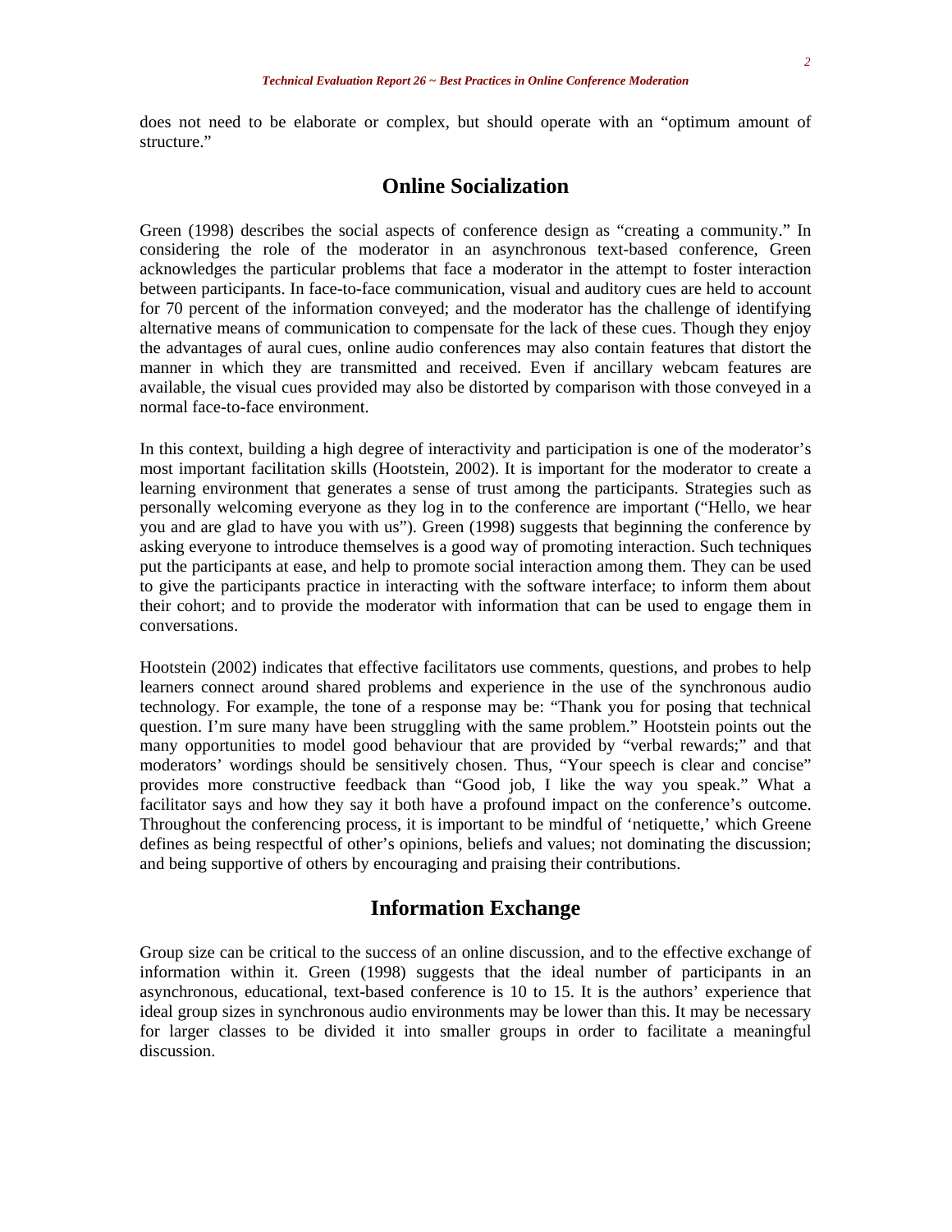does not need to be elaborate or complex, but should operate with an "optimum amount of structure."

## Online Socialization

Green (1998) describes the social aspects of conference design as "creating a community." In considering the role of the moderator in an asynchronous text-based conference, Green acknowledges the particular problems that face a moderator in the attempt to foster interaction between participants. In face-to-face communication, visual and auditory cues are held to account for 70 percent of the information conveyed; and the moderator has the challenge of identifying alternative means of communication to compensate for the lack of these cues. Though they enjoy the advantages of aural cues, online audio conferences may also contain features that distort the manner in which they are transmitted and received. Even if ancillary webcam features are available, the visual cues provided may also be distorted by comparison with those conveyed in a normal face-to-face environment.

In this context, building a high degree of interactivity and participation is one of the moderator's most important facilitation skills (Hootstein, 2002). It is important for the moderator to create a learning environment that generates a sense of trust among the participants. Strategies such as personally welcoming everyone as they log in to the conference are important ("Hello, we hear you and are glad to have you with us"). Green (1998) suggests that beginning the conference by asking everyone to introduce themselves is a good way of promoting interaction. Such techniques put the participants at ease, and help to promote social interaction among them. They can be used to give the participants practice in interacting with the software interface; to inform them about their cohort; and to provide the moderator with information that can be used to engage them in conversations.

Hootstein (2002) indicates that effective facilitators use comments, questions, and probes to help learners connect around shared problems and experience in the use of the synchronous audio technology. For example, the tone of a response may be: "Thank you for posing that technical question. I'm sure many have been struggling with the same problem." Hootstein points out the many opportunities to model good behaviour that are provided by "verbal rewards;" and that moderators' wordings should be sensitively chosen. Thus, "Your speech is clear and concise" provides more constructive feedback than "Good job, I like the way you speak." What a facilitator says and how they say it both have a profound impact on the conference's outcome. Throughout the conferencing process, it is important to be mindful of 'netiquette,' which Greene defines as being respectful of other's opinions, beliefs and values; not dominating the discussion; and being supportive of others by encouraging and praising their contributions.

## Information Exchange

Group size can be critical to the success of an online discussion, and to the effective exchange of information within it. Green (1998) suggests that the ideal number of participants in an asynchronous, educational, text-based conference is 10 to 15. It is the authors' experience that ideal group sizes in synchronous audio environments may be lower than this. It may be necessary for larger classes to be divided it into smaller groups in order to facilitate a meaningful discussion.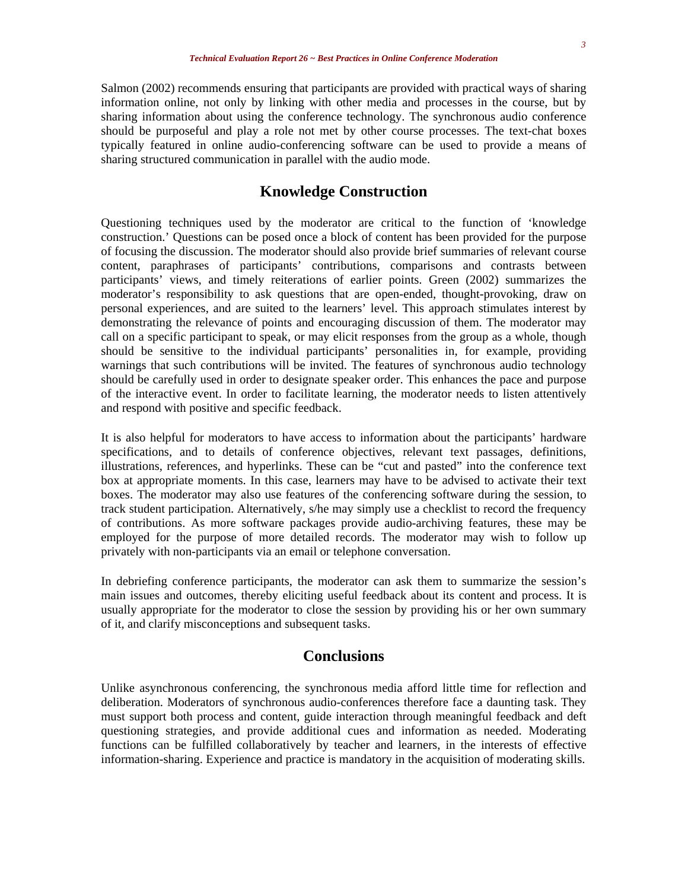Salmon (2002) recommends ensuring that participants are provided with practical ways of sharing information online, not only by linking with other media and processes in the course, but by sharing information about using the conference technology. The synchronous audio conference should be purposeful and play a role not met by other course processes. The text-chat boxes typically featured in online audio-conferencing software can be used to provide a means of sharing structured communication in parallel with the audio mode.

## Knowledge Construction

Questioning techniques used by the moderator are critical to the function of 'knowledge construction.' Questions can be posed once a block of content has been provided for the purpose of focusing the discussion. The moderator should also provide brief summaries of relevant course content, paraphrases of participants' contributions, comparisons and contrasts between participants' views, and timely reiterations of earlier points. Green (2002) summarizes the moderator's responsibility to ask questions that are open-ended, thought-provoking, draw on personal experiences, and are suited to the learners' level. This approach stimulates interest by demonstrating the relevance of points and encouraging discussion of them. The moderator may call on a specific participant to speak, or may elicit responses from the group as a whole, though should be sensitive to the individual participants' personalities in, for example, providing warnings that such contributions will be invited. The features of synchronous audio technology should be carefully used in order to designate speaker order. This enhances the pace and purpose of the interactive event. In order to facilitate learning, the moderator needs to listen attentively and respond with positive and specific feedback.

It is also helpful for moderators to have access to information about the participants' hardware specifications, and to details of conference objectives, relevant text passages, definitions, illustrations, references, and hyperlinks. These can be "cut and pasted" into the conference text box at appropriate moments. In this case, learners may have to be advised to activate their text boxes. The moderator may also use features of the conferencing software during the session, to track student participation. Alternatively, s/he may simply use a checklist to record the frequency of contributions. As more software packages provide audio-archiving features, these may be employed for the purpose of more detailed records. The moderator may wish to follow up privately with non-participants via an email or telephone conversation.

In debriefing conference participants, the moderator can ask them to summarize the session's main issues and outcomes, thereby eliciting useful feedback about its content and process. It is usually appropriate for the moderator to close the session by providing his or her own summary of it, and clarify misconceptions and subsequent tasks.

## Conclusions

Unlike asynchronous conferencing, the synchronous media afford little time for reflection and deliberation. Moderators of synchronous audio-conferences therefore face a daunting task. They must support both process and content, guide interaction through meaningful feedback and deft questioning strategies, and provide additional cues and information as needed. Moderating functions can be fulfilled collaboratively by teacher and learners, in the interests of effective information-sharing. Experience and practice is mandatory in the acquisition of moderating skills.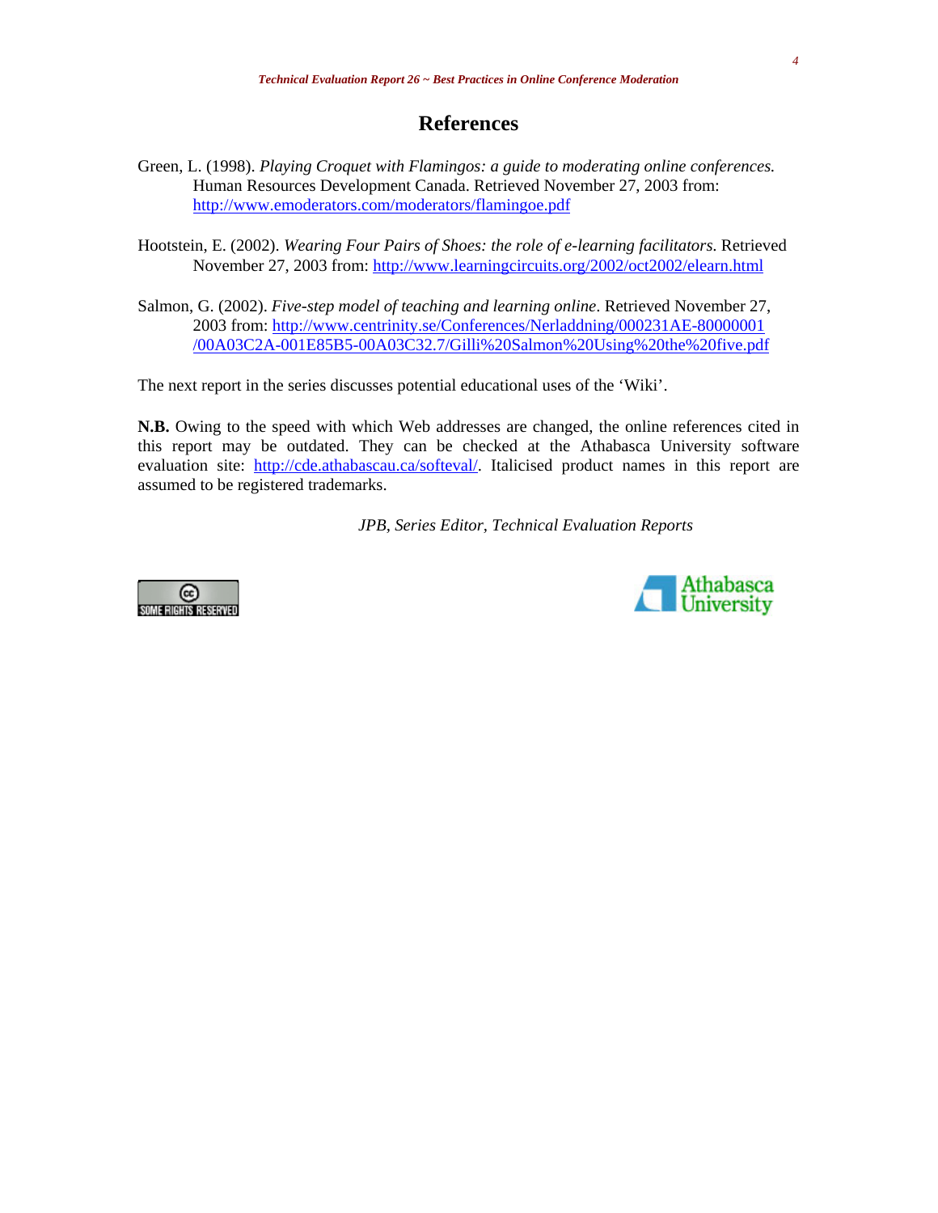## References

Green, L. (1998). *Playing Croquet with Flamingos: a guide to moderating online conferences.* Human Resources Development Canada. Retrieved November 27, 2003 from: http://www.emoderators.com/moderators/flamingoe.pdf

Hootstein, E. (2002). *Wearing Four Pairs of Shoes: the role of e-learning facilitators.* Retrieved November 27, 2003 from: http://www.learningcircuits.org/2002/oct2002/elearn.html

Salmon, G. (2002). *Five-step model of teaching and learning online*. Retrieved November 27, 2003 from: http://www.centrinity.se/Conferences/Nerladdning/000231AE-80000001/00A03C2A-001E85B5-00A03C32.7/Gilli%20Salmon%20Using%20the%20five.pdf

The next report in the series discusses potential educational uses of the 'Wiki'.

**N.B.** Owing to the speed with which Web addresses are changed, the online references cited in this report may be outdated. They can be checked at the Athabasca University software evaluation site: http://cde.athabascau.ca/softeval/. Italicised product names in this report are assumed to be registered trademarks.

*JPB, Series Editor, Technical Evaluation Reports*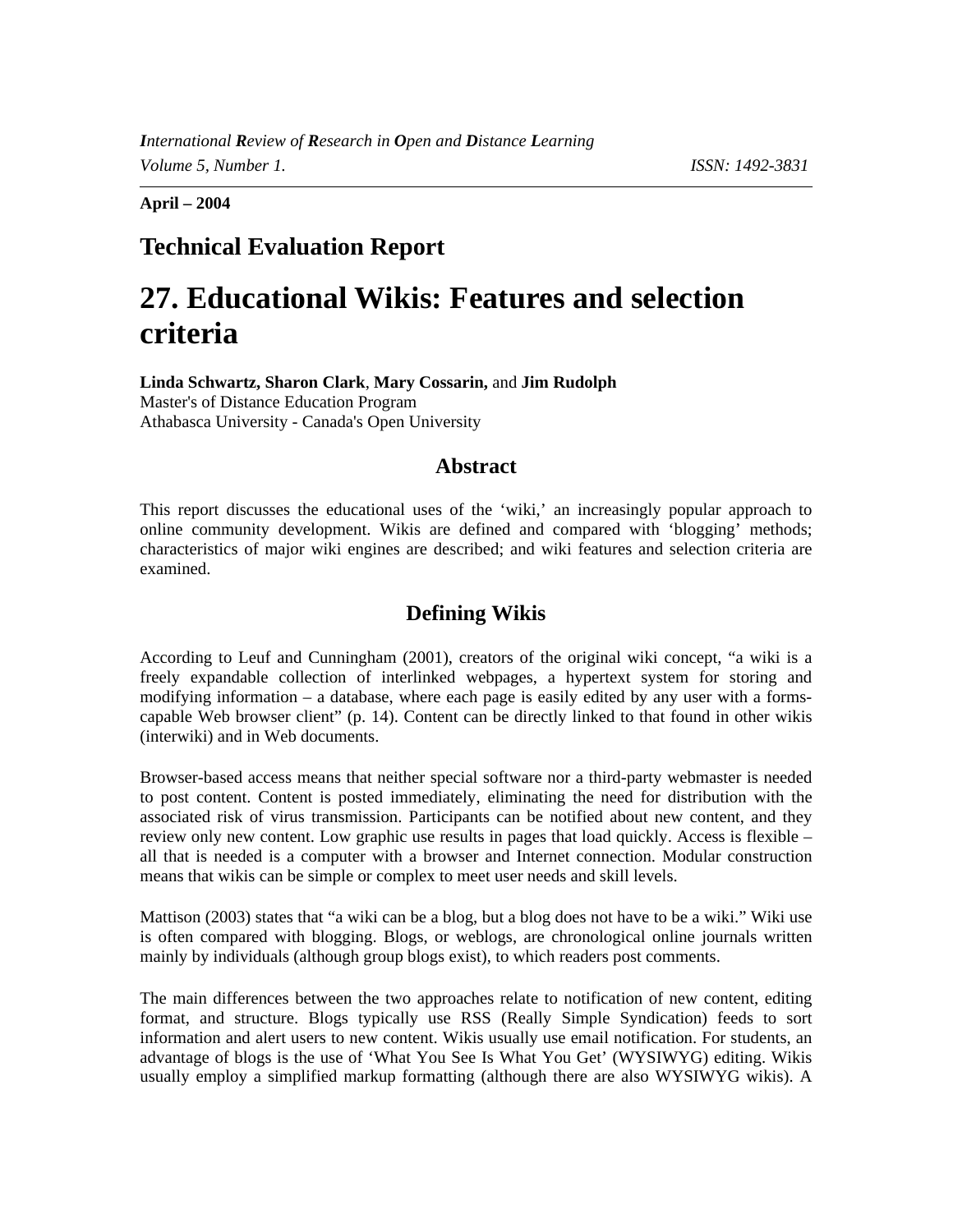**April – 2004**

## Technical Evaluation Report

# 27. Educational Wikis: Features and selection criteria

**Linda Schwartz, Sharon Clark**, **Mary Cossarin,** and **Jim Rudolph**
Master's of Distance Education Program
Athabasca University - Canada's Open University

## Abstract

This report discusses the educational uses of the 'wiki,' an increasingly popular approach to online community development. Wikis are defined and compared with 'blogging' methods; characteristics of major wiki engines are described; and wiki features and selection criteria are examined.

## Defining Wikis

According to Leuf and Cunningham (2001), creators of the original wiki concept, "a wiki is a freely expandable collection of interlinked webpages, a hypertext system for storing and modifying information – a database, where each page is easily edited by any user with a forms-capable Web browser client" (p. 14). Content can be directly linked to that found in other wikis (interwiki) and in Web documents.

Browser-based access means that neither special software nor a third-party webmaster is needed to post content. Content is posted immediately, eliminating the need for distribution with the associated risk of virus transmission. Participants can be notified about new content, and they review only new content. Low graphic use results in pages that load quickly. Access is flexible – all that is needed is a computer with a browser and Internet connection. Modular construction means that wikis can be simple or complex to meet user needs and skill levels.

Mattison (2003) states that "a wiki can be a blog, but a blog does not have to be a wiki." Wiki use is often compared with blogging. Blogs, or weblogs, are chronological online journals written mainly by individuals (although group blogs exist), to which readers post comments.

The main differences between the two approaches relate to notification of new content, editing format, and structure. Blogs typically use RSS (Really Simple Syndication) feeds to sort information and alert users to new content. Wikis usually use email notification. For students, an advantage of blogs is the use of 'What You See Is What You Get' (WYSIWYG) editing. Wikis usually employ a simplified markup formatting (although there are also WYSIWYG wikis). A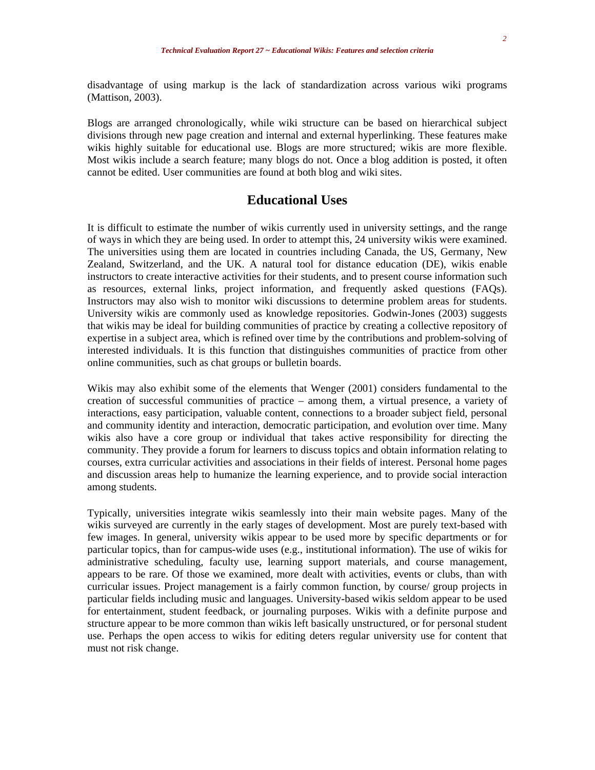disadvantage of using markup is the lack of standardization across various wiki programs (Mattison, 2003).

Blogs are arranged chronologically, while wiki structure can be based on hierarchical subject divisions through new page creation and internal and external hyperlinking. These features make wikis highly suitable for educational use. Blogs are more structured; wikis are more flexible. Most wikis include a search feature; many blogs do not. Once a blog addition is posted, it often cannot be edited. User communities are found at both blog and wiki sites.

## Educational Uses

It is difficult to estimate the number of wikis currently used in university settings, and the range of ways in which they are being used. In order to attempt this, 24 university wikis were examined. The universities using them are located in countries including Canada, the US, Germany, New Zealand, Switzerland, and the UK. A natural tool for distance education (DE), wikis enable instructors to create interactive activities for their students, and to present course information such as resources, external links, project information, and frequently asked questions (FAQs). Instructors may also wish to monitor wiki discussions to determine problem areas for students. University wikis are commonly used as knowledge repositories. Godwin-Jones (2003) suggests that wikis may be ideal for building communities of practice by creating a collective repository of expertise in a subject area, which is refined over time by the contributions and problem-solving of interested individuals. It is this function that distinguishes communities of practice from other online communities, such as chat groups or bulletin boards.

Wikis may also exhibit some of the elements that Wenger (2001) considers fundamental to the creation of successful communities of practice – among them, a virtual presence, a variety of interactions, easy participation, valuable content, connections to a broader subject field, personal and community identity and interaction, democratic participation, and evolution over time. Many wikis also have a core group or individual that takes active responsibility for directing the community. They provide a forum for learners to discuss topics and obtain information relating to courses, extra curricular activities and associations in their fields of interest. Personal home pages and discussion areas help to humanize the learning experience, and to provide social interaction among students.

Typically, universities integrate wikis seamlessly into their main website pages. Many of the wikis surveyed are currently in the early stages of development. Most are purely text-based with few images. In general, university wikis appear to be used more by specific departments or for particular topics, than for campus-wide uses (e.g., institutional information). The use of wikis for administrative scheduling, faculty use, learning support materials, and course management, appears to be rare. Of those we examined, more dealt with activities, events or clubs, than with curricular issues. Project management is a fairly common function, by course/ group projects in particular fields including music and languages. University-based wikis seldom appear to be used for entertainment, student feedback, or journaling purposes. Wikis with a definite purpose and structure appear to be more common than wikis left basically unstructured, or for personal student use. Perhaps the open access to wikis for editing deters regular university use for content that must not risk change.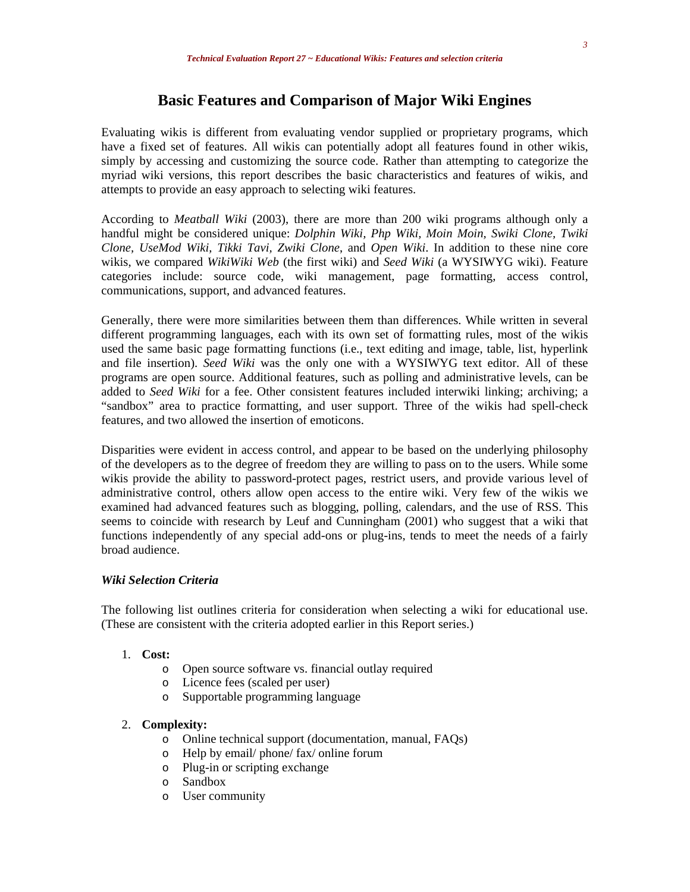# Basic Features and Comparison of Major Wiki Engines

Evaluating wikis is different from evaluating vendor supplied or proprietary programs, which have a fixed set of features. All wikis can potentially adopt all features found in other wikis, simply by accessing and customizing the source code. Rather than attempting to categorize the myriad wiki versions, this report describes the basic characteristics and features of wikis, and attempts to provide an easy approach to selecting wiki features.

According to *Meatball Wiki* (2003), there are more than 200 wiki programs although only a handful might be considered unique: *Dolphin Wiki, Php Wiki, Moin Moin, Swiki Clone, Twiki Clone, UseMod Wiki, Tikki Tavi, Zwiki Clone*, and *Open Wiki*. In addition to these nine core wikis, we compared *WikiWiki Web* (the first wiki) and *Seed Wiki* (a WYSIWYG wiki). Feature categories include: source code, wiki management, page formatting, access control, communications, support, and advanced features.

Generally, there were more similarities between them than differences. While written in several different programming languages, each with its own set of formatting rules, most of the wikis used the same basic page formatting functions (i.e., text editing and image, table, list, hyperlink and file insertion). *Seed Wiki* was the only one with a WYSIWYG text editor. All of these programs are open source. Additional features, such as polling and administrative levels, can be added to *Seed Wiki* for a fee. Other consistent features included interwiki linking; archiving; a "sandbox" area to practice formatting, and user support. Three of the wikis had spell-check features, and two allowed the insertion of emoticons.

Disparities were evident in access control, and appear to be based on the underlying philosophy of the developers as to the degree of freedom they are willing to pass on to the users. While some wikis provide the ability to password-protect pages, restrict users, and provide various level of administrative control, others allow open access to the entire wiki. Very few of the wikis we examined had advanced features such as blogging, polling, calendars, and the use of RSS. This seems to coincide with research by Leuf and Cunningham (2001) who suggest that a wiki that functions independently of any special add-ons or plug-ins, tends to meet the needs of a fairly broad audience.

### *Wiki Selection Criteria*

The following list outlines criteria for consideration when selecting a wiki for educational use. (These are consistent with the criteria adopted earlier in this Report series.)

1. **Cost:**
   - Open source software vs. financial outlay required
   - Licence fees (scaled per user)
   - Supportable programming language
2. **Complexity:**
   - Online technical support (documentation, manual, FAQs)
   - Help by email/ phone/ fax/ online forum
   - Plug-in or scripting exchange
   - Sandbox
   - User community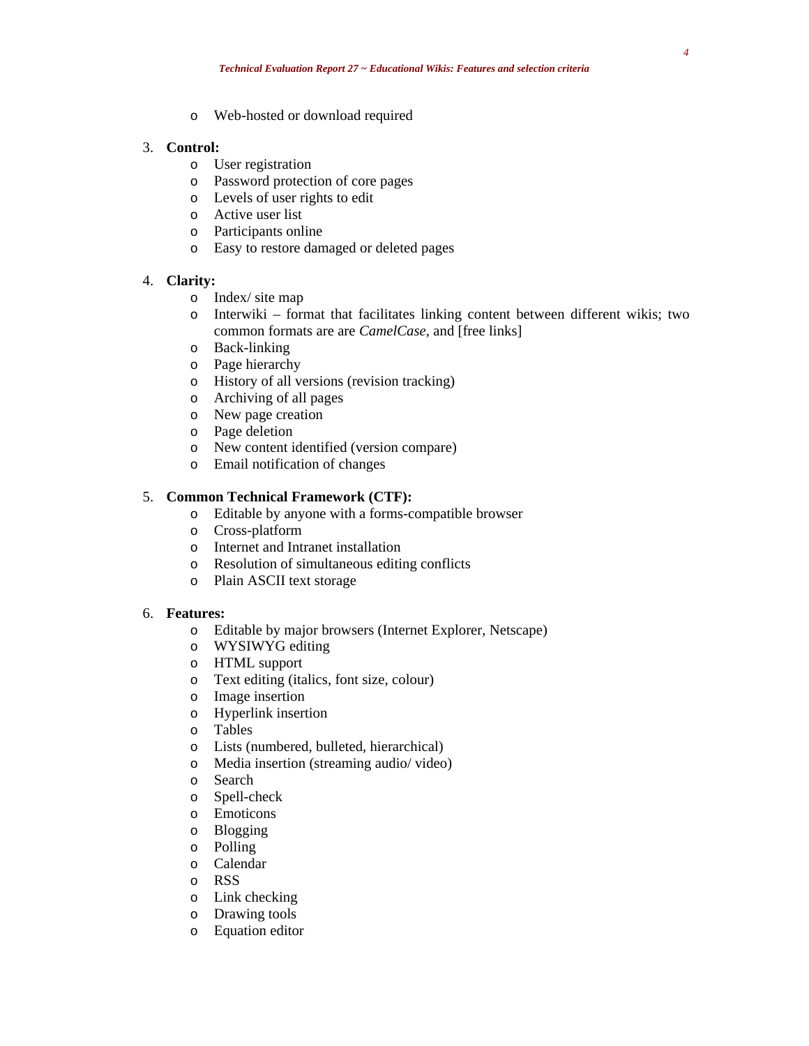- Web-hosted or download required

3. **Control:**
   - User registration
   - Password protection of core pages
   - Levels of user rights to edit
   - Active user list
   - Participants online
   - Easy to restore damaged or deleted pages

4. **Clarity:**
   - Index/ site map
   - Interwiki – format that facilitates linking content between different wikis; two common formats are are *CamelCase*, and [free links]
   - Back-linking
   - Page hierarchy
   - History of all versions (revision tracking)
   - Archiving of all pages
   - New page creation
   - Page deletion
   - New content identified (version compare)
   - Email notification of changes

5. **Common Technical Framework (CTF):**
   - Editable by anyone with a forms-compatible browser
   - Cross-platform
   - Internet and Intranet installation
   - Resolution of simultaneous editing conflicts
   - Plain ASCII text storage

6. **Features:**
   - Editable by major browsers (Internet Explorer, Netscape)
   - WYSIWYG editing
   - HTML support
   - Text editing (italics, font size, colour)
   - Image insertion
   - Hyperlink insertion
   - Tables
   - Lists (numbered, bulleted, hierarchical)
   - Media insertion (streaming audio/ video)
   - Search
   - Spell-check
   - Emoticons
   - Blogging
   - Polling
   - Calendar
   - RSS
   - Link checking
   - Drawing tools
   - Equation editor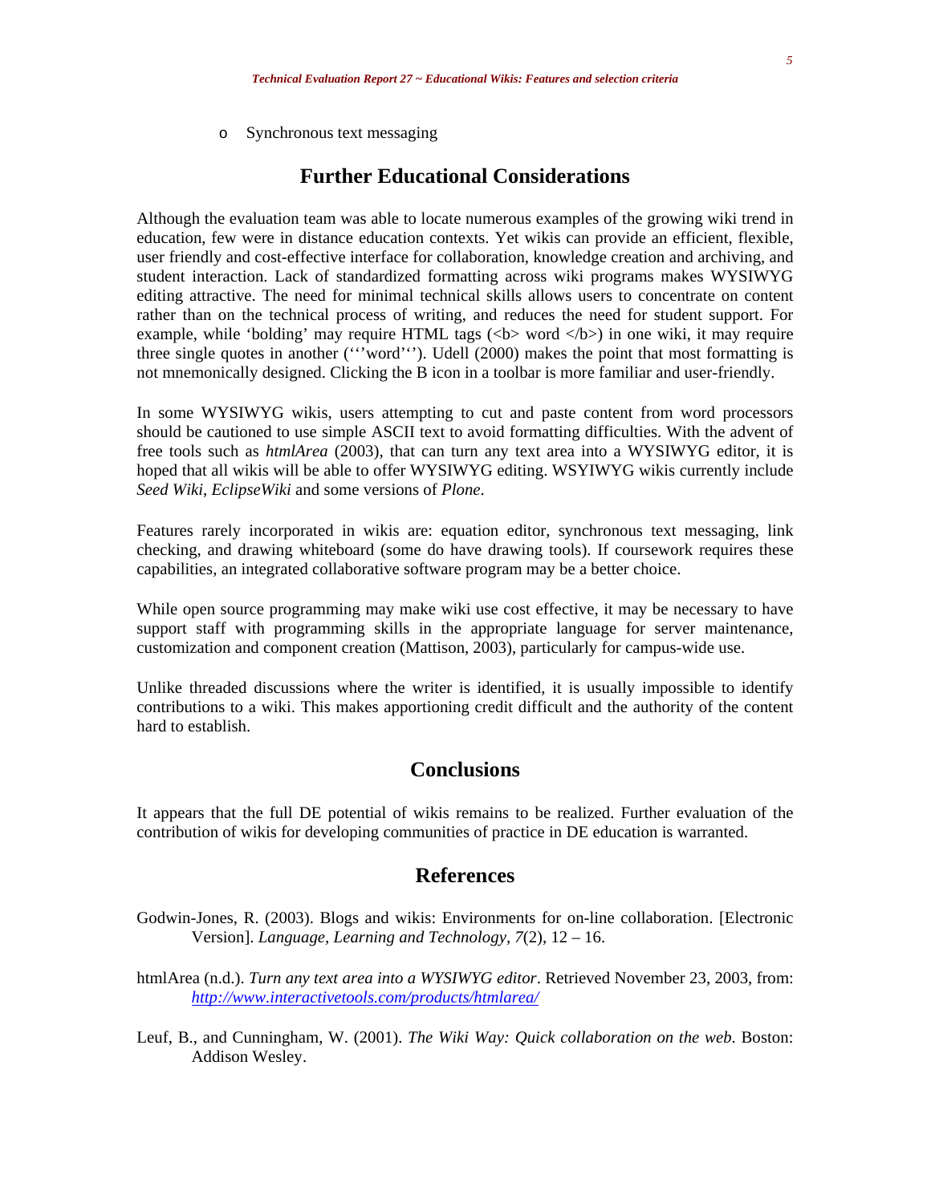- Synchronous text messaging

## Further Educational Considerations

Although the evaluation team was able to locate numerous examples of the growing wiki trend in education, few were in distance education contexts. Yet wikis can provide an efficient, flexible, user friendly and cost-effective interface for collaboration, knowledge creation and archiving, and student interaction. Lack of standardized formatting across wiki programs makes WYSIWYG editing attractive. The need for minimal technical skills allows users to concentrate on content rather than on the technical process of writing, and reduces the need for student support. For example, while 'bolding' may require HTML tags (<b> word </b>) in one wiki, it may require three single quotes in another ('''word'''). Udell (2000) makes the point that most formatting is not mnemonically designed. Clicking the B icon in a toolbar is more familiar and user-friendly.

In some WYSIWYG wikis, users attempting to cut and paste content from word processors should be cautioned to use simple ASCII text to avoid formatting difficulties. With the advent of free tools such as *htmlArea* (2003), that can turn any text area into a WYSIWYG editor, it is hoped that all wikis will be able to offer WYSIWYG editing. WSYIWYG wikis currently include *Seed Wiki*, *EclipseWiki* and some versions of *Plone*.

Features rarely incorporated in wikis are: equation editor, synchronous text messaging, link checking, and drawing whiteboard (some do have drawing tools). If coursework requires these capabilities, an integrated collaborative software program may be a better choice.

While open source programming may make wiki use cost effective, it may be necessary to have support staff with programming skills in the appropriate language for server maintenance, customization and component creation (Mattison, 2003), particularly for campus-wide use.

Unlike threaded discussions where the writer is identified, it is usually impossible to identify contributions to a wiki. This makes apportioning credit difficult and the authority of the content hard to establish.

## Conclusions

It appears that the full DE potential of wikis remains to be realized. Further evaluation of the contribution of wikis for developing communities of practice in DE education is warranted.

## References

Godwin-Jones, R. (2003). Blogs and wikis: Environments for on-line collaboration. [Electronic Version]. *Language, Learning and Technology, 7*(2), 12 – 16.

htmlArea (n.d.). *Turn any text area into a WYSIWYG editor*. Retrieved November 23, 2003, from: http://www.interactivetools.com/products/htmlarea/

Leuf, B., and Cunningham, W. (2001). *The Wiki Way: Quick collaboration on the web*. Boston: Addison Wesley.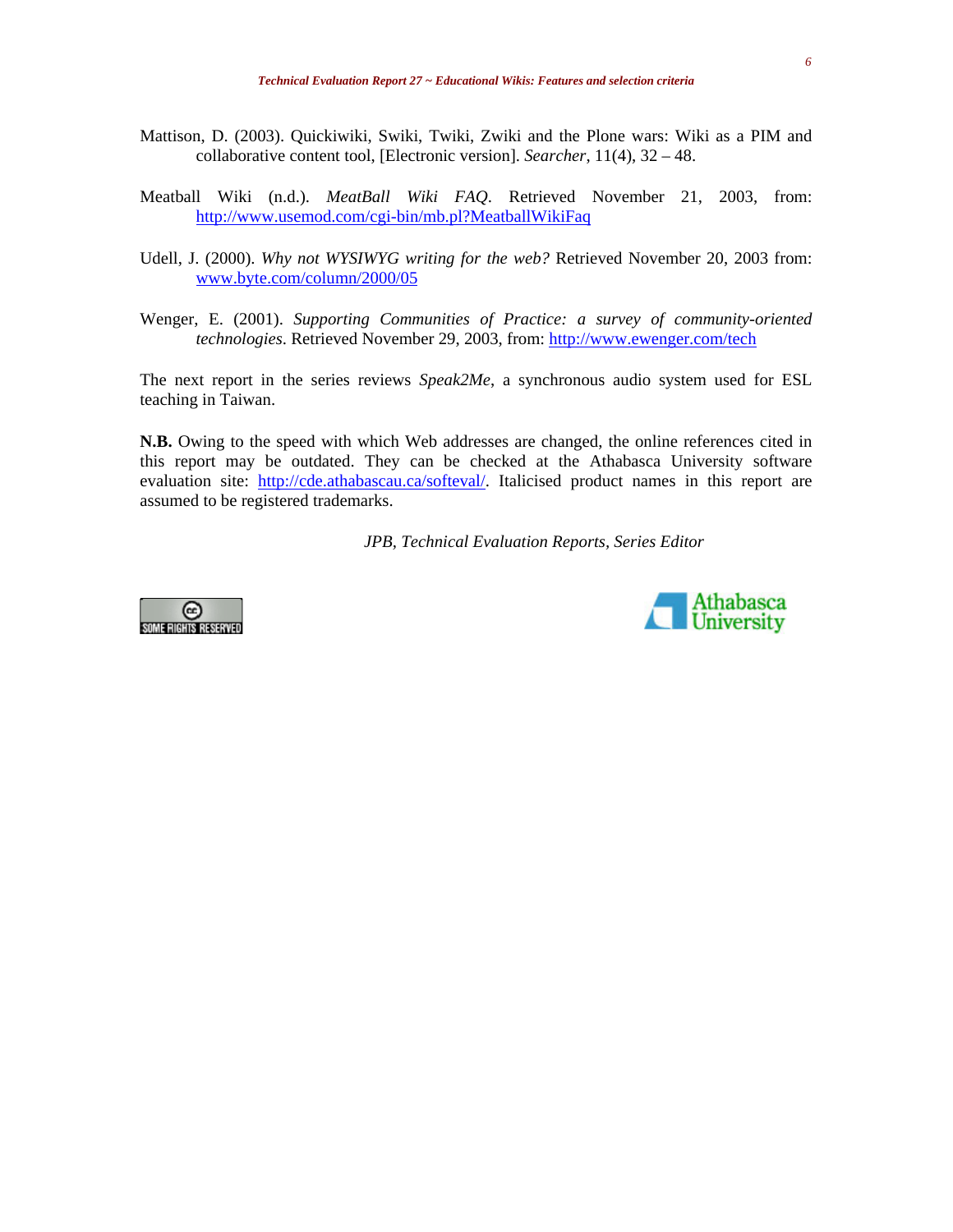Mattison, D. (2003). Quickiwiki, Swiki, Twiki, Zwiki and the Plone wars: Wiki as a PIM and collaborative content tool, [Electronic version]. *Searcher*, 11(4), 32 – 48.

Meatball Wiki (n.d.). *MeatBall Wiki FAQ*. Retrieved November 21, 2003, from: http://www.usemod.com/cgi-bin/mb.pl?MeatballWikiFaq

Udell, J. (2000). *Why not WYSIWYG writing for the web?* Retrieved November 20, 2003 from: www.byte.com/column/2000/05

Wenger, E. (2001). *Supporting Communities of Practice: a survey of community-oriented technologies*. Retrieved November 29, 2003, from: http://www.ewenger.com/tech

The next report in the series reviews *Speak2Me*, a synchronous audio system used for ESL teaching in Taiwan.

**N.B.** Owing to the speed with which Web addresses are changed, the online references cited in this report may be outdated. They can be checked at the Athabasca University software evaluation site: http://cde.athabascau.ca/softeval/. Italicised product names in this report are assumed to be registered trademarks.

*JPB, Technical Evaluation Reports, Series Editor*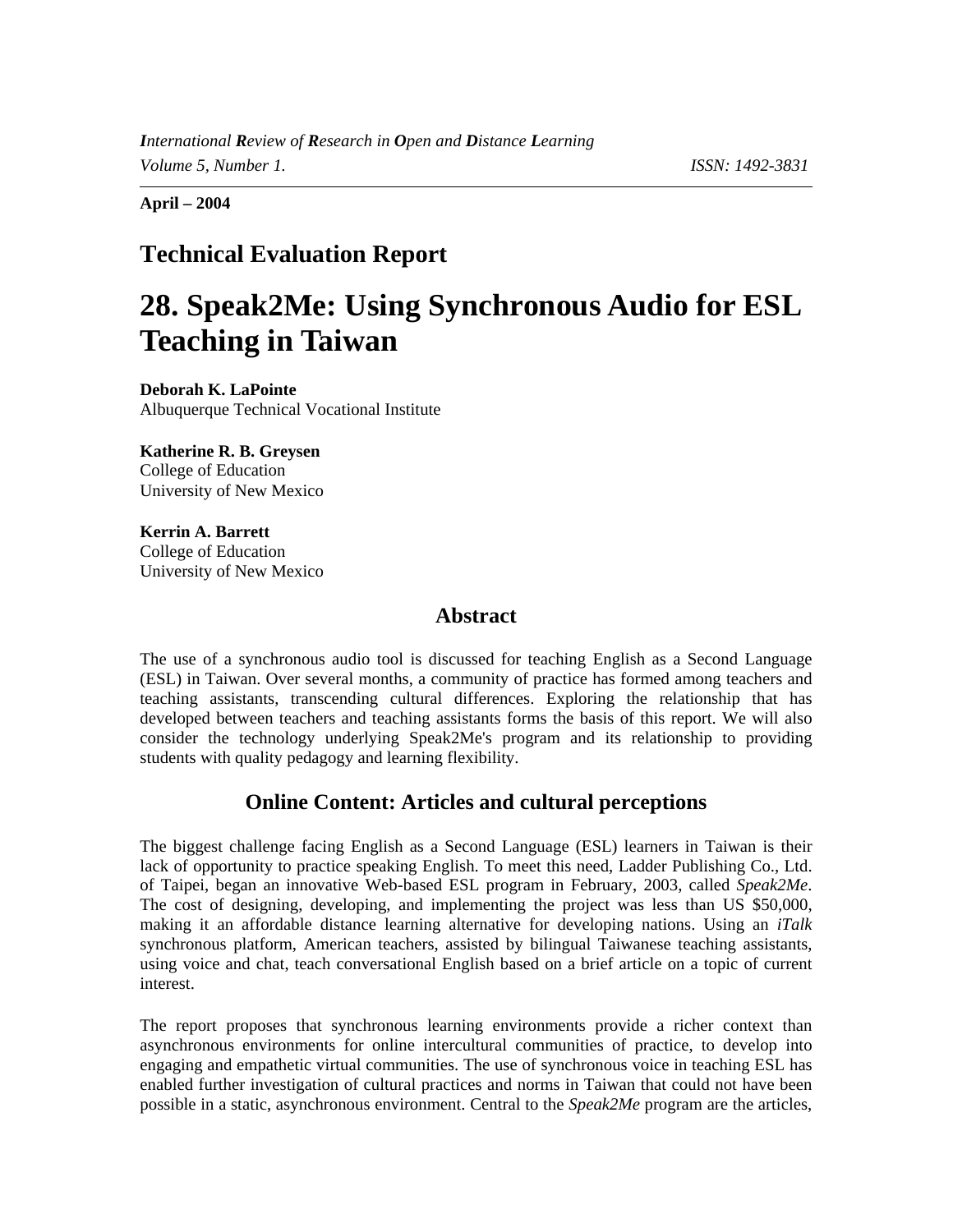**April – 2004**

## Technical Evaluation Report

# 28. Speak2Me: Using Synchronous Audio for ESL Teaching in Taiwan

**Deborah K. LaPointe**
Albuquerque Technical Vocational Institute

**Katherine R. B. Greysen**
College of Education
University of New Mexico

**Kerrin A. Barrett**
College of Education
University of New Mexico

### Abstract

The use of a synchronous audio tool is discussed for teaching English as a Second Language (ESL) in Taiwan. Over several months, a community of practice has formed among teachers and teaching assistants, transcending cultural differences. Exploring the relationship that has developed between teachers and teaching assistants forms the basis of this report. We will also consider the technology underlying Speak2Me's program and its relationship to providing students with quality pedagogy and learning flexibility.

### Online Content: Articles and cultural perceptions

The biggest challenge facing English as a Second Language (ESL) learners in Taiwan is their lack of opportunity to practice speaking English. To meet this need, Ladder Publishing Co., Ltd. of Taipei, began an innovative Web-based ESL program in February, 2003, called *Speak2Me*. The cost of designing, developing, and implementing the project was less than US $50,000, making it an affordable distance learning alternative for developing nations. Using an *iTalk* synchronous platform, American teachers, assisted by bilingual Taiwanese teaching assistants, using voice and chat, teach conversational English based on a brief article on a topic of current interest.

The report proposes that synchronous learning environments provide a richer context than asynchronous environments for online intercultural communities of practice, to develop into engaging and empathetic virtual communities. The use of synchronous voice in teaching ESL has enabled further investigation of cultural practices and norms in Taiwan that could not have been possible in a static, asynchronous environment. Central to the *Speak2Me* program are the articles,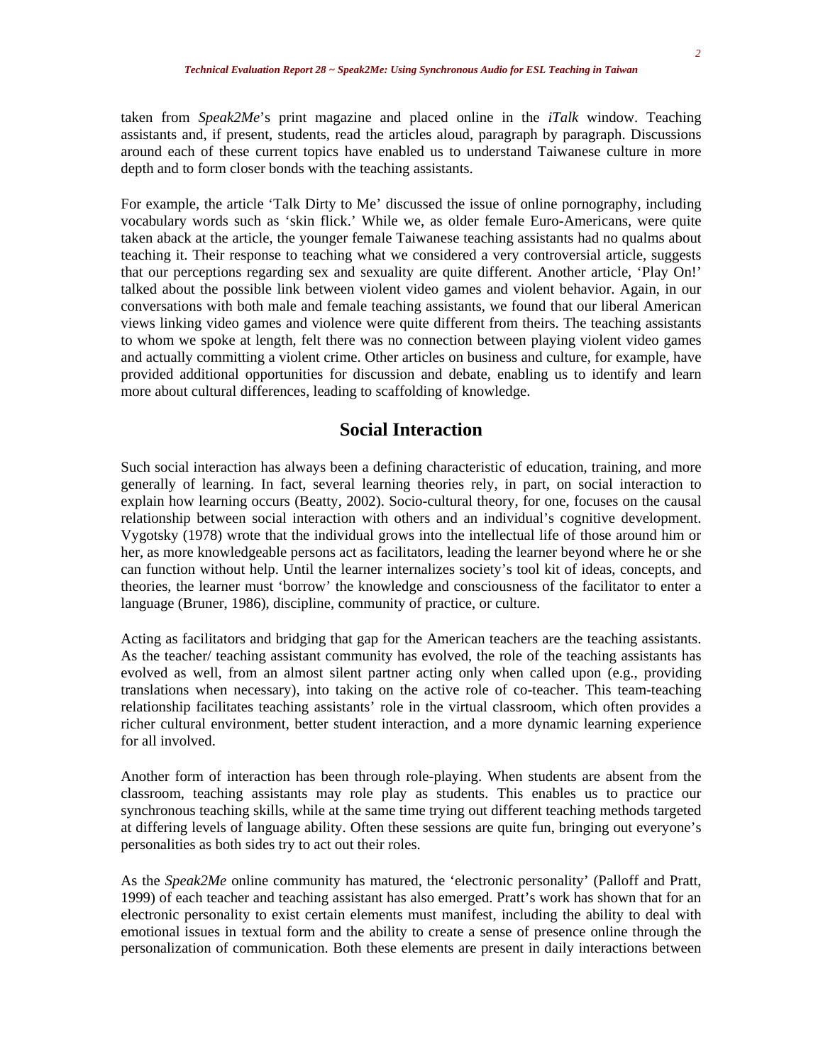taken from *Speak2Me*'s print magazine and placed online in the *iTalk* window. Teaching assistants and, if present, students, read the articles aloud, paragraph by paragraph. Discussions around each of these current topics have enabled us to understand Taiwanese culture in more depth and to form closer bonds with the teaching assistants.

For example, the article 'Talk Dirty to Me' discussed the issue of online pornography, including vocabulary words such as 'skin flick.' While we, as older female Euro-Americans, were quite taken aback at the article, the younger female Taiwanese teaching assistants had no qualms about teaching it. Their response to teaching what we considered a very controversial article, suggests that our perceptions regarding sex and sexuality are quite different. Another article, 'Play On!' talked about the possible link between violent video games and violent behavior. Again, in our conversations with both male and female teaching assistants, we found that our liberal American views linking video games and violence were quite different from theirs. The teaching assistants to whom we spoke at length, felt there was no connection between playing violent video games and actually committing a violent crime. Other articles on business and culture, for example, have provided additional opportunities for discussion and debate, enabling us to identify and learn more about cultural differences, leading to scaffolding of knowledge.

## Social Interaction

Such social interaction has always been a defining characteristic of education, training, and more generally of learning. In fact, several learning theories rely, in part, on social interaction to explain how learning occurs (Beatty, 2002). Socio-cultural theory, for one, focuses on the causal relationship between social interaction with others and an individual's cognitive development. Vygotsky (1978) wrote that the individual grows into the intellectual life of those around him or her, as more knowledgeable persons act as facilitators, leading the learner beyond where he or she can function without help. Until the learner internalizes society's tool kit of ideas, concepts, and theories, the learner must 'borrow' the knowledge and consciousness of the facilitator to enter a language (Bruner, 1986), discipline, community of practice, or culture.

Acting as facilitators and bridging that gap for the American teachers are the teaching assistants. As the teacher/ teaching assistant community has evolved, the role of the teaching assistants has evolved as well, from an almost silent partner acting only when called upon (e.g., providing translations when necessary), into taking on the active role of co-teacher. This team-teaching relationship facilitates teaching assistants' role in the virtual classroom, which often provides a richer cultural environment, better student interaction, and a more dynamic learning experience for all involved.

Another form of interaction has been through role-playing. When students are absent from the classroom, teaching assistants may role play as students. This enables us to practice our synchronous teaching skills, while at the same time trying out different teaching methods targeted at differing levels of language ability. Often these sessions are quite fun, bringing out everyone's personalities as both sides try to act out their roles.

As the *Speak2Me* online community has matured, the 'electronic personality' (Palloff and Pratt, 1999) of each teacher and teaching assistant has also emerged. Pratt's work has shown that for an electronic personality to exist certain elements must manifest, including the ability to deal with emotional issues in textual form and the ability to create a sense of presence online through the personalization of communication. Both these elements are present in daily interactions between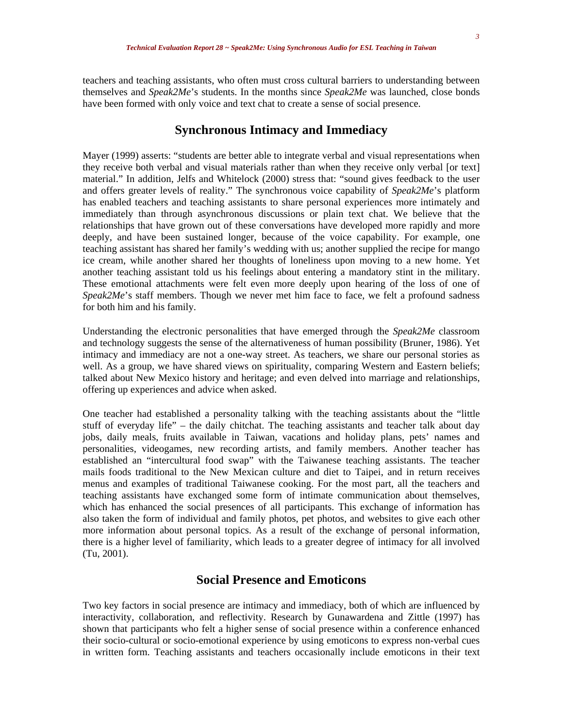teachers and teaching assistants, who often must cross cultural barriers to understanding between themselves and *Speak2Me*'s students. In the months since *Speak2Me* was launched, close bonds have been formed with only voice and text chat to create a sense of social presence.

## Synchronous Intimacy and Immediacy

Mayer (1999) asserts: "students are better able to integrate verbal and visual representations when they receive both verbal and visual materials rather than when they receive only verbal [or text] material." In addition, Jelfs and Whitelock (2000) stress that: "sound gives feedback to the user and offers greater levels of reality." The synchronous voice capability of *Speak2Me*'s platform has enabled teachers and teaching assistants to share personal experiences more intimately and immediately than through asynchronous discussions or plain text chat. We believe that the relationships that have grown out of these conversations have developed more rapidly and more deeply, and have been sustained longer, because of the voice capability. For example, one teaching assistant has shared her family's wedding with us; another supplied the recipe for mango ice cream, while another shared her thoughts of loneliness upon moving to a new home. Yet another teaching assistant told us his feelings about entering a mandatory stint in the military. These emotional attachments were felt even more deeply upon hearing of the loss of one of *Speak2Me*'s staff members. Though we never met him face to face, we felt a profound sadness for both him and his family.

Understanding the electronic personalities that have emerged through the *Speak2Me* classroom and technology suggests the sense of the alternativeness of human possibility (Bruner, 1986). Yet intimacy and immediacy are not a one-way street. As teachers, we share our personal stories as well. As a group, we have shared views on spirituality, comparing Western and Eastern beliefs; talked about New Mexico history and heritage; and even delved into marriage and relationships, offering up experiences and advice when asked.

One teacher had established a personality talking with the teaching assistants about the "little stuff of everyday life" – the daily chitchat. The teaching assistants and teacher talk about day jobs, daily meals, fruits available in Taiwan, vacations and holiday plans, pets' names and personalities, videogames, new recording artists, and family members. Another teacher has established an "intercultural food swap" with the Taiwanese teaching assistants. The teacher mails foods traditional to the New Mexican culture and diet to Taipei, and in return receives menus and examples of traditional Taiwanese cooking. For the most part, all the teachers and teaching assistants have exchanged some form of intimate communication about themselves, which has enhanced the social presences of all participants. This exchange of information has also taken the form of individual and family photos, pet photos, and websites to give each other more information about personal topics. As a result of the exchange of personal information, there is a higher level of familiarity, which leads to a greater degree of intimacy for all involved (Tu, 2001).

## Social Presence and Emoticons

Two key factors in social presence are intimacy and immediacy, both of which are influenced by interactivity, collaboration, and reflectivity. Research by Gunawardena and Zittle (1997) has shown that participants who felt a higher sense of social presence within a conference enhanced their socio-cultural or socio-emotional experience by using emoticons to express non-verbal cues in written form. Teaching assistants and teachers occasionally include emoticons in their text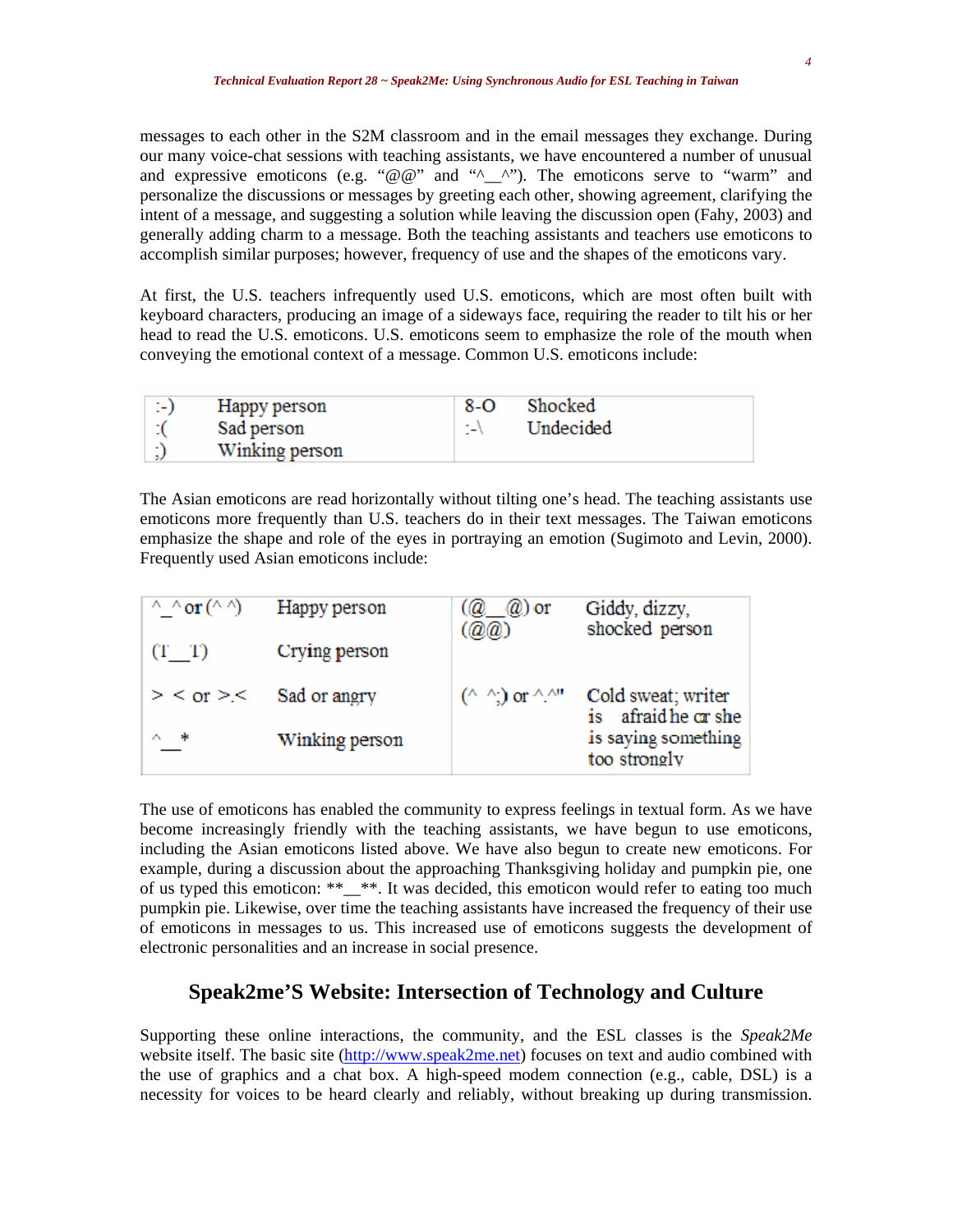messages to each other in the S2M classroom and in the email messages they exchange. During our many voice-chat sessions with teaching assistants, we have encountered a number of unusual and expressive emoticons (e.g. "@@" and "^__^"). The emoticons serve to "warm" and personalize the discussions or messages by greeting each other, showing agreement, clarifying the intent of a message, and suggesting a solution while leaving the discussion open (Fahy, 2003) and generally adding charm to a message. Both the teaching assistants and teachers use emoticons to accomplish similar purposes; however, frequency of use and the shapes of the emoticons vary.

At first, the U.S. teachers infrequently used U.S. emoticons, which are most often built with keyboard characters, producing an image of a sideways face, requiring the reader to tilt his or her head to read the U.S. emoticons. U.S. emoticons seem to emphasize the role of the mouth when conveying the emotional context of a message. Common U.S. emoticons include:

| | | | |
|---|---|---|---|
| :-) | Happy person | 8-O | Shocked |
| :( | Sad person | :-\ | Undecided |
| ;) | Winking person | | |

The Asian emoticons are read horizontally without tilting one's head. The teaching assistants use emoticons more frequently than U.S. teachers do in their text messages. The Taiwan emoticons emphasize the shape and role of the eyes in portraying an emotion (Sugimoto and Levin, 2000). Frequently used Asian emoticons include:

| | | | |
|---|---|---|---|
| ^_^ or (^ ^) | Happy person | (@__@) or (@@) | Giddy, dizzy, shocked person |
| (T__T) | Crying person | | |
| > < or >.< | Sad or angry | (^ ^;) or ^.^" | Cold sweat; writer is afraid he or she is saying something too strongly |
| ^__* | Winking person | | |

The use of emoticons has enabled the community to express feelings in textual form. As we have become increasingly friendly with the teaching assistants, we have begun to use emoticons, including the Asian emoticons listed above. We have also begun to create new emoticons. For example, during a discussion about the approaching Thanksgiving holiday and pumpkin pie, one of us typed this emoticon: **__**. It was decided, this emoticon would refer to eating too much pumpkin pie. Likewise, over time the teaching assistants have increased the frequency of their use of emoticons in messages to us. This increased use of emoticons suggests the development of electronic personalities and an increase in social presence.

## Speak2me'S Website: Intersection of Technology and Culture

Supporting these online interactions, the community, and the ESL classes is the *Speak2Me* website itself. The basic site (http://www.speak2me.net) focuses on text and audio combined with the use of graphics and a chat box. A high-speed modem connection (e.g., cable, DSL) is a necessity for voices to be heard clearly and reliably, without breaking up during transmission.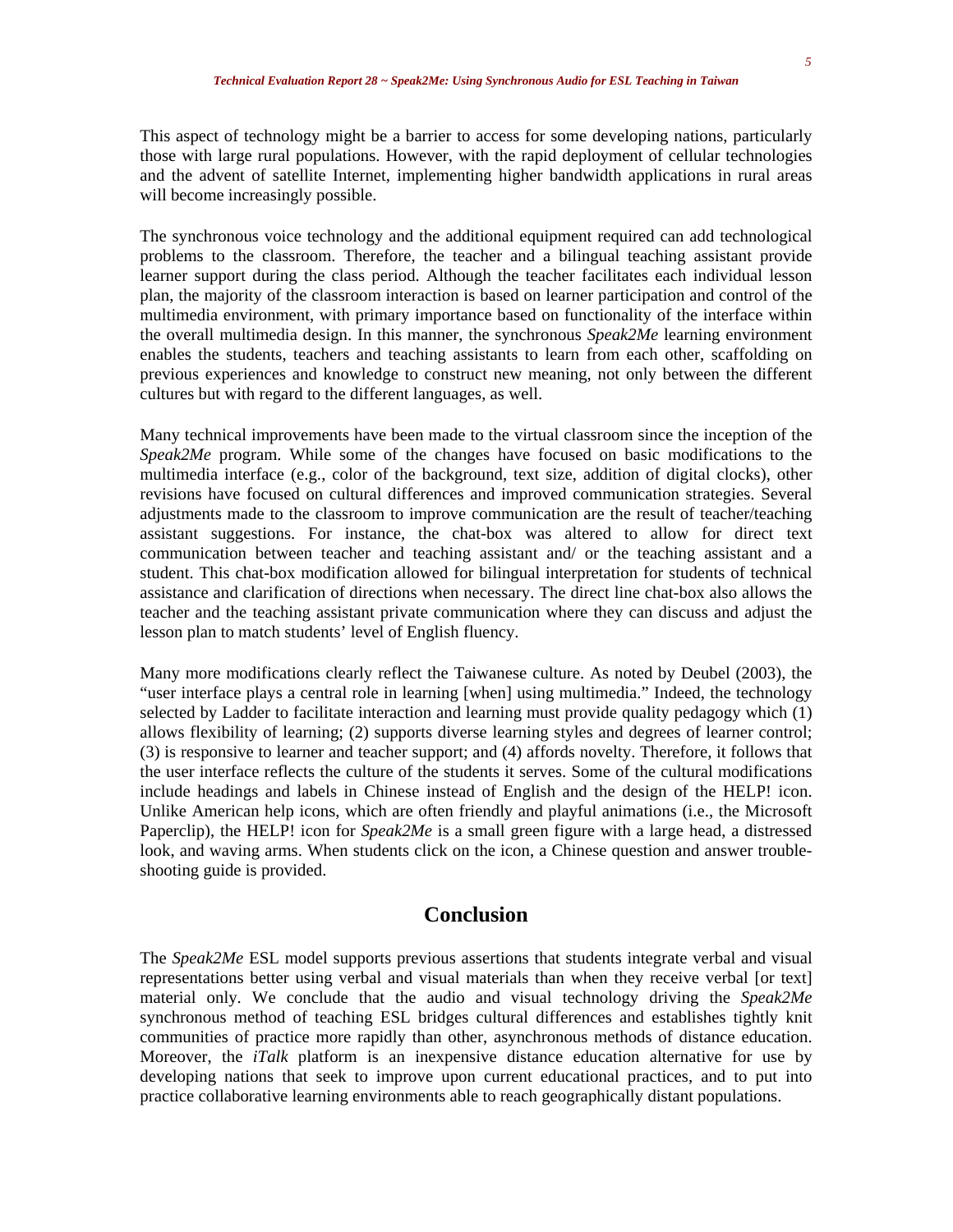This aspect of technology might be a barrier to access for some developing nations, particularly those with large rural populations. However, with the rapid deployment of cellular technologies and the advent of satellite Internet, implementing higher bandwidth applications in rural areas will become increasingly possible.

The synchronous voice technology and the additional equipment required can add technological problems to the classroom. Therefore, the teacher and a bilingual teaching assistant provide learner support during the class period. Although the teacher facilitates each individual lesson plan, the majority of the classroom interaction is based on learner participation and control of the multimedia environment, with primary importance based on functionality of the interface within the overall multimedia design. In this manner, the synchronous *Speak2Me* learning environment enables the students, teachers and teaching assistants to learn from each other, scaffolding on previous experiences and knowledge to construct new meaning, not only between the different cultures but with regard to the different languages, as well.

Many technical improvements have been made to the virtual classroom since the inception of the *Speak2Me* program. While some of the changes have focused on basic modifications to the multimedia interface (e.g., color of the background, text size, addition of digital clocks), other revisions have focused on cultural differences and improved communication strategies. Several adjustments made to the classroom to improve communication are the result of teacher/teaching assistant suggestions. For instance, the chat-box was altered to allow for direct text communication between teacher and teaching assistant and/ or the teaching assistant and a student. This chat-box modification allowed for bilingual interpretation for students of technical assistance and clarification of directions when necessary. The direct line chat-box also allows the teacher and the teaching assistant private communication where they can discuss and adjust the lesson plan to match students' level of English fluency.

Many more modifications clearly reflect the Taiwanese culture. As noted by Deubel (2003), the "user interface plays a central role in learning [when] using multimedia." Indeed, the technology selected by Ladder to facilitate interaction and learning must provide quality pedagogy which (1) allows flexibility of learning; (2) supports diverse learning styles and degrees of learner control; (3) is responsive to learner and teacher support; and (4) affords novelty. Therefore, it follows that the user interface reflects the culture of the students it serves. Some of the cultural modifications include headings and labels in Chinese instead of English and the design of the HELP! icon. Unlike American help icons, which are often friendly and playful animations (i.e., the Microsoft Paperclip), the HELP! icon for *Speak2Me* is a small green figure with a large head, a distressed look, and waving arms. When students click on the icon, a Chinese question and answer trouble-shooting guide is provided.

## Conclusion

The *Speak2Me* ESL model supports previous assertions that students integrate verbal and visual representations better using verbal and visual materials than when they receive verbal [or text] material only. We conclude that the audio and visual technology driving the *Speak2Me* synchronous method of teaching ESL bridges cultural differences and establishes tightly knit communities of practice more rapidly than other, asynchronous methods of distance education. Moreover, the *iTalk* platform is an inexpensive distance education alternative for use by developing nations that seek to improve upon current educational practices, and to put into practice collaborative learning environments able to reach geographically distant populations.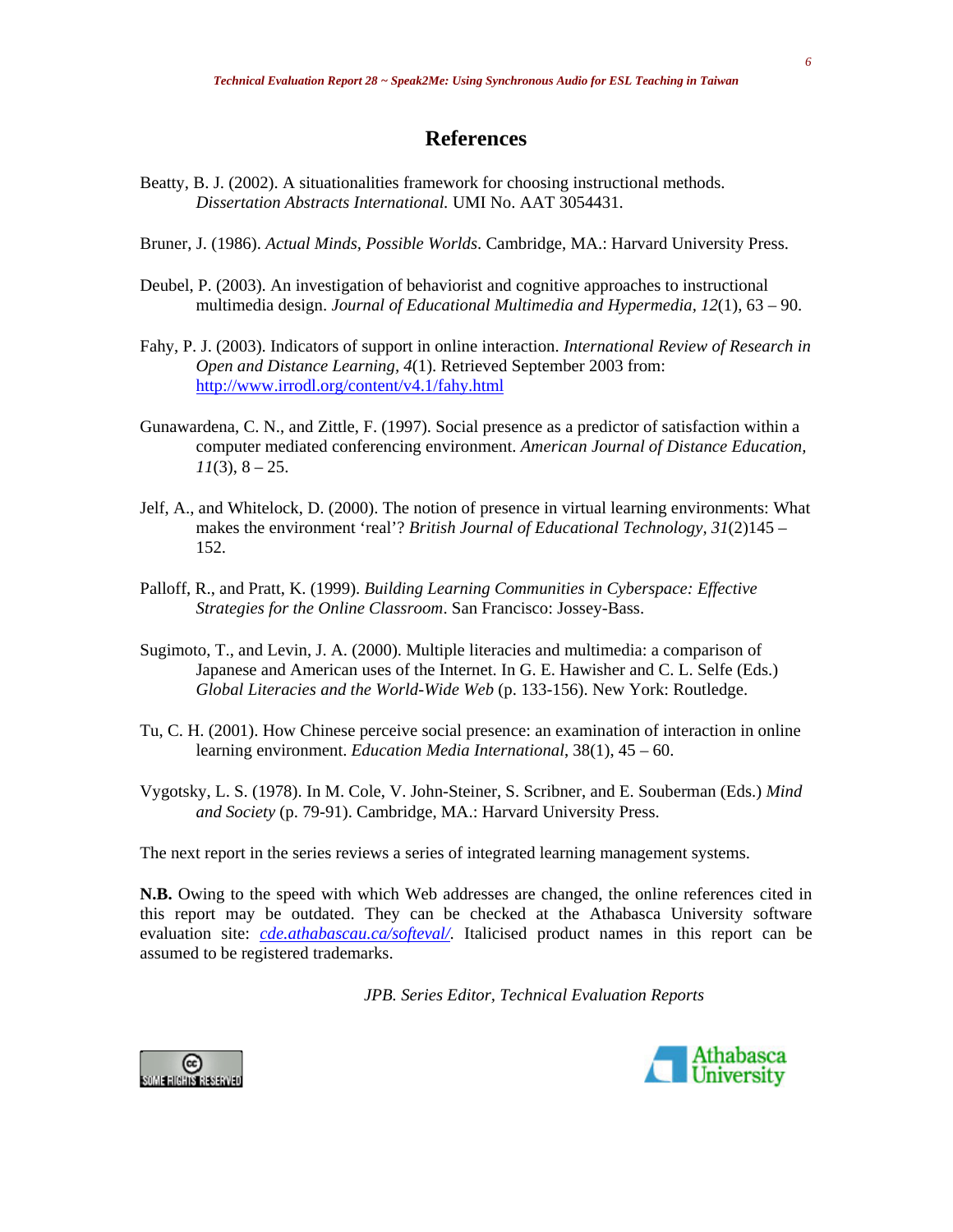# References

Beatty, B. J. (2002). A situationalities framework for choosing instructional methods. *Dissertation Abstracts International.* UMI No. AAT 3054431.

Bruner, J. (1986). *Actual Minds, Possible Worlds*. Cambridge, MA.: Harvard University Press.

Deubel, P. (2003). An investigation of behaviorist and cognitive approaches to instructional multimedia design. *Journal of Educational Multimedia and Hypermedia, 12*(1), 63 – 90.

Fahy, P. J. (2003). Indicators of support in online interaction. *International Review of Research in Open and Distance Learning, 4*(1). Retrieved September 2003 from: http://www.irrodl.org/content/v4.1/fahy.html

Gunawardena, C. N., and Zittle, F. (1997). Social presence as a predictor of satisfaction within a computer mediated conferencing environment. *American Journal of Distance Education, 11*(3), 8 – 25.

Jelf, A., and Whitelock, D. (2000). The notion of presence in virtual learning environments: What makes the environment 'real'? *British Journal of Educational Technology, 31*(2)145 – 152.

Palloff, R., and Pratt, K. (1999). *Building Learning Communities in Cyberspace: Effective Strategies for the Online Classroom*. San Francisco: Jossey-Bass.

Sugimoto, T., and Levin, J. A. (2000). Multiple literacies and multimedia: a comparison of Japanese and American uses of the Internet. In G. E. Hawisher and C. L. Selfe (Eds.) *Global Literacies and the World-Wide Web* (p. 133-156). New York: Routledge.

Tu, C. H. (2001). How Chinese perceive social presence: an examination of interaction in online learning environment. *Education Media International*, 38(1), 45 – 60.

Vygotsky, L. S. (1978). In M. Cole, V. John-Steiner, S. Scribner, and E. Souberman (Eds.) *Mind and Society* (p. 79-91). Cambridge, MA.: Harvard University Press.

The next report in the series reviews a series of integrated learning management systems.

**N.B.** Owing to the speed with which Web addresses are changed, the online references cited in this report may be outdated. They can be checked at the Athabasca University software evaluation site: *cde.athabascau.ca/softeval/*. Italicised product names in this report can be assumed to be registered trademarks.

*JPB. Series Editor, Technical Evaluation Reports*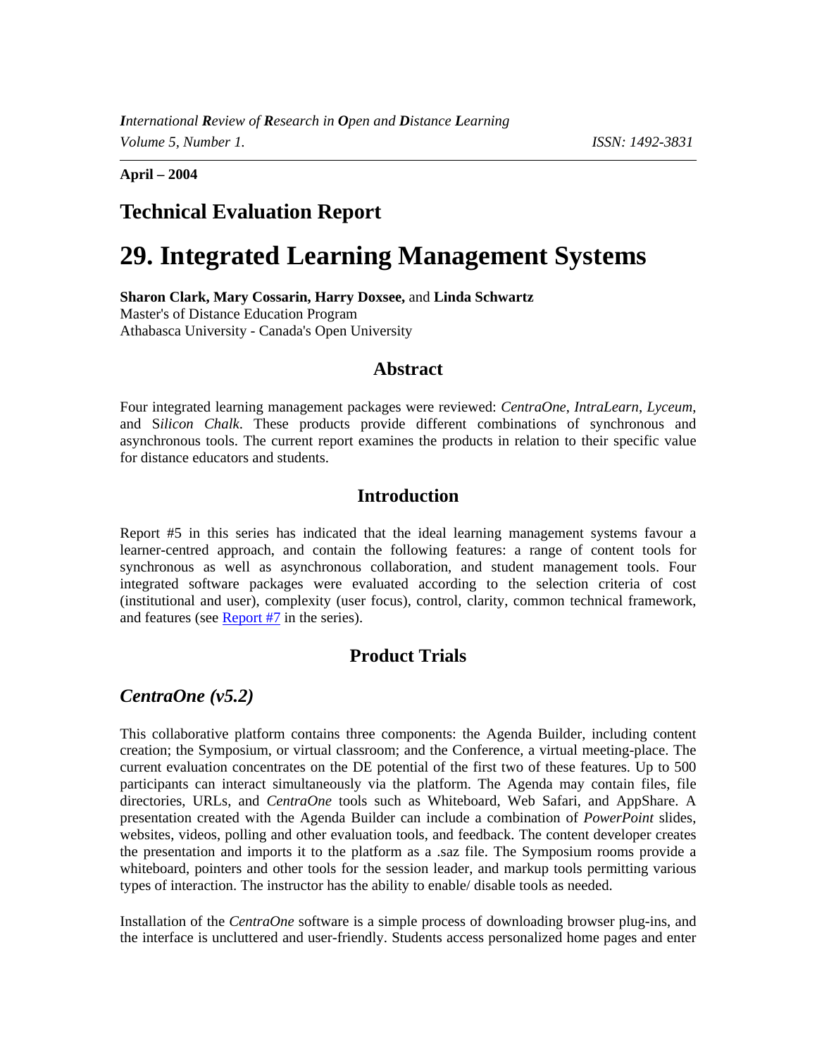*International Review of Research in Open and Distance Learning*
*Volume 5, Number 1.* ISSN: 1492-3831

**April – 2004**

## Technical Evaluation Report

# 29. Integrated Learning Management Systems

**Sharon Clark, Mary Cossarin, Harry Doxsee,** and **Linda Schwartz**
Master's of Distance Education Program
Athabasca University - Canada's Open University

## Abstract

Four integrated learning management packages were reviewed: *CentraOne*, *IntraLearn*, *Lyceum*, and S*ilicon Chalk*. These products provide different combinations of synchronous and asynchronous tools. The current report examines the products in relation to their specific value for distance educators and students.

## Introduction

Report #5 in this series has indicated that the ideal learning management systems favour a learner-centred approach, and contain the following features: a range of content tools for synchronous as well as asynchronous collaboration, and student management tools. Four integrated software packages were evaluated according to the selection criteria of cost (institutional and user), complexity (user focus), control, clarity, common technical framework, and features (see Report #7 in the series).

## Product Trials

### *CentraOne (v5.2)*

This collaborative platform contains three components: the Agenda Builder, including content creation; the Symposium, or virtual classroom; and the Conference, a virtual meeting-place. The current evaluation concentrates on the DE potential of the first two of these features. Up to 500 participants can interact simultaneously via the platform. The Agenda may contain files, file directories, URLs, and *CentraOne* tools such as Whiteboard, Web Safari, and AppShare. A presentation created with the Agenda Builder can include a combination of *PowerPoint* slides, websites, videos, polling and other evaluation tools, and feedback. The content developer creates the presentation and imports it to the platform as a .saz file. The Symposium rooms provide a whiteboard, pointers and other tools for the session leader, and markup tools permitting various types of interaction. The instructor has the ability to enable/ disable tools as needed.

Installation of the *CentraOne* software is a simple process of downloading browser plug-ins, and the interface is uncluttered and user-friendly. Students access personalized home pages and enter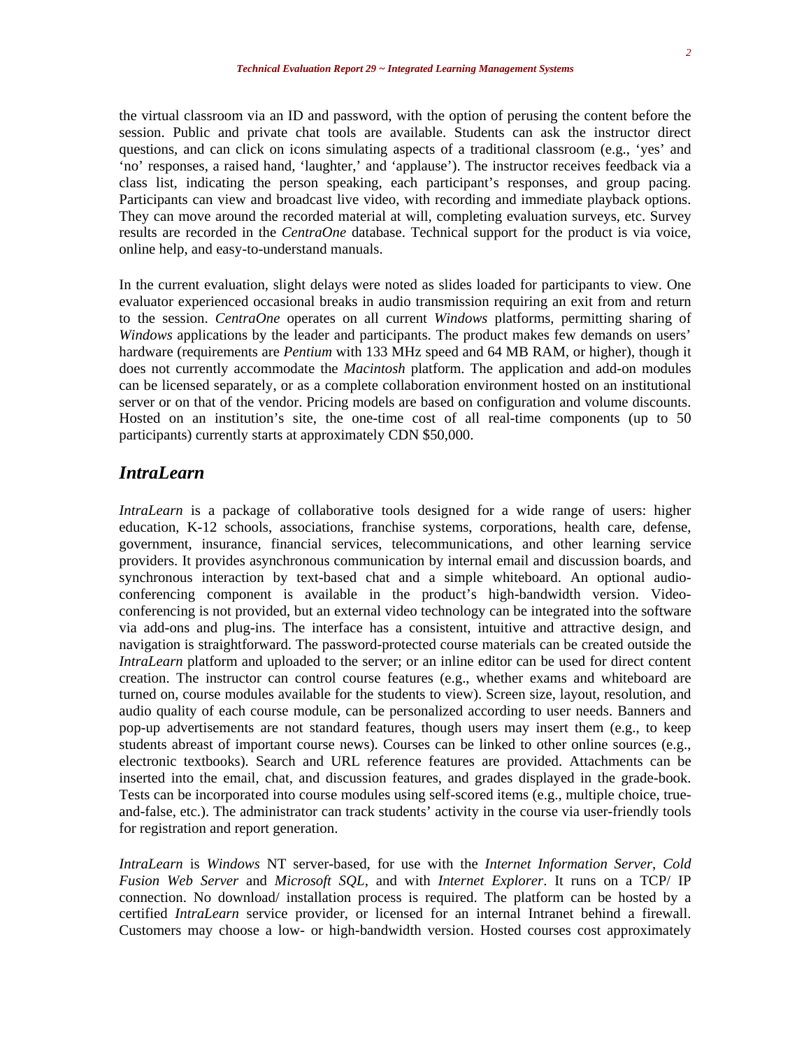the virtual classroom via an ID and password, with the option of perusing the content before the session. Public and private chat tools are available. Students can ask the instructor direct questions, and can click on icons simulating aspects of a traditional classroom (e.g., 'yes' and 'no' responses, a raised hand, 'laughter,' and 'applause'). The instructor receives feedback via a class list, indicating the person speaking, each participant's responses, and group pacing. Participants can view and broadcast live video, with recording and immediate playback options. They can move around the recorded material at will, completing evaluation surveys, etc. Survey results are recorded in the *CentraOne* database. Technical support for the product is via voice, online help, and easy-to-understand manuals.

In the current evaluation, slight delays were noted as slides loaded for participants to view. One evaluator experienced occasional breaks in audio transmission requiring an exit from and return to the session. *CentraOne* operates on all current *Windows* platforms, permitting sharing of *Windows* applications by the leader and participants. The product makes few demands on users' hardware (requirements are *Pentium* with 133 MHz speed and 64 MB RAM, or higher), though it does not currently accommodate the *Macintosh* platform. The application and add-on modules can be licensed separately, or as a complete collaboration environment hosted on an institutional server or on that of the vendor. Pricing models are based on configuration and volume discounts. Hosted on an institution's site, the one-time cost of all real-time components (up to 50 participants) currently starts at approximately CDN $50,000.

## *IntraLearn*

*IntraLearn* is a package of collaborative tools designed for a wide range of users: higher education, K-12 schools, associations, franchise systems, corporations, health care, defense, government, insurance, financial services, telecommunications, and other learning service providers. It provides asynchronous communication by internal email and discussion boards, and synchronous interaction by text-based chat and a simple whiteboard. An optional audio-conferencing component is available in the product's high-bandwidth version. Video-conferencing is not provided, but an external video technology can be integrated into the software via add-ons and plug-ins. The interface has a consistent, intuitive and attractive design, and navigation is straightforward. The password-protected course materials can be created outside the *IntraLearn* platform and uploaded to the server; or an inline editor can be used for direct content creation. The instructor can control course features (e.g., whether exams and whiteboard are turned on, course modules available for the students to view). Screen size, layout, resolution, and audio quality of each course module, can be personalized according to user needs. Banners and pop-up advertisements are not standard features, though users may insert them (e.g., to keep students abreast of important course news). Courses can be linked to other online sources (e.g., electronic textbooks). Search and URL reference features are provided. Attachments can be inserted into the email, chat, and discussion features, and grades displayed in the grade-book. Tests can be incorporated into course modules using self-scored items (e.g., multiple choice, true-and-false, etc.). The administrator can track students' activity in the course via user-friendly tools for registration and report generation.

*IntraLearn* is *Windows* NT server-based, for use with the *Internet Information Server*, *Cold Fusion Web Server* and *Microsoft SQL*, and with *Internet Explorer*. It runs on a TCP/ IP connection. No download/ installation process is required. The platform can be hosted by a certified *IntraLearn* service provider, or licensed for an internal Intranet behind a firewall. Customers may choose a low- or high-bandwidth version. Hosted courses cost approximately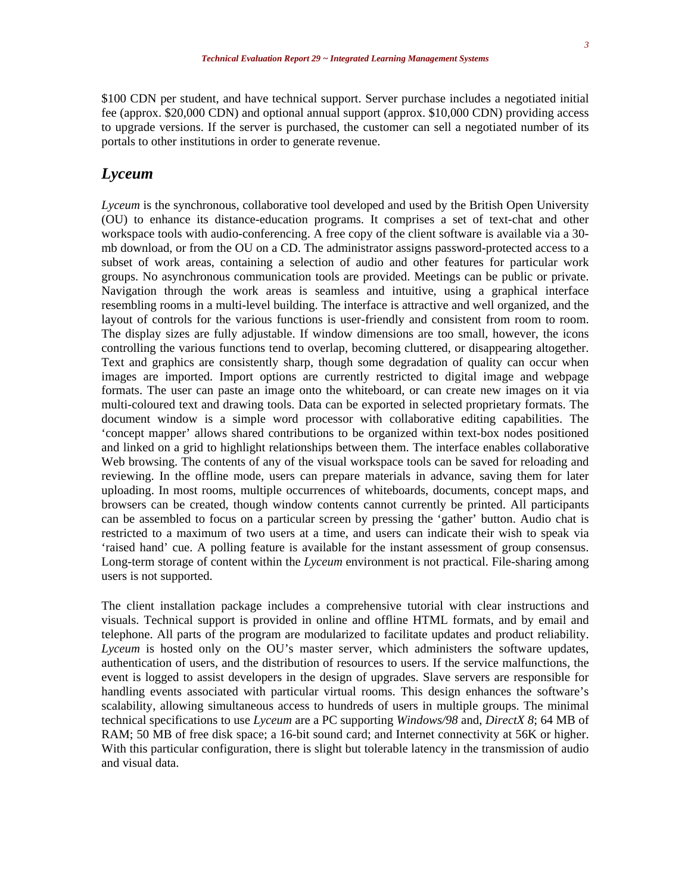$100 CDN per student, and have technical support. Server purchase includes a negotiated initial fee (approx. $20,000 CDN) and optional annual support (approx. $10,000 CDN) providing access to upgrade versions. If the server is purchased, the customer can sell a negotiated number of its portals to other institutions in order to generate revenue.

## *Lyceum*

*Lyceum* is the synchronous, collaborative tool developed and used by the British Open University (OU) to enhance its distance-education programs. It comprises a set of text-chat and other workspace tools with audio-conferencing. A free copy of the client software is available via a 30-mb download, or from the OU on a CD. The administrator assigns password-protected access to a subset of work areas, containing a selection of audio and other features for particular work groups. No asynchronous communication tools are provided. Meetings can be public or private. Navigation through the work areas is seamless and intuitive, using a graphical interface resembling rooms in a multi-level building. The interface is attractive and well organized, and the layout of controls for the various functions is user-friendly and consistent from room to room. The display sizes are fully adjustable. If window dimensions are too small, however, the icons controlling the various functions tend to overlap, becoming cluttered, or disappearing altogether. Text and graphics are consistently sharp, though some degradation of quality can occur when images are imported. Import options are currently restricted to digital image and webpage formats. The user can paste an image onto the whiteboard, or can create new images on it via multi-coloured text and drawing tools. Data can be exported in selected proprietary formats. The document window is a simple word processor with collaborative editing capabilities. The 'concept mapper' allows shared contributions to be organized within text-box nodes positioned and linked on a grid to highlight relationships between them. The interface enables collaborative Web browsing. The contents of any of the visual workspace tools can be saved for reloading and reviewing. In the offline mode, users can prepare materials in advance, saving them for later uploading. In most rooms, multiple occurrences of whiteboards, documents, concept maps, and browsers can be created, though window contents cannot currently be printed. All participants can be assembled to focus on a particular screen by pressing the 'gather' button. Audio chat is restricted to a maximum of two users at a time, and users can indicate their wish to speak via 'raised hand' cue. A polling feature is available for the instant assessment of group consensus. Long-term storage of content within the *Lyceum* environment is not practical. File-sharing among users is not supported.

The client installation package includes a comprehensive tutorial with clear instructions and visuals. Technical support is provided in online and offline HTML formats, and by email and telephone. All parts of the program are modularized to facilitate updates and product reliability. *Lyceum* is hosted only on the OU's master server, which administers the software updates, authentication of users, and the distribution of resources to users. If the service malfunctions, the event is logged to assist developers in the design of upgrades. Slave servers are responsible for handling events associated with particular virtual rooms. This design enhances the software's scalability, allowing simultaneous access to hundreds of users in multiple groups. The minimal technical specifications to use *Lyceum* are a PC supporting *Windows/98* and, *DirectX 8*; 64 MB of RAM; 50 MB of free disk space; a 16-bit sound card; and Internet connectivity at 56K or higher. With this particular configuration, there is slight but tolerable latency in the transmission of audio and visual data.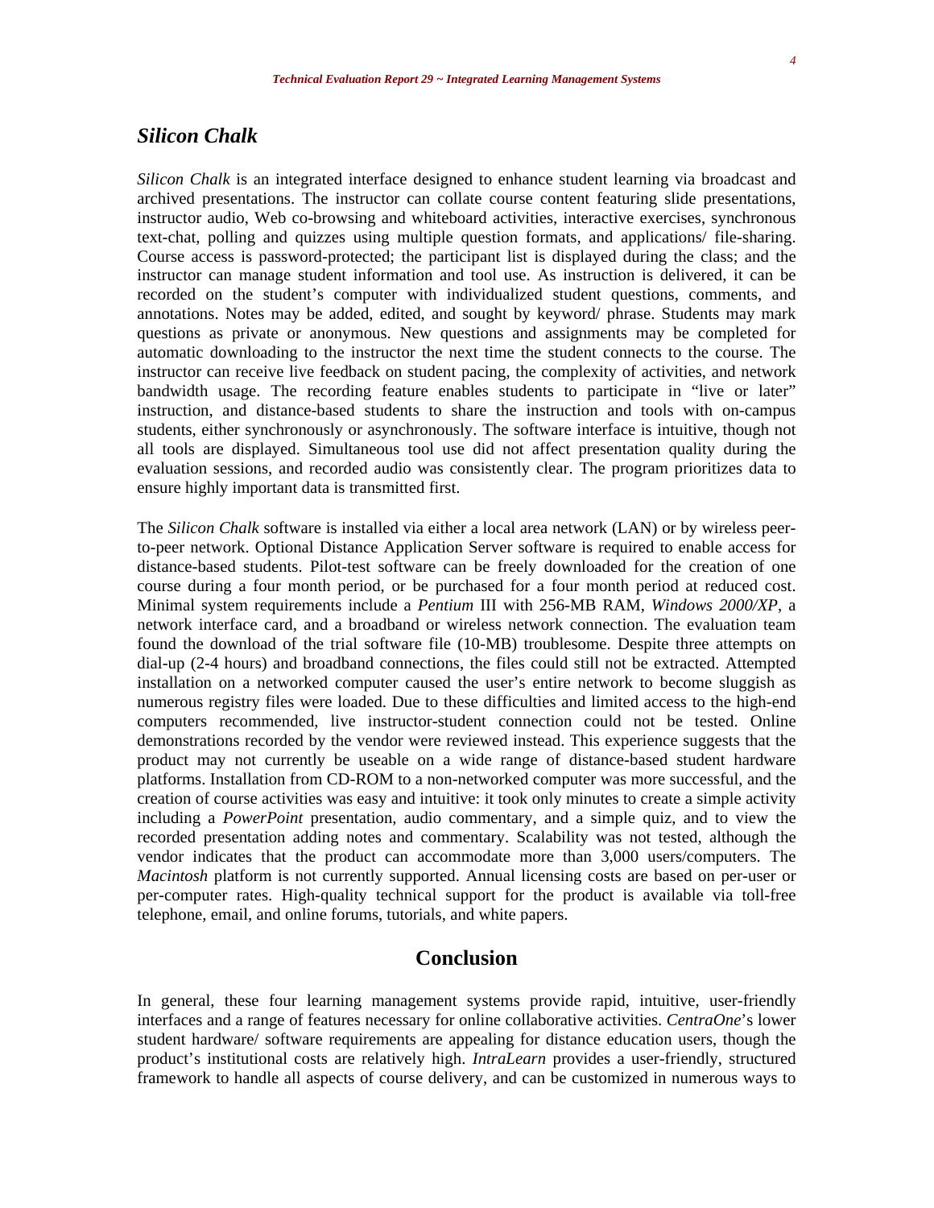## *Silicon Chalk*

*Silicon Chalk* is an integrated interface designed to enhance student learning via broadcast and archived presentations. The instructor can collate course content featuring slide presentations, instructor audio, Web co-browsing and whiteboard activities, interactive exercises, synchronous text-chat, polling and quizzes using multiple question formats, and applications/ file-sharing. Course access is password-protected; the participant list is displayed during the class; and the instructor can manage student information and tool use. As instruction is delivered, it can be recorded on the student's computer with individualized student questions, comments, and annotations. Notes may be added, edited, and sought by keyword/ phrase. Students may mark questions as private or anonymous. New questions and assignments may be completed for automatic downloading to the instructor the next time the student connects to the course. The instructor can receive live feedback on student pacing, the complexity of activities, and network bandwidth usage. The recording feature enables students to participate in "live or later" instruction, and distance-based students to share the instruction and tools with on-campus students, either synchronously or asynchronously. The software interface is intuitive, though not all tools are displayed. Simultaneous tool use did not affect presentation quality during the evaluation sessions, and recorded audio was consistently clear. The program prioritizes data to ensure highly important data is transmitted first.

The *Silicon Chalk* software is installed via either a local area network (LAN) or by wireless peer-to-peer network. Optional Distance Application Server software is required to enable access for distance-based students. Pilot-test software can be freely downloaded for the creation of one course during a four month period, or be purchased for a four month period at reduced cost. Minimal system requirements include a *Pentium* III with 256-MB RAM, *Windows 2000/XP*, a network interface card, and a broadband or wireless network connection. The evaluation team found the download of the trial software file (10-MB) troublesome. Despite three attempts on dial-up (2-4 hours) and broadband connections, the files could still not be extracted. Attempted installation on a networked computer caused the user's entire network to become sluggish as numerous registry files were loaded. Due to these difficulties and limited access to the high-end computers recommended, live instructor-student connection could not be tested. Online demonstrations recorded by the vendor were reviewed instead. This experience suggests that the product may not currently be useable on a wide range of distance-based student hardware platforms. Installation from CD-ROM to a non-networked computer was more successful, and the creation of course activities was easy and intuitive: it took only minutes to create a simple activity including a *PowerPoint* presentation, audio commentary, and a simple quiz, and to view the recorded presentation adding notes and commentary. Scalability was not tested, although the vendor indicates that the product can accommodate more than 3,000 users/computers. The *Macintosh* platform is not currently supported. Annual licensing costs are based on per-user or per-computer rates. High-quality technical support for the product is available via toll-free telephone, email, and online forums, tutorials, and white papers.

## Conclusion

In general, these four learning management systems provide rapid, intuitive, user-friendly interfaces and a range of features necessary for online collaborative activities. *CentraOne*'s lower student hardware/ software requirements are appealing for distance education users, though the product's institutional costs are relatively high. *IntraLearn* provides a user-friendly, structured framework to handle all aspects of course delivery, and can be customized in numerous ways to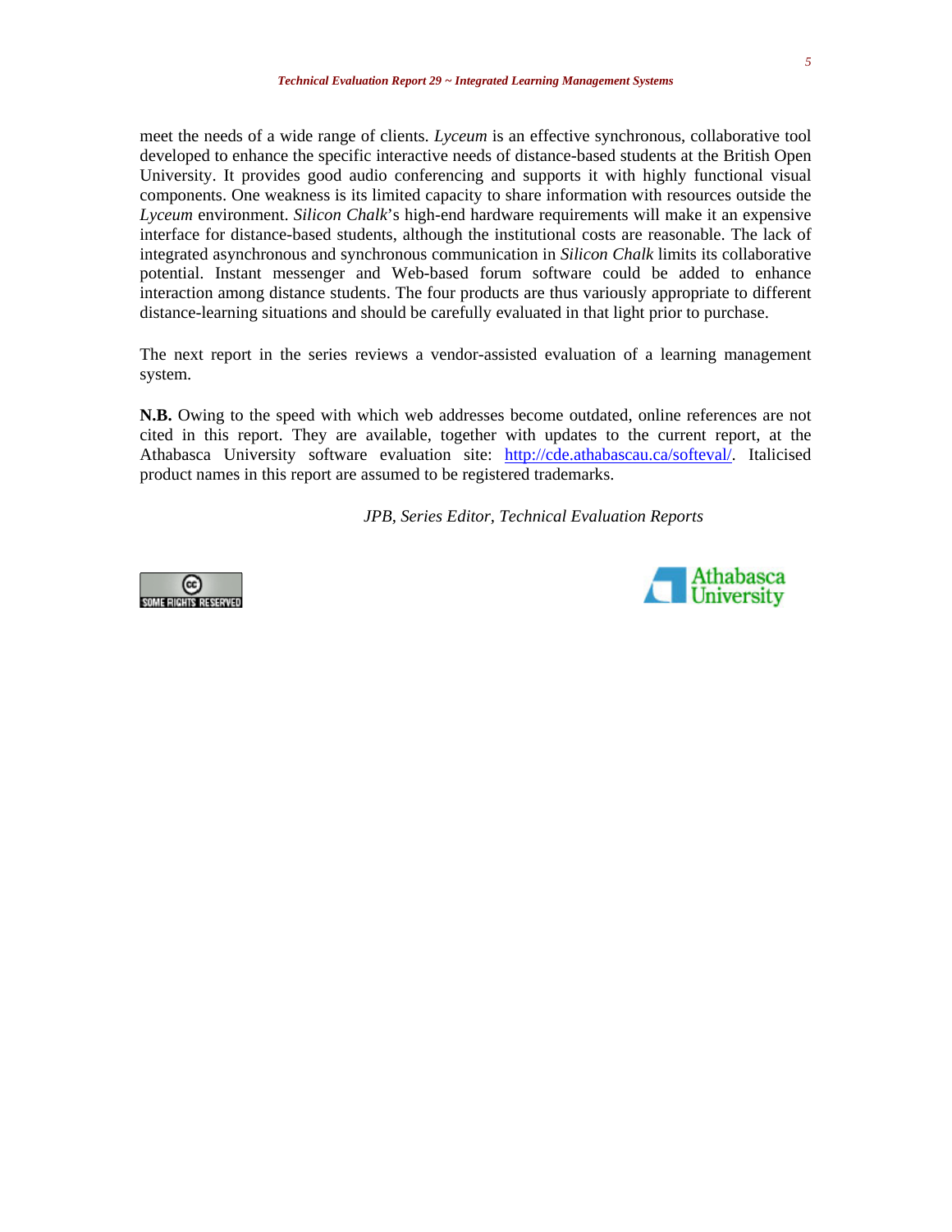meet the needs of a wide range of clients. *Lyceum* is an effective synchronous, collaborative tool developed to enhance the specific interactive needs of distance-based students at the British Open University. It provides good audio conferencing and supports it with highly functional visual components. One weakness is its limited capacity to share information with resources outside the *Lyceum* environment. *Silicon Chalk*'s high-end hardware requirements will make it an expensive interface for distance-based students, although the institutional costs are reasonable. The lack of integrated asynchronous and synchronous communication in *Silicon Chalk* limits its collaborative potential. Instant messenger and Web-based forum software could be added to enhance interaction among distance students. The four products are thus variously appropriate to different distance-learning situations and should be carefully evaluated in that light prior to purchase.

The next report in the series reviews a vendor-assisted evaluation of a learning management system.

**N.B.** Owing to the speed with which web addresses become outdated, online references are not cited in this report. They are available, together with updates to the current report, at the Athabasca University software evaluation site: http://cde.athabascau.ca/softeval/. Italicised product names in this report are assumed to be registered trademarks.

*JPB, Series Editor, Technical Evaluation Reports*

SOME RIGHTS RESERVED

Athabasca University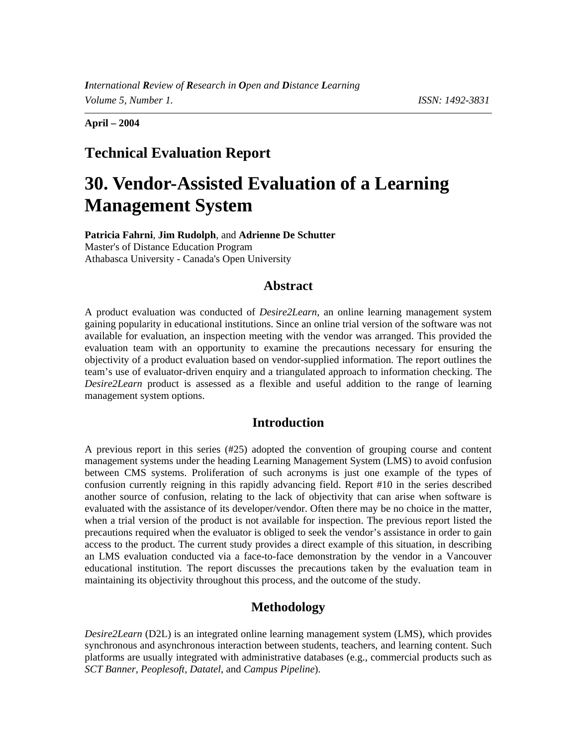**April – 2004**

## Technical Evaluation Report

# 30. Vendor-Assisted Evaluation of a Learning Management System

**Patricia Fahrni**, **Jim Rudolph**, and **Adrienne De Schutter**
Master's of Distance Education Program
Athabasca University - Canada's Open University

## Abstract

A product evaluation was conducted of *Desire2Learn,* an online learning management system gaining popularity in educational institutions. Since an online trial version of the software was not available for evaluation, an inspection meeting with the vendor was arranged. This provided the evaluation team with an opportunity to examine the precautions necessary for ensuring the objectivity of a product evaluation based on vendor-supplied information. The report outlines the team's use of evaluator-driven enquiry and a triangulated approach to information checking. The *Desire2Learn* product is assessed as a flexible and useful addition to the range of learning management system options.

## Introduction

A previous report in this series (#25) adopted the convention of grouping course and content management systems under the heading Learning Management System (LMS) to avoid confusion between CMS systems. Proliferation of such acronyms is just one example of the types of confusion currently reigning in this rapidly advancing field. Report #10 in the series described another source of confusion, relating to the lack of objectivity that can arise when software is evaluated with the assistance of its developer/vendor. Often there may be no choice in the matter, when a trial version of the product is not available for inspection. The previous report listed the precautions required when the evaluator is obliged to seek the vendor's assistance in order to gain access to the product. The current study provides a direct example of this situation, in describing an LMS evaluation conducted via a face-to-face demonstration by the vendor in a Vancouver educational institution. The report discusses the precautions taken by the evaluation team in maintaining its objectivity throughout this process, and the outcome of the study.

## Methodology

*Desire2Learn* (D2L) is an integrated online learning management system (LMS), which provides synchronous and asynchronous interaction between students, teachers, and learning content. Such platforms are usually integrated with administrative databases (e.g., commercial products such as *SCT Banner, Peoplesoft, Datatel,* and *Campus Pipeline*).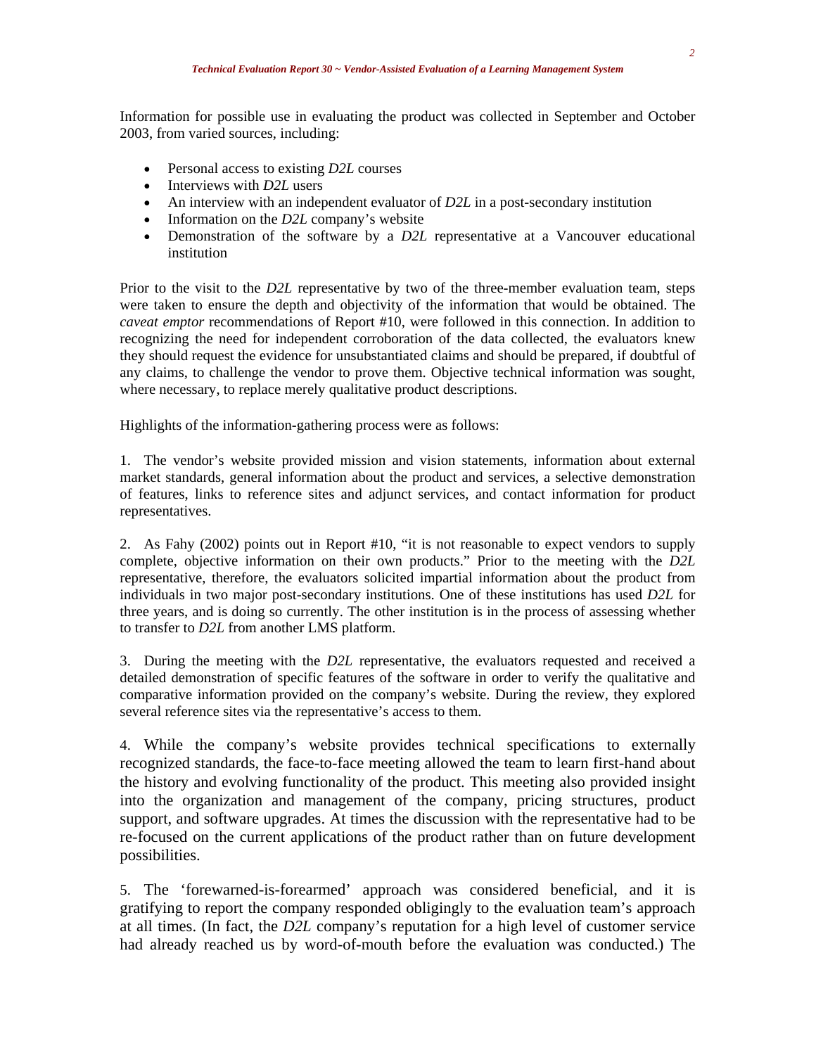Information for possible use in evaluating the product was collected in September and October 2003, from varied sources, including:

- Personal access to existing *D2L* courses
- Interviews with *D2L* users
- An interview with an independent evaluator of *D2L* in a post-secondary institution
- Information on the *D2L* company's website
- Demonstration of the software by a *D2L* representative at a Vancouver educational institution

Prior to the visit to the *D2L* representative by two of the three-member evaluation team, steps were taken to ensure the depth and objectivity of the information that would be obtained. The *caveat emptor* recommendations of Report #10, were followed in this connection. In addition to recognizing the need for independent corroboration of the data collected, the evaluators knew they should request the evidence for unsubstantiated claims and should be prepared, if doubtful of any claims, to challenge the vendor to prove them. Objective technical information was sought, where necessary, to replace merely qualitative product descriptions.

Highlights of the information-gathering process were as follows:

1. The vendor's website provided mission and vision statements, information about external market standards, general information about the product and services, a selective demonstration of features, links to reference sites and adjunct services, and contact information for product representatives.

2. As Fahy (2002) points out in Report #10, "it is not reasonable to expect vendors to supply complete, objective information on their own products." Prior to the meeting with the *D2L* representative, therefore, the evaluators solicited impartial information about the product from individuals in two major post-secondary institutions. One of these institutions has used *D2L* for three years, and is doing so currently. The other institution is in the process of assessing whether to transfer to *D2L* from another LMS platform.

3. During the meeting with the *D2L* representative, the evaluators requested and received a detailed demonstration of specific features of the software in order to verify the qualitative and comparative information provided on the company's website. During the review, they explored several reference sites via the representative's access to them.

4. While the company's website provides technical specifications to externally recognized standards, the face-to-face meeting allowed the team to learn first-hand about the history and evolving functionality of the product. This meeting also provided insight into the organization and management of the company, pricing structures, product support, and software upgrades. At times the discussion with the representative had to be re-focused on the current applications of the product rather than on future development possibilities.

5. The 'forewarned-is-forearmed' approach was considered beneficial, and it is gratifying to report the company responded obligingly to the evaluation team's approach at all times. (In fact, the *D2L* company's reputation for a high level of customer service had already reached us by word-of-mouth before the evaluation was conducted.) The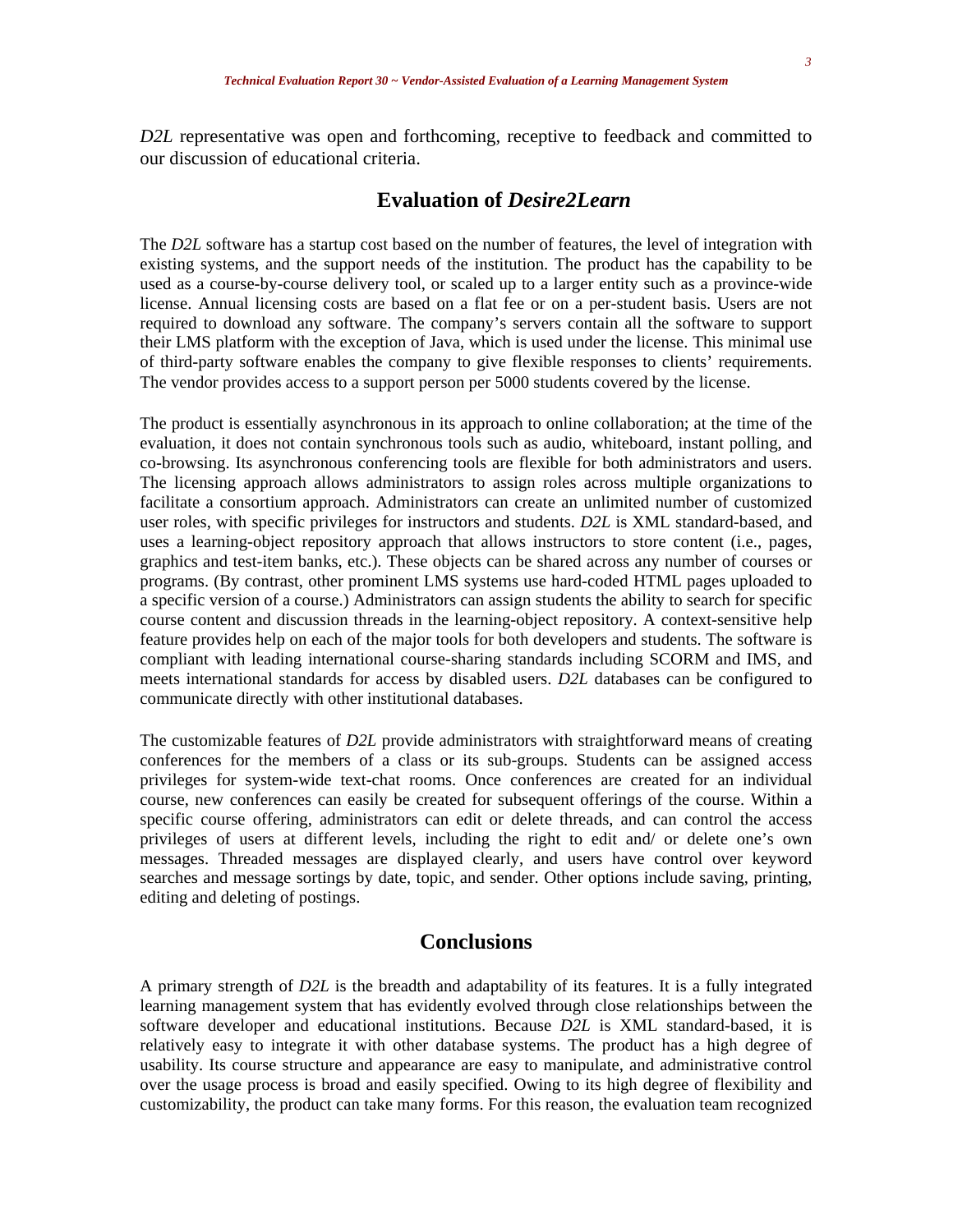*D2L* representative was open and forthcoming, receptive to feedback and committed to our discussion of educational criteria.

## Evaluation of *Desire2Learn*

The *D2L* software has a startup cost based on the number of features, the level of integration with existing systems, and the support needs of the institution. The product has the capability to be used as a course-by-course delivery tool, or scaled up to a larger entity such as a province-wide license. Annual licensing costs are based on a flat fee or on a per-student basis. Users are not required to download any software. The company's servers contain all the software to support their LMS platform with the exception of Java, which is used under the license. This minimal use of third-party software enables the company to give flexible responses to clients' requirements. The vendor provides access to a support person per 5000 students covered by the license.

The product is essentially asynchronous in its approach to online collaboration; at the time of the evaluation, it does not contain synchronous tools such as audio, whiteboard, instant polling, and co-browsing. Its asynchronous conferencing tools are flexible for both administrators and users. The licensing approach allows administrators to assign roles across multiple organizations to facilitate a consortium approach. Administrators can create an unlimited number of customized user roles, with specific privileges for instructors and students. *D2L* is XML standard-based, and uses a learning-object repository approach that allows instructors to store content (i.e., pages, graphics and test-item banks, etc.). These objects can be shared across any number of courses or programs. (By contrast, other prominent LMS systems use hard-coded HTML pages uploaded to a specific version of a course.) Administrators can assign students the ability to search for specific course content and discussion threads in the learning-object repository. A context-sensitive help feature provides help on each of the major tools for both developers and students. The software is compliant with leading international course-sharing standards including SCORM and IMS, and meets international standards for access by disabled users. *D2L* databases can be configured to communicate directly with other institutional databases.

The customizable features of *D2L* provide administrators with straightforward means of creating conferences for the members of a class or its sub-groups. Students can be assigned access privileges for system-wide text-chat rooms. Once conferences are created for an individual course, new conferences can easily be created for subsequent offerings of the course. Within a specific course offering, administrators can edit or delete threads, and can control the access privileges of users at different levels, including the right to edit and/ or delete one's own messages. Threaded messages are displayed clearly, and users have control over keyword searches and message sortings by date, topic, and sender. Other options include saving, printing, editing and deleting of postings.

## Conclusions

A primary strength of *D2L* is the breadth and adaptability of its features. It is a fully integrated learning management system that has evidently evolved through close relationships between the software developer and educational institutions. Because *D2L* is XML standard-based, it is relatively easy to integrate it with other database systems. The product has a high degree of usability. Its course structure and appearance are easy to manipulate, and administrative control over the usage process is broad and easily specified. Owing to its high degree of flexibility and customizability, the product can take many forms. For this reason, the evaluation team recognized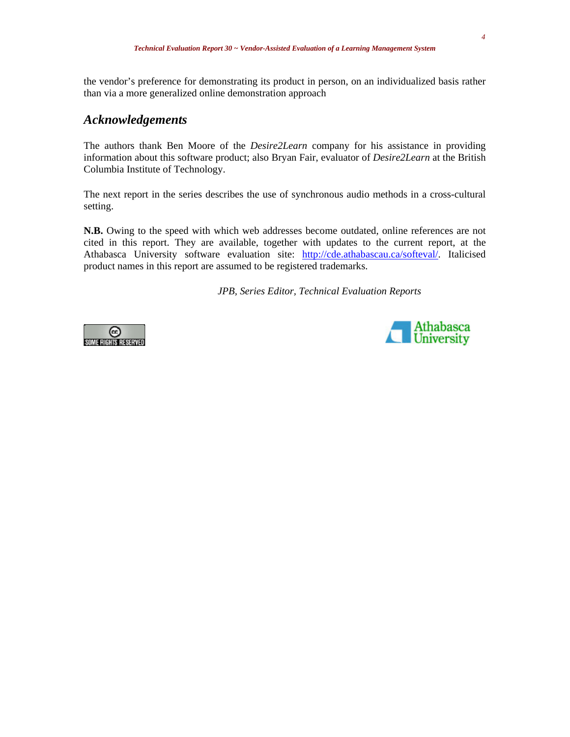the vendor's preference for demonstrating its product in person, on an individualized basis rather than via a more generalized online demonstration approach

## *Acknowledgements*

The authors thank Ben Moore of the *Desire2Learn* company for his assistance in providing information about this software product; also Bryan Fair, evaluator of *Desire2Learn* at the British Columbia Institute of Technology.

The next report in the series describes the use of synchronous audio methods in a cross-cultural setting.

**N.B.** Owing to the speed with which web addresses become outdated, online references are not cited in this report. They are available, together with updates to the current report, at the Athabasca University software evaluation site: http://cde.athabascau.ca/softeval/. Italicised product names in this report are assumed to be registered trademarks.

*JPB, Series Editor, Technical Evaluation Reports*